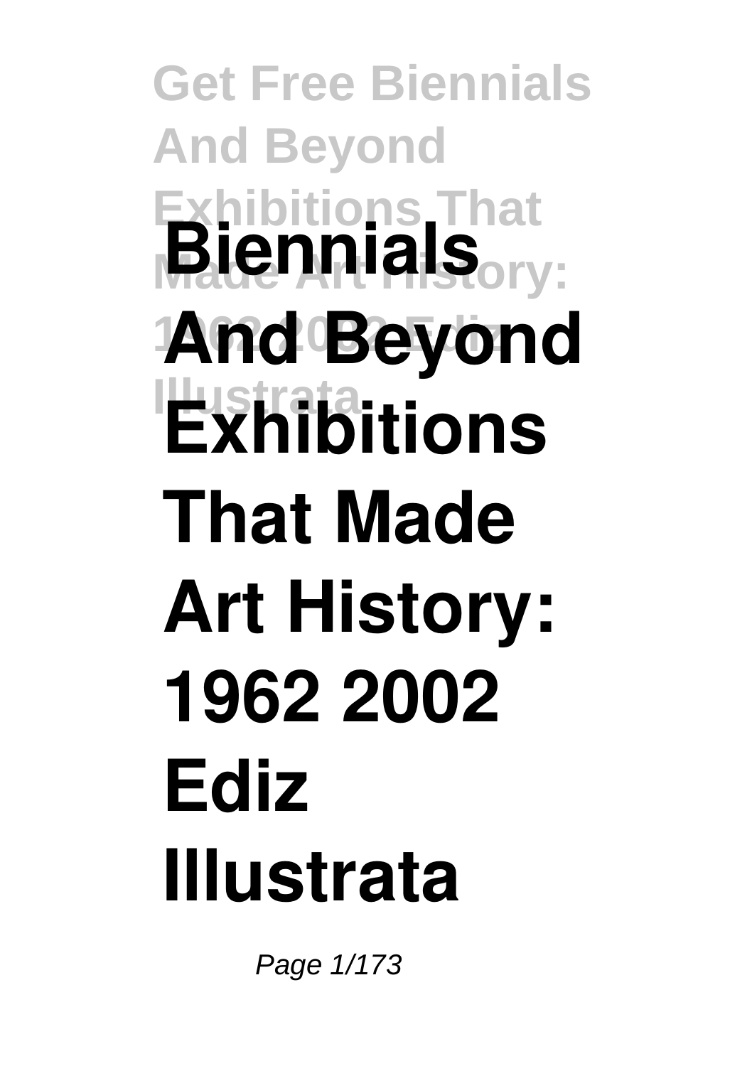# Biennials And Beyond Exhibitions That Made Art History: 1962 2002 Ediz Illustrata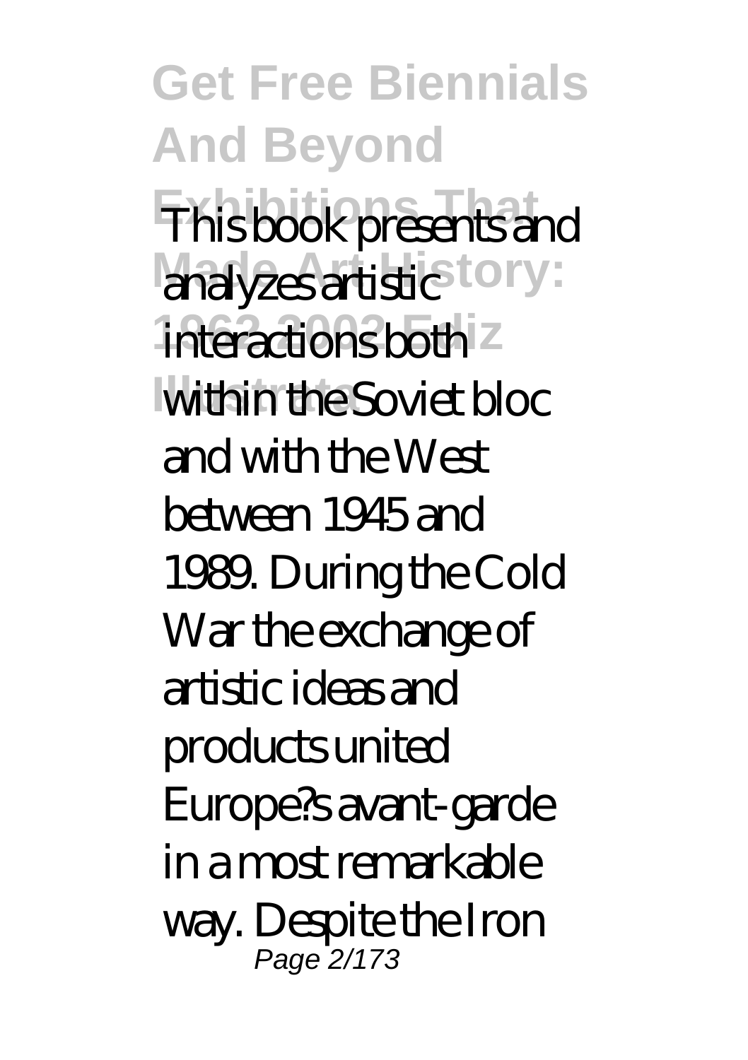This book presents and analyzes artistic interactions both within the Soviet bloc and with the West between 1945 and 1989. During the Cold War the exchange of artistic ideas and products united Europe?s avant-garde in a most remarkable way. Despite the Iron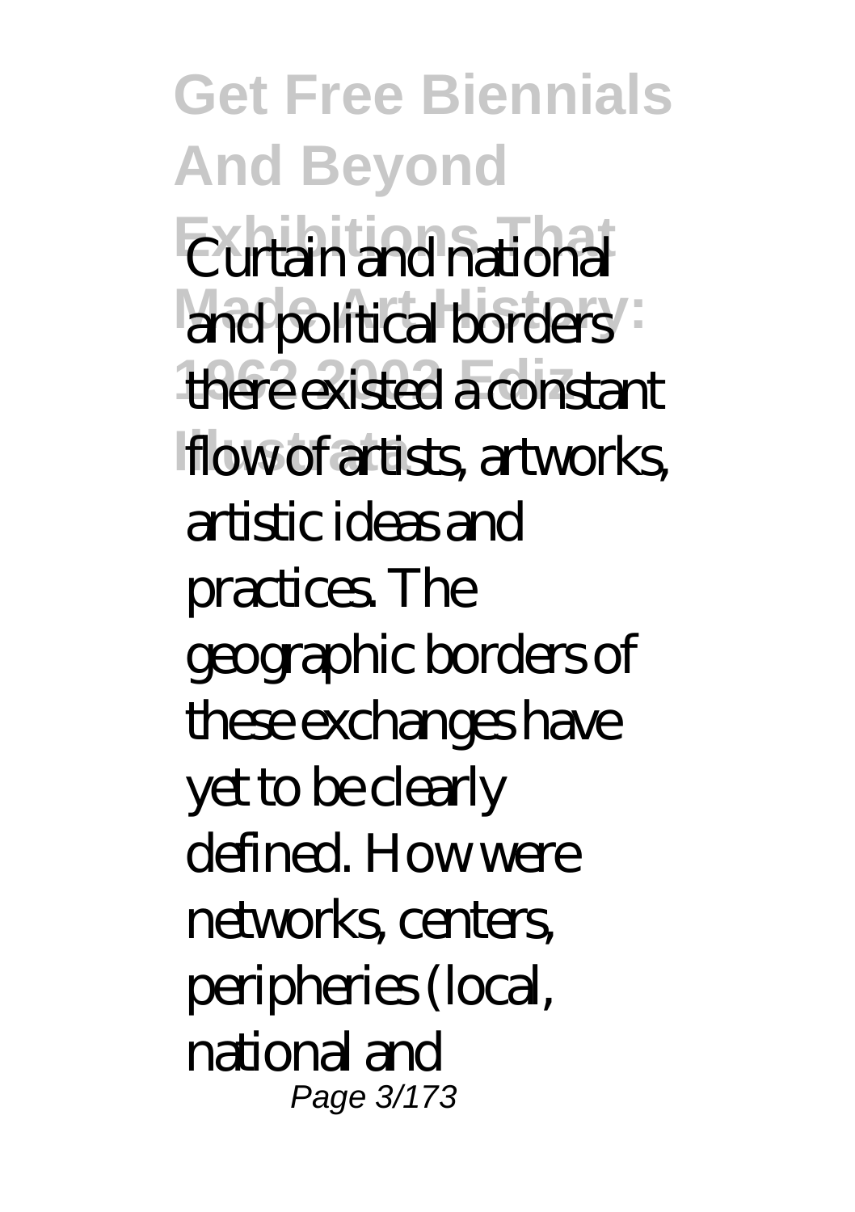Curtain and national and political borders there existed a constant flow of artists, artworks, artistic ideas and practices. The geographic borders of these exchanges have yet to be clearly defined. How were networks, centers, peripheries (local, national and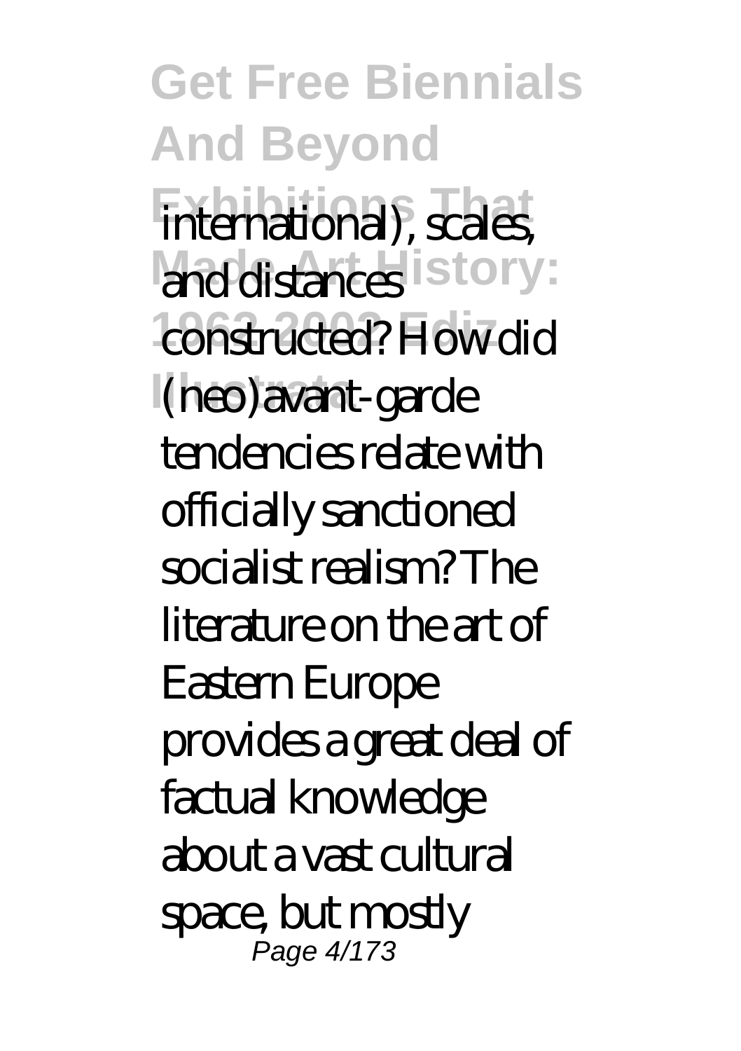international), scales, and distances constructed? How did (neo)avant-garde tendencies relate with officially sanctioned socialist realism? The literature on the art of Eastern Europe provides a great deal of factual knowledge about a vast cultural space, but mostly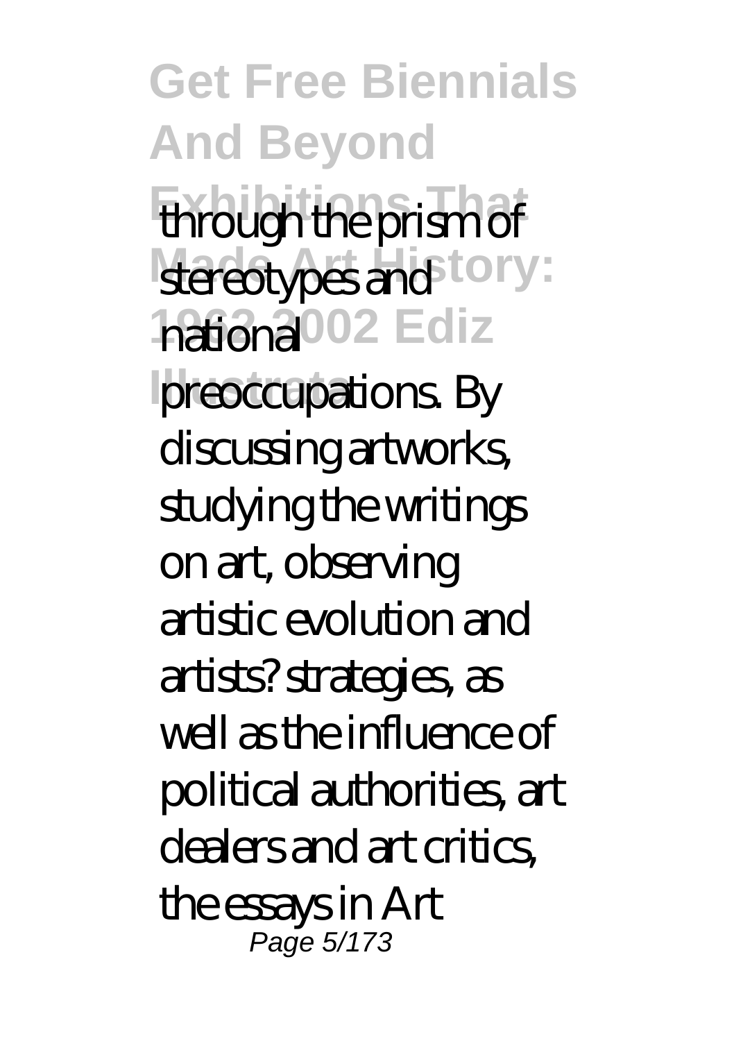through the prism of stereotypes and national preoccupations. By discussing artworks, studying the writings on art, observing artistic evolution and artists? strategies, as well as the influence of political authorities, art dealers and art critics, the essays in Art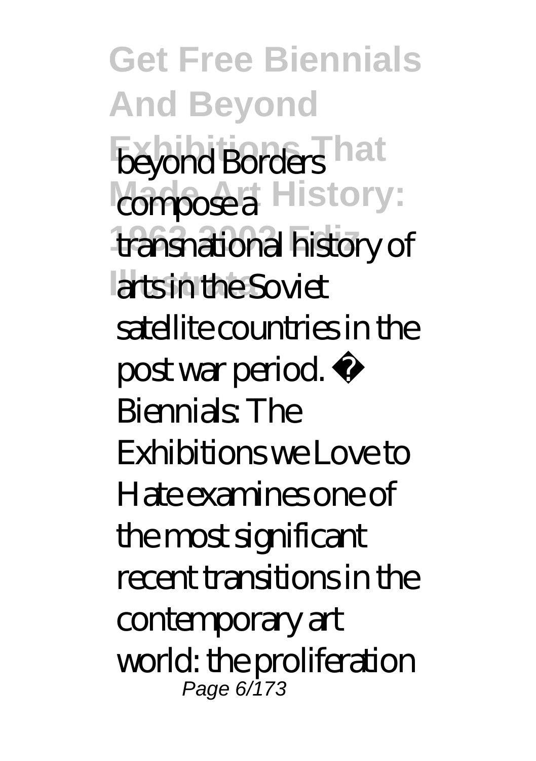beyond Borders compose a transnational history of arts in the Soviet satellite countries in the post war period. · Biennials: The Exhibitions we Love to Hate examines one of the most significant recent transitions in the contemporary art world: the proliferation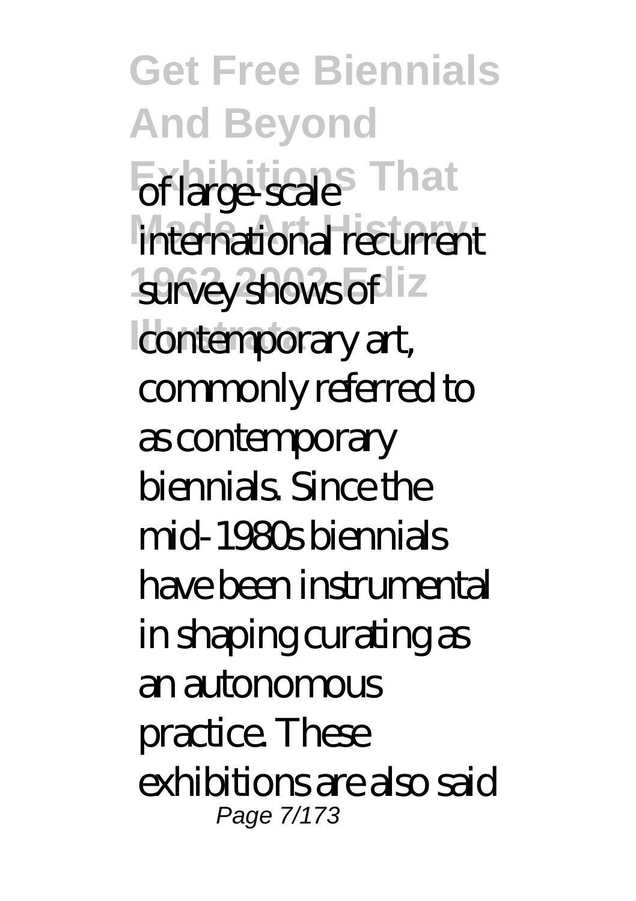of large-scale international recurrent survey shows of contemporary art, commonly referred to as contemporary biennials. Since the mid-1980s biennials have been instrumental in shaping curating as an autonomous practice. These exhibitions are also said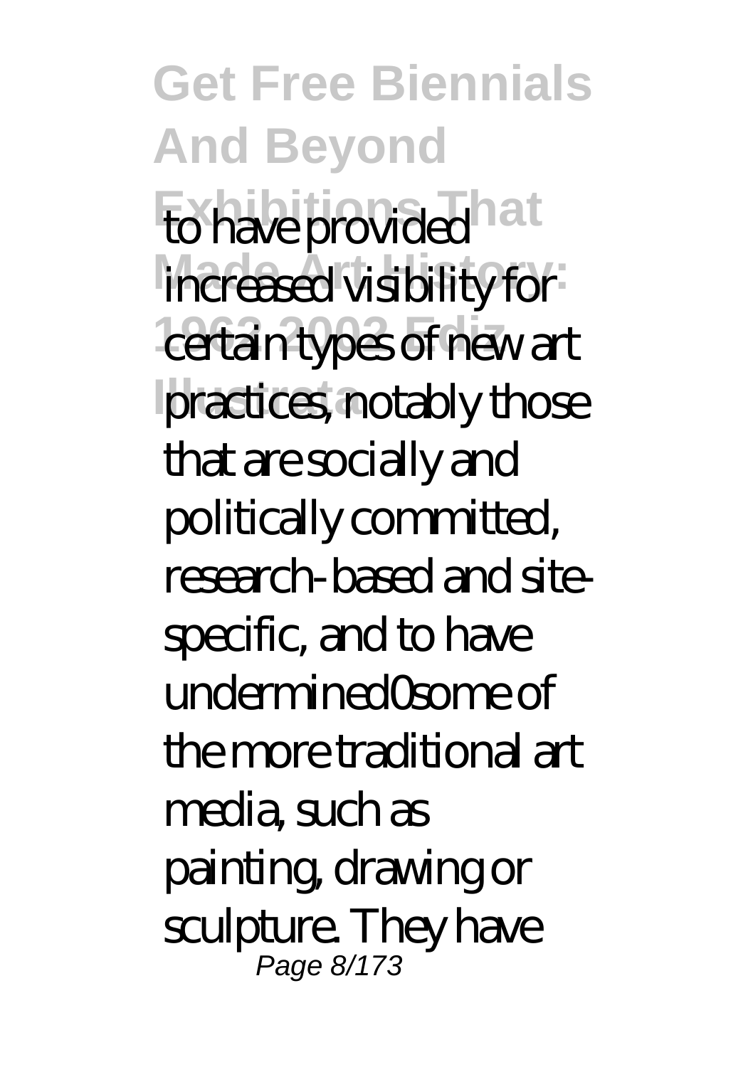to have provided increased visibility for certain types of new art practices, notably those that are socially and politically committed, research-based and site-specific, and to have undermined0some of the more traditional art media, such as painting, drawing or sculpture. They have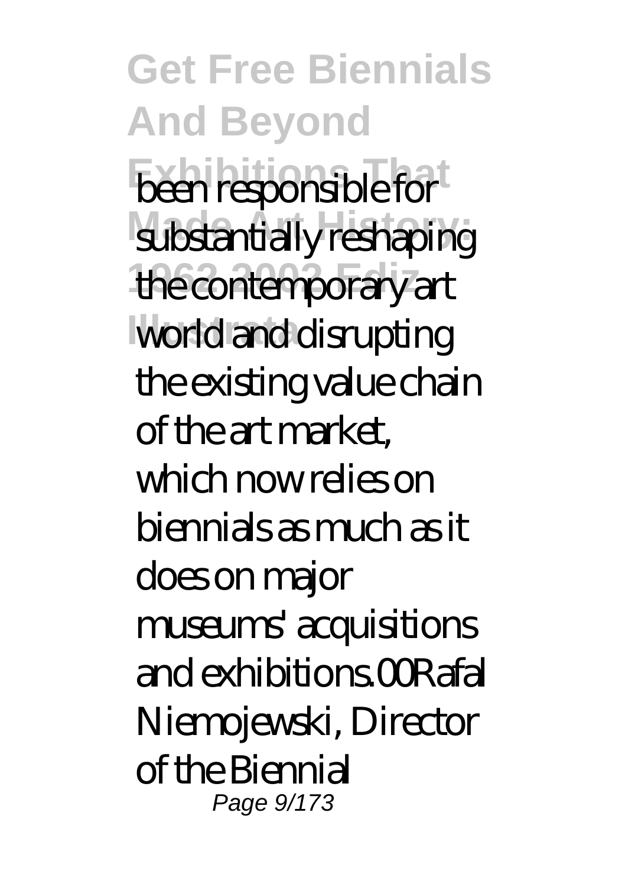been responsible for substantially reshaping the contemporary art world and disrupting the existing value chain of the art market, which now relies on biennials as much as it does on major museums' acquisitions and exhibitions.00Rafal Niemojewski, Director of the Biennial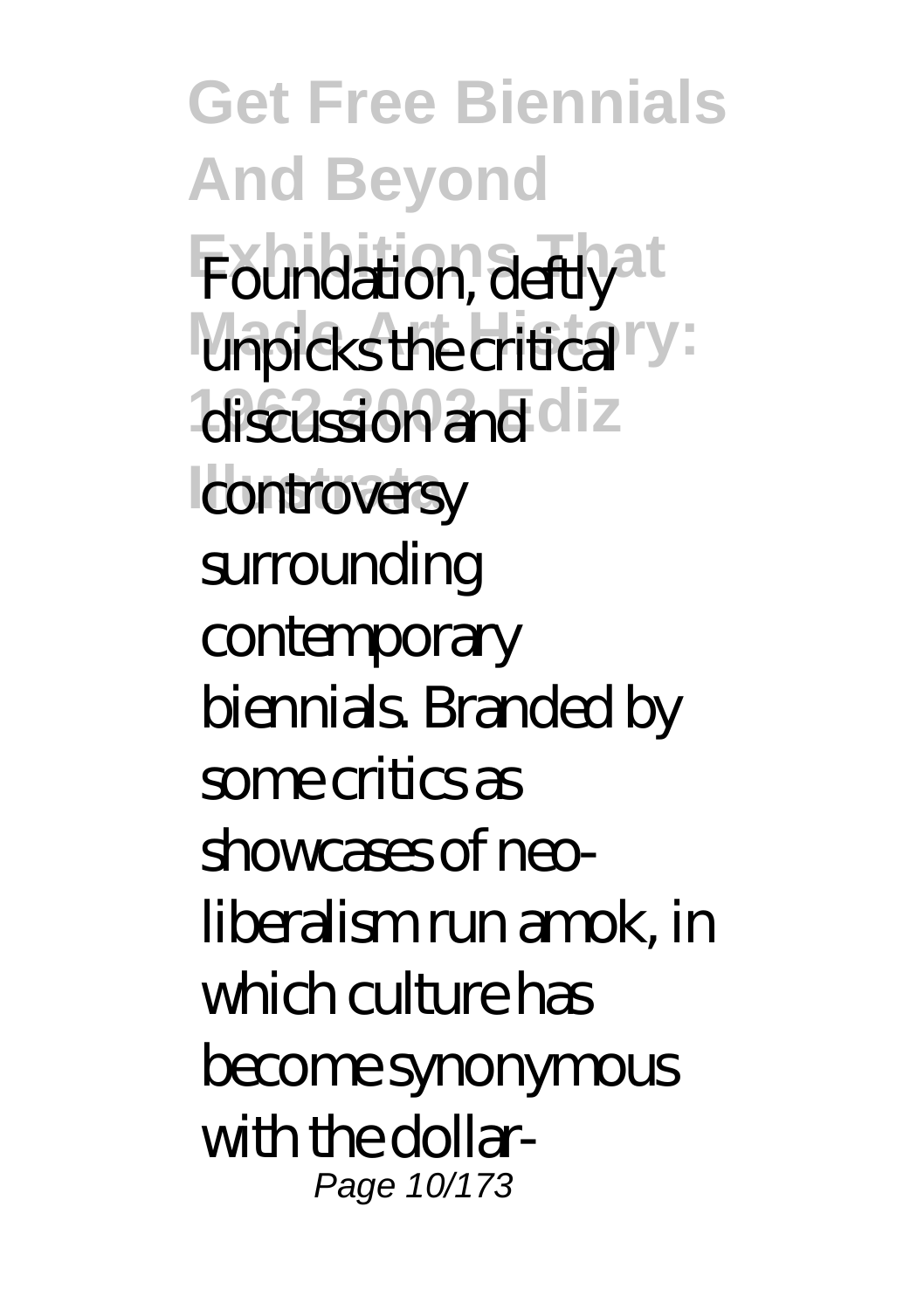Foundation, deftly unpicks the critical discussion and controversy surrounding contemporary biennials. Branded by some critics as showcases of neo-liberalism run amok, in which culture has become synonymous with the dollar-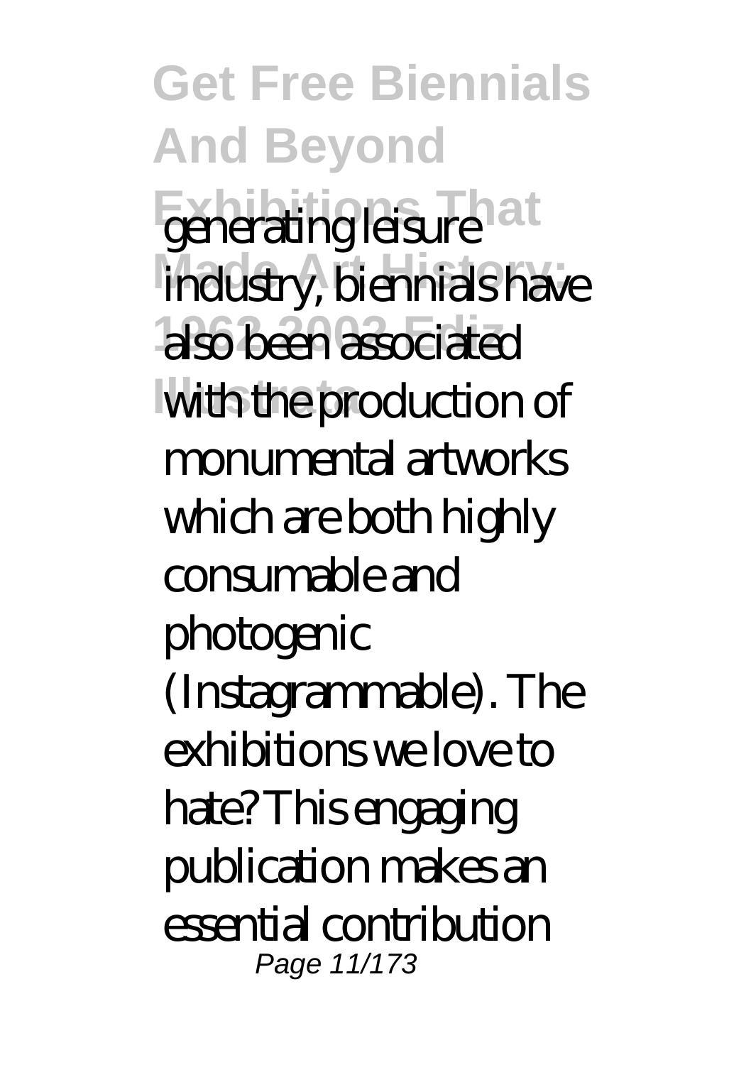generating leisure industry, biennials have also been associated with the production of monumental artworks which are both highly consumable and photogenic (Instagrammable). The exhibitions we love to hate? This engaging publication makes an essential contribution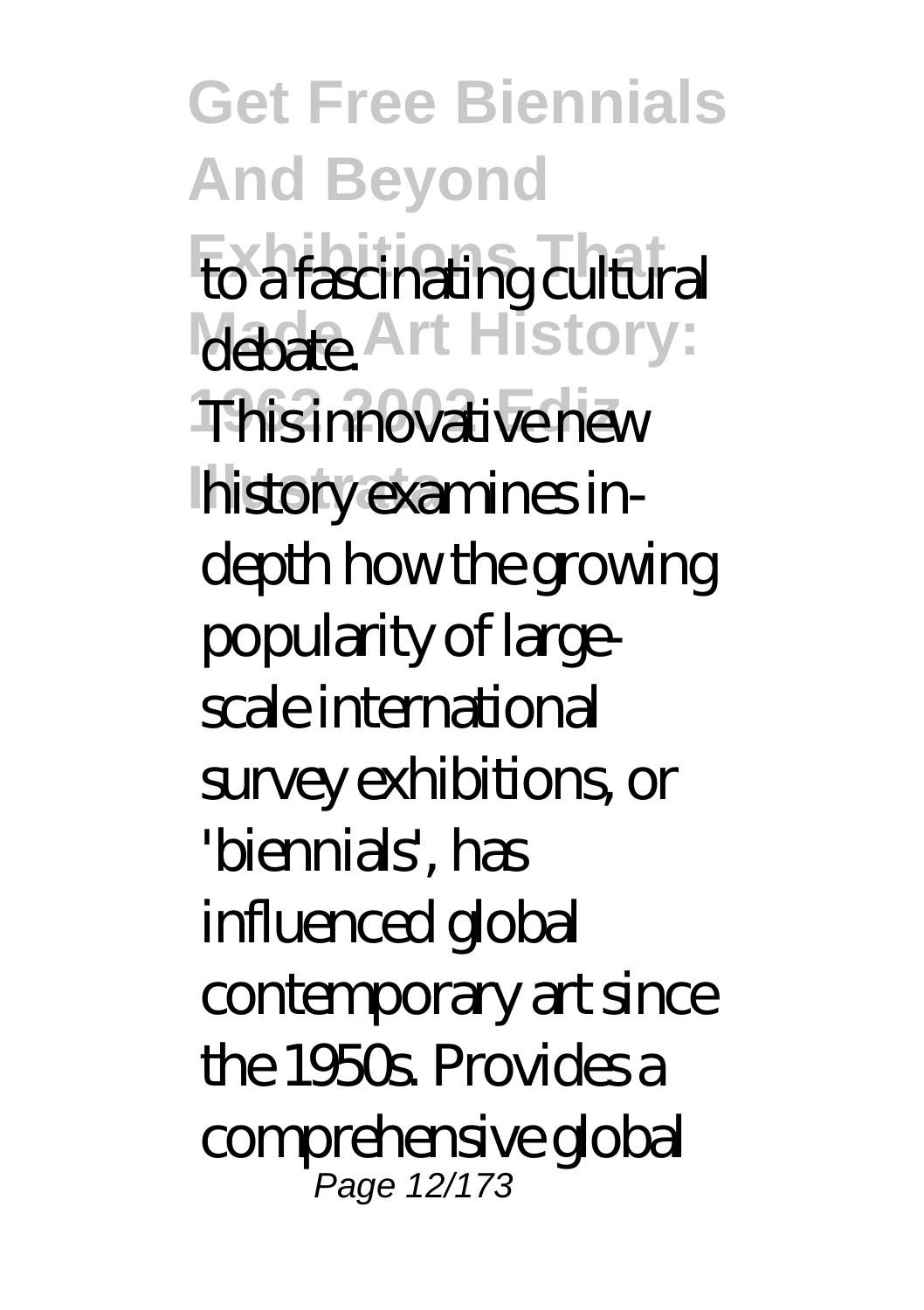to a fascinating cultural debate.

This innovative new history examines in-depth how the growing popularity of large-scale international survey exhibitions, or 'biennials', has influenced global contemporary art since the 1950s. Provides a comprehensive global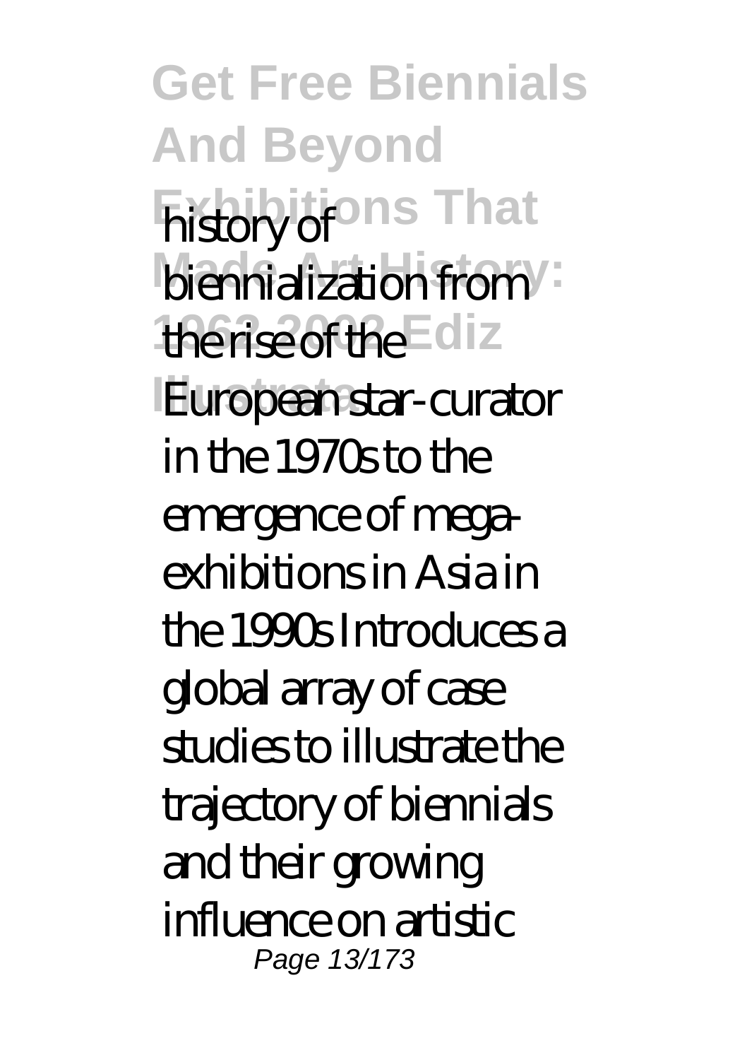history of biennialization from the rise of the European star-curator in the 1970s to the emergence of mega-exhibitions in Asia in the 1990s Introduces a global array of case studies to illustrate the trajectory of biennials and their growing influence on artistic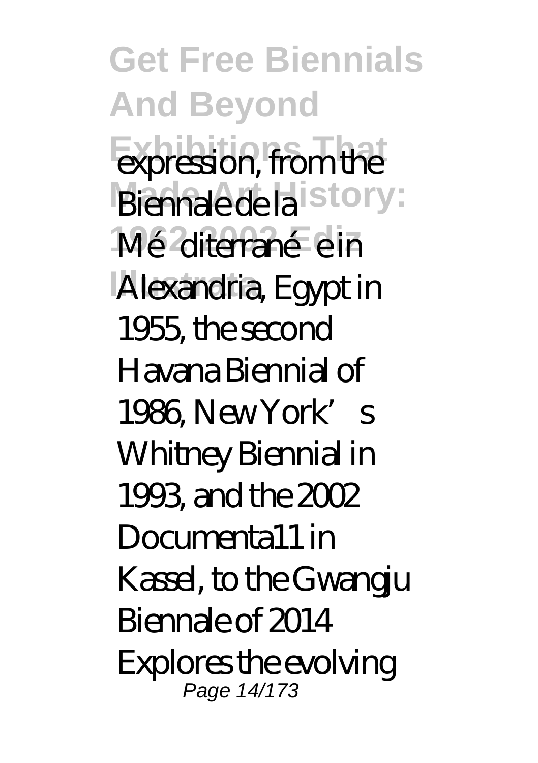expression, from the Biennale de la Méditerranée in Alexandria, Egypt in 1955, the second Havana Biennial of 1986, New York's Whitney Biennial in 1993, and the 2002 Documenta11 in Kassel, to the Gwangju Biennale of 2014 Explores the evolving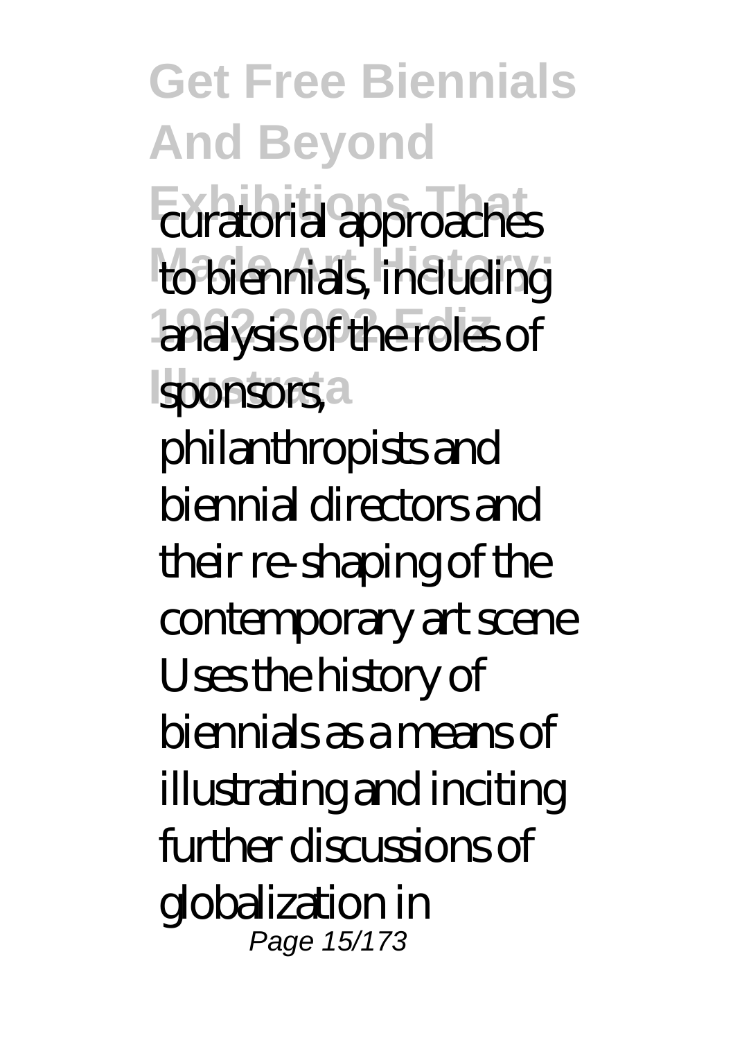curatorial approaches to biennials, including analysis of the roles of sponsors, philanthropists and biennial directors and their re-shaping of the contemporary art scene Uses the history of biennials as a means of illustrating and inciting further discussions of globalization in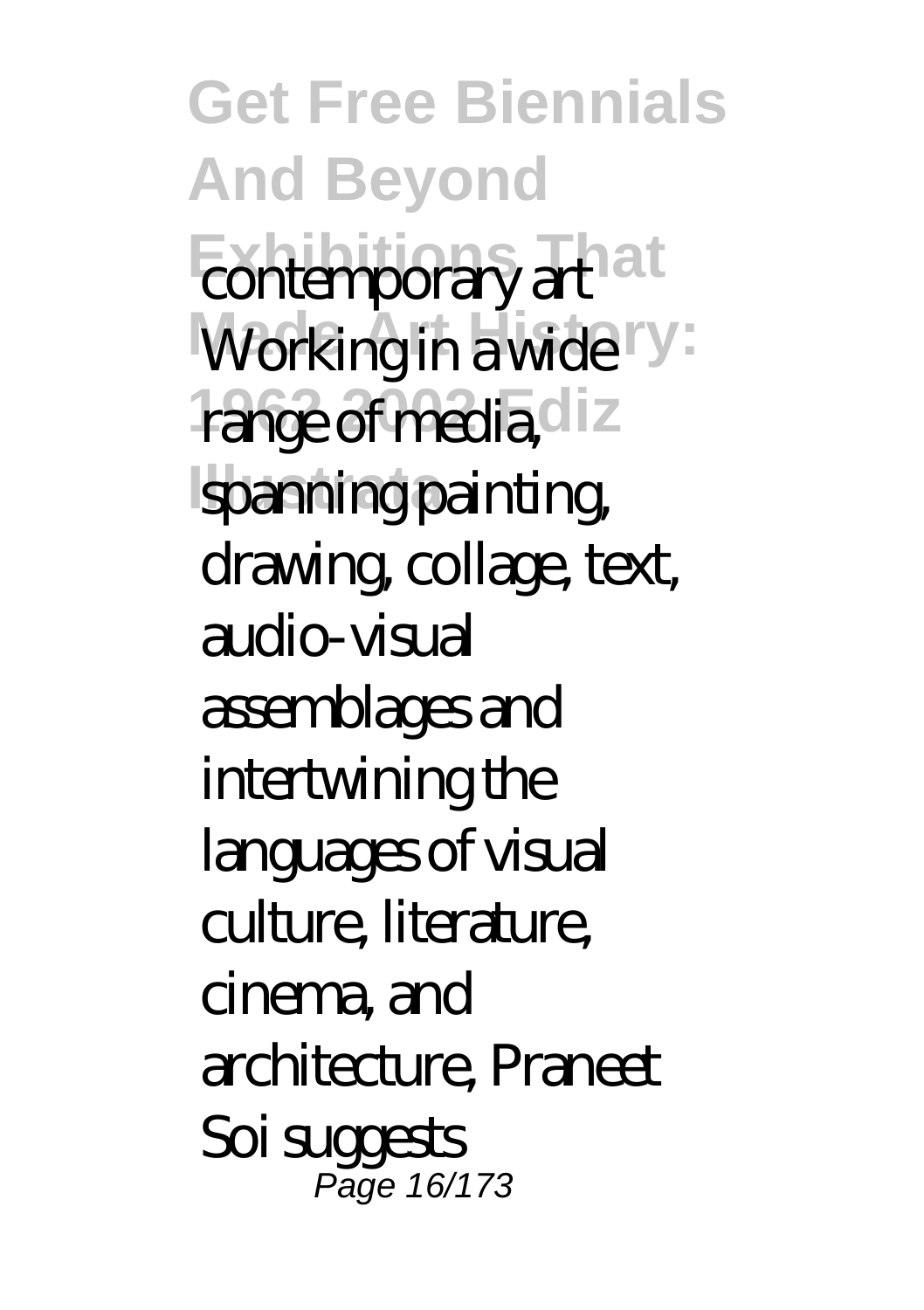contemporary art Working in a wide range of media, spanning painting, drawing, collage, text, audio-visual assemblages and intertwining the languages of visual culture, literature, cinema, and architecture, Praneet Soi suggests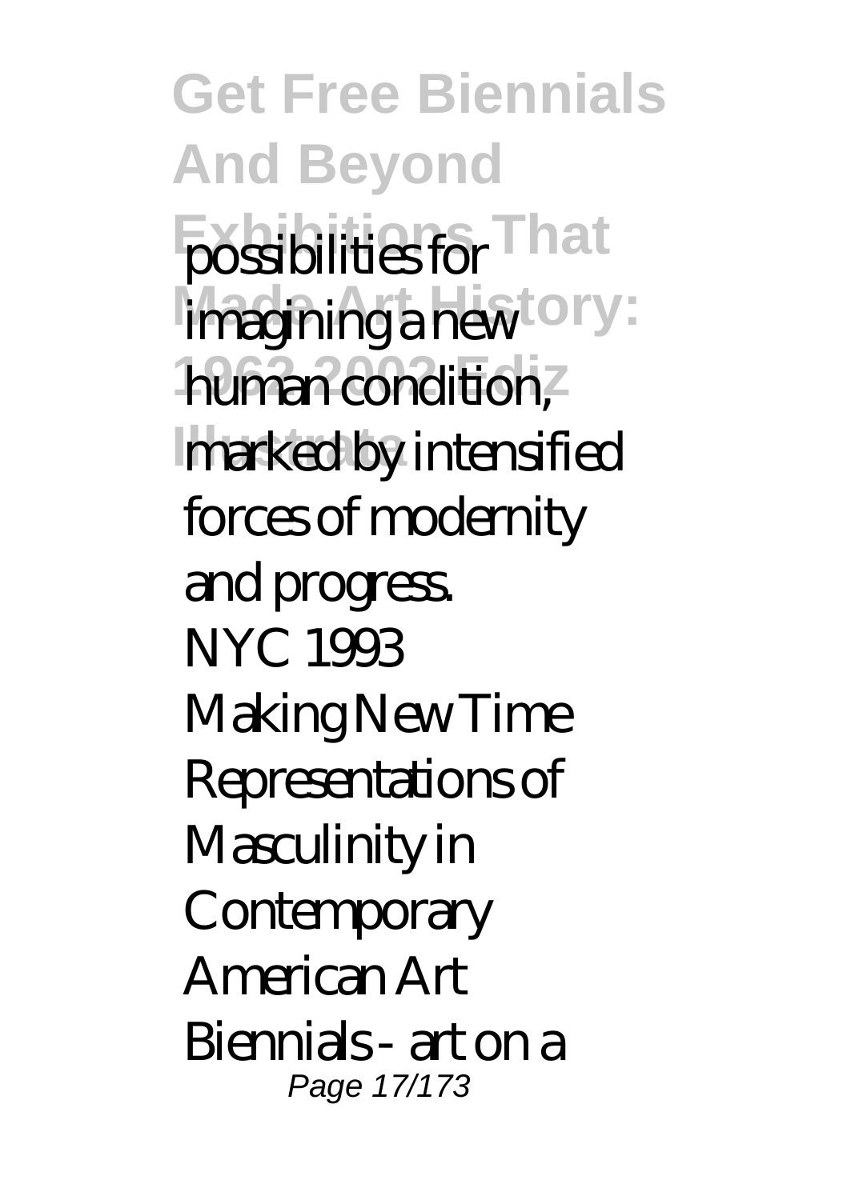possibilities for imagining a new human condition, marked by intensified forces of modernity and progress.

NYC 1993

Making New Time

Representations of Masculinity in Contemporary American Art

Biennials - art on a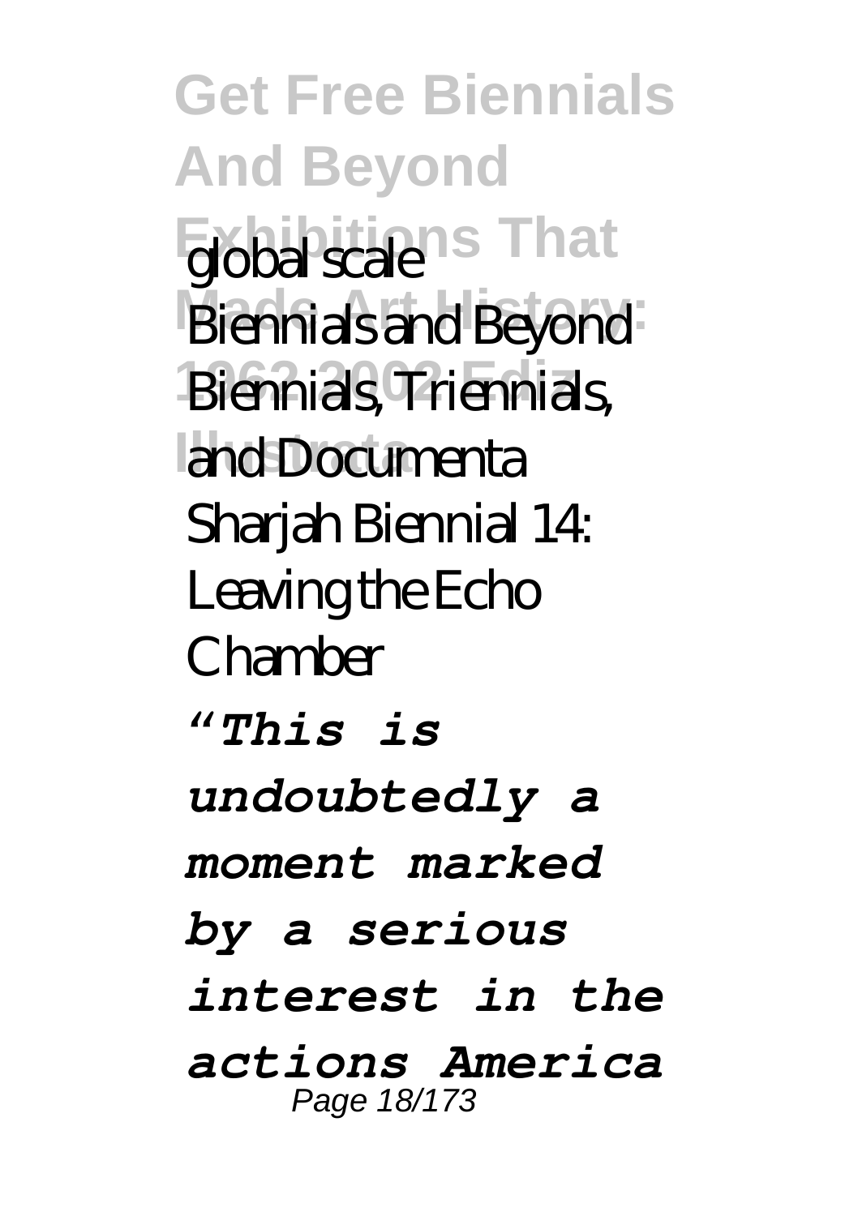global scale
Biennials and Beyond
Biennials, Triennials, and Documenta
Sharjah Biennial 14: Leaving the Echo Chamber

*"This is undoubtedly a moment marked by a serious interest in the actions America*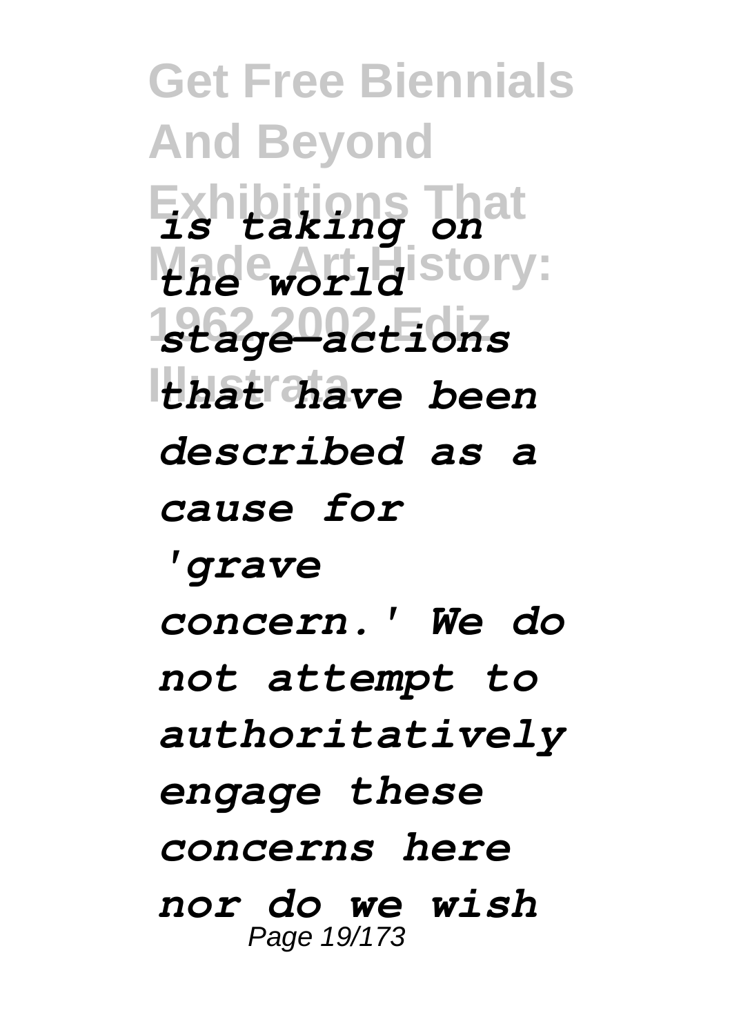*is taking on the world stage—actions that have been described as a cause for 'grave concern.' We do not attempt to authoritatively engage these concerns here nor do we wish*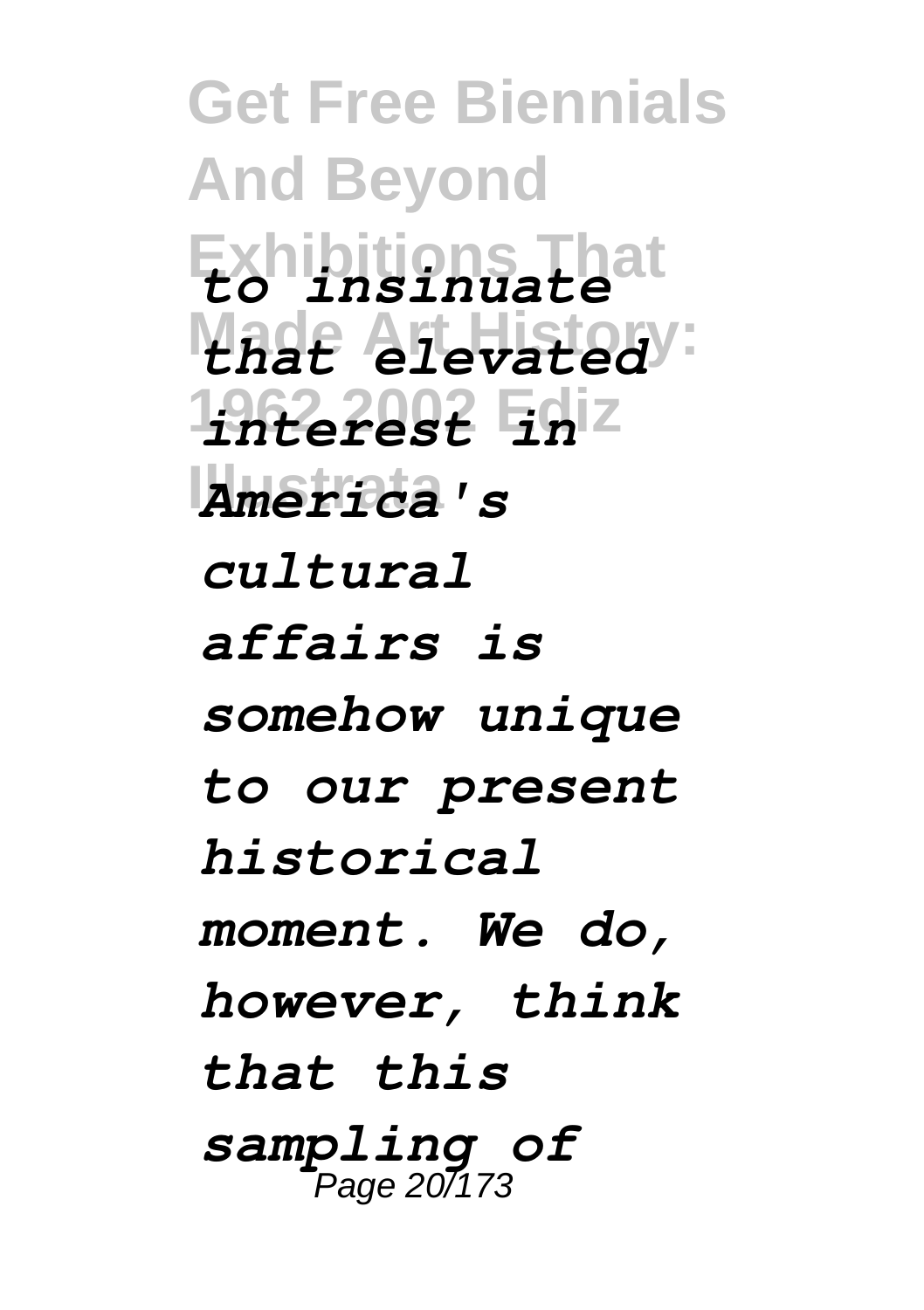*to insinuate that elevated interest in America's cultural affairs is somehow unique to our present historical moment. We do, however, think that this sampling of*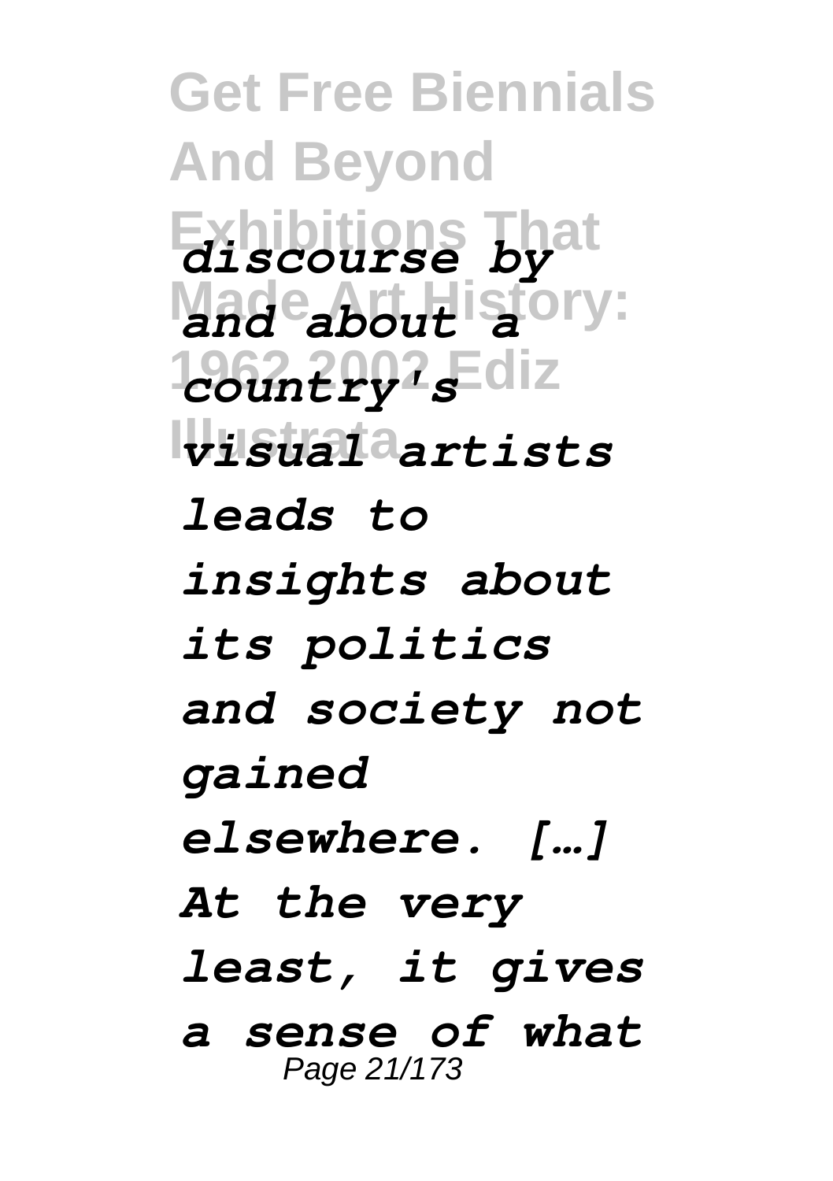*discourse by and about a country's visual artists leads to insights about its politics and society not gained elsewhere. […] At the very least, it gives a sense of what*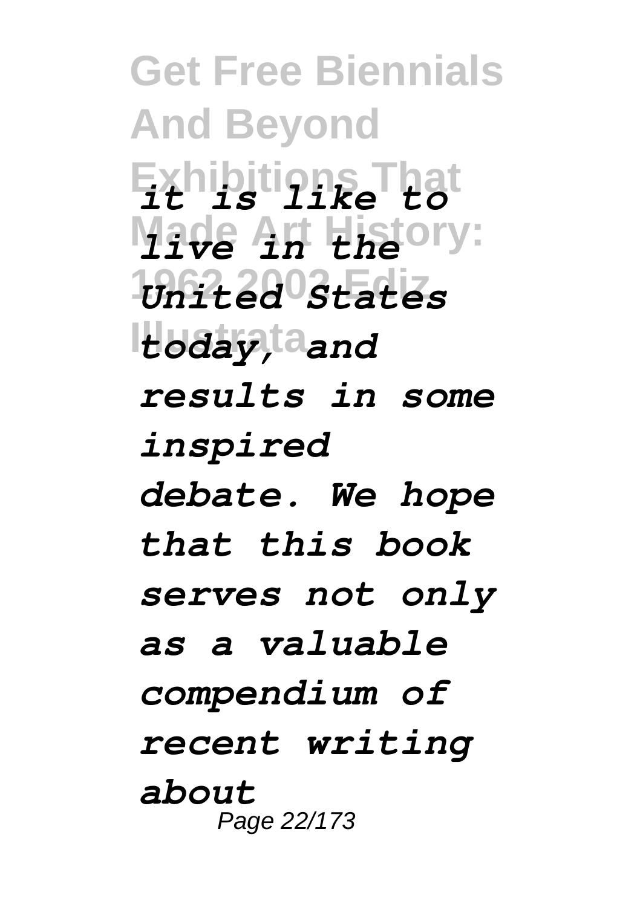*it is like to live in the United States today, and results in some inspired debate. We hope that this book serves not only as a valuable compendium of recent writing about*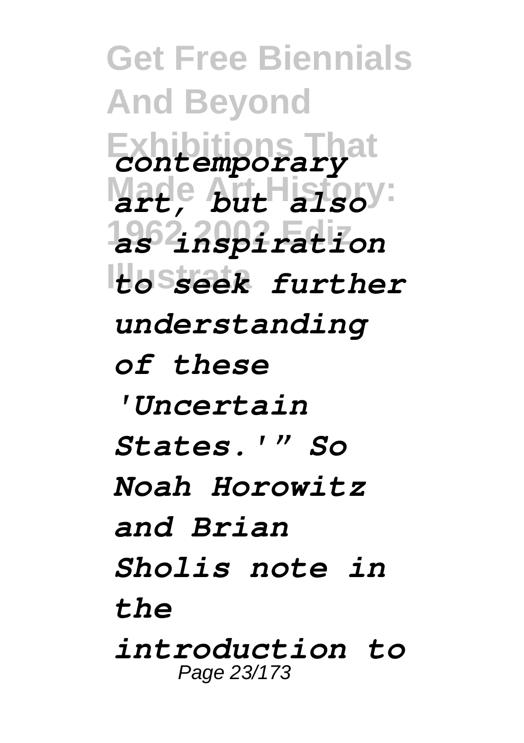*contemporary art, but also as inspiration to seek further understanding of these 'Uncertain States.'" So Noah Horowitz and Brian Sholis note in the introduction to*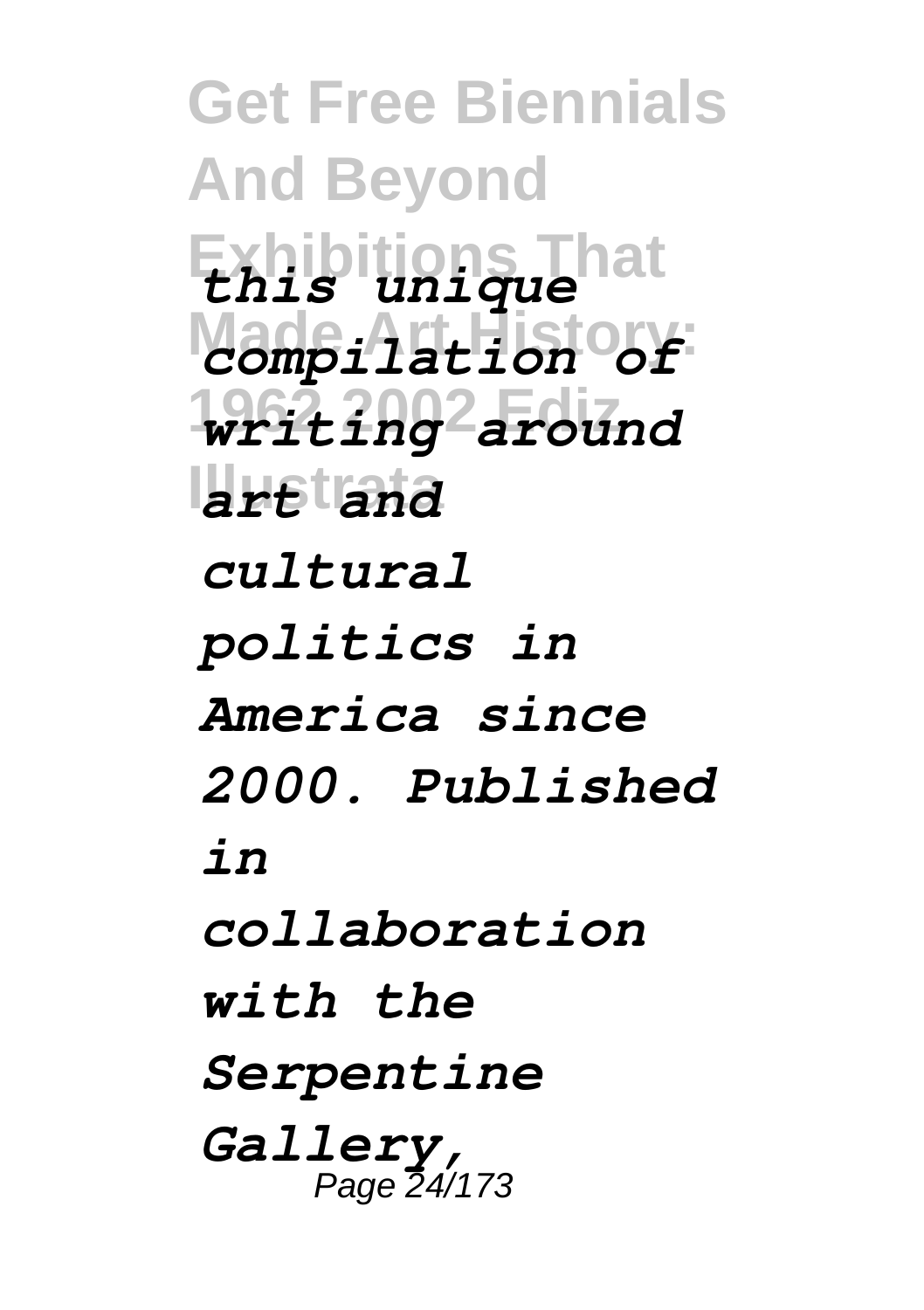*this unique compilation of writing around art and cultural politics in America since 2000. Published in collaboration with the Serpentine Gallery,*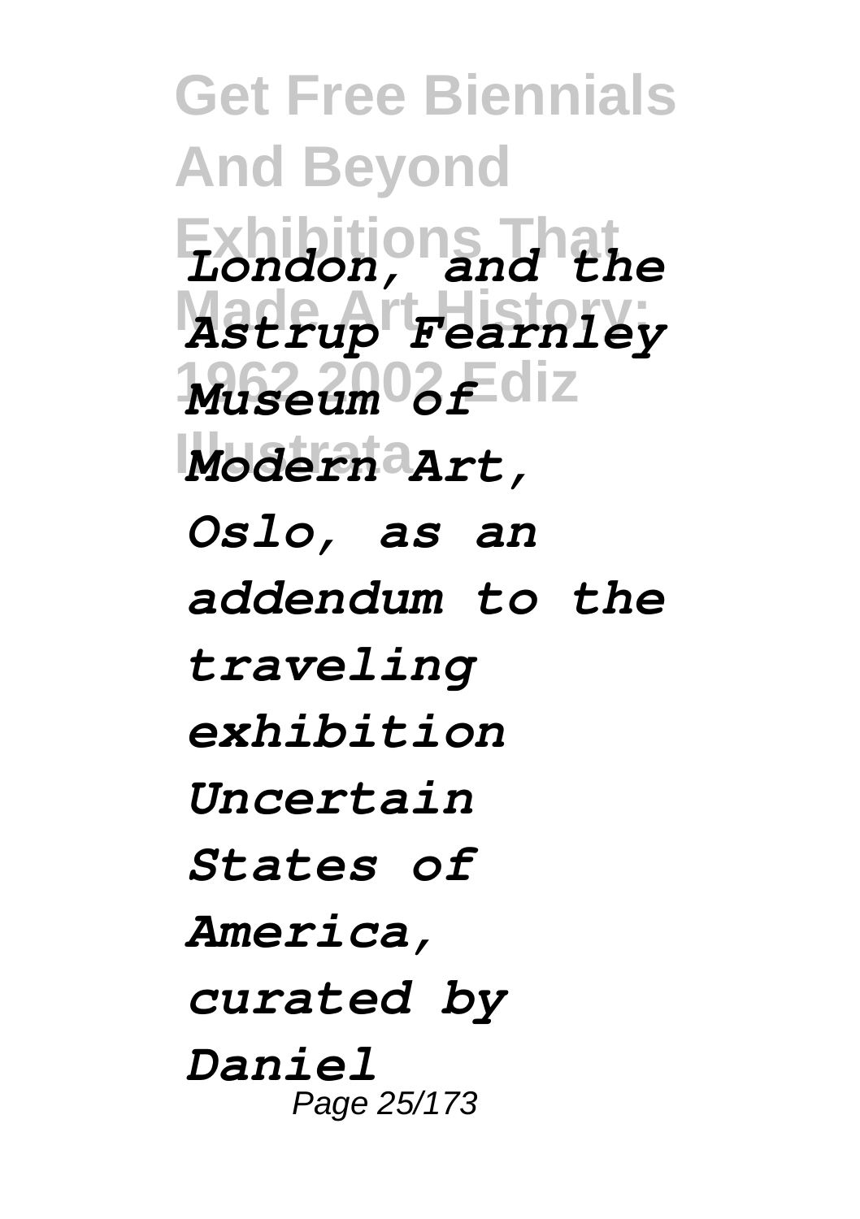*London, and the Astrup Fearnley Museum of Modern Art, Oslo, as an addendum to the traveling exhibition Uncertain States of America, curated by Daniel*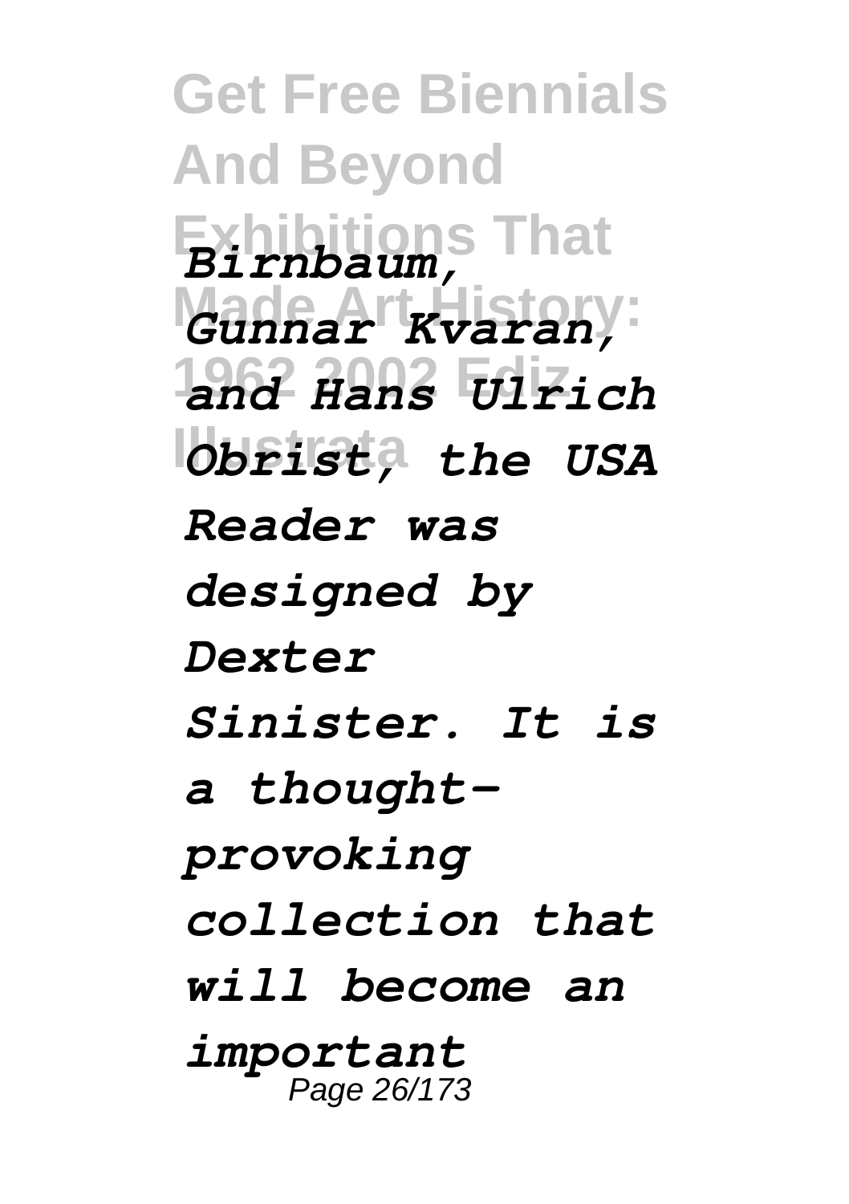*Birnbaum, Gunnar Kvaran, and Hans Ulrich Obrist, the USA Reader was designed by Dexter Sinister. It is a thought-provoking collection that will become an important*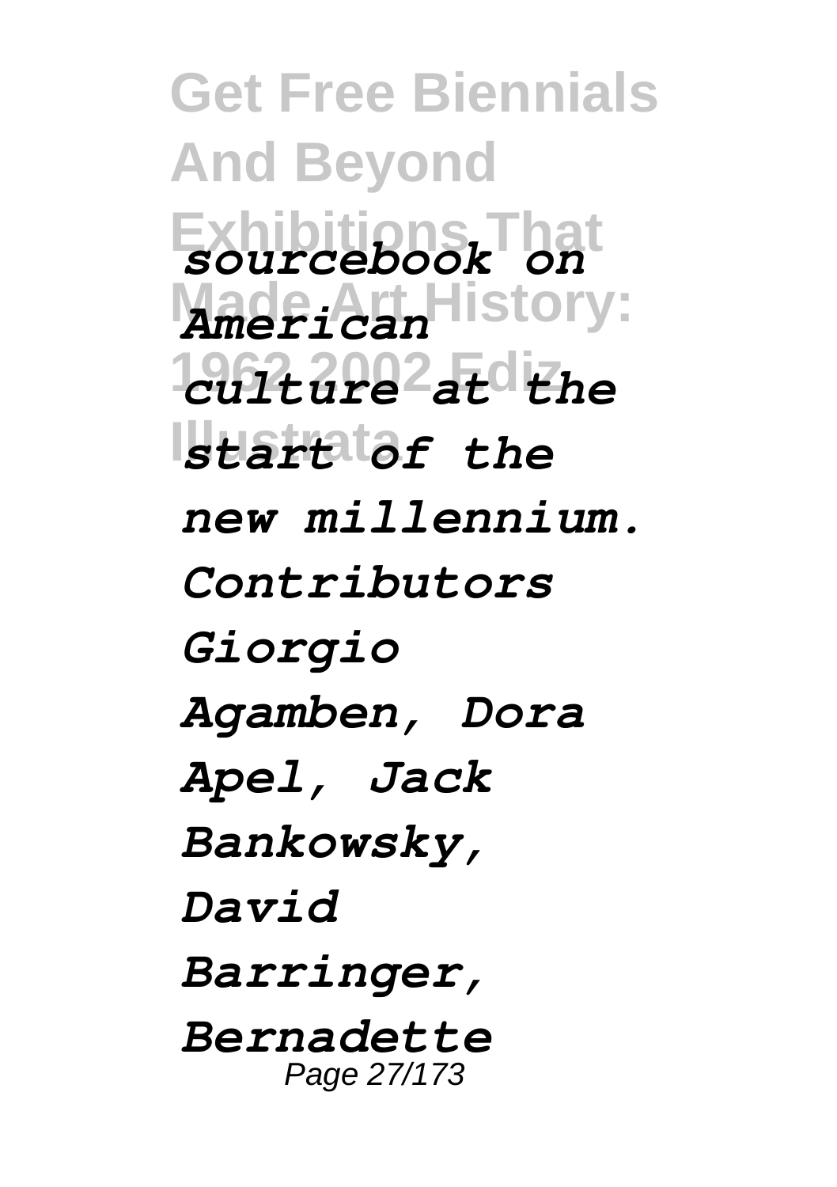*sourcebook on American culture at the start of the new millennium. Contributors Giorgio Agamben, Dora Apel, Jack Bankowsky, David Barringer, Bernadette*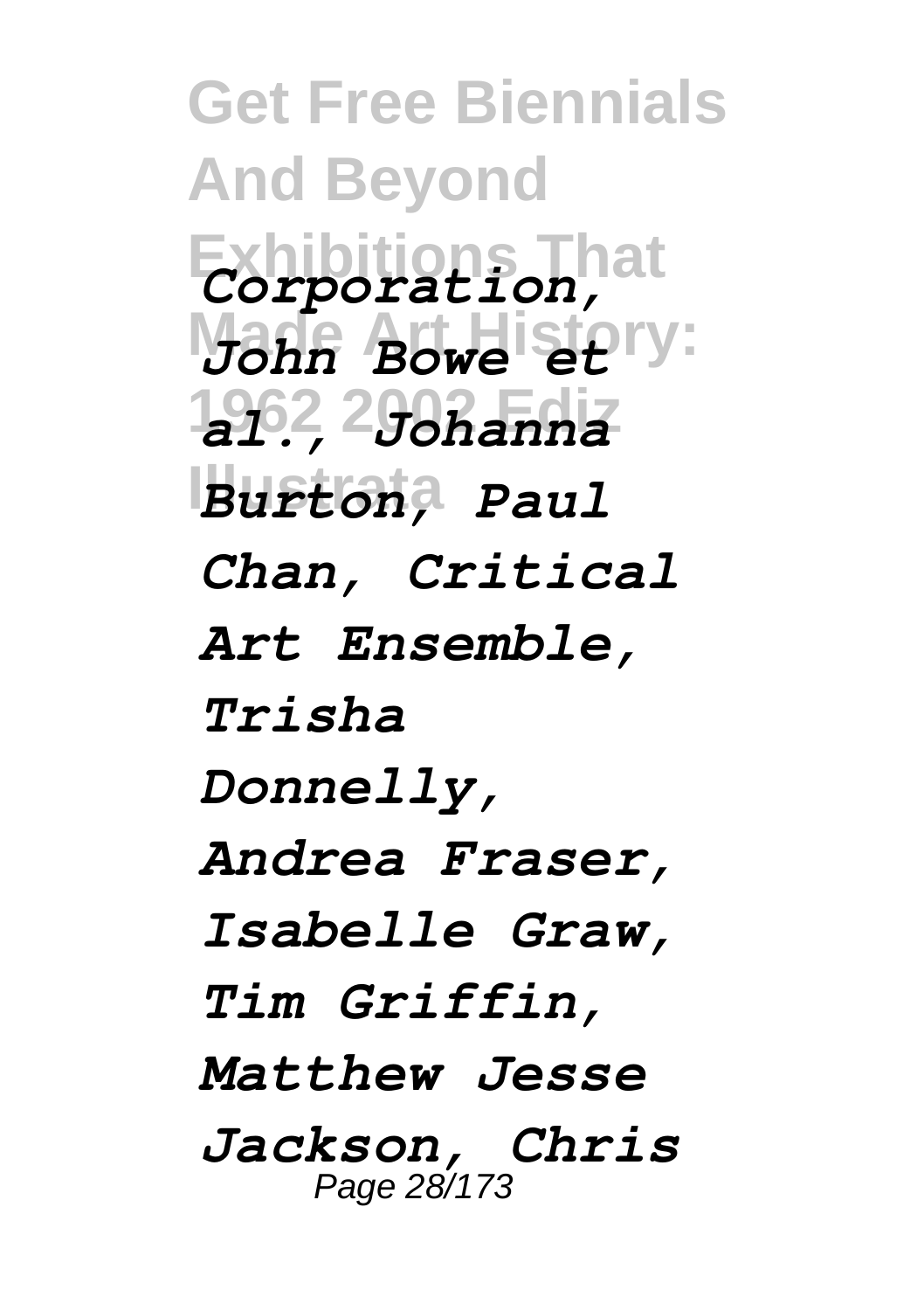*Corporation, John Bowe et al., Johanna Burton, Paul Chan, Critical Art Ensemble, Trisha Donnelly, Andrea Fraser, Isabelle Graw, Tim Griffin, Matthew Jesse Jackson, Chris*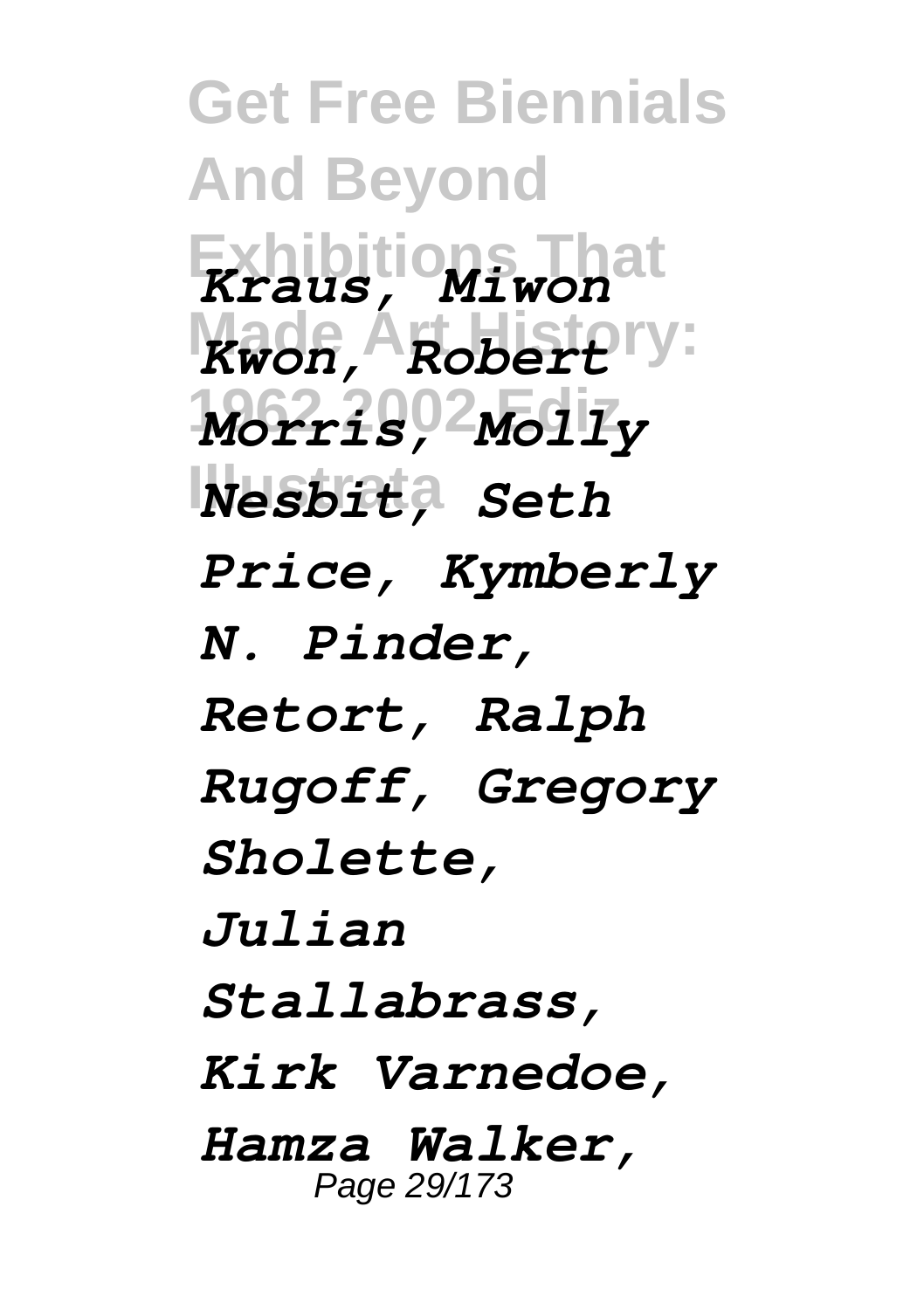*Kraus, Miwon Kwon, Robert Morris, Molly Nesbit, Seth Price, Kymberly N. Pinder, Retort, Ralph Rugoff, Gregory Sholette, Julian Stallabrass, Kirk Varnedoe, Hamza Walker,*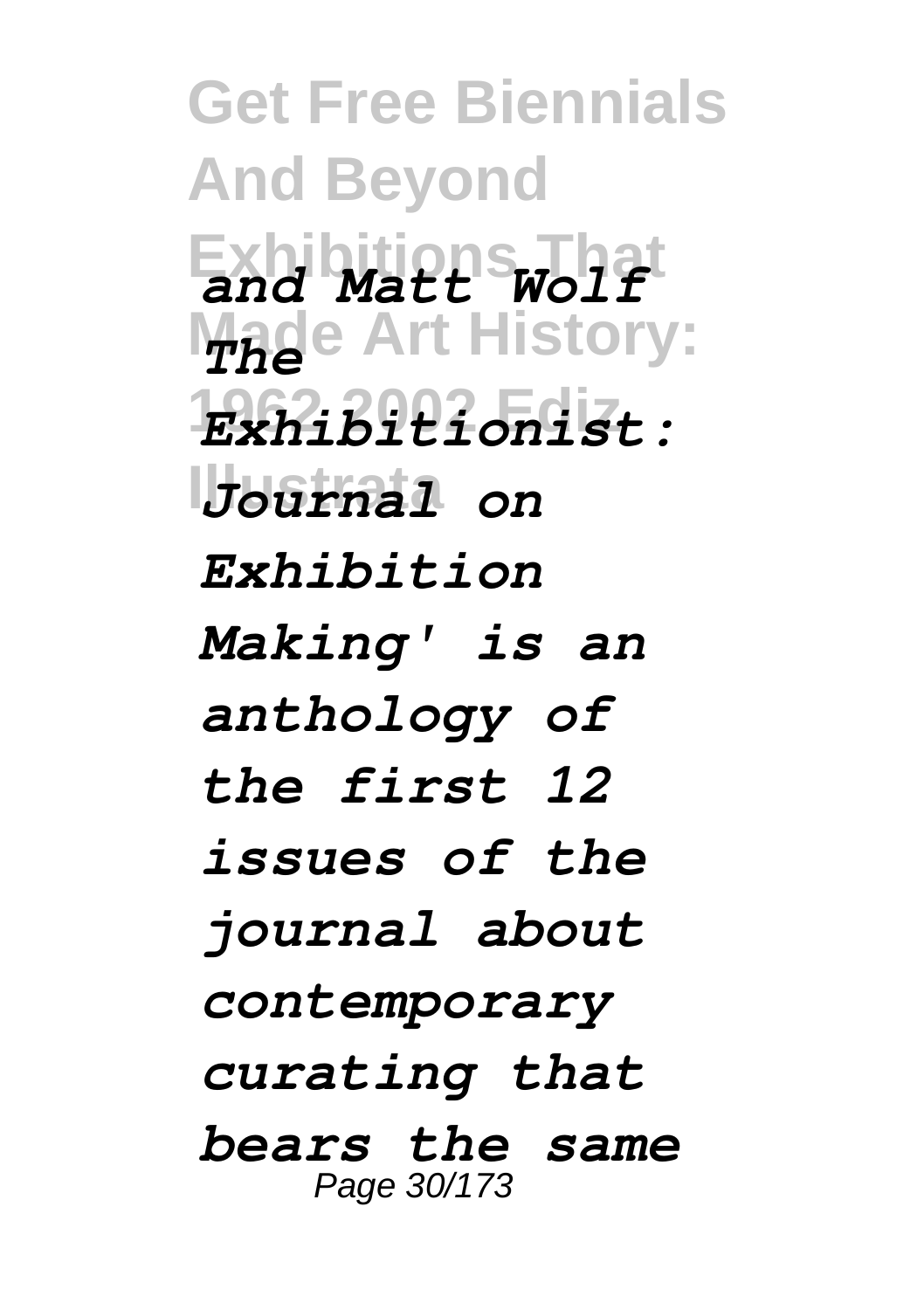*and Matt Wolf The Exhibitionist: Journal on Exhibition Making' is an anthology of the first 12 issues of the journal about contemporary curating that bears the same*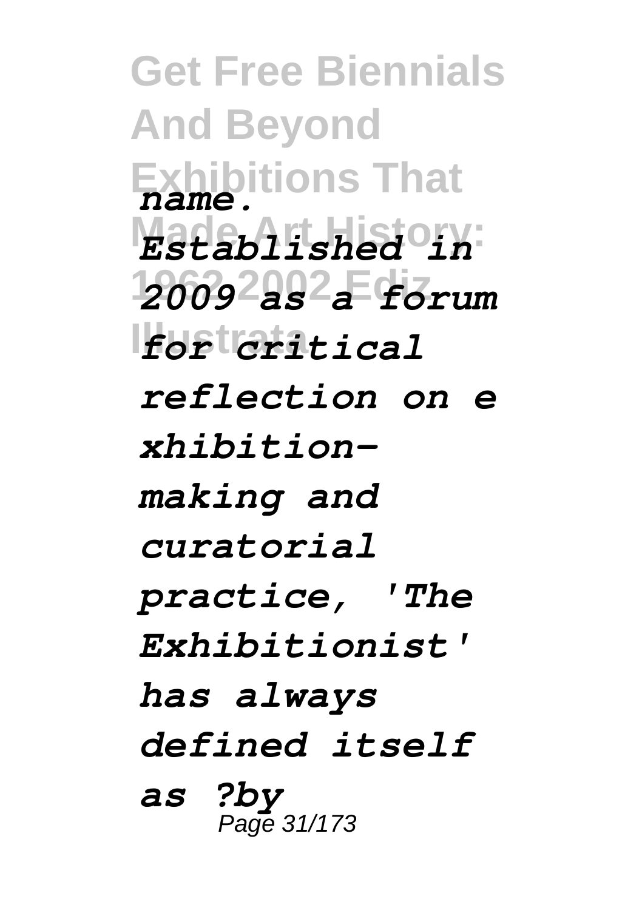*name. Established in 2009 as a forum for critical reflection on exhibition-making and curatorial practice, 'The Exhibitionist' has always defined itself as ?by*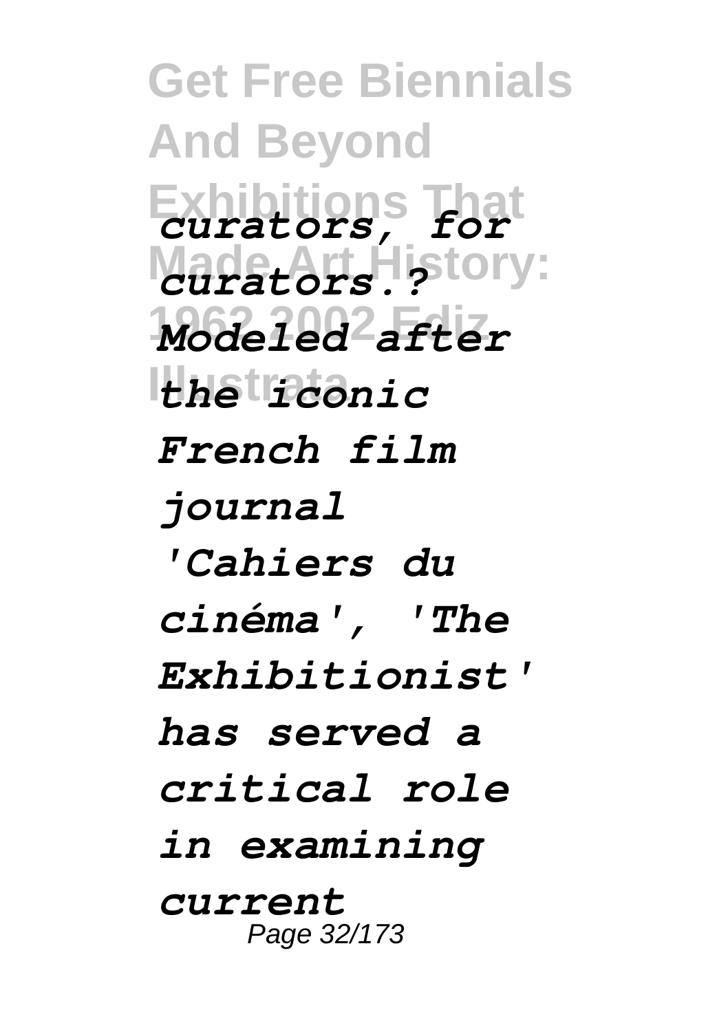*curators, for curators.? Modeled after the iconic French film journal 'Cahiers du cinéma', 'The Exhibitionist' has served a critical role in examining current*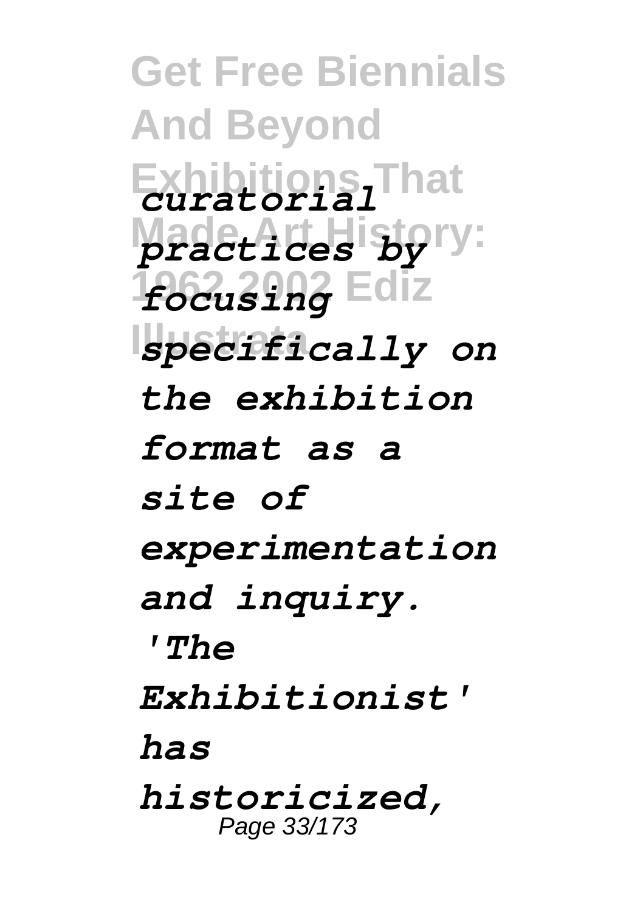*curatorial practices by focusing specifically on the exhibition format as a site of experimentation and inquiry. 'The Exhibitionist' has historicized,*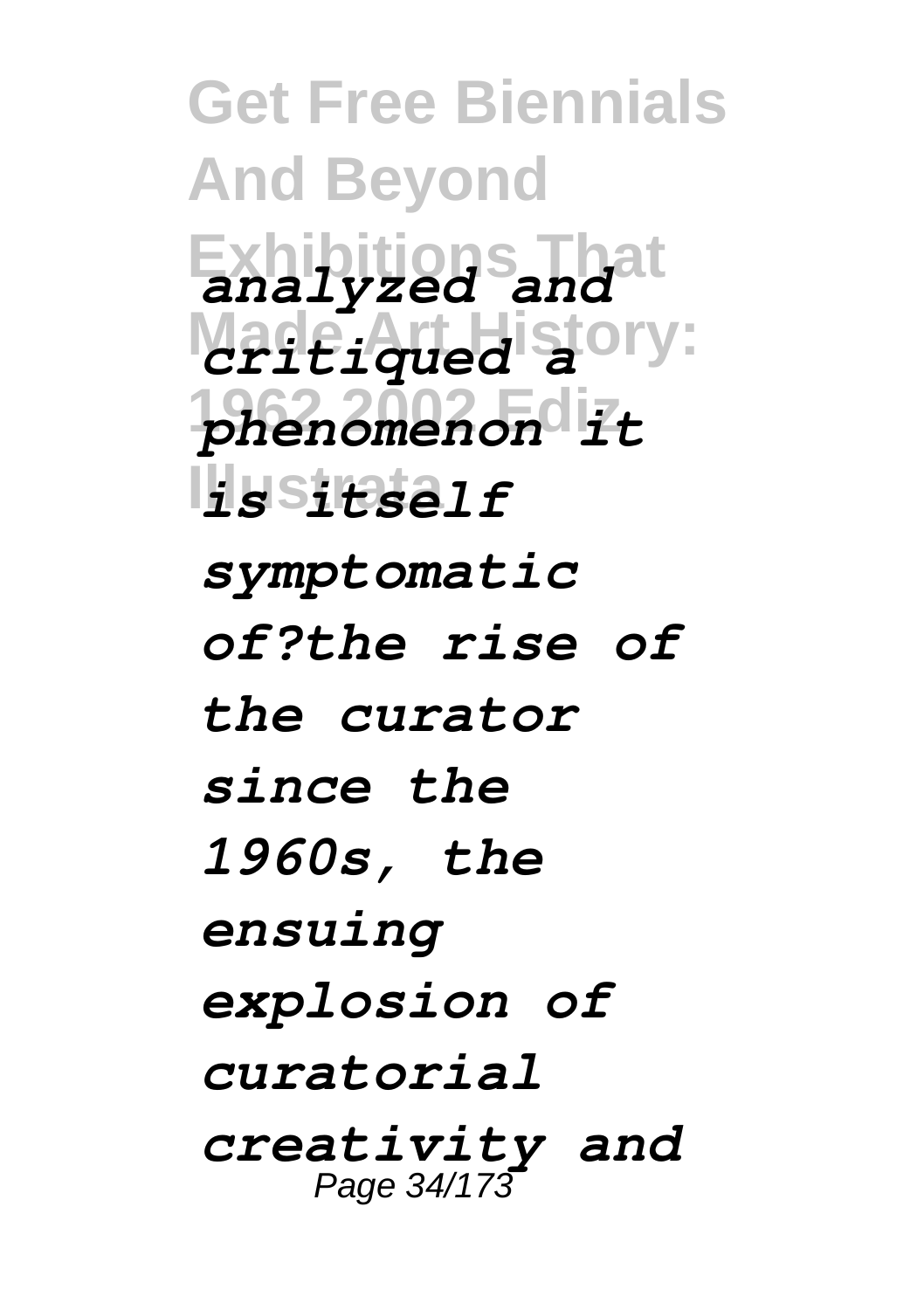*analyzed and critiqued a phenomenon it is itself symptomatic of?the rise of the curator since the 1960s, the ensuing explosion of curatorial creativity and*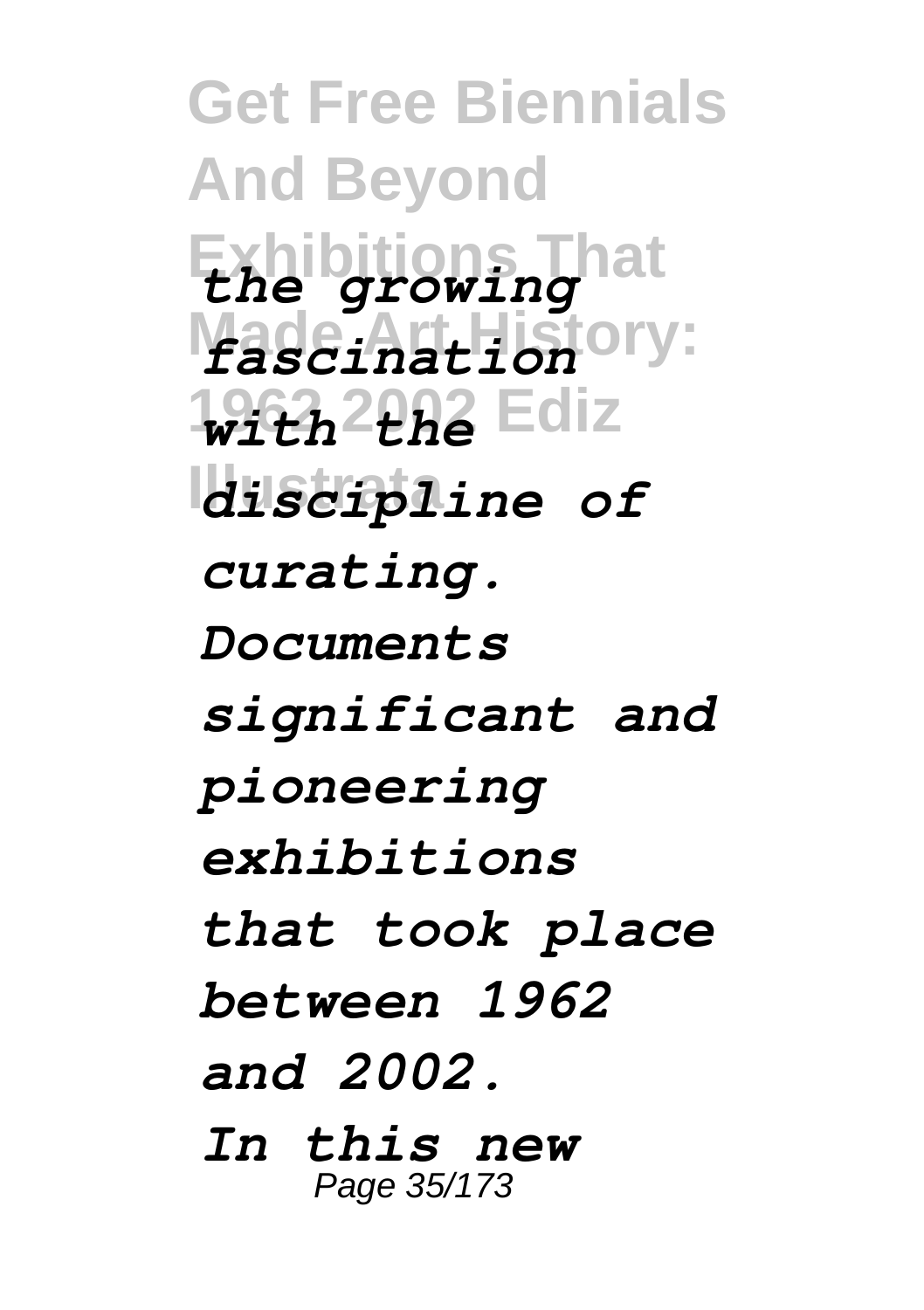*the growing fascination with the discipline of curating. Documents significant and pioneering exhibitions that took place between 1962 and 2002. In this new*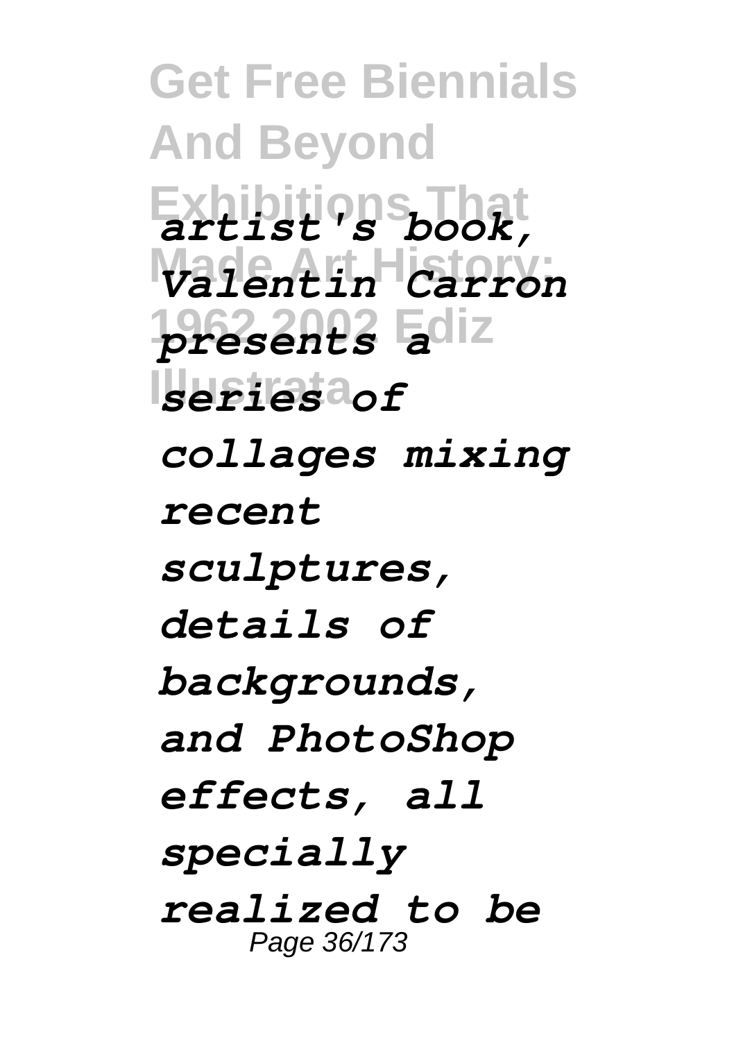*artist's book, Valentin Carron presents a series of collages mixing recent sculptures, details of backgrounds, and PhotoShop effects, all specially realized to be*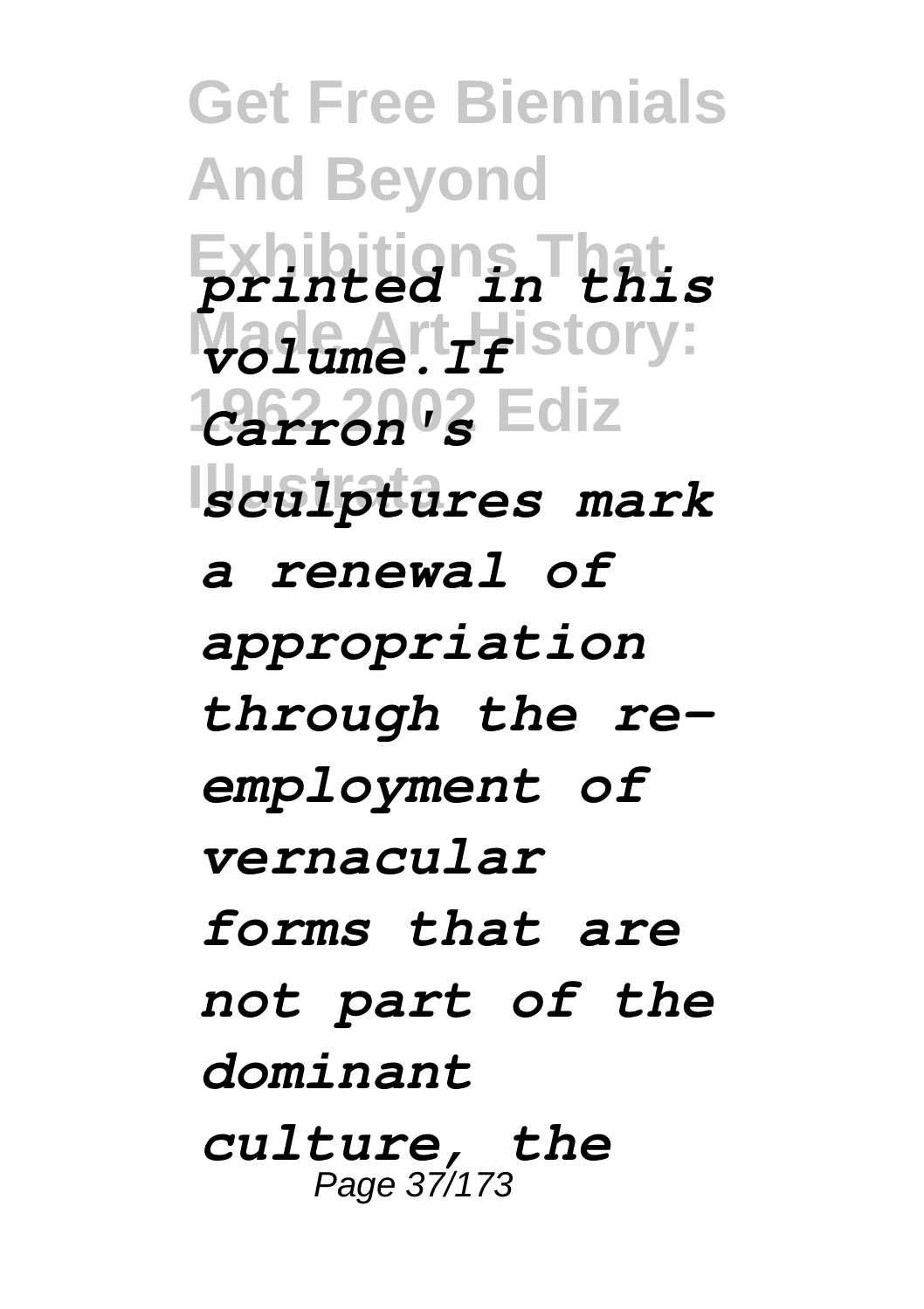*printed in this volume.If Carron's sculptures mark a renewal of appropriation through the re-employment of vernacular forms that are not part of the dominant culture, the*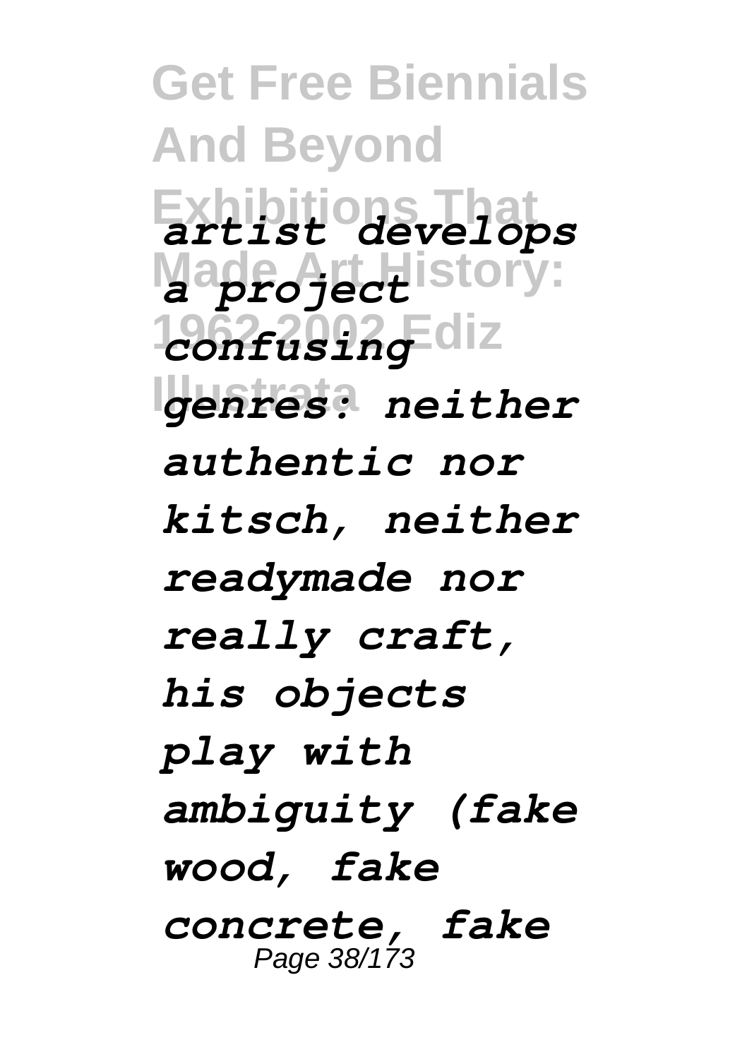*artist develops a project confusing genres: neither authentic nor kitsch, neither readymade nor really craft, his objects play with ambiguity (fake wood, fake concrete, fake*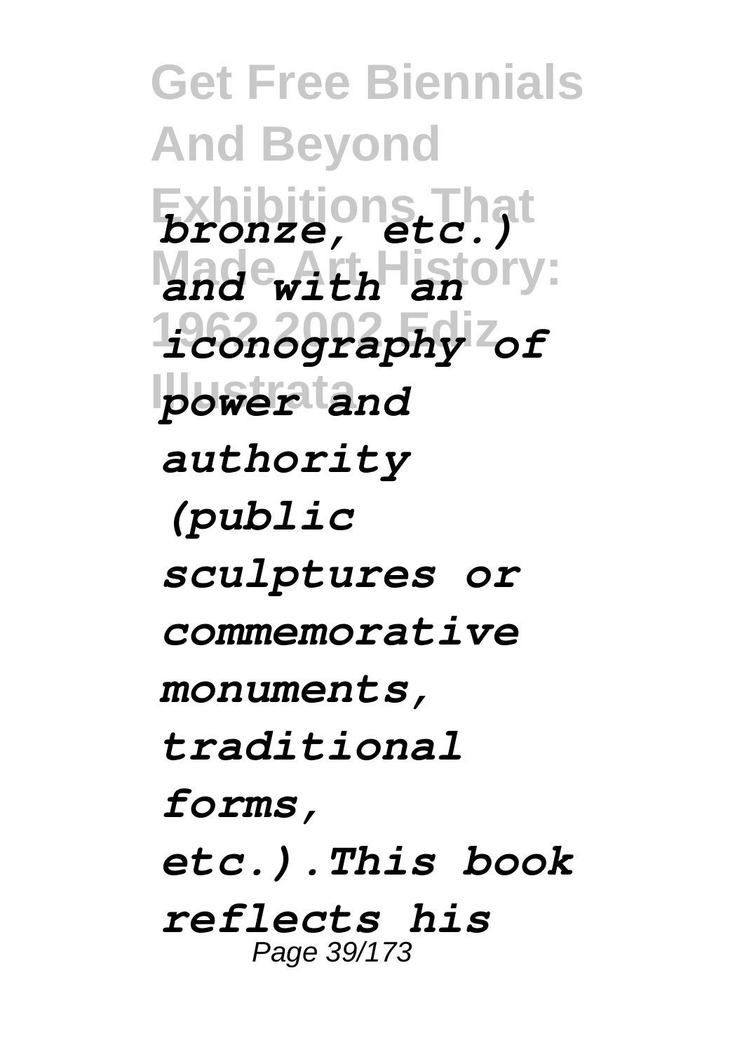*bronze, etc.) and with an iconography of power and authority (public sculptures or commemorative monuments, traditional forms, etc.).This book reflects his*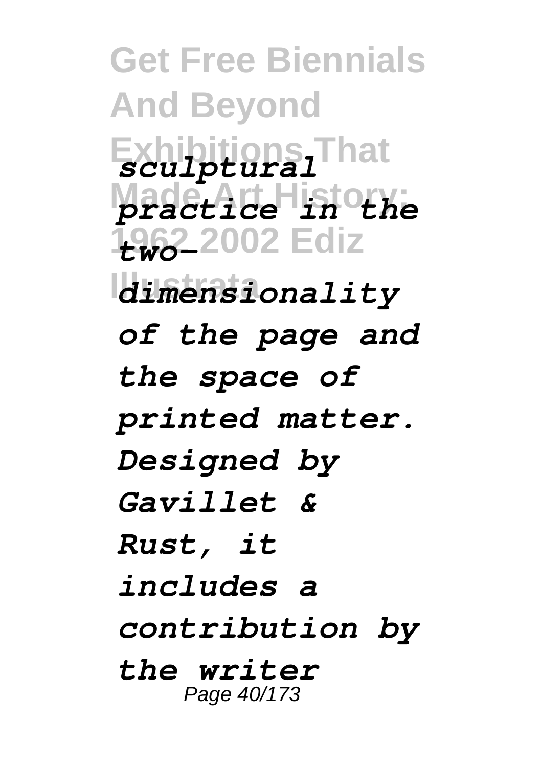*sculptural practice in the two-dimensionality of the page and the space of printed matter. Designed by Gavillet & Rust, it includes a contribution by the writer*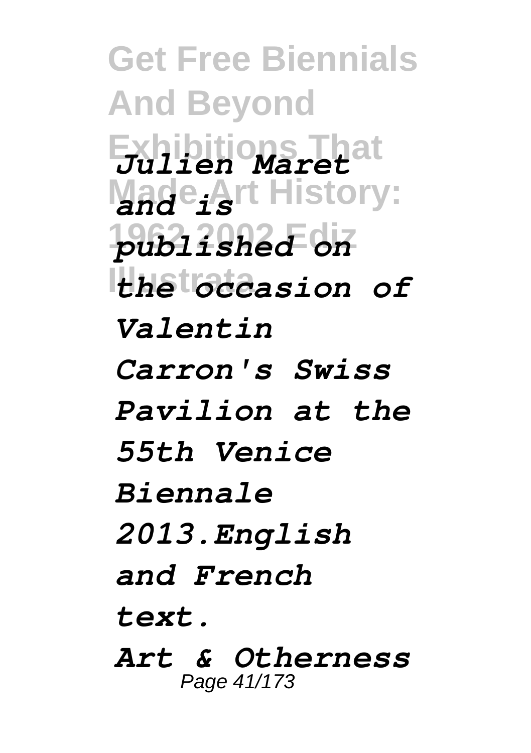*Julien Maret and is published on the occasion of Valentin Carron's Swiss Pavilion at the 55th Venice Biennale 2013.English and French text.*

*Art & Otherness*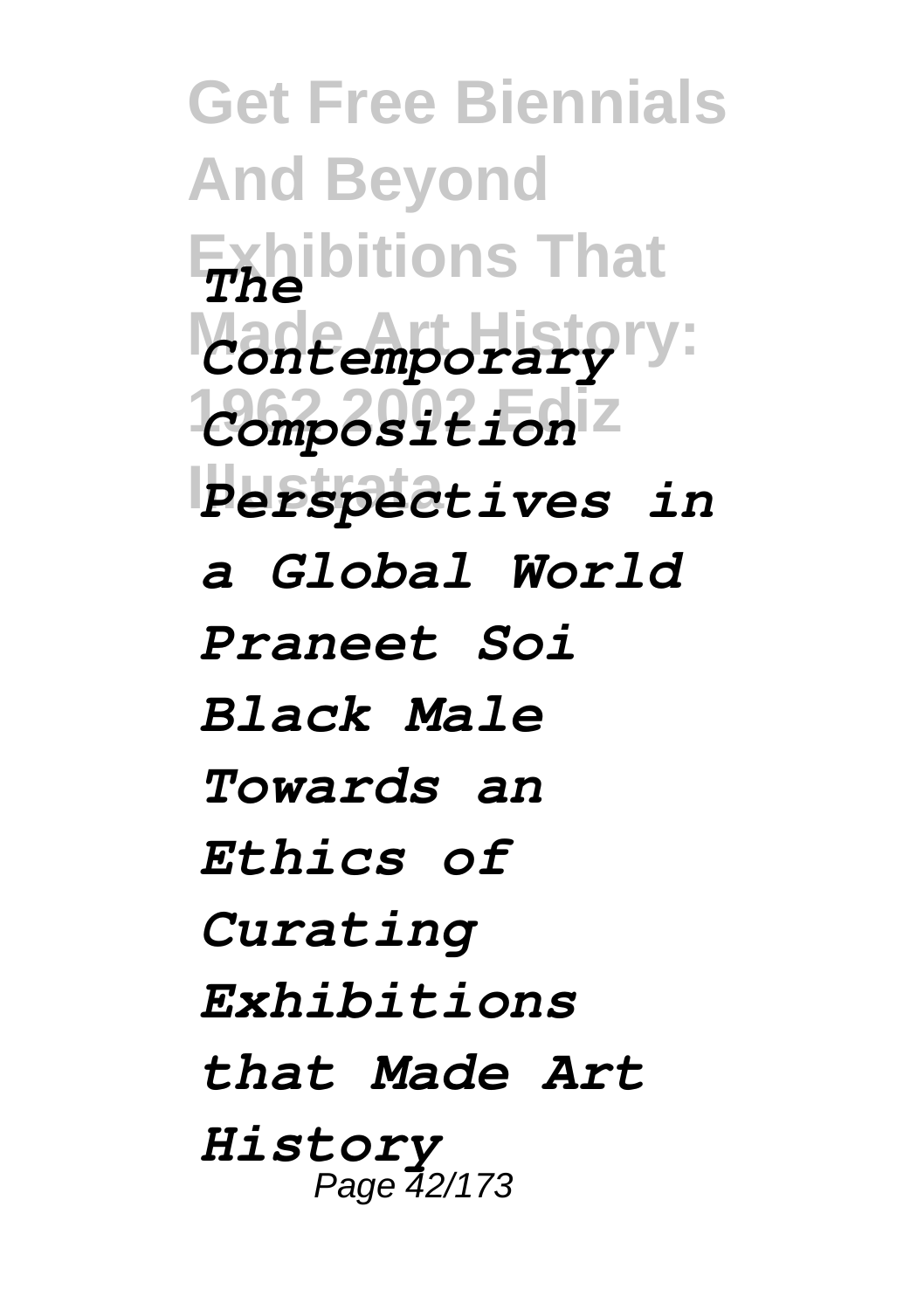*The Contemporary Composition Perspectives in a Global World Praneet Soi Black Male Towards an Ethics of Curating Exhibitions that Made Art History*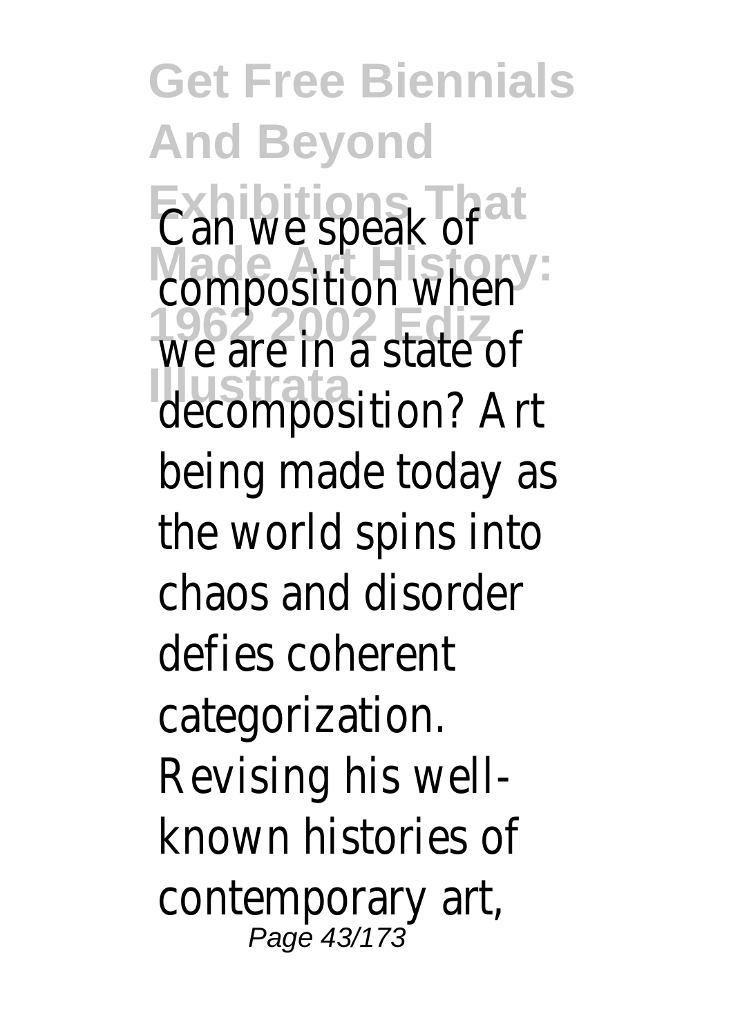Can we speak of composition when we are in a state of decomposition? Art being made today as the world spins into chaos and disorder defies coherent categorization. Revising his well-known histories of contemporary art,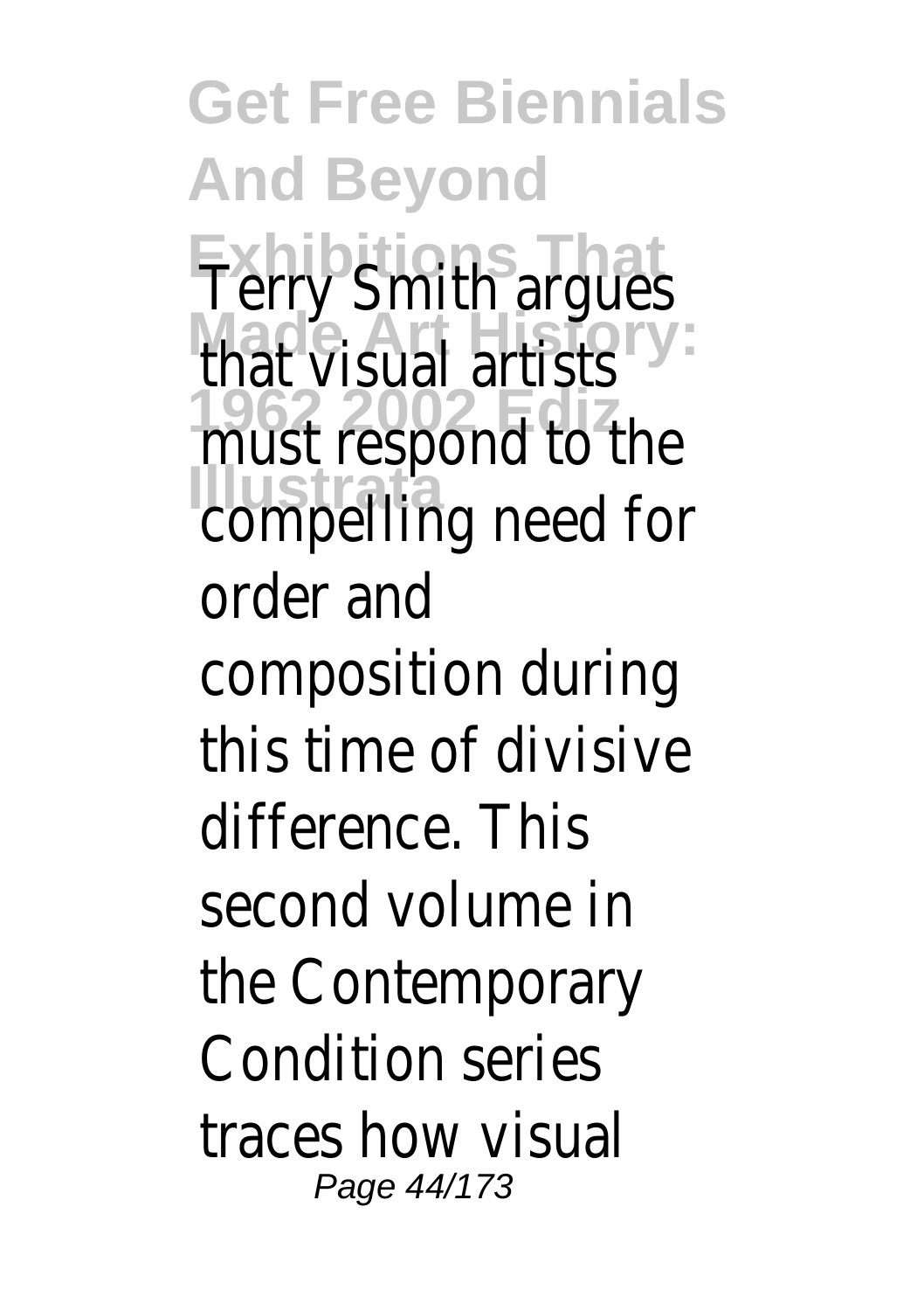Terry Smith argues that visual artists must respond to the compelling need for order and composition during this time of divisive difference. This second volume in the Contemporary Condition series traces how visual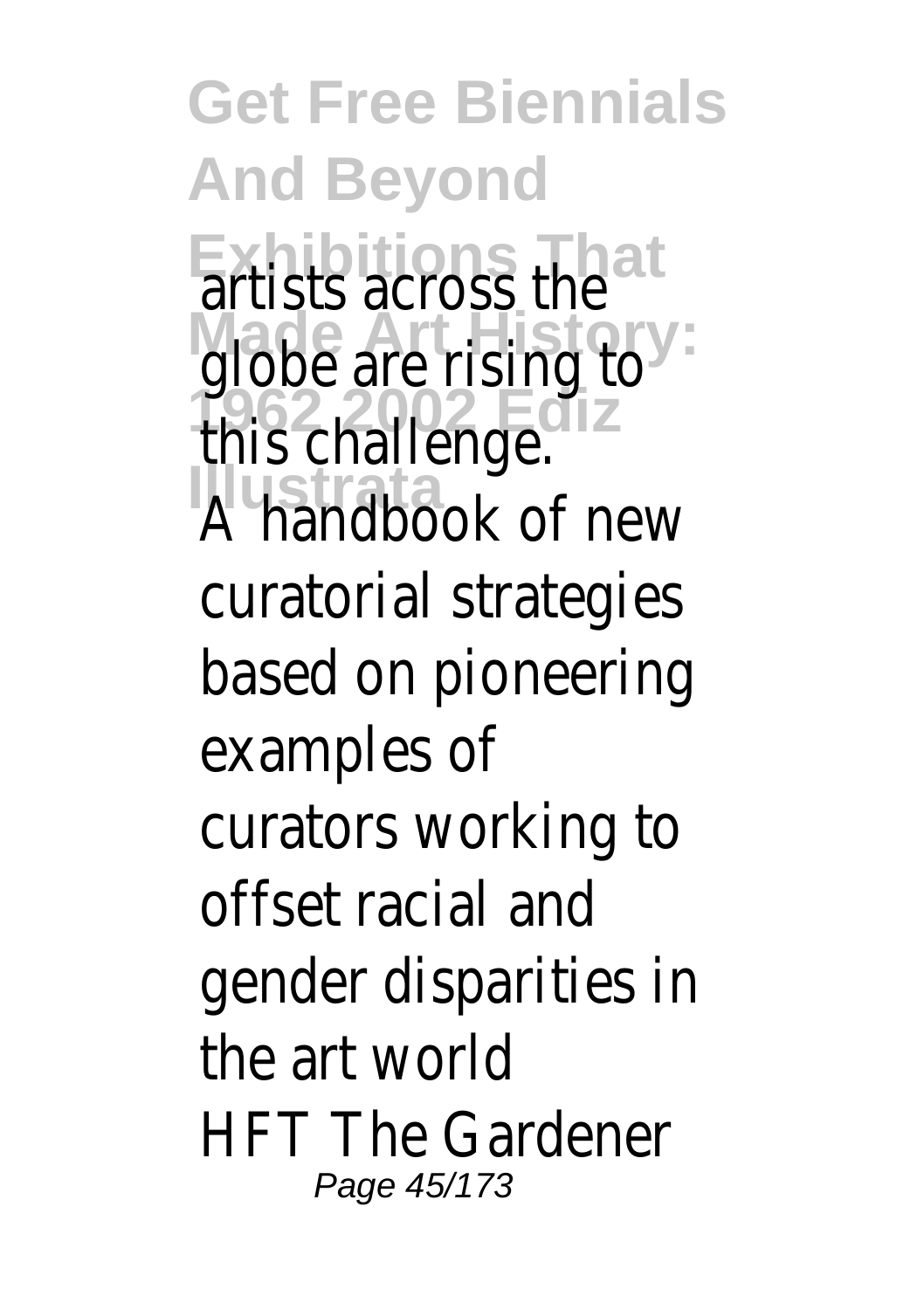artists across the globe are rising to this challenge.

A handbook of new curatorial strategies based on pioneering examples of curators working to offset racial and gender disparities in the art world

HFT The Gardener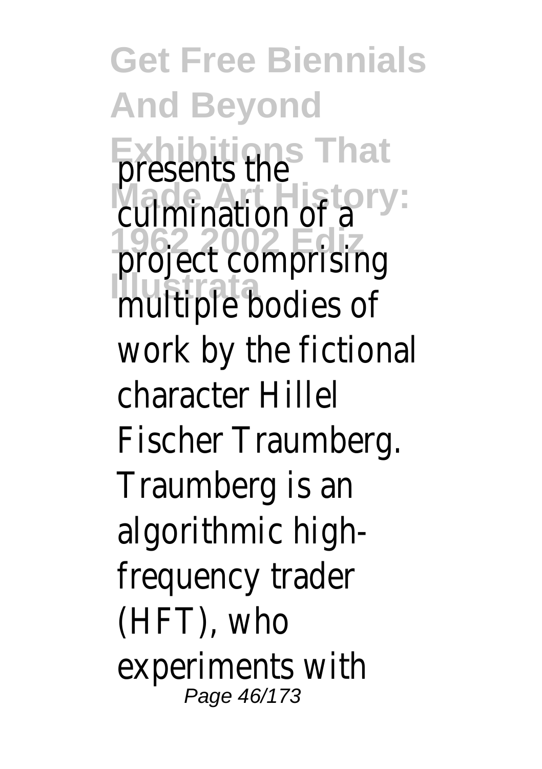presents the culmination of a project comprising multiple bodies of work by the fictional character Hillel Fischer Traumberg. Traumberg is an algorithmic high-frequency trader (HFT), who experiments with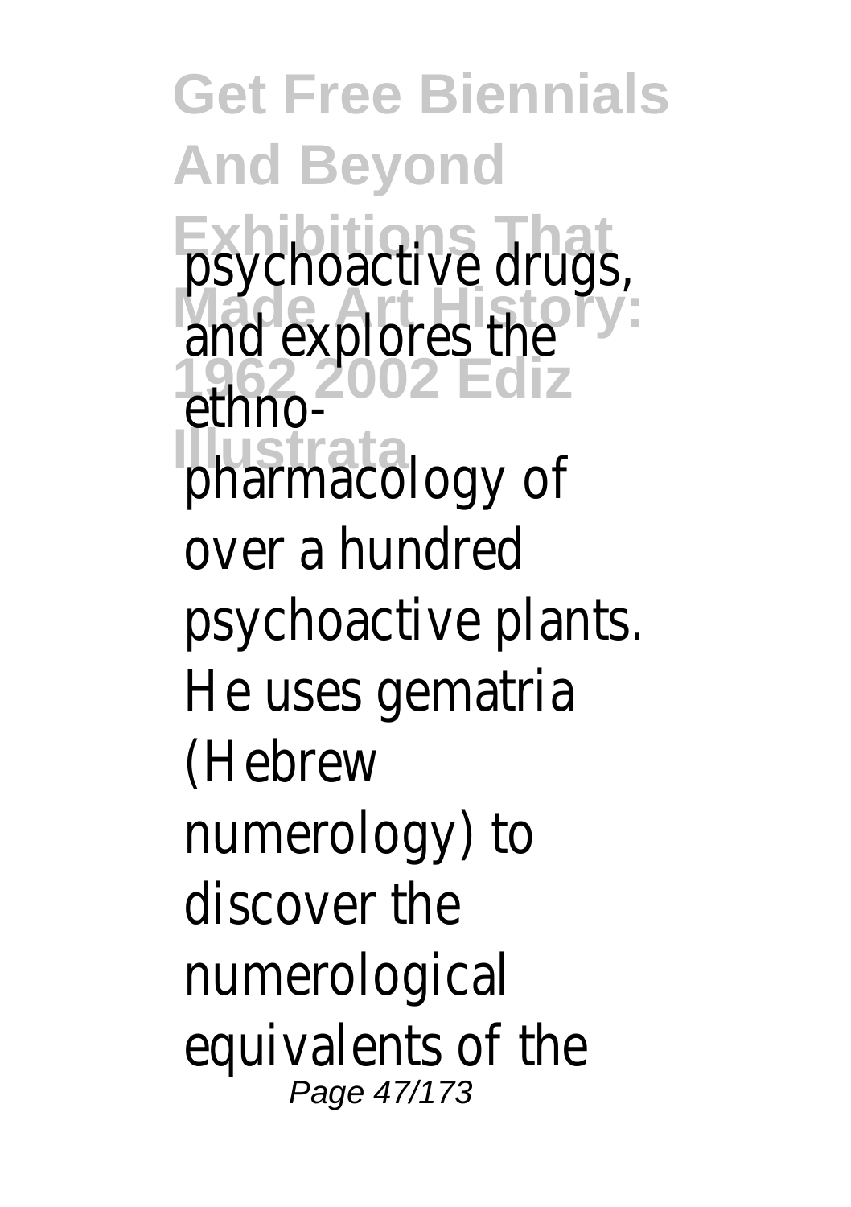psychoactive drugs, and explores the ethno-pharmacology of over a hundred psychoactive plants. He uses gematria (Hebrew numerology) to discover the numerological equivalents of the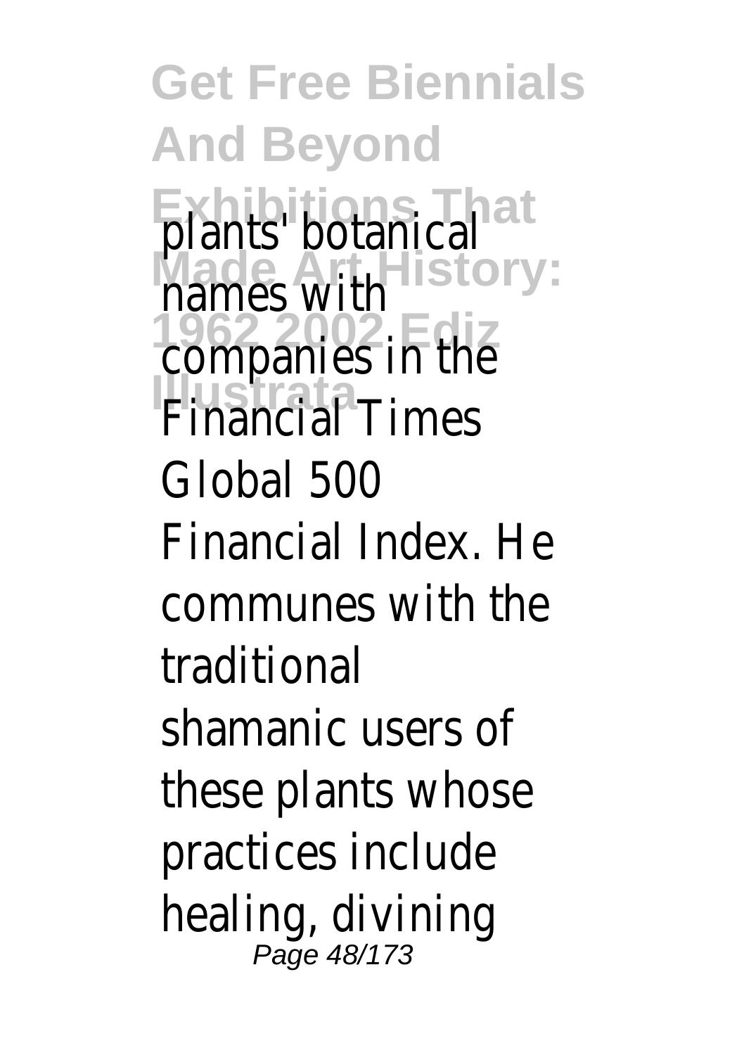plants' botanical names with companies in the Financial Times Global 500 Financial Index. He communes with the traditional shamanic users of these plants whose practices include healing, divining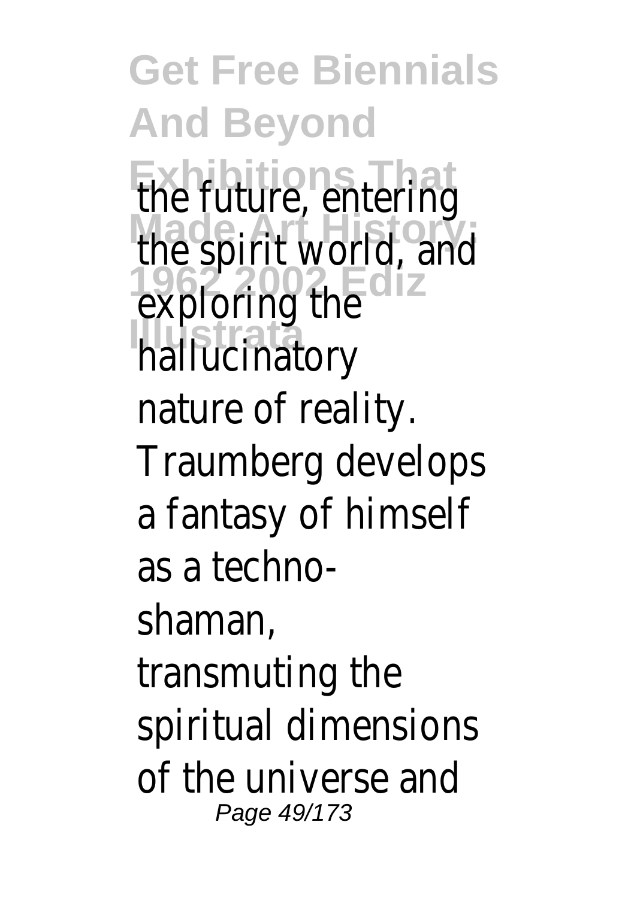the future, entering the spirit world, and exploring the hallucinatory nature of reality. Traumberg develops a fantasy of himself as a techno-shaman, transmuting the spiritual dimensions of the universe and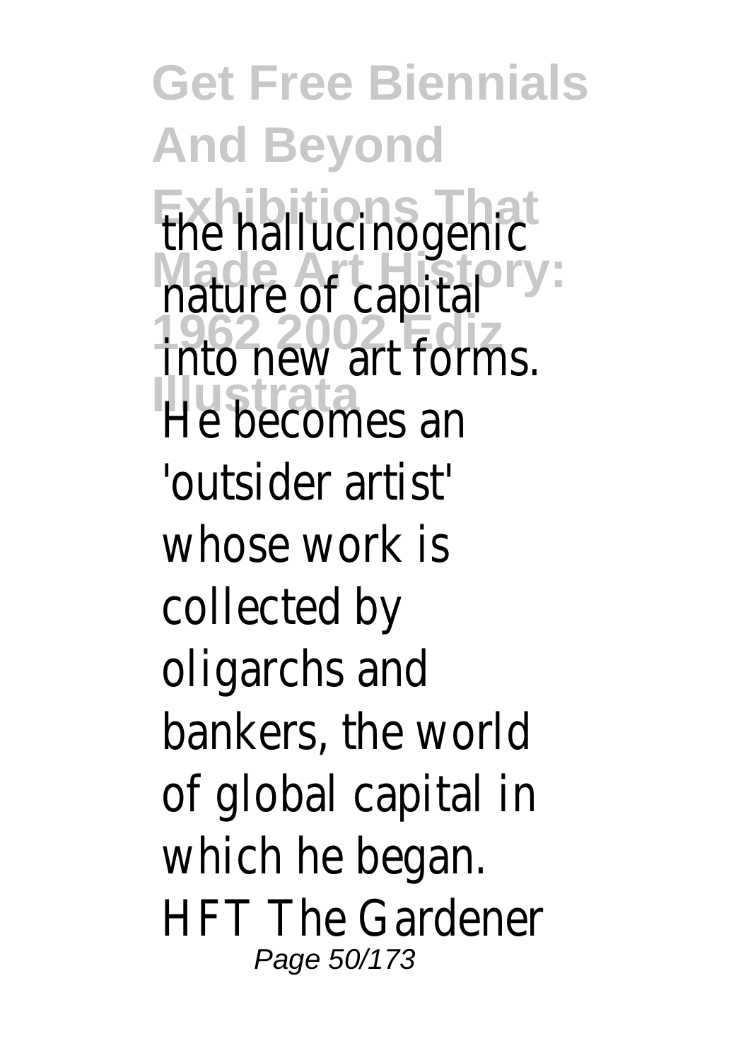the hallucinogenic nature of capital into new art forms. He becomes an 'outsider artist' whose work is collected by oligarchs and bankers, the world of global capital in which he began. HFT The Gardener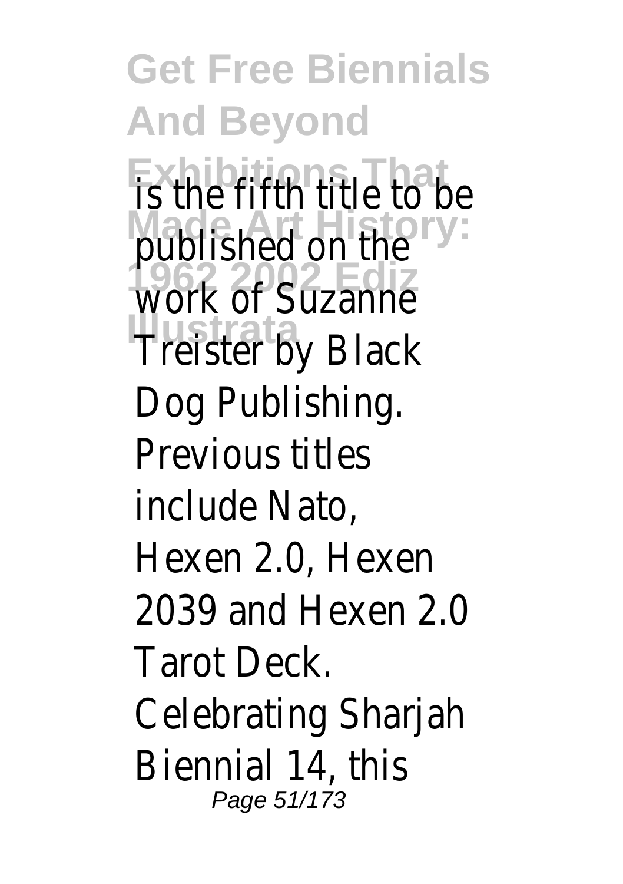is the fifth title to be published on the work of Suzanne Treister by Black Dog Publishing. Previous titles include Nato, Hexen 2.0, Hexen 2039 and Hexen 2.0 Tarot Deck.

Celebrating Sharjah Biennial 14, this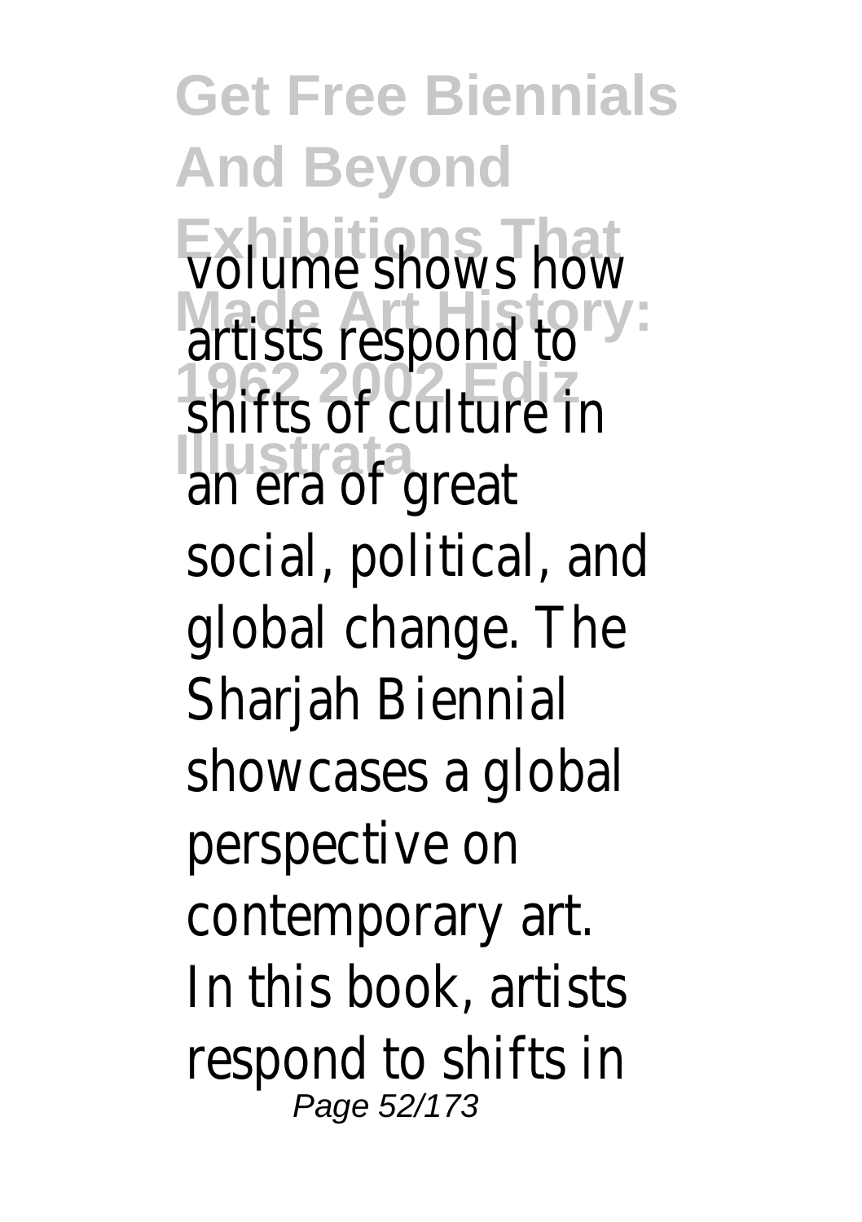volume shows how artists respond to shifts of culture in an era of great social, political, and global change. The Sharjah Biennial showcases a global perspective on contemporary art. In this book, artists respond to shifts in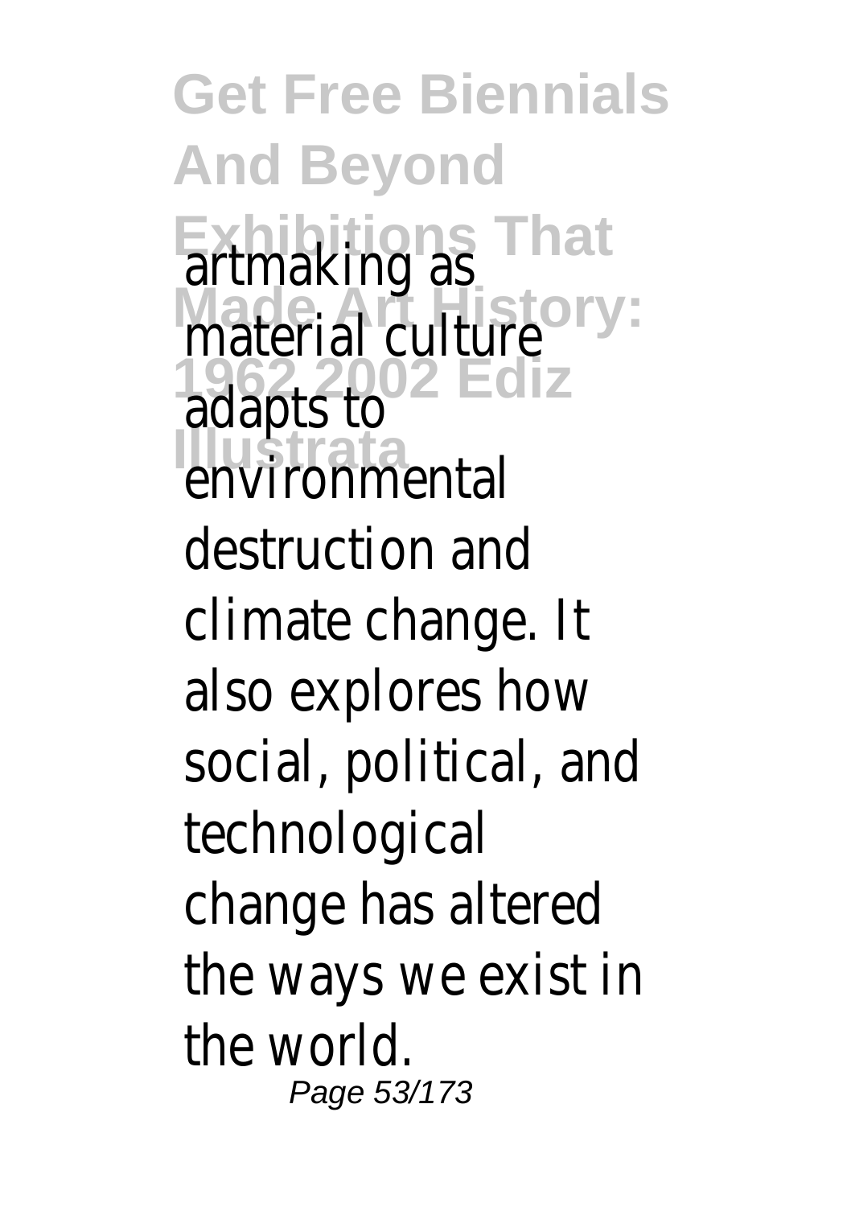artmaking as material culture adapts to environmental destruction and climate change. It also explores how social, political, and technological change has altered the ways we exist in the world.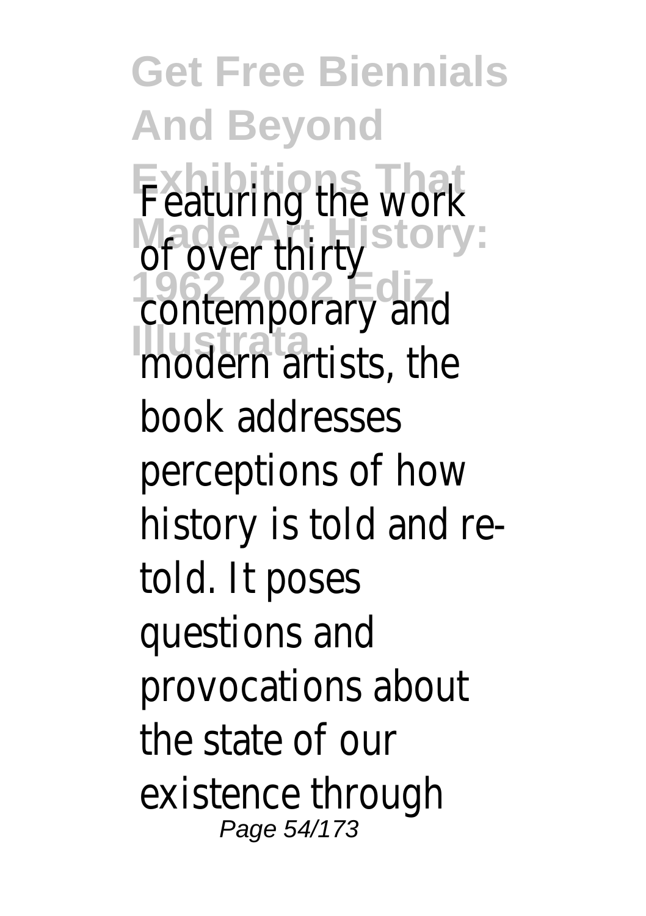Featuring the work of over thirty contemporary and modern artists, the book addresses perceptions of how history is told and re-told. It poses questions and provocations about the state of our existence through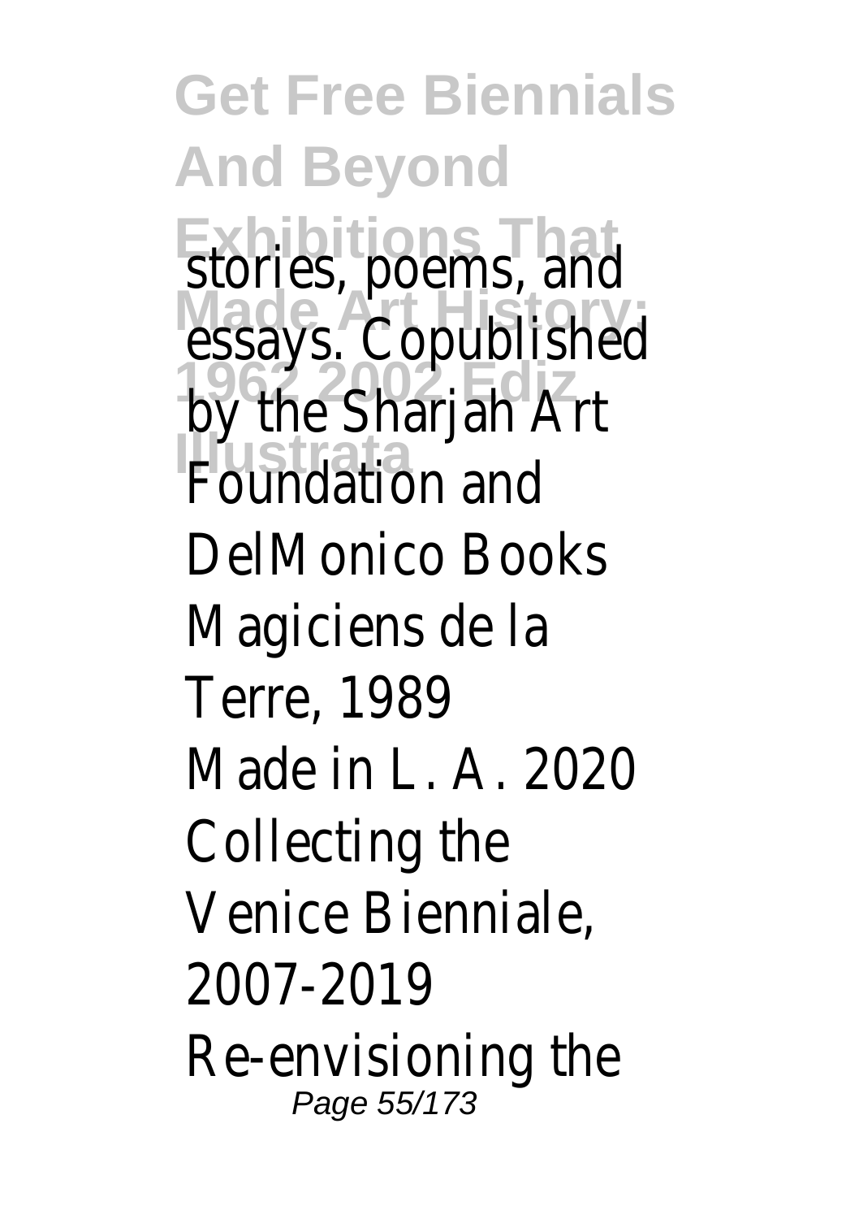stories, poems, and essays. Copublished by the Sharjah Art Foundation and DelMonico Books

Magiciens de la Terre, 1989

Made in L. A. 2020

Collecting the Venice Bienniale, 2007-2019

Re-envisioning the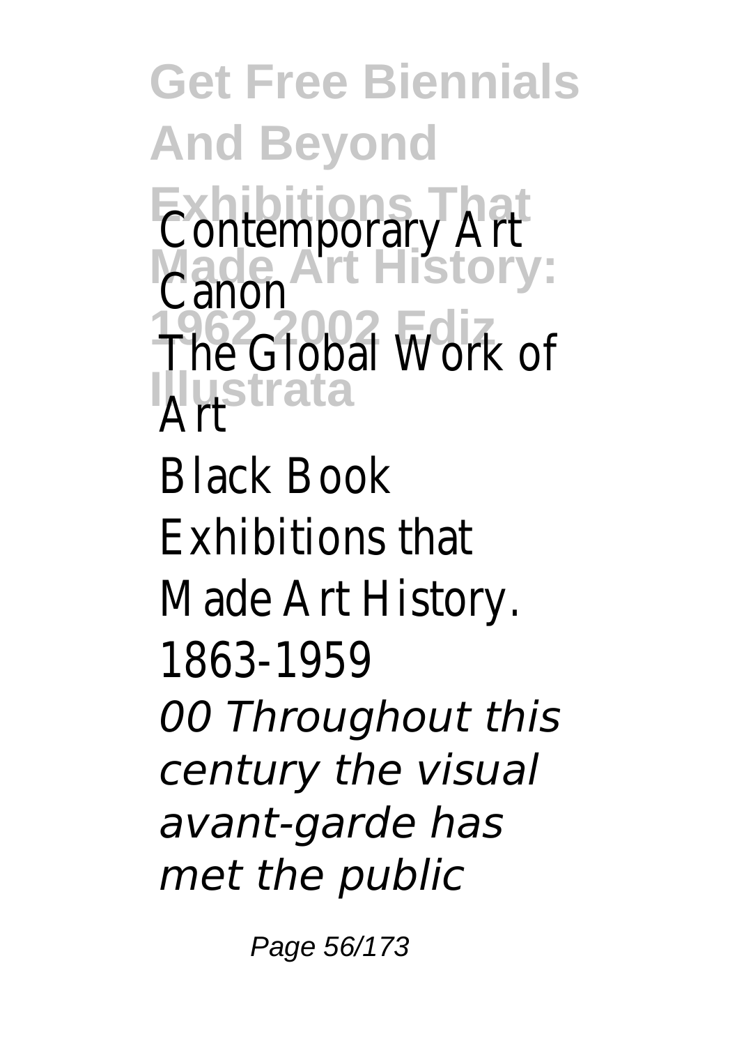**Get Free Biennials And Beyond Exhibitions That Made Art History: 1962 2002 Ediz Illustrata**

Contemporary Art Canon
The Global Work of Art
Black Book
Exhibitions that Made Art History. 1863-1959

*00 Throughout this century the visual avant-garde has met the public*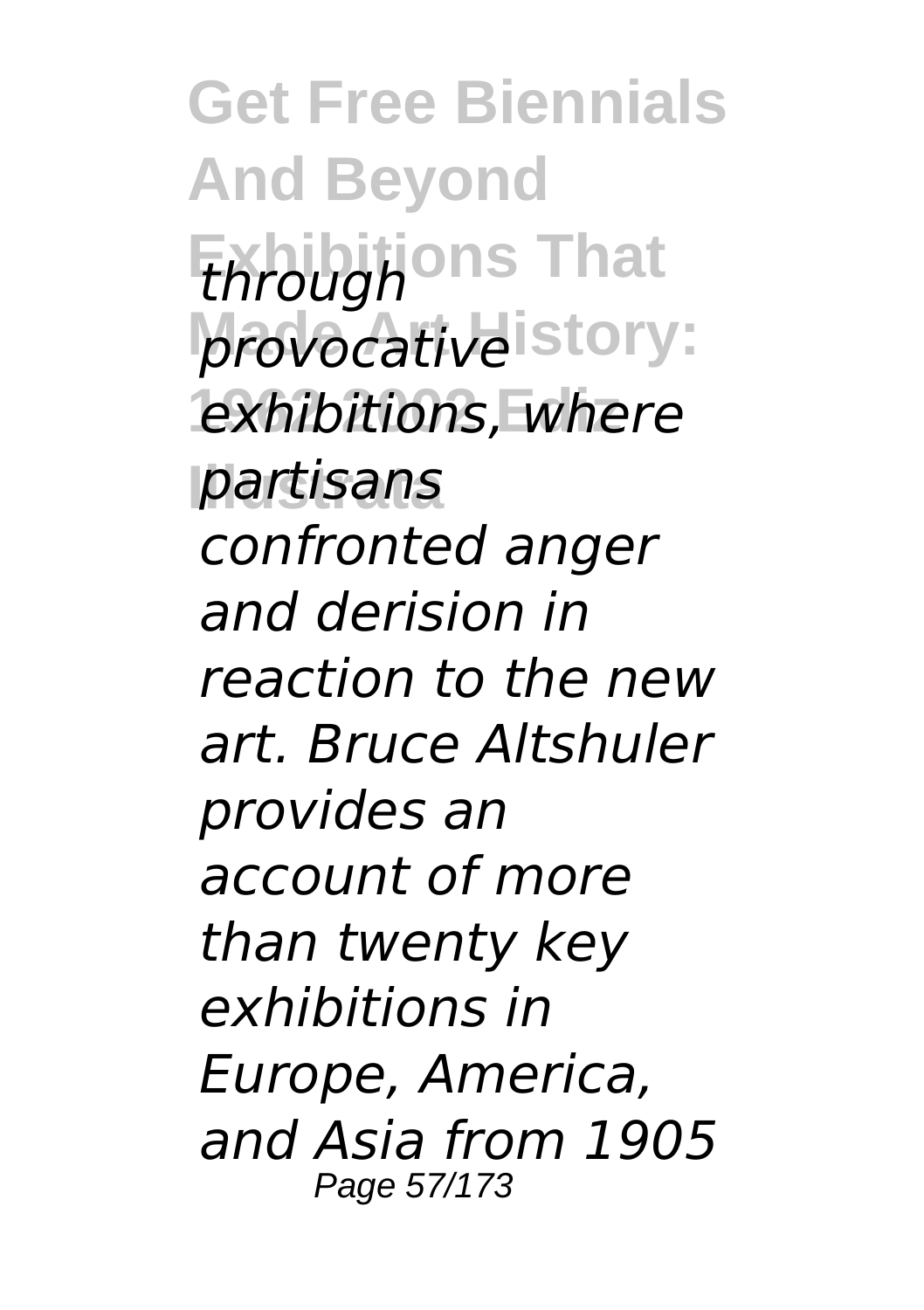*through provocative exhibitions, where partisans confronted anger and derision in reaction to the new art. Bruce Altshuler provides an account of more than twenty key exhibitions in Europe, America, and Asia from 1905*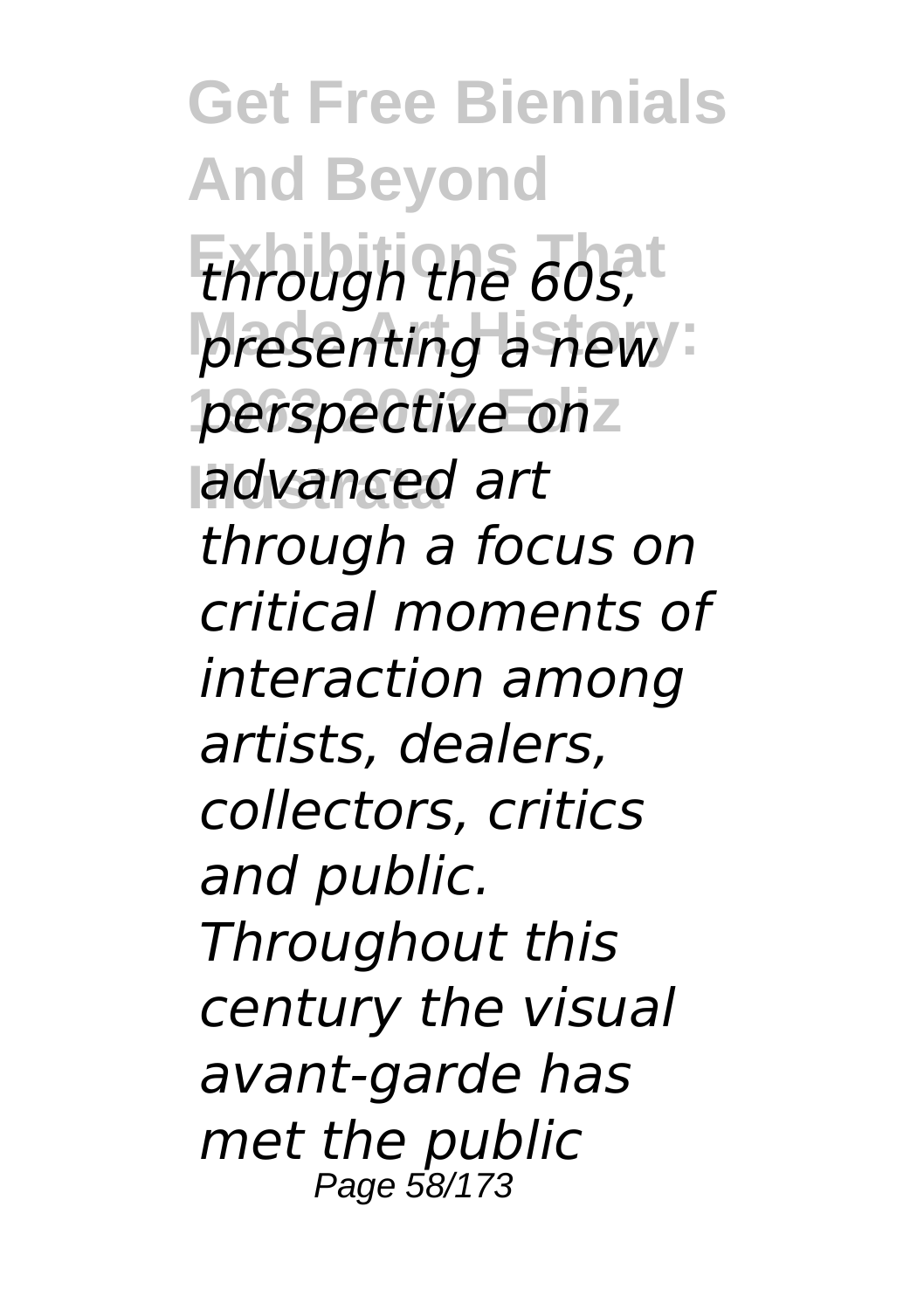*through the 60s, presenting a new perspective on advanced art through a focus on critical moments of interaction among artists, dealers, collectors, critics and public. Throughout this century the visual avant-garde has met the public*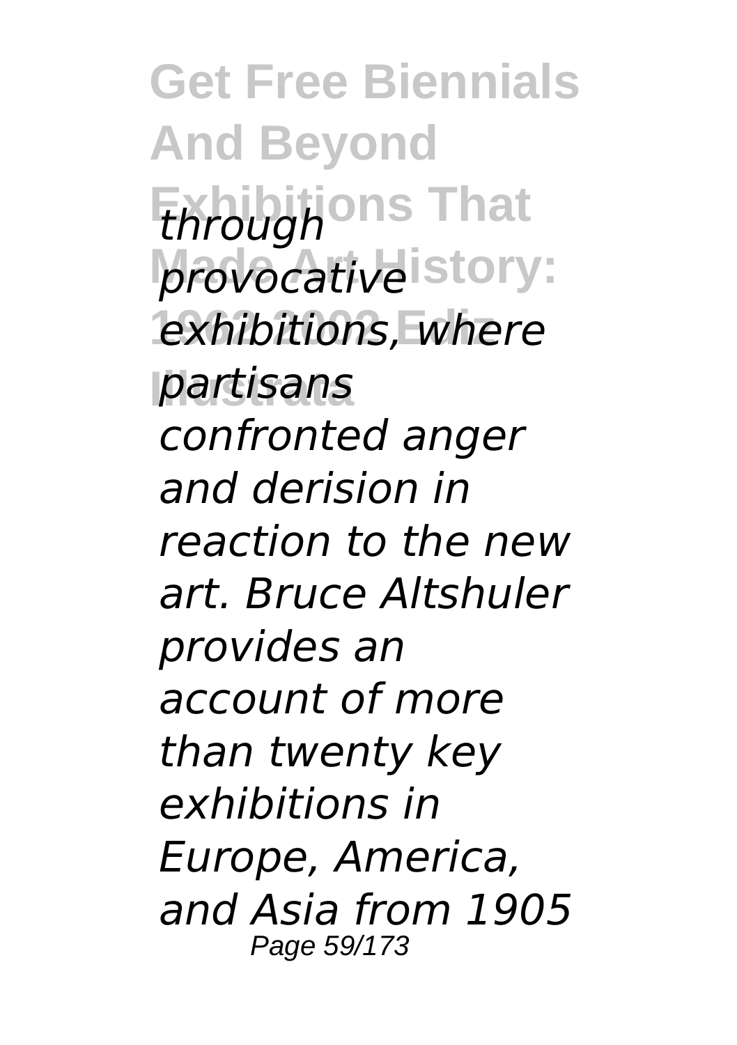*through provocative exhibitions, where partisans confronted anger and derision in reaction to the new art. Bruce Altshuler provides an account of more than twenty key exhibitions in Europe, America, and Asia from 1905*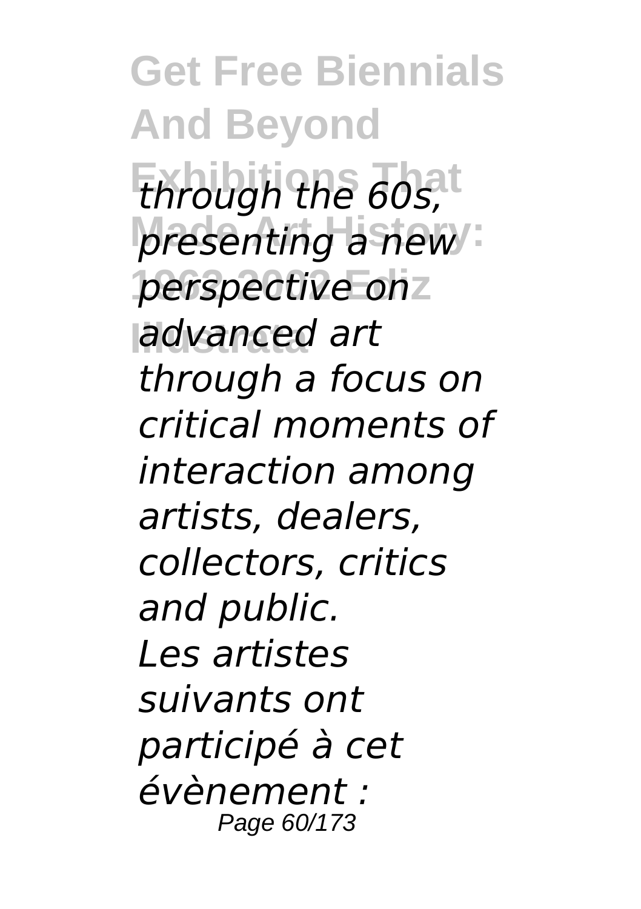*through the 60s, presenting a new perspective on advanced art through a focus on critical moments of interaction among artists, dealers, collectors, critics and public.*

*Les artistes suivants ont participé à cet évènement :*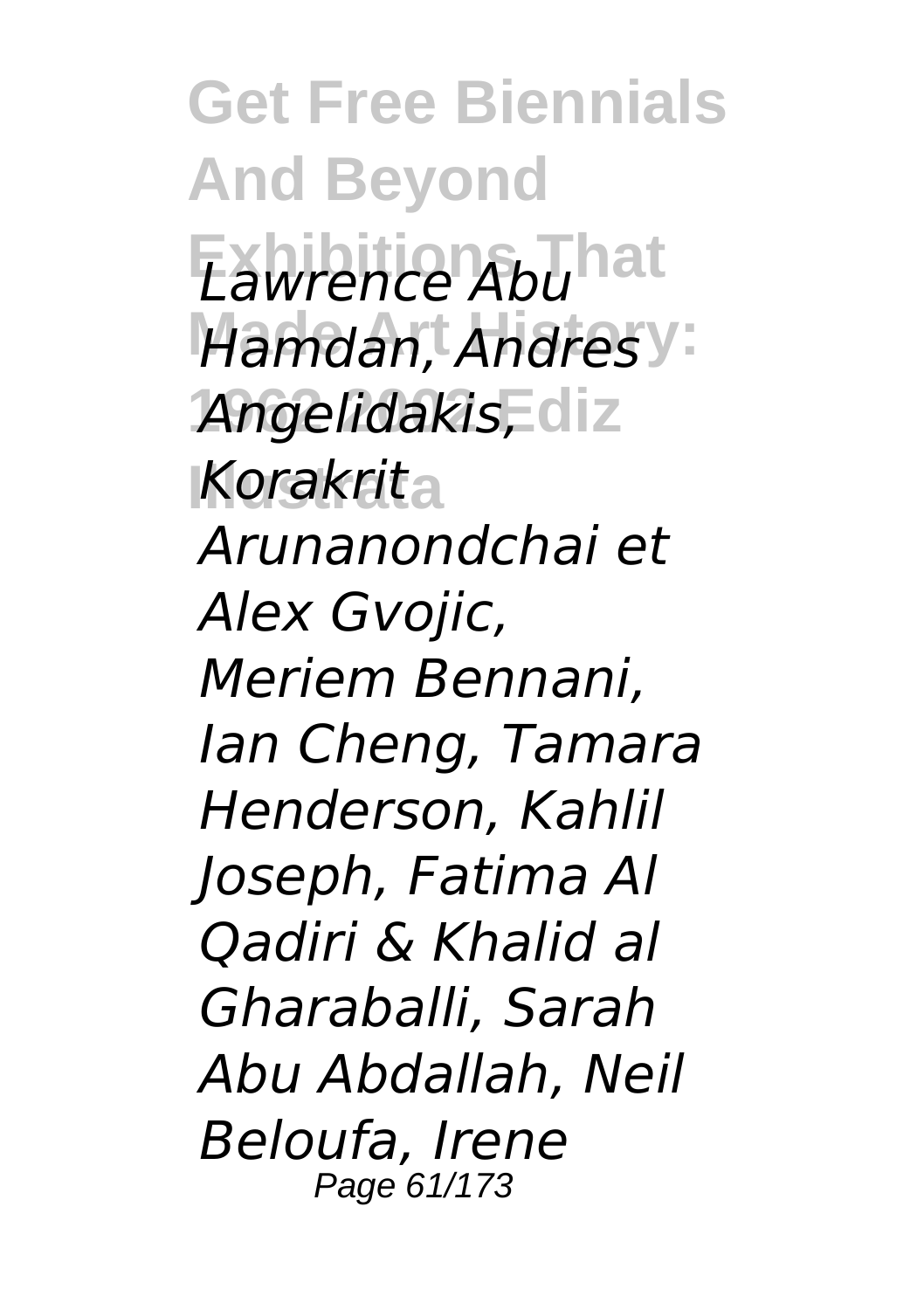*Lawrence Abu Hamdan, Andres Angelidakis, Korakrit Arunanondchai et Alex Gvojic, Meriem Bennani, Ian Cheng, Tamara Henderson, Kahlil Joseph, Fatima Al Qadiri & Khalid al Gharaballi, Sarah Abu Abdallah, Neil Beloufa, Irene*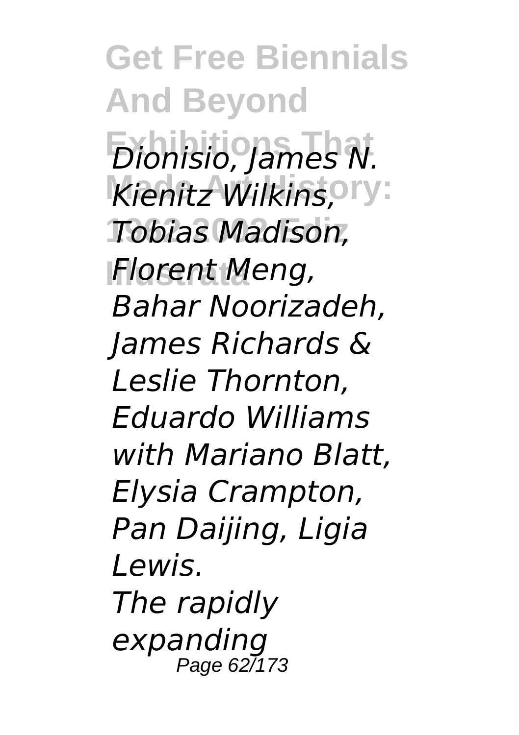*Dionisio, James N. Kienitz Wilkins, Tobias Madison, Florent Meng, Bahar Noorizadeh, James Richards & Leslie Thornton, Eduardo Williams with Mariano Blatt, Elysia Crampton, Pan Daijing, Ligia Lewis.*

*The rapidly expanding*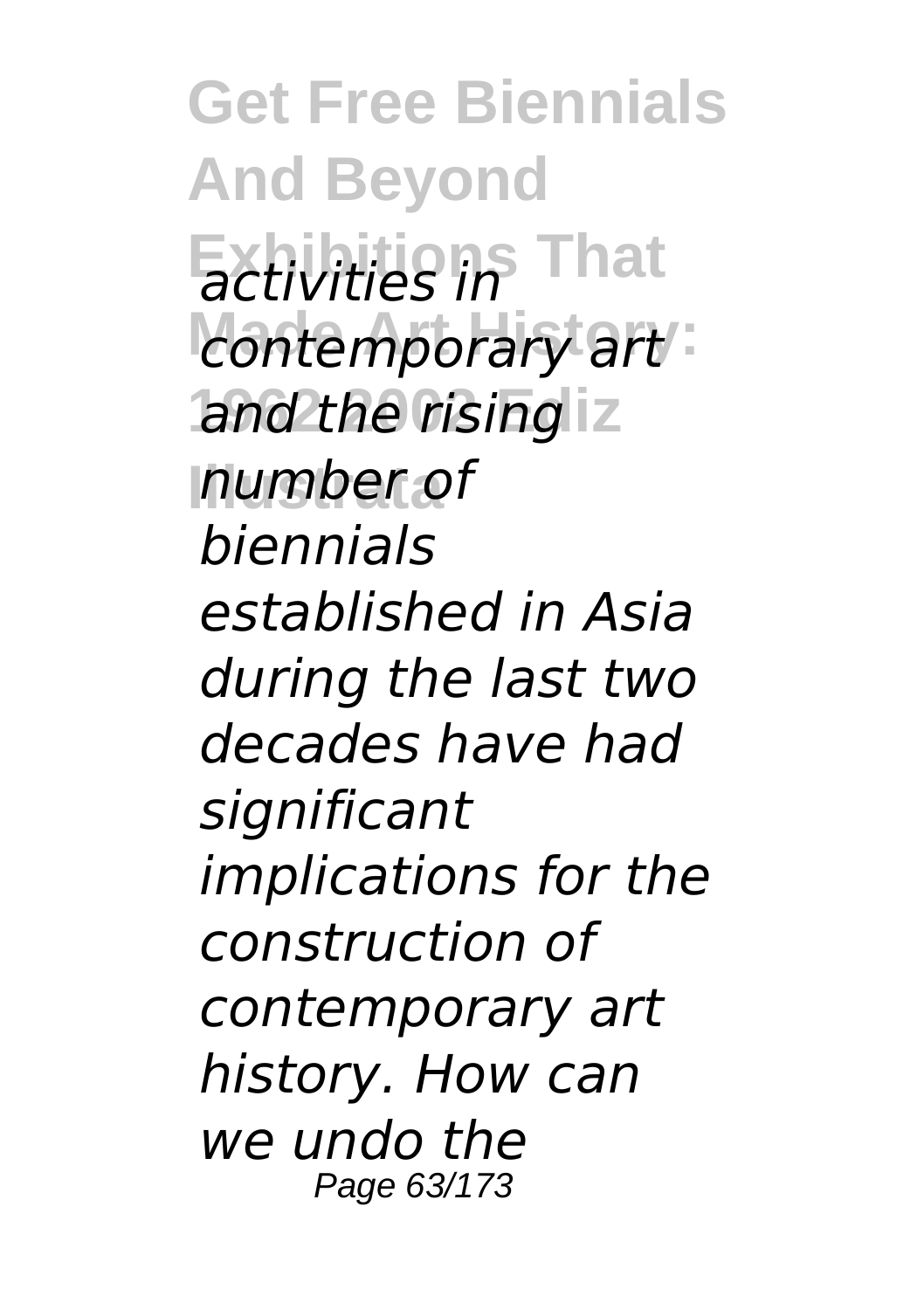*activities in contemporary art and the rising number of biennials established in Asia during the last two decades have had significant implications for the construction of contemporary art history. How can we undo the*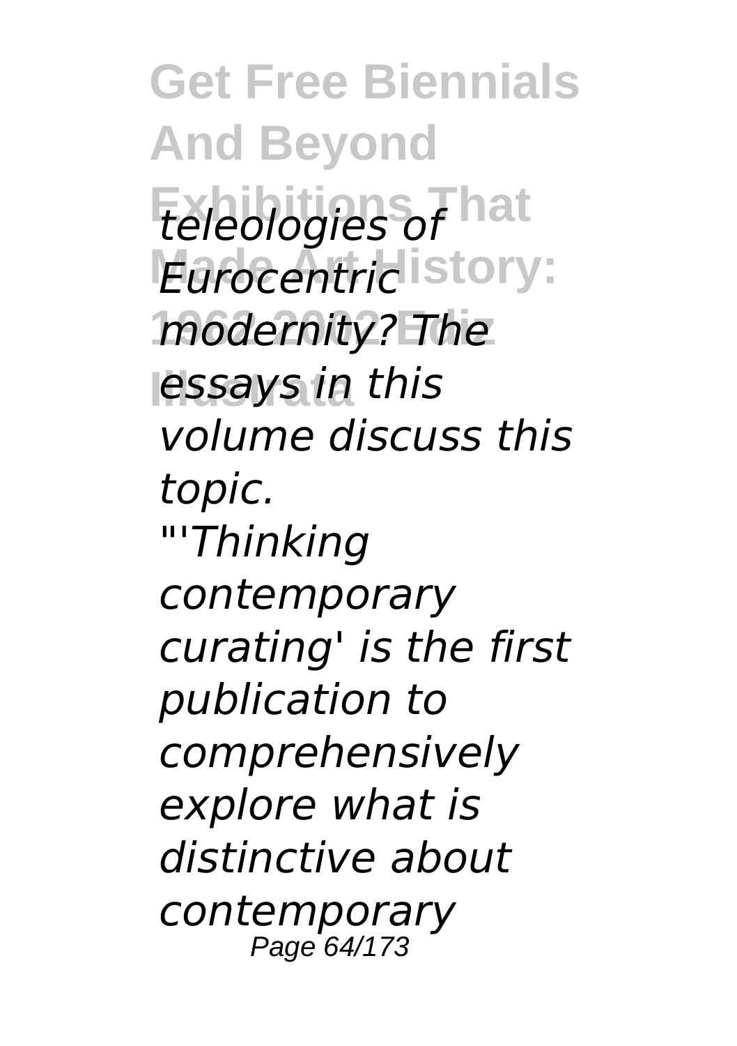*teleologies of Eurocentric modernity? The essays in this volume discuss this topic.*

*"'Thinking contemporary curating' is the first publication to comprehensively explore what is distinctive about contemporary*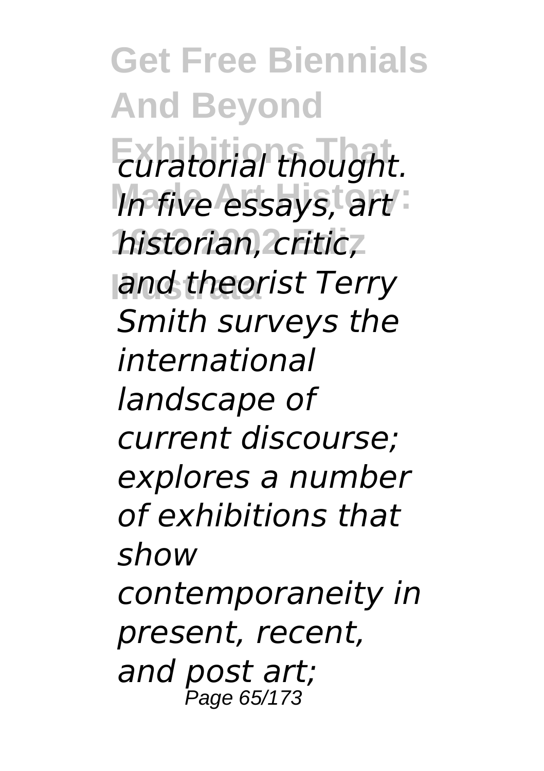*curatorial thought. In five essays, art historian, critic, and theorist Terry Smith surveys the international landscape of current discourse; explores a number of exhibitions that show contemporaneity in present, recent, and post art;*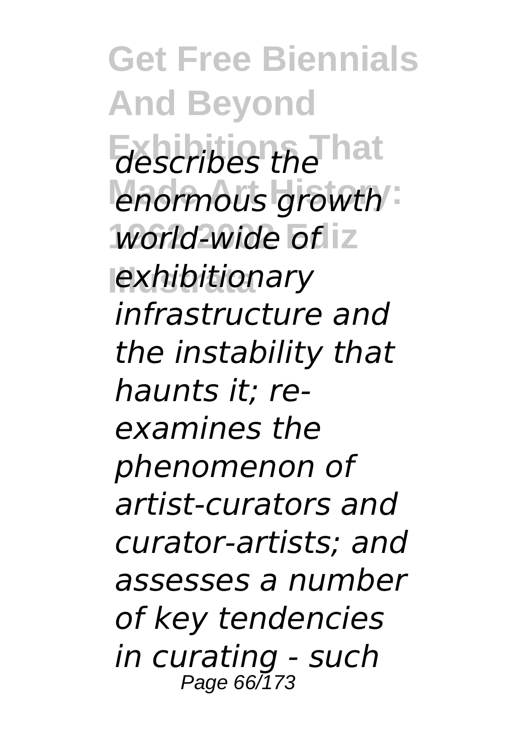*describes the enormous growth world-wide of exhibitionary infrastructure and the instability that haunts it; re-examines the phenomenon of artist-curators and curator-artists; and assesses a number of key tendencies in curating - such*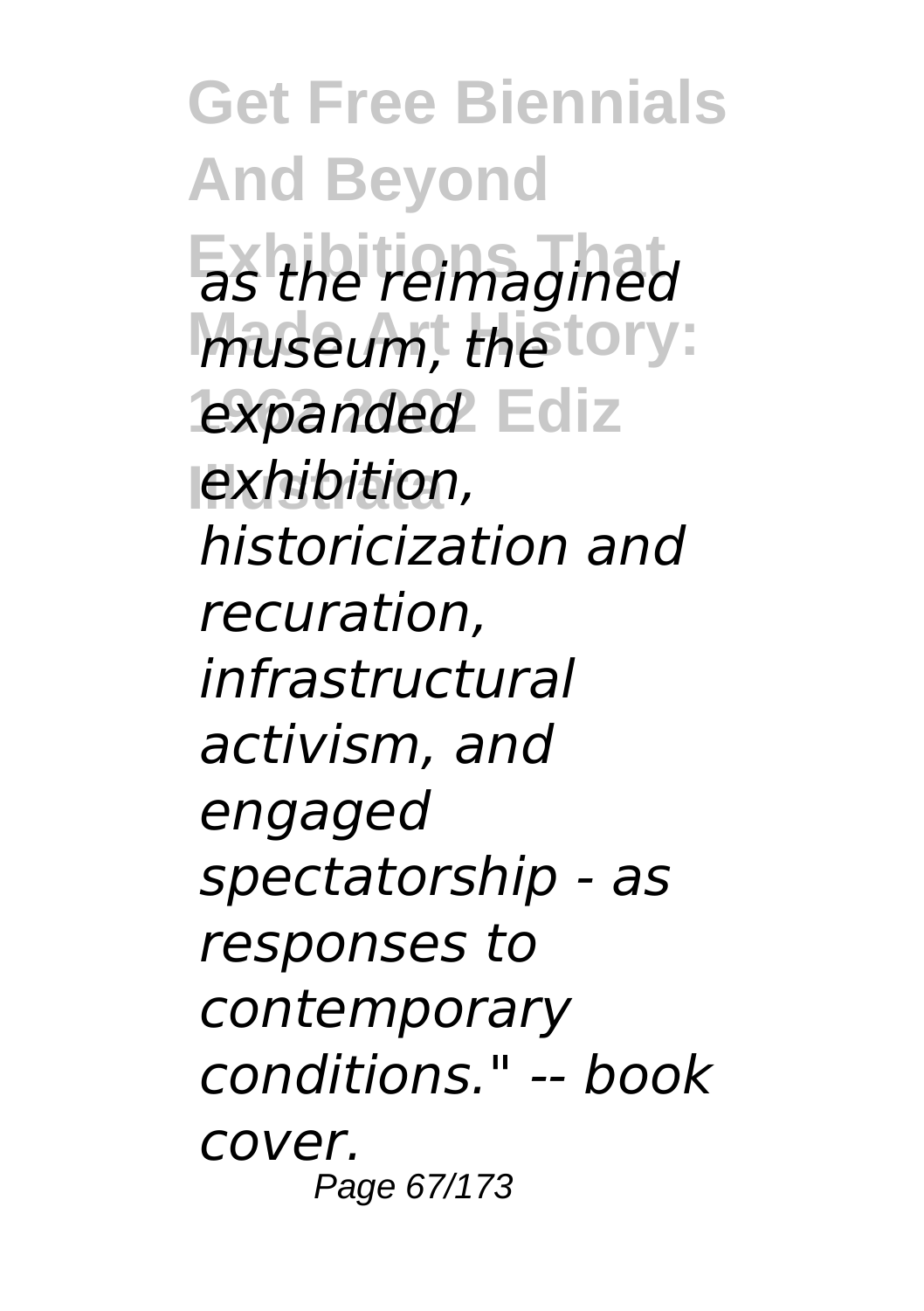*as the reimagined museum, the expanded exhibition, historicization and recuration, infrastructural activism, and engaged spectatorship - as responses to contemporary conditions." -- book cover.*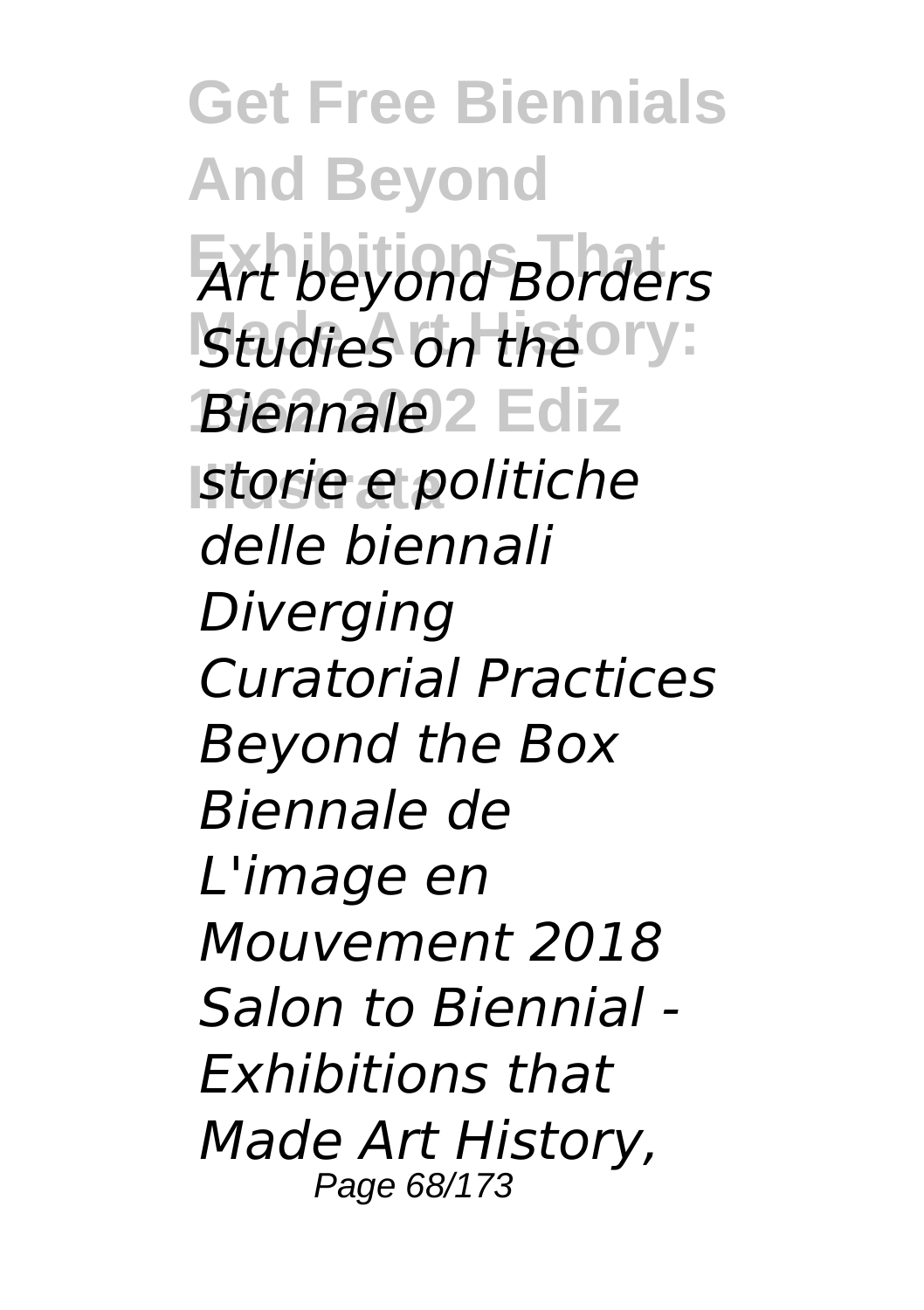*Art beyond Borders*
*Studies on the Biennale*
*storie e politiche delle biennali*
*Diverging Curatorial Practices*
*Beyond the Box*
*Biennale de L'image en Mouvement 2018*
*Salon to Biennial - Exhibitions that Made Art History,*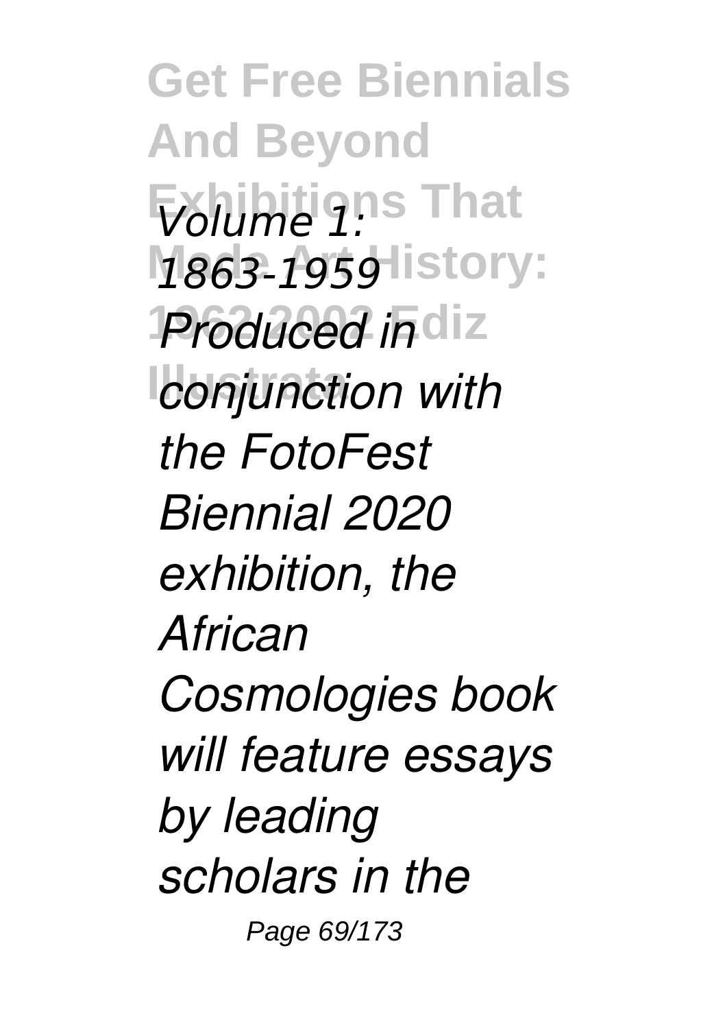*Volume 1: 1863-1959 Produced in conjunction with the FotoFest Biennial 2020 exhibition, the African Cosmologies book will feature essays by leading scholars in the*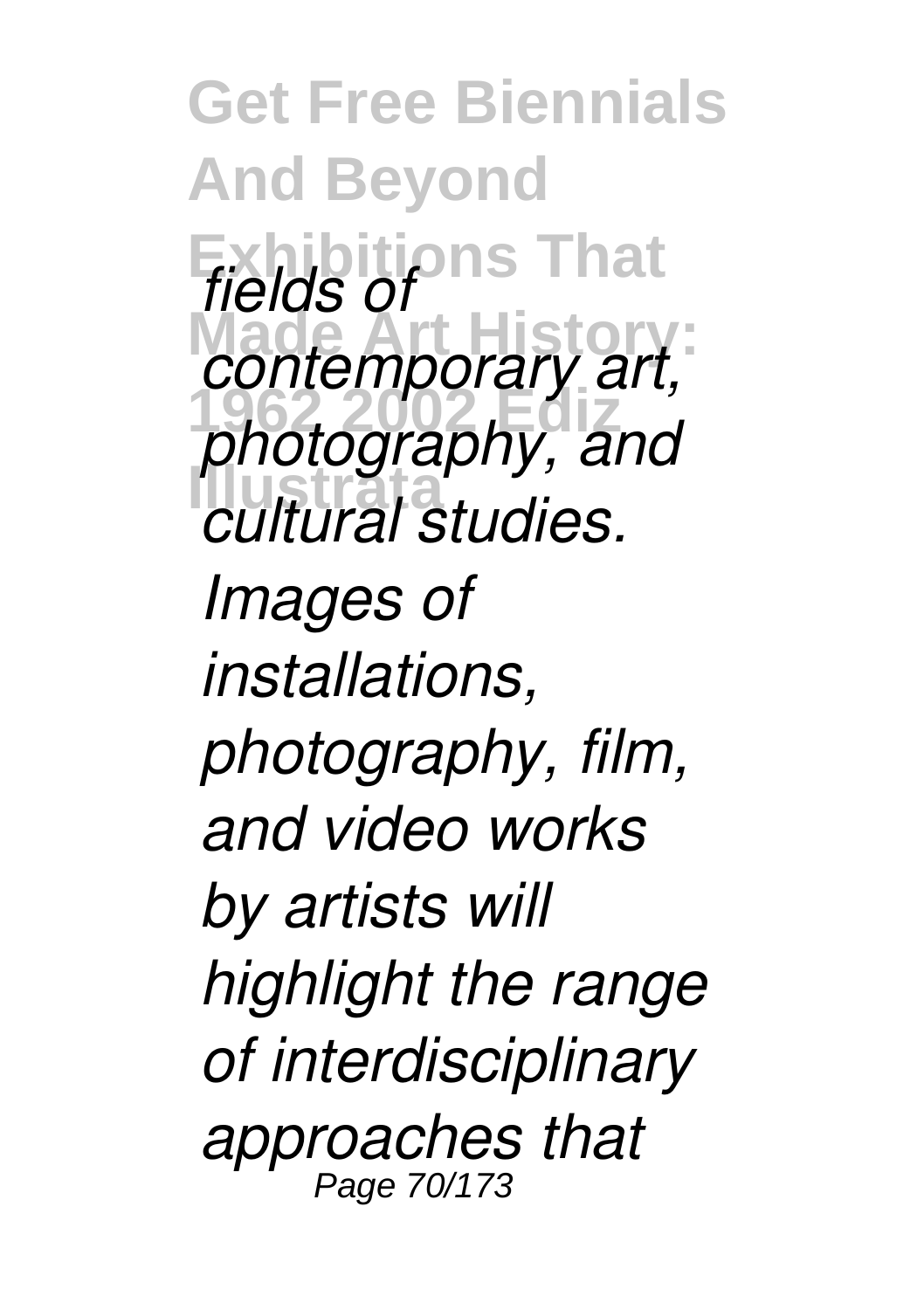*fields of contemporary art, photography, and cultural studies. Images of installations, photography, film, and video works by artists will highlight the range of interdisciplinary approaches that*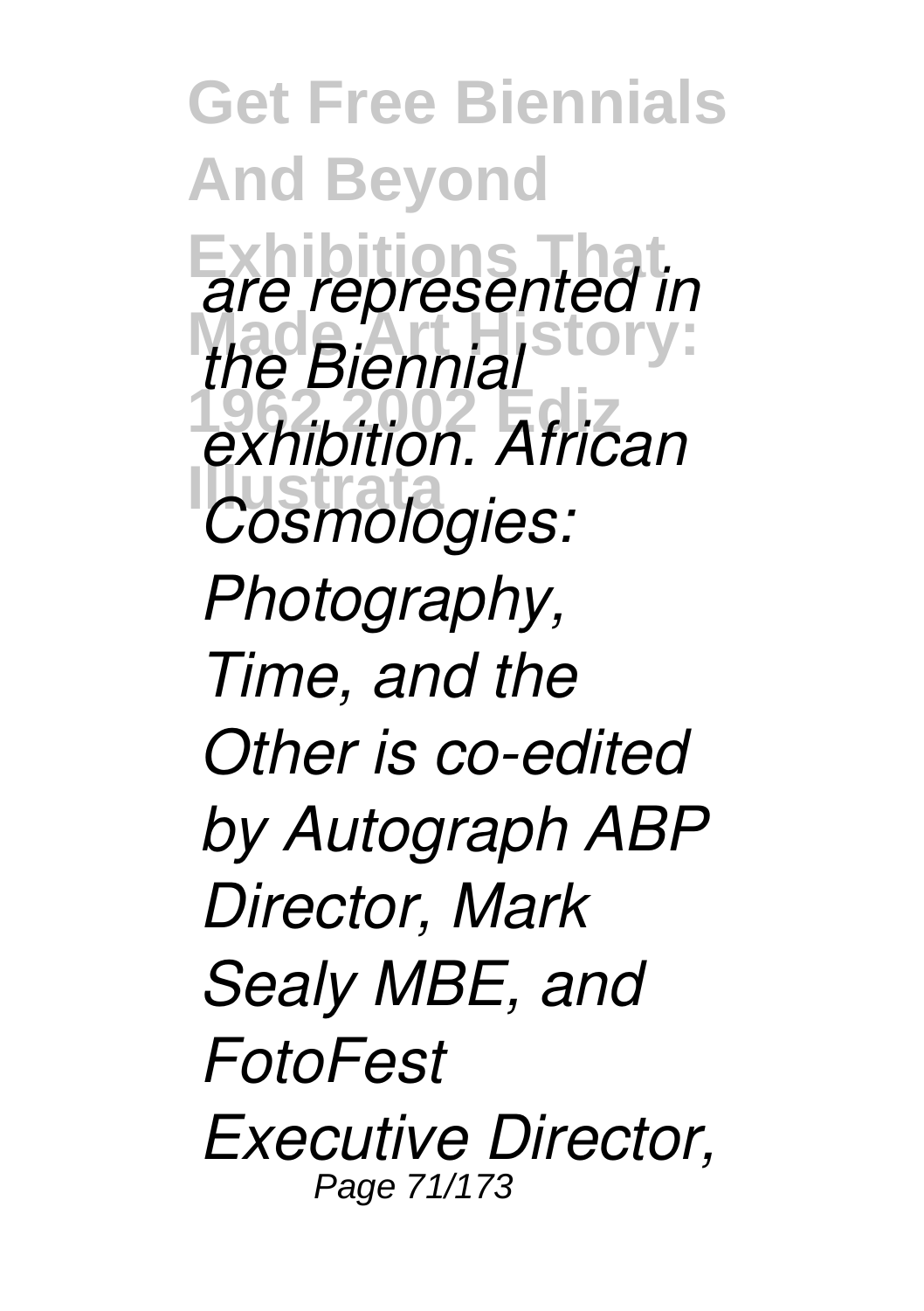*are represented in the Biennial exhibition. African Cosmologies: Photography, Time, and the Other is co-edited by Autograph ABP Director, Mark Sealy MBE, and FotoFest Executive Director,*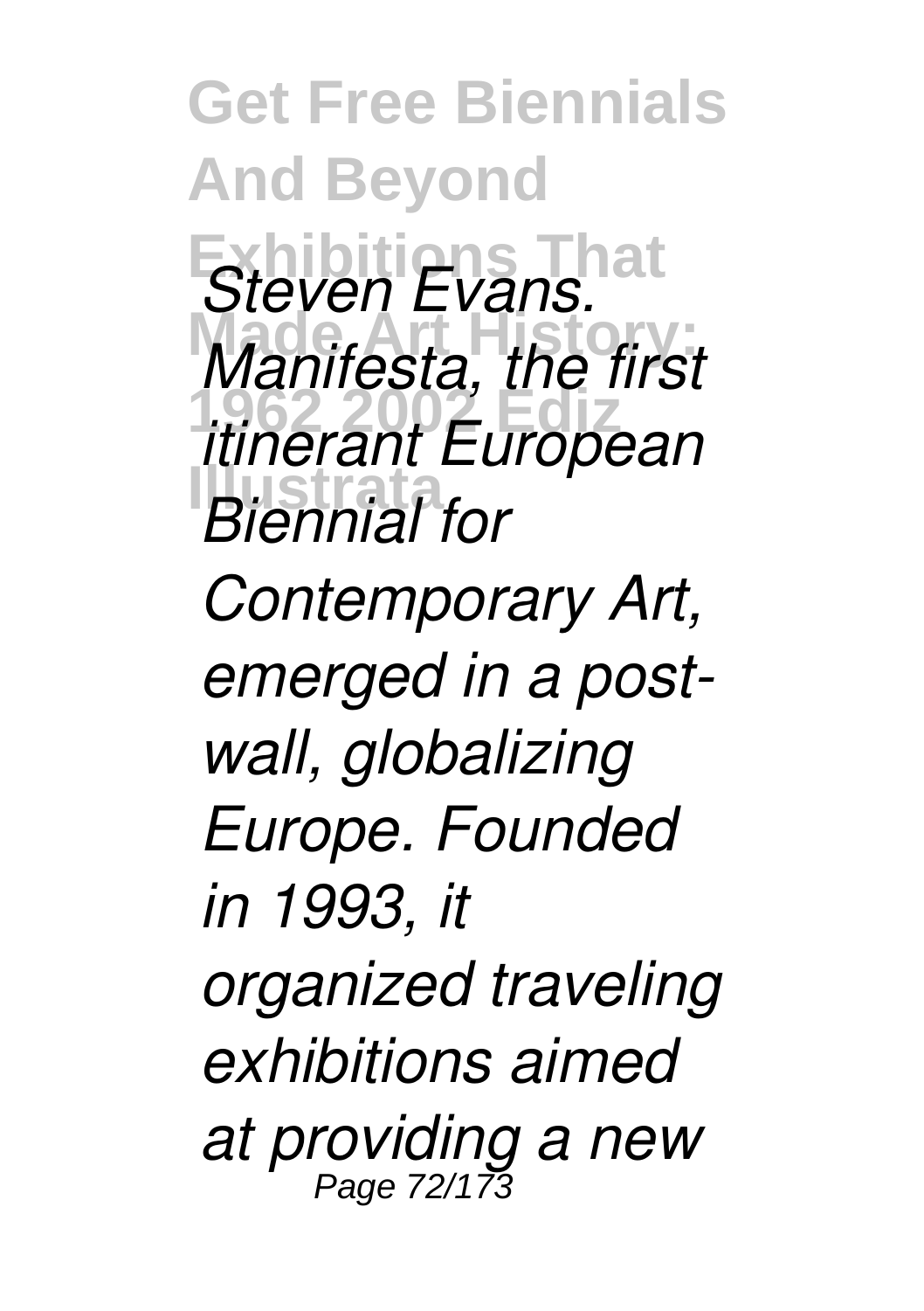*Steven Evans. Manifesta, the first itinerant European Biennial for Contemporary Art, emerged in a post-wall, globalizing Europe. Founded in 1993, it organized traveling exhibitions aimed at providing a new*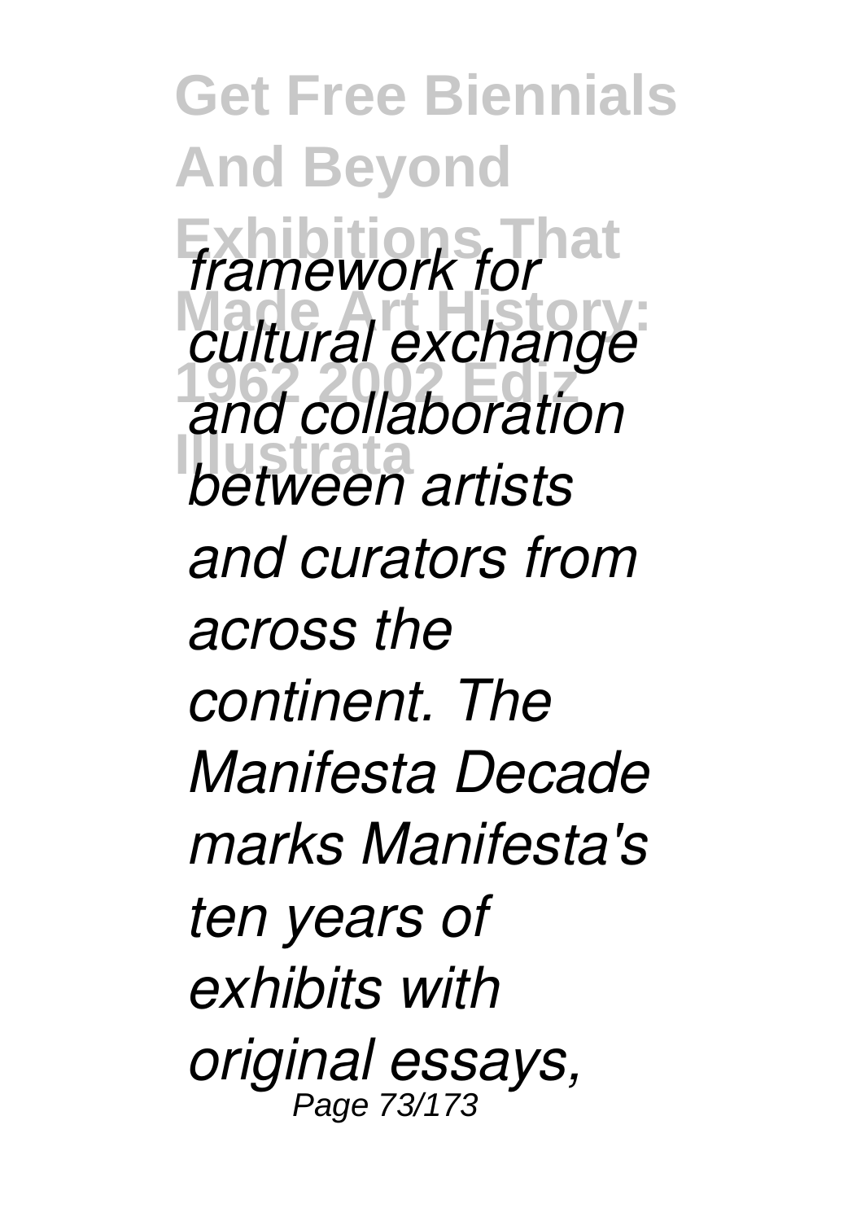*framework for cultural exchange and collaboration between artists and curators from across the continent. The Manifesta Decade marks Manifesta's ten years of exhibits with original essays,*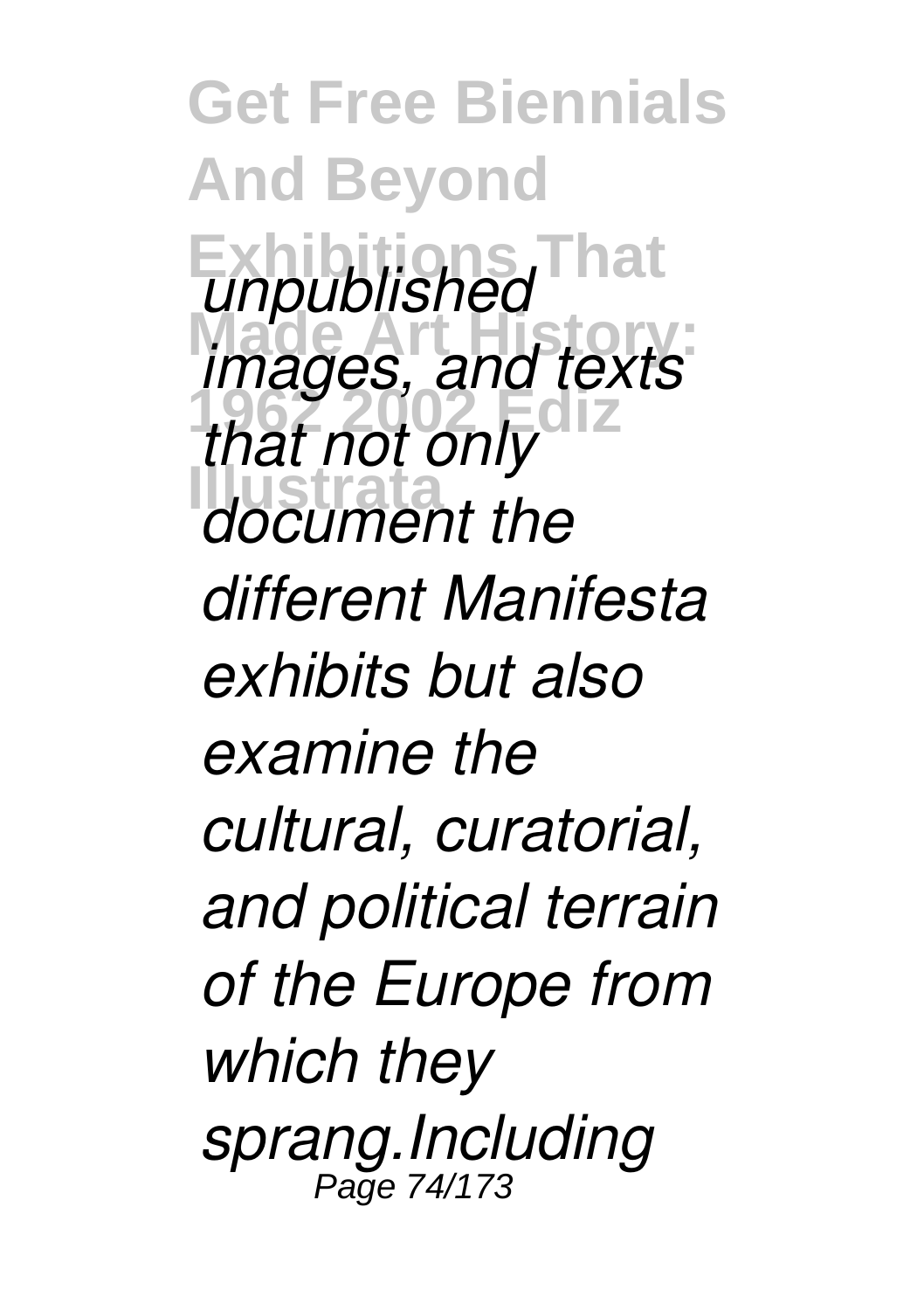*unpublished images, and texts that not only document the different Manifesta exhibits but also examine the cultural, curatorial, and political terrain of the Europe from which they sprang.Including*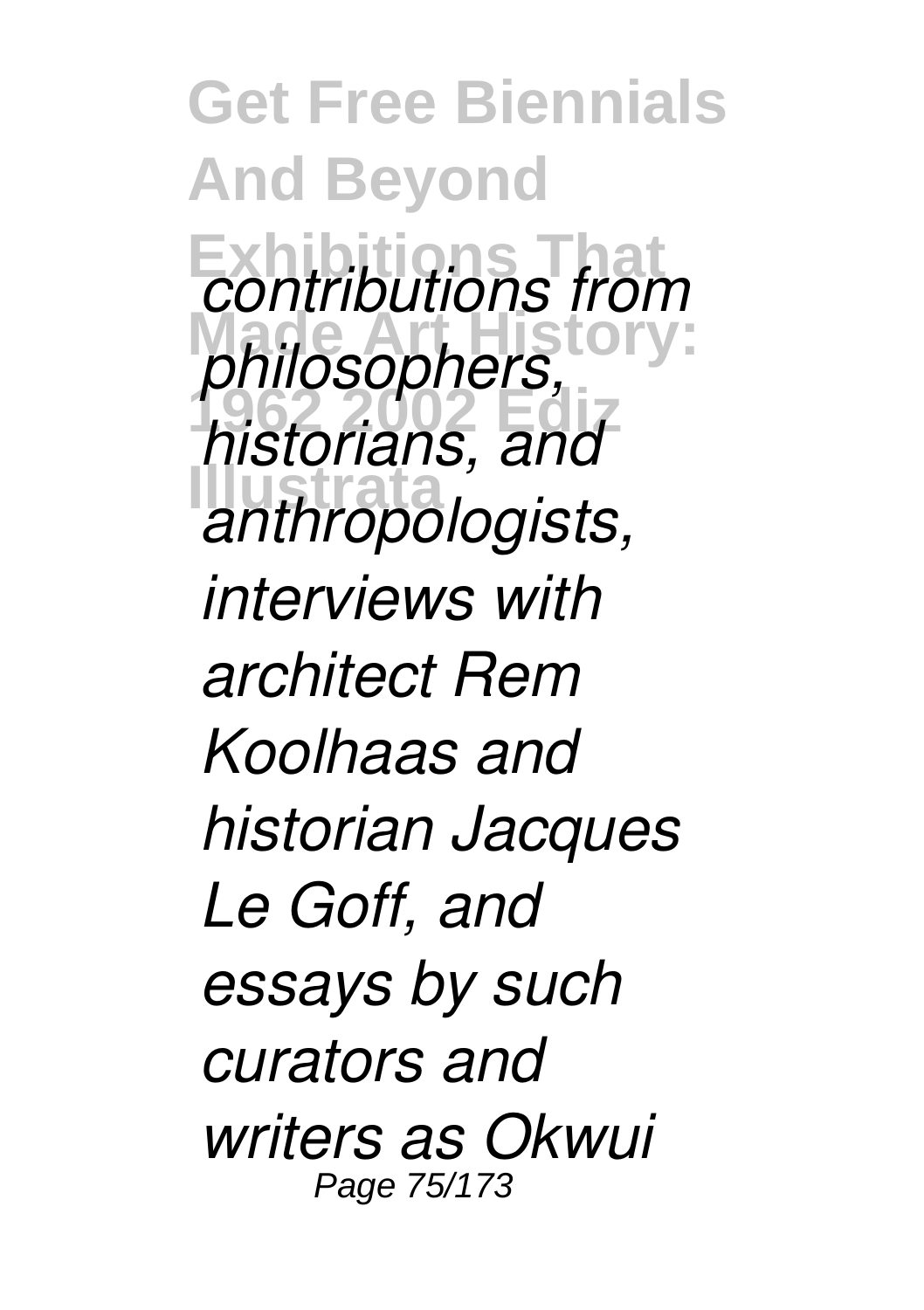*contributions from philosophers, historians, and anthropologists, interviews with architect Rem Koolhaas and historian Jacques Le Goff, and essays by such curators and writers as Okwui*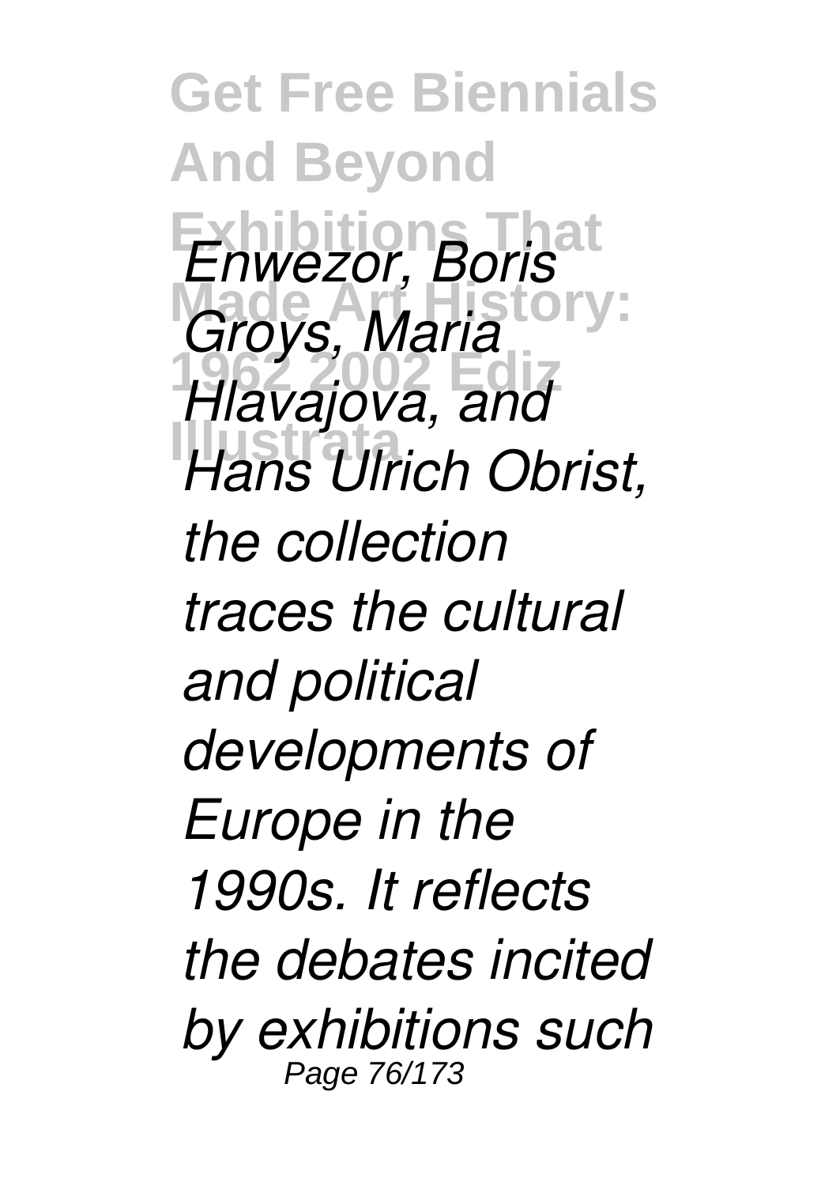*Enwezor, Boris Groys, Maria Hlavajova, and Hans Ulrich Obrist, the collection traces the cultural and political developments of Europe in the 1990s. It reflects the debates incited by exhibitions such*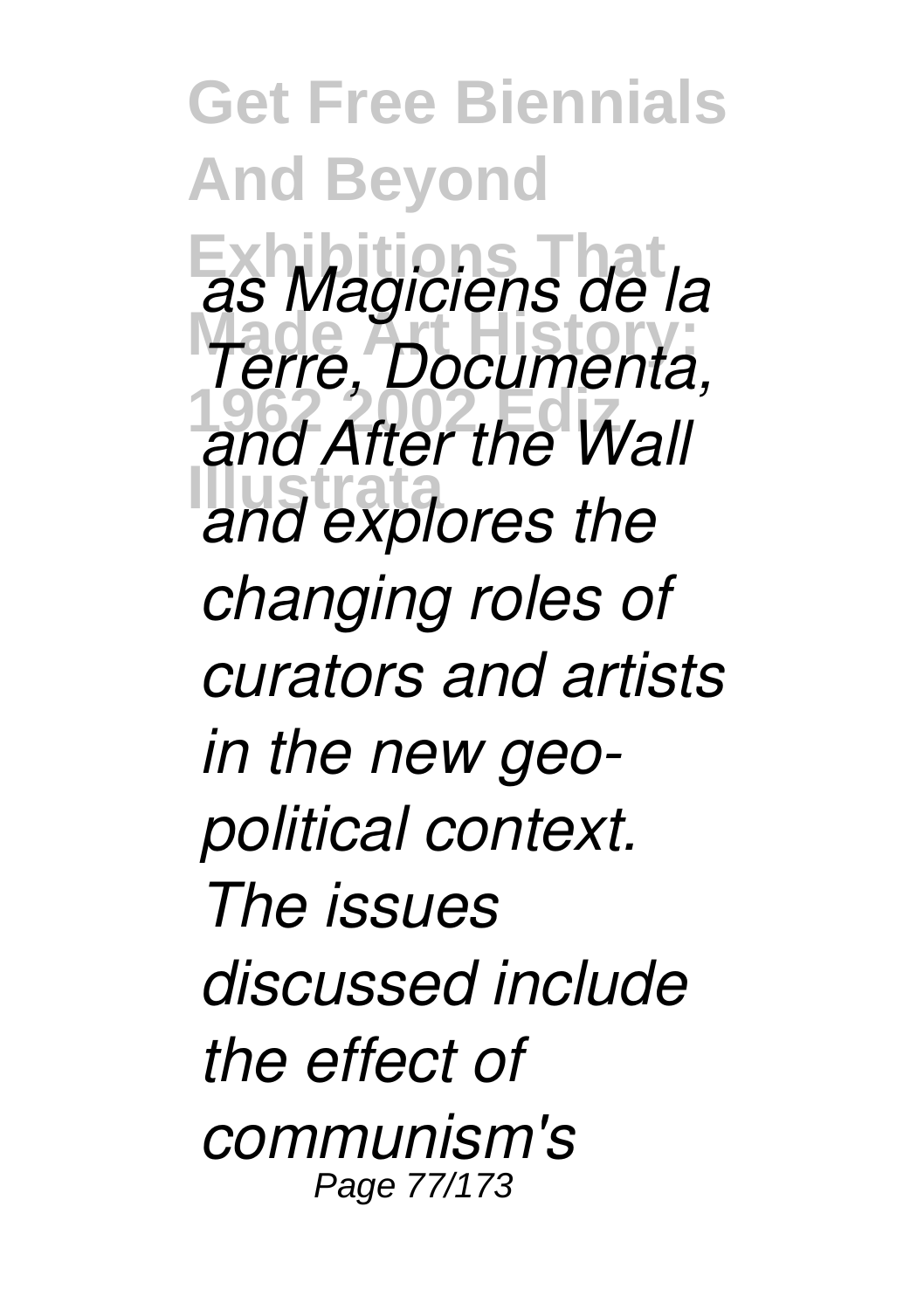*as Magiciens de la Terre, Documenta, and After the Wall and explores the changing roles of curators and artists in the new geo-political context. The issues discussed include the effect of communism's*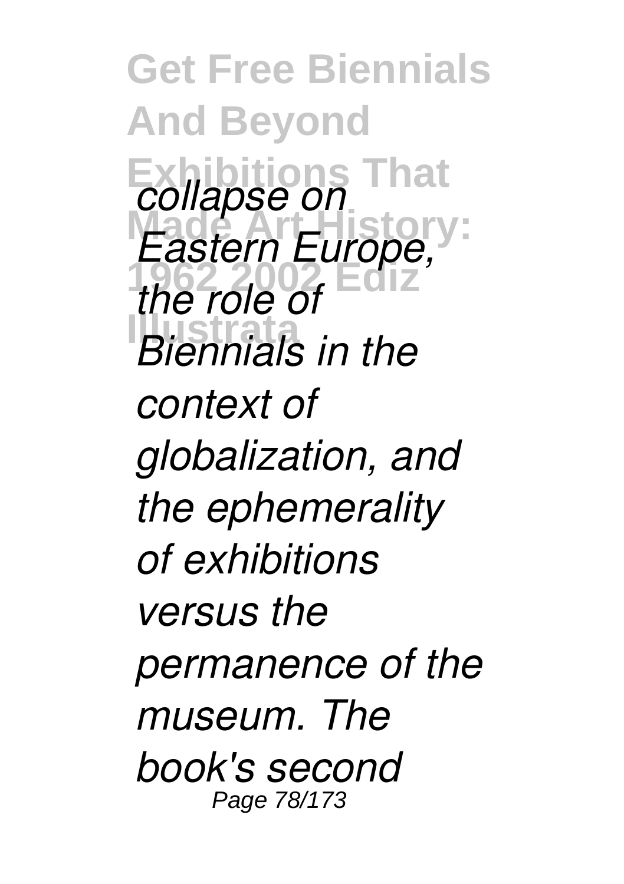*collapse on Eastern Europe, the role of Biennials in the context of globalization, and the ephemerality of exhibitions versus the permanence of the museum. The book's second*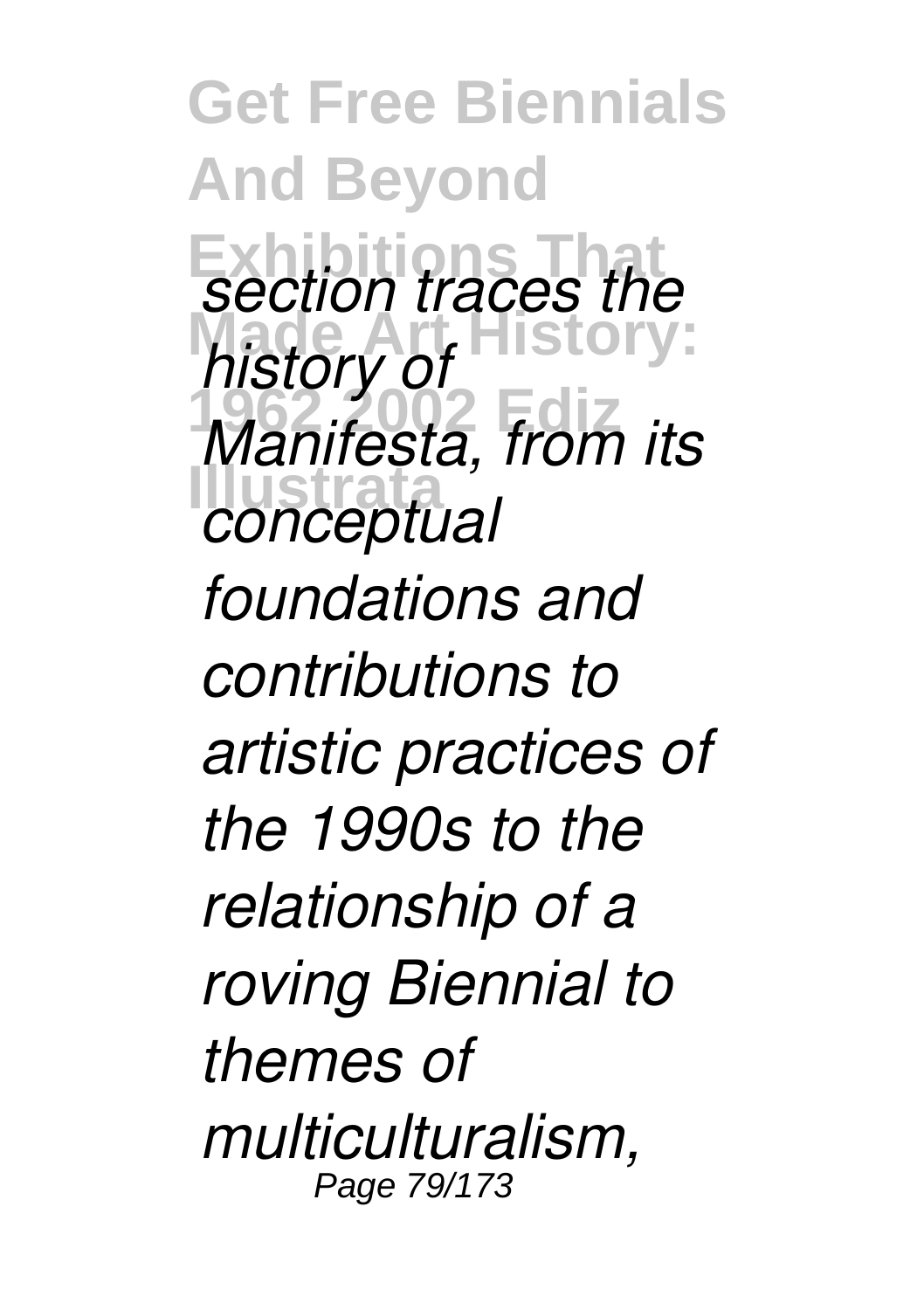*section traces the history of Manifesta, from its conceptual foundations and contributions to artistic practices of the 1990s to the relationship of a roving Biennial to themes of multiculturalism,*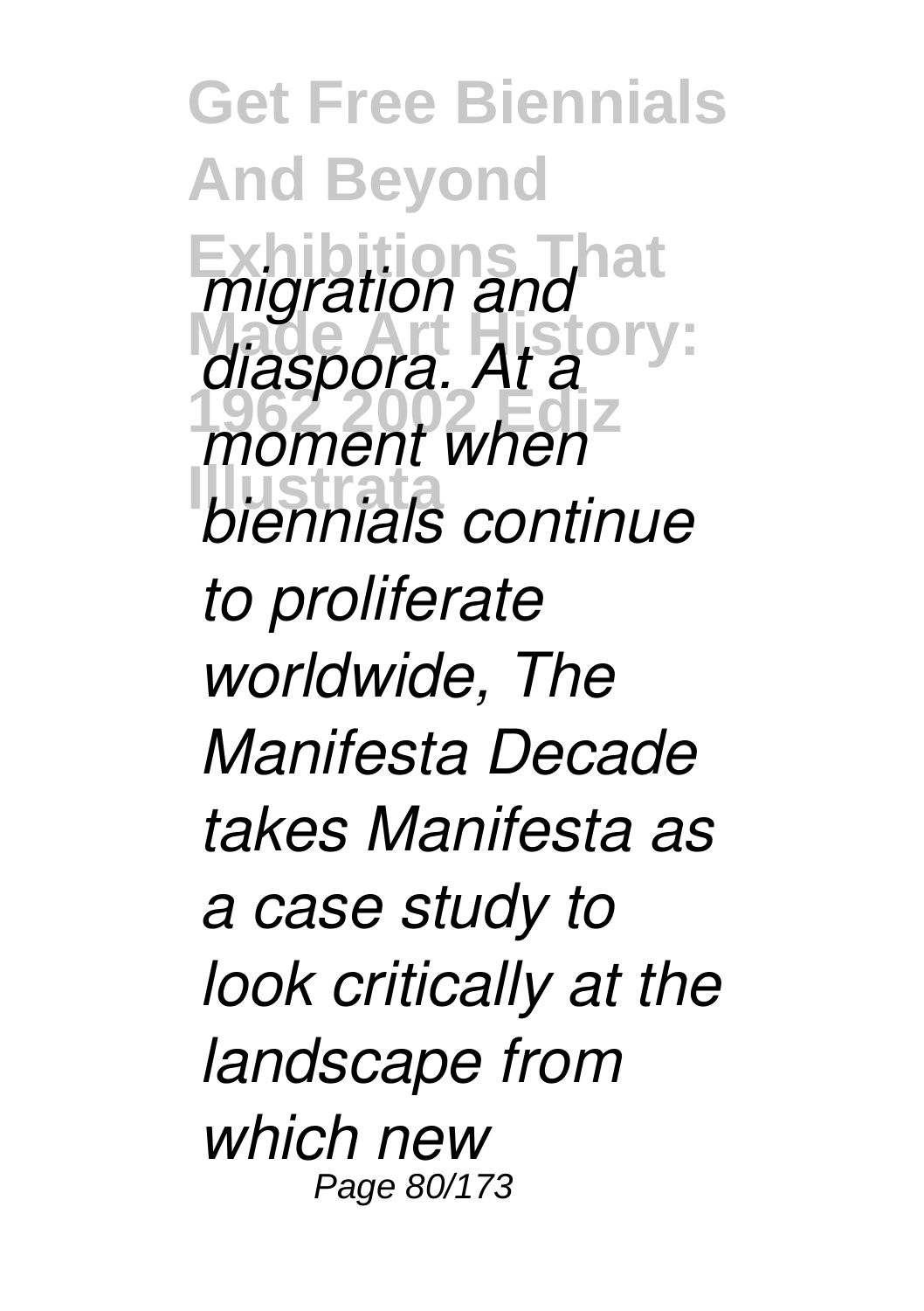*migration and diaspora. At a moment when biennials continue to proliferate worldwide, The Manifesta Decade takes Manifesta as a case study to look critically at the landscape from which new*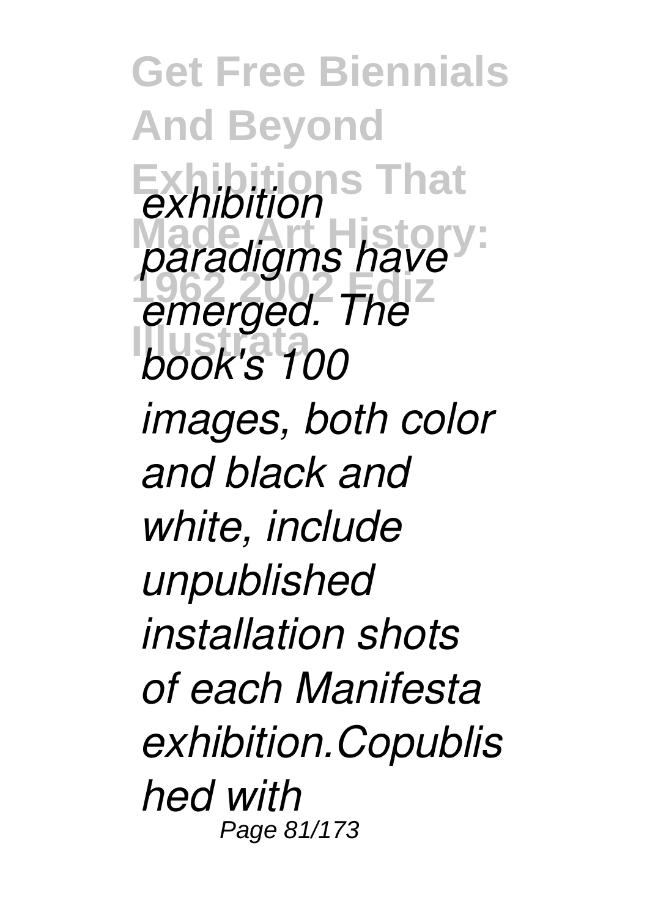*exhibition paradigms have emerged. The book's 100 images, both color and black and white, include unpublished installation shots of each Manifesta exhibition.Copublished with*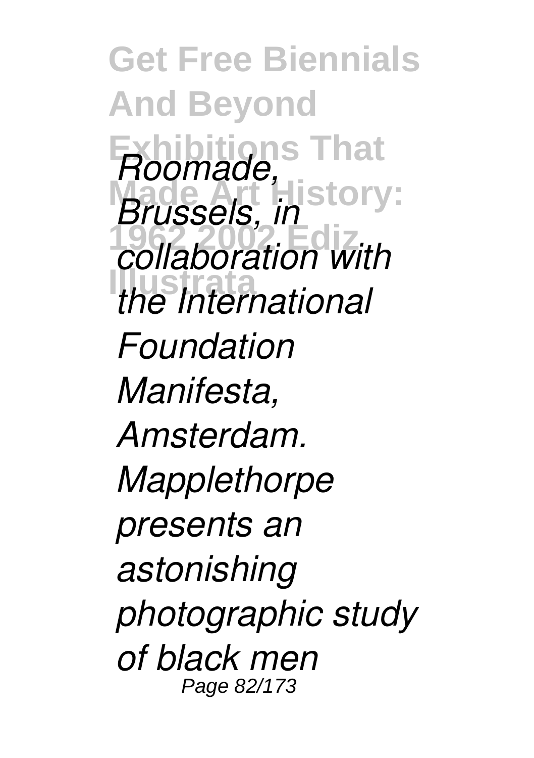*Roomade, Brussels, in collaboration with the International Foundation Manifesta, Amsterdam. Mapplethorpe presents an astonishing photographic study of black men*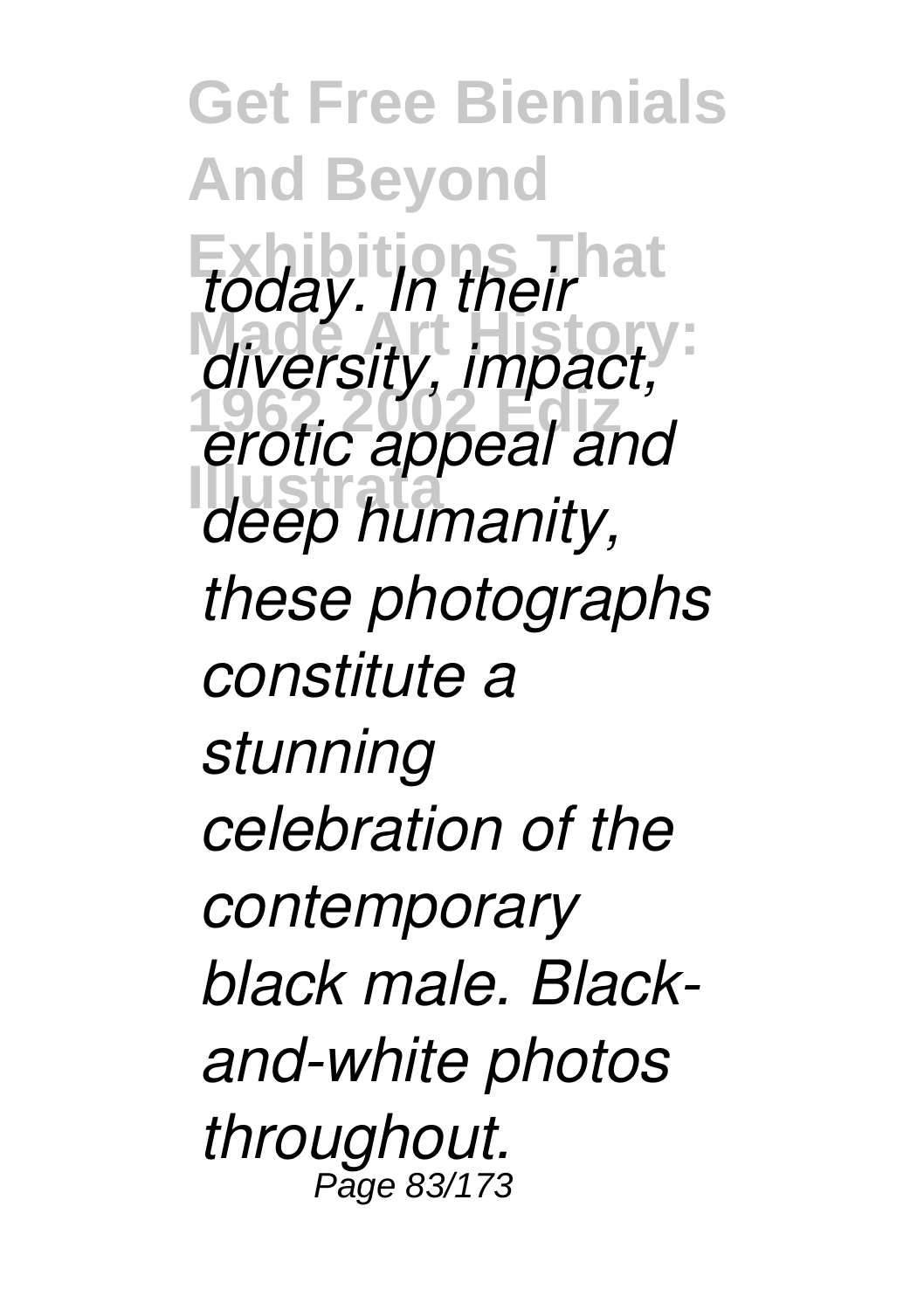*today. In their diversity, impact, erotic appeal and deep humanity, these photographs constitute a stunning celebration of the contemporary black male. Black-and-white photos throughout.*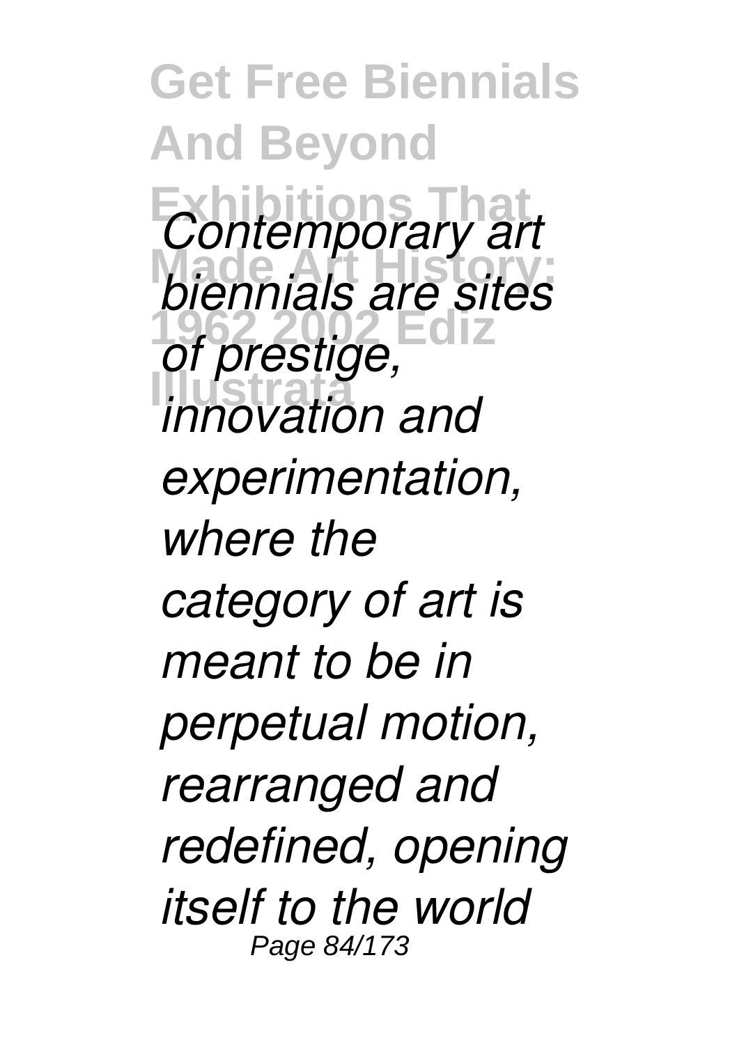*Contemporary art biennials are sites of prestige, innovation and experimentation, where the category of art is meant to be in perpetual motion, rearranged and redefined, opening itself to the world*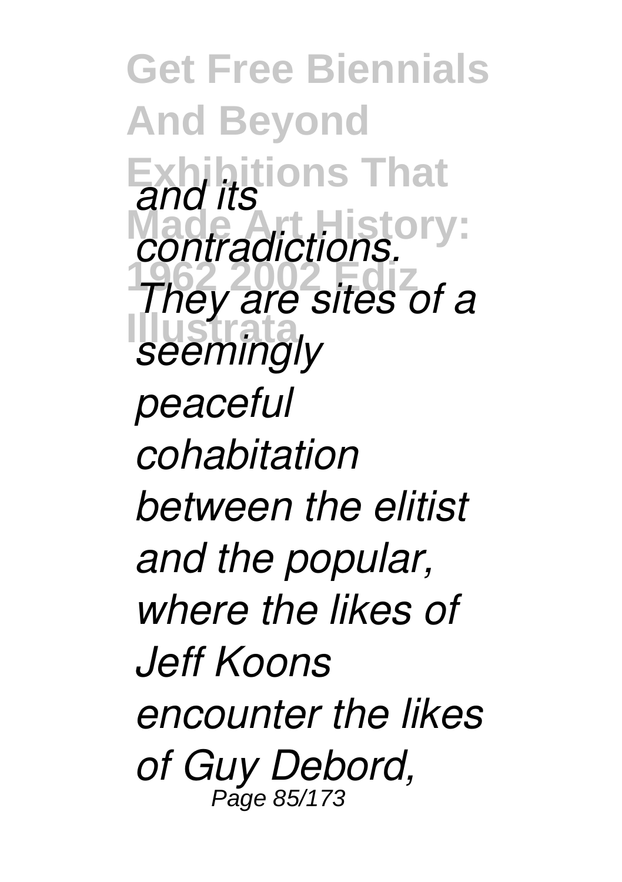*and its contradictions. They are sites of a seemingly peaceful cohabitation between the elitist and the popular, where the likes of Jeff Koons encounter the likes of Guy Debord,*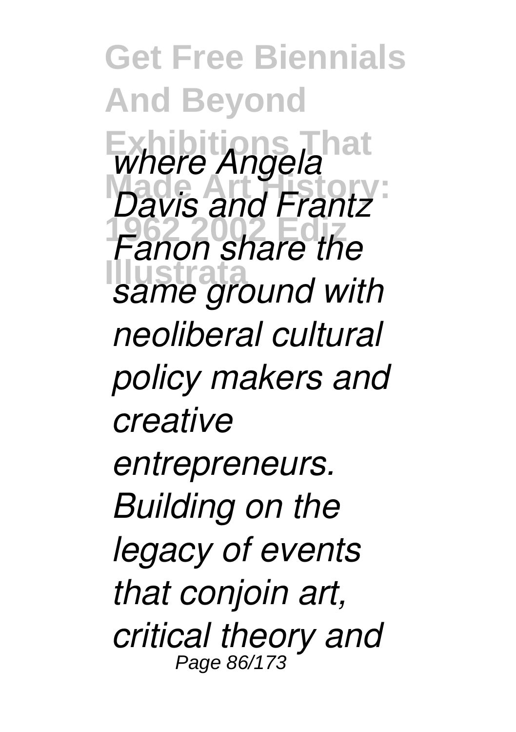*where Angela Davis and Frantz Fanon share the same ground with neoliberal cultural policy makers and creative entrepreneurs. Building on the legacy of events that conjoin art, critical theory and*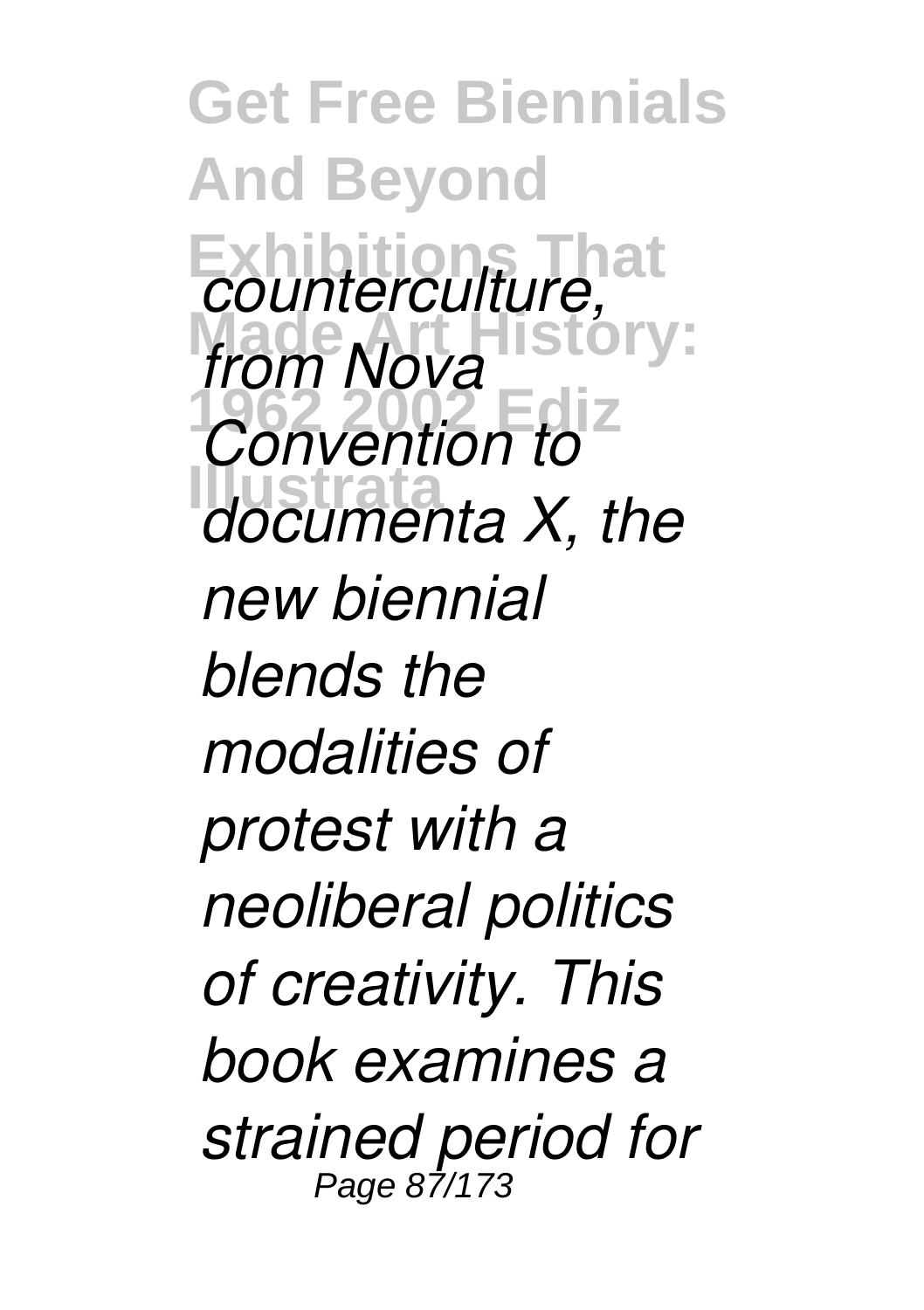*counterculture, from Nova Convention to documenta X, the new biennial blends the modalities of protest with a neoliberal politics of creativity. This book examines a strained period for*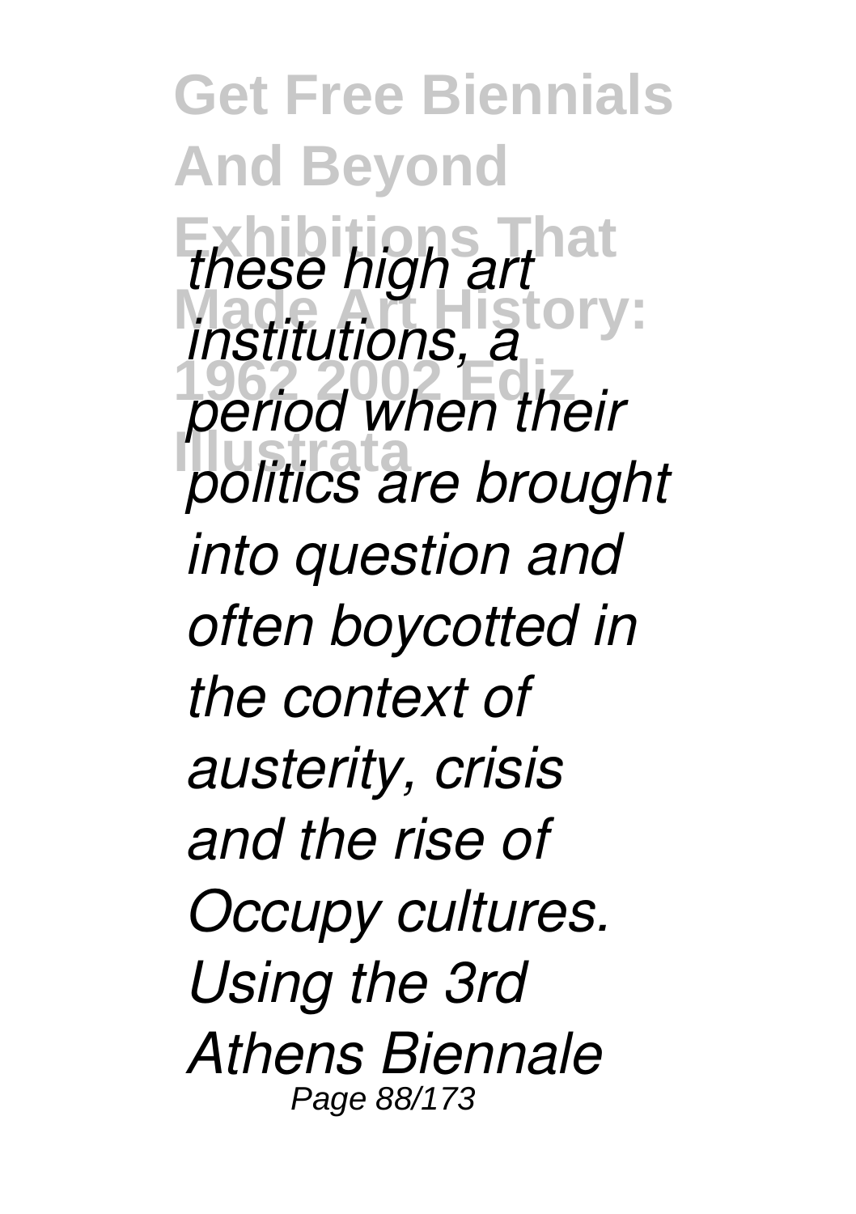*these high art institutions, a period when their politics are brought into question and often boycotted in the context of austerity, crisis and the rise of Occupy cultures. Using the 3rd Athens Biennale*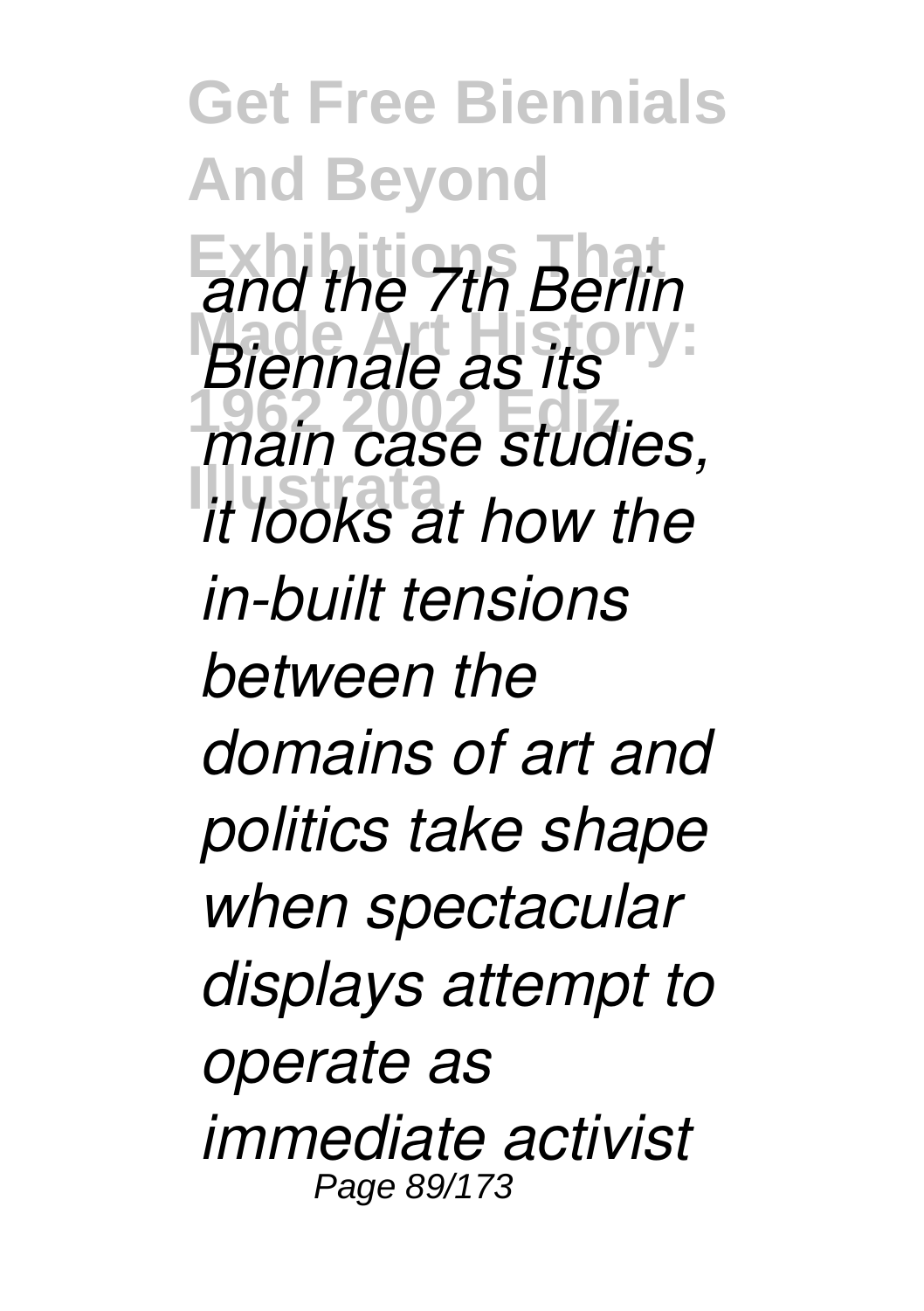*and the 7th Berlin Biennale as its main case studies, it looks at how the in-built tensions between the domains of art and politics take shape when spectacular displays attempt to operate as immediate activist*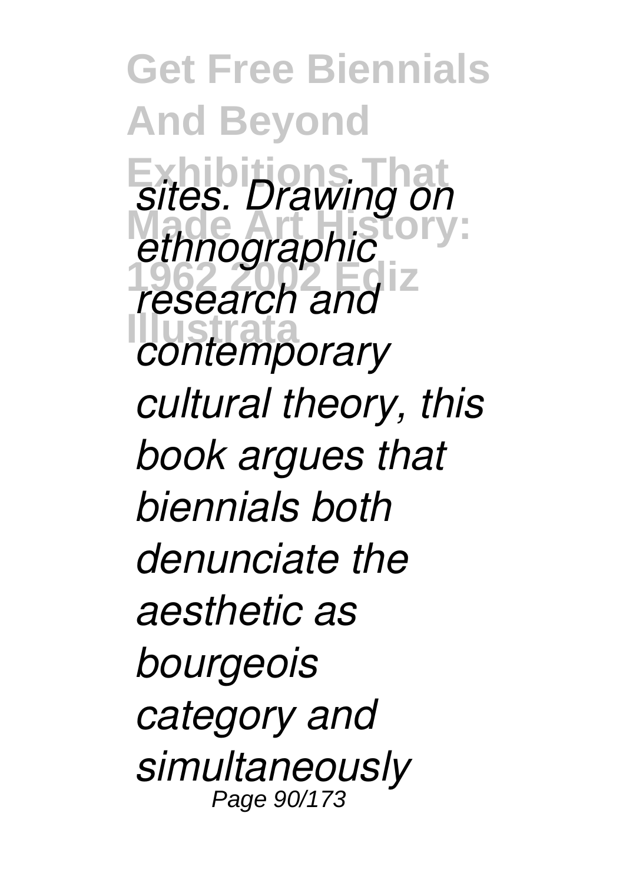*sites. Drawing on ethnographic research and contemporary cultural theory, this book argues that biennials both denunciate the aesthetic as bourgeois category and simultaneously*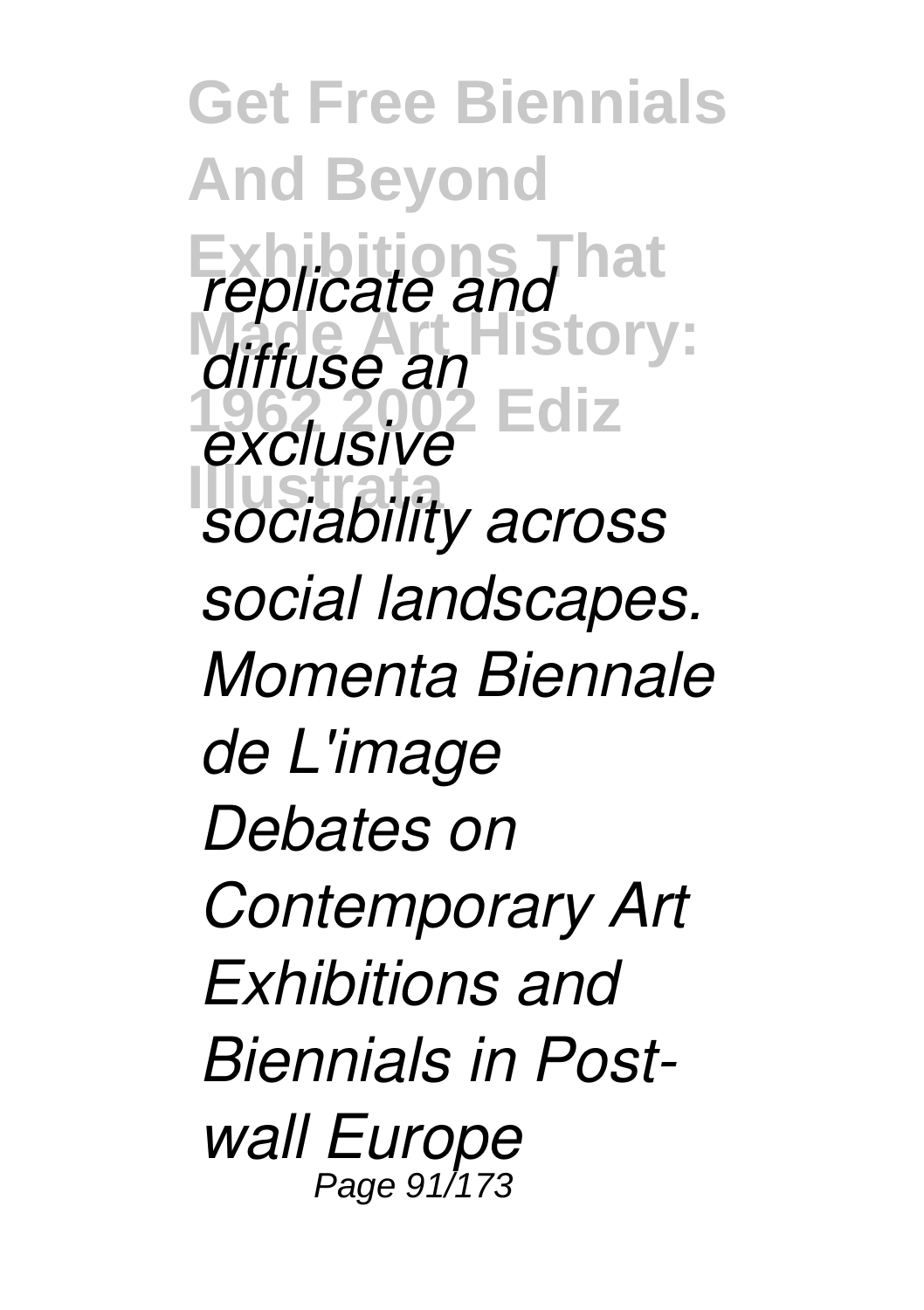*replicate and diffuse an exclusive sociability across social landscapes.*

*Momenta Biennale de L'image*

*Debates on Contemporary Art Exhibitions and Biennials in Post-wall Europe*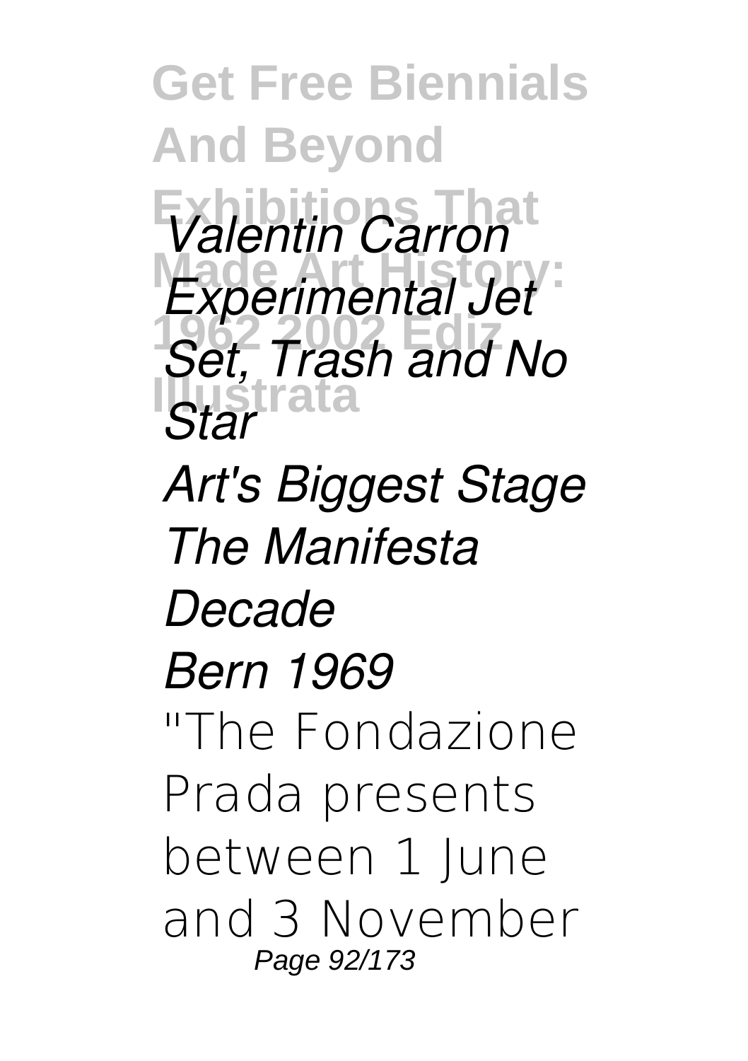*Valentin Carron Experimental Jet Set, Trash and No Star*

*Art's Biggest Stage*

*The Manifesta Decade*

*Bern 1969*

"The Fondazione Prada presents between 1 June and 3 November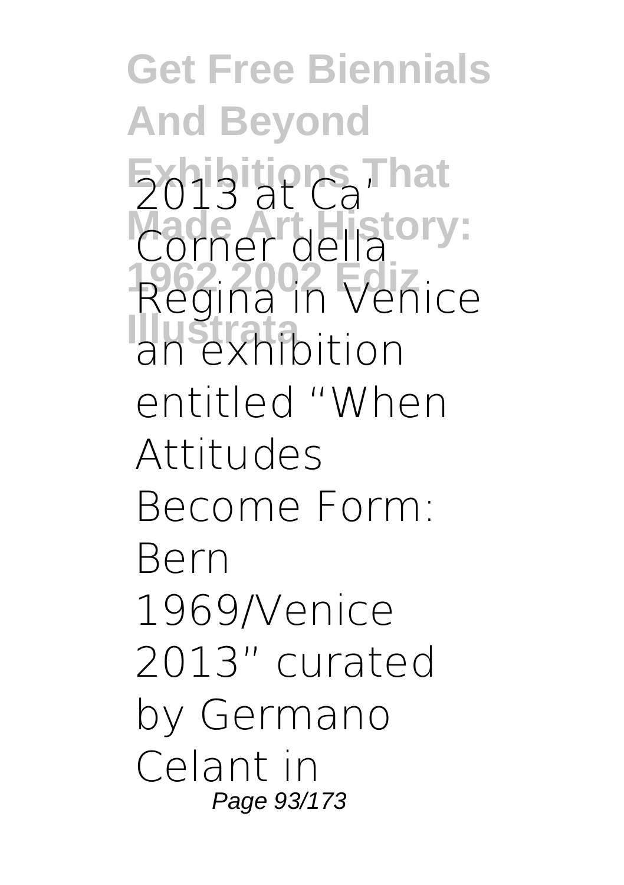2013 at Ca' Corner della Regina in Venice an exhibition entitled "When Attitudes Become Form: Bern 1969/Venice 2013" curated by Germano Celant in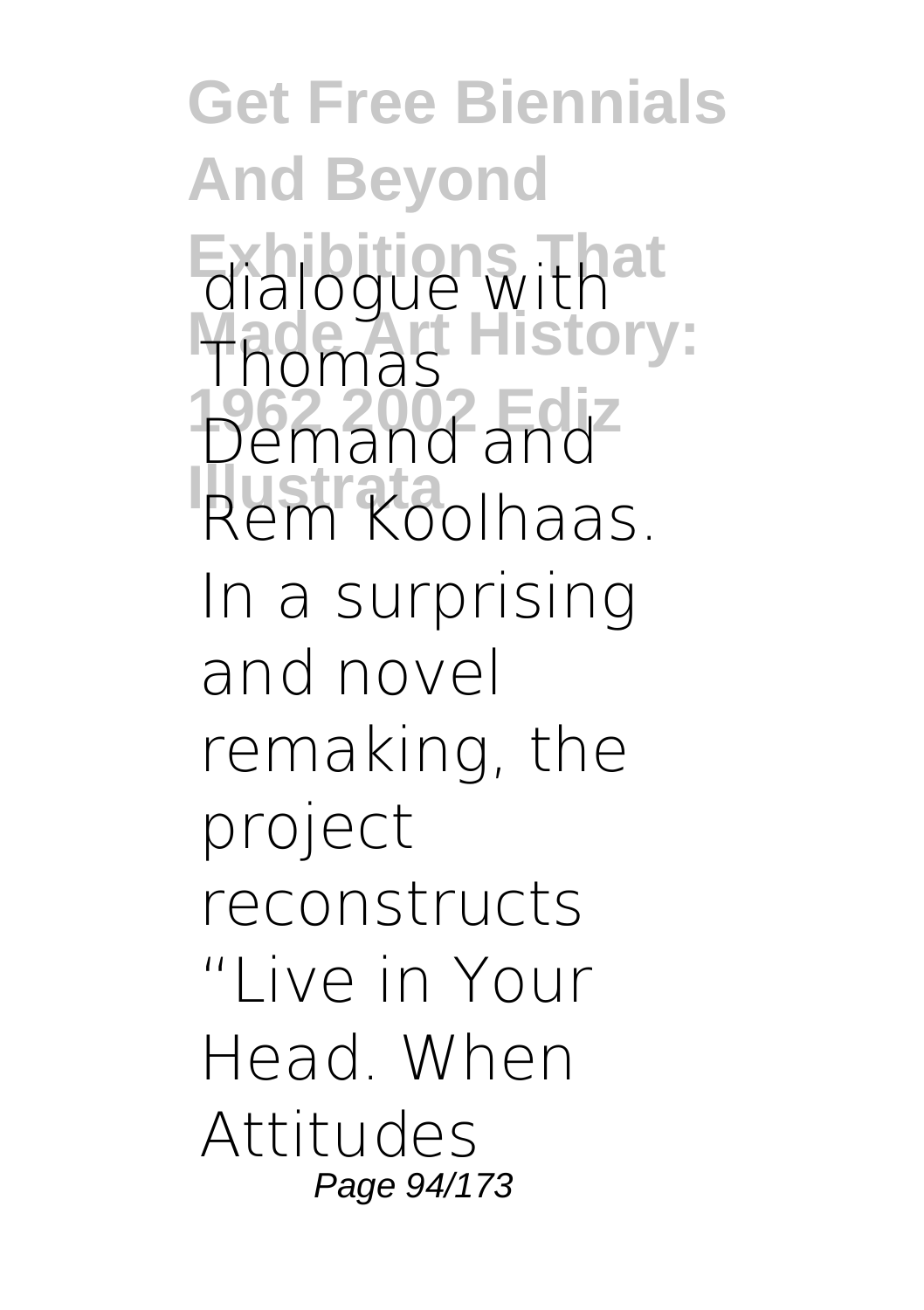dialogue with Thomas Demand and Rem Koolhaas. In a surprising and novel remaking, the project reconstructs "Live in Your Head. When Attitudes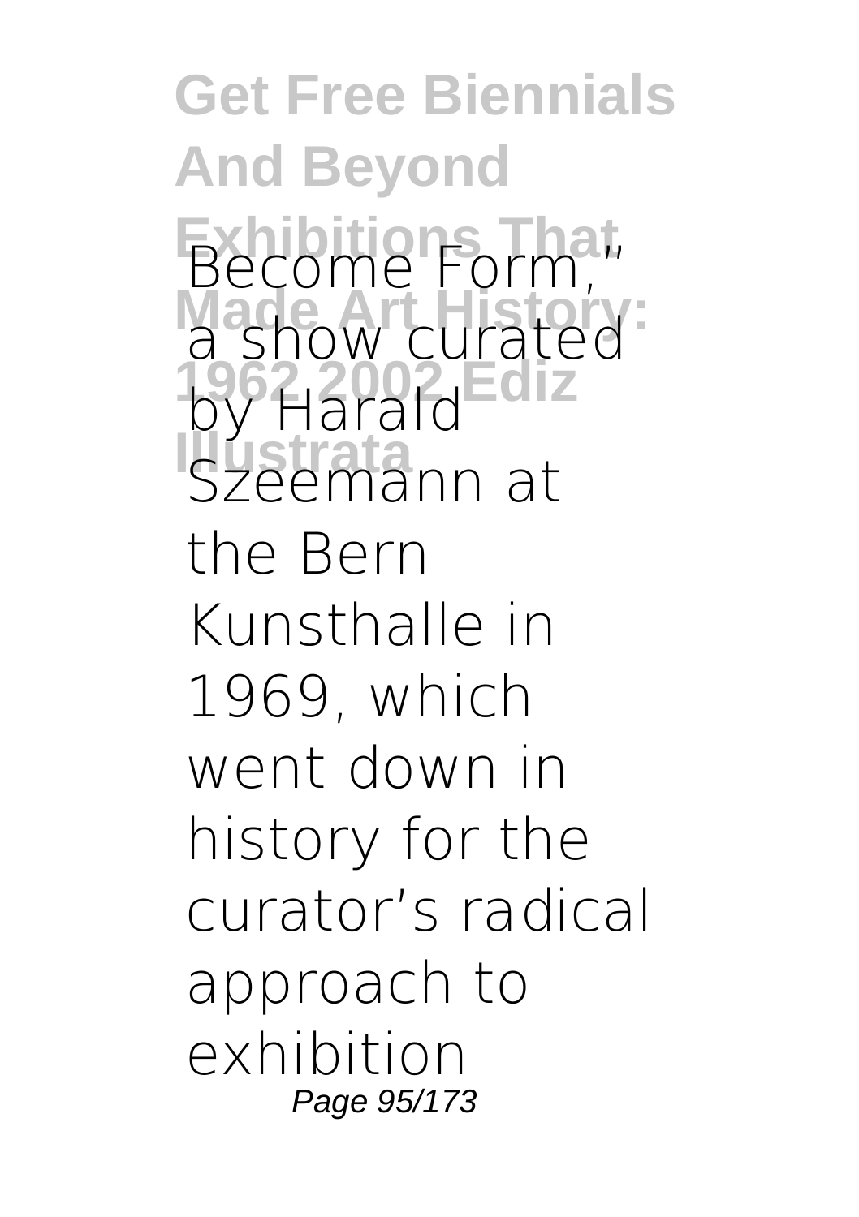Become Form," a show curated by Harald Szeemann at the Bern Kunsthalle in 1969, which went down in history for the curator's radical approach to exhibition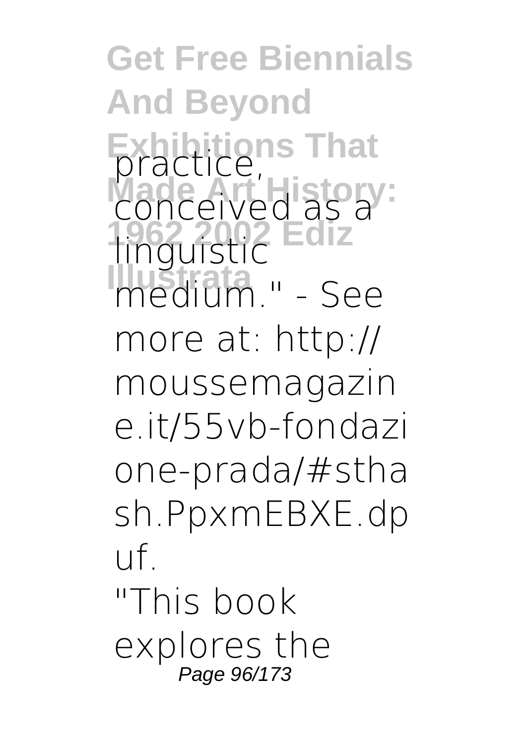practice, conceived as a linguistic medium." - See more at: http://moussemagazine.it/55vb-fondazione-prada/#sthash.PpxmEBXE.dpuf.

"This book explores the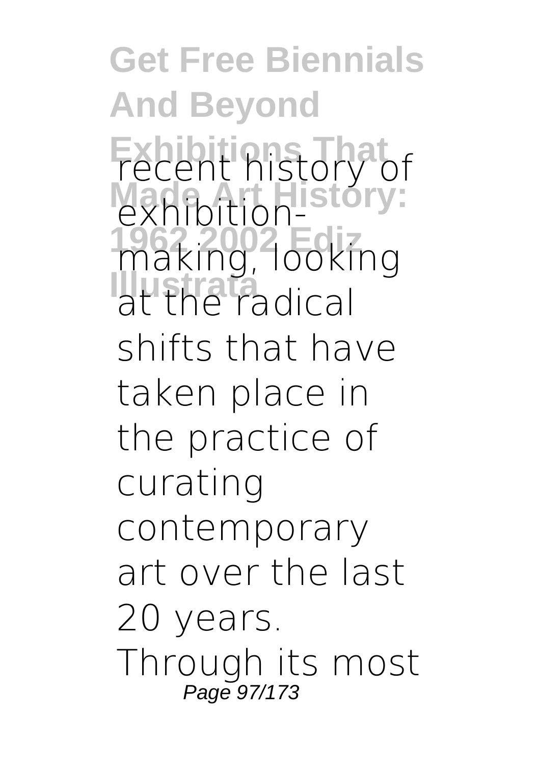recent history of exhibition-making, looking at the radical shifts that have taken place in the practice of curating contemporary art over the last 20 years. Through its most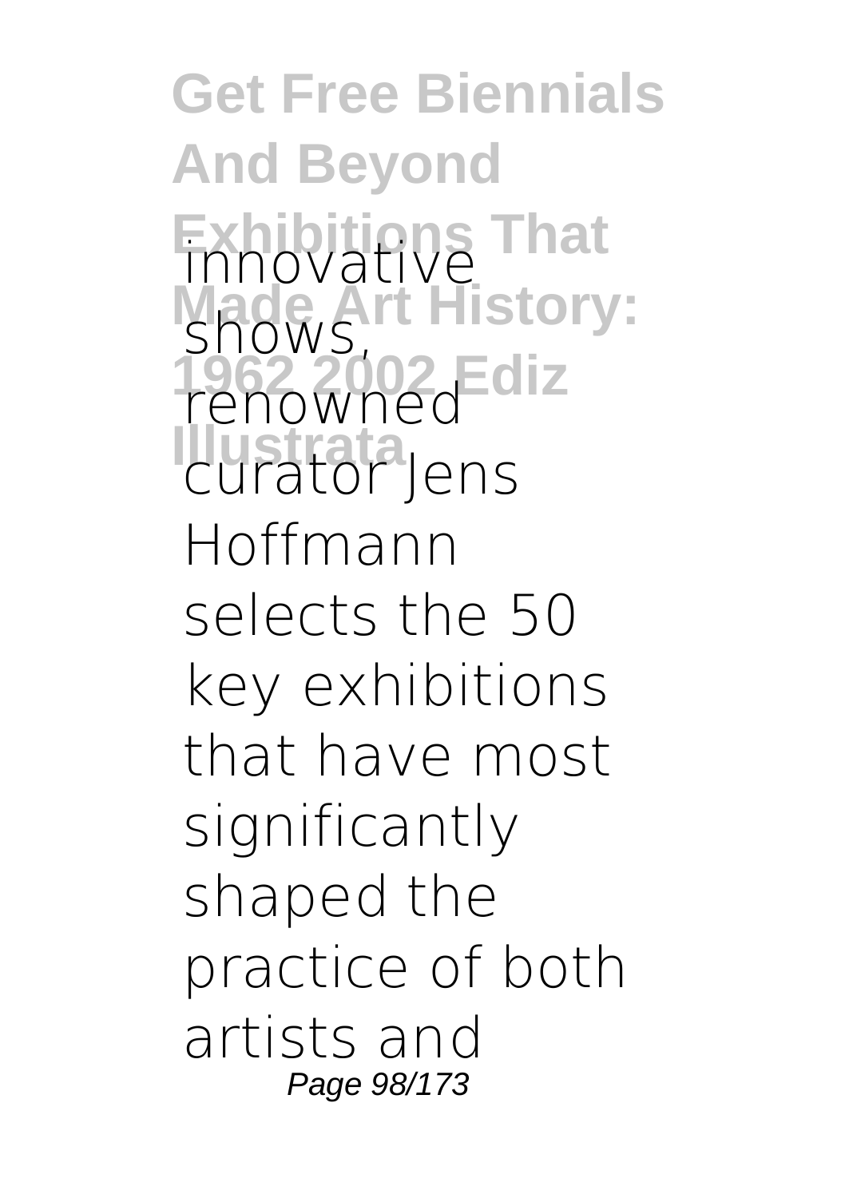innovative shows, renowned curator Jens Hoffmann selects the 50 key exhibitions that have most significantly shaped the practice of both artists and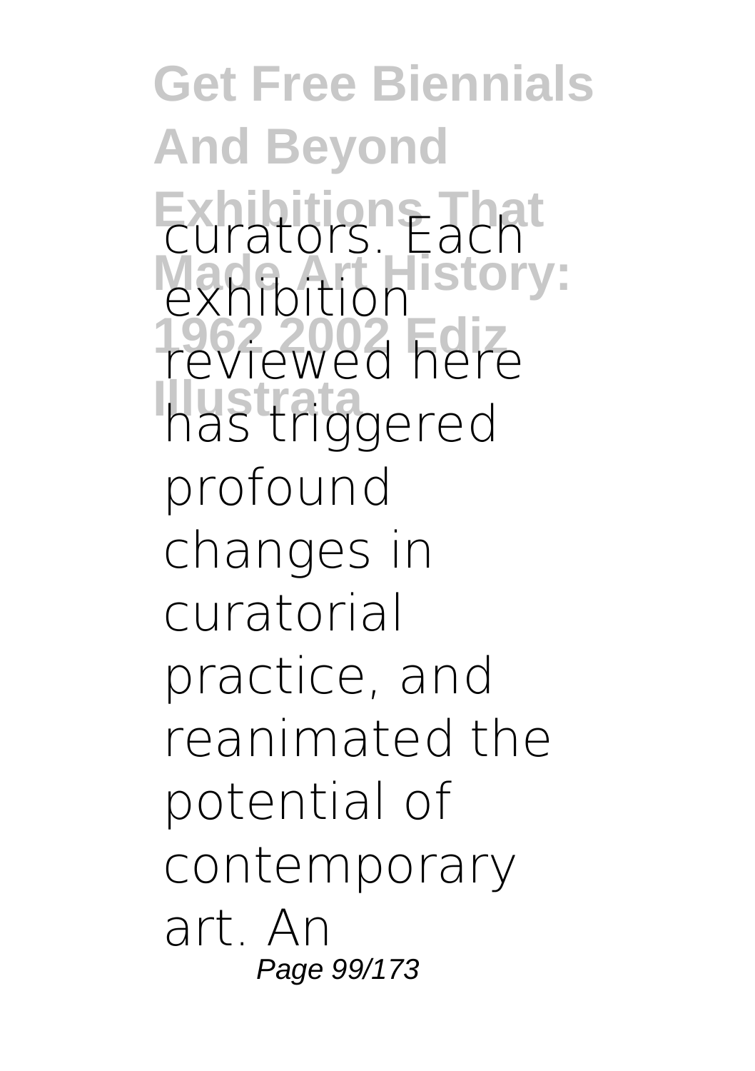curators. Each exhibition reviewed here has triggered profound changes in curatorial practice, and reanimated the potential of contemporary art. An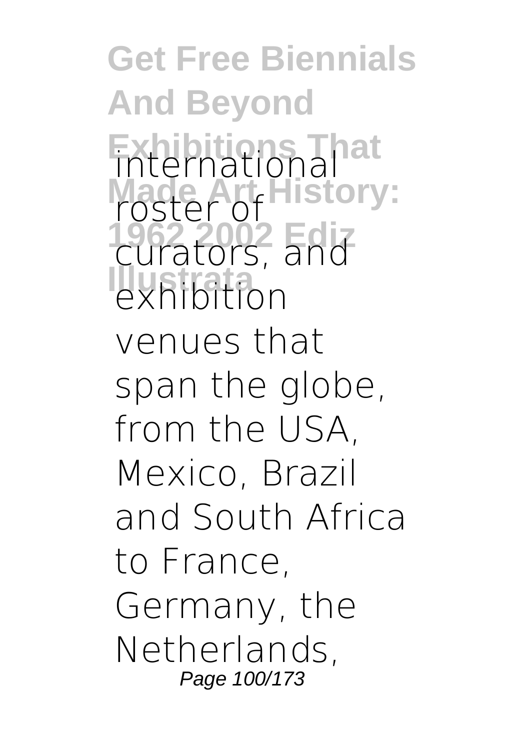international roster of curators, and exhibition venues that span the globe, from the USA, Mexico, Brazil and South Africa to France, Germany, the Netherlands,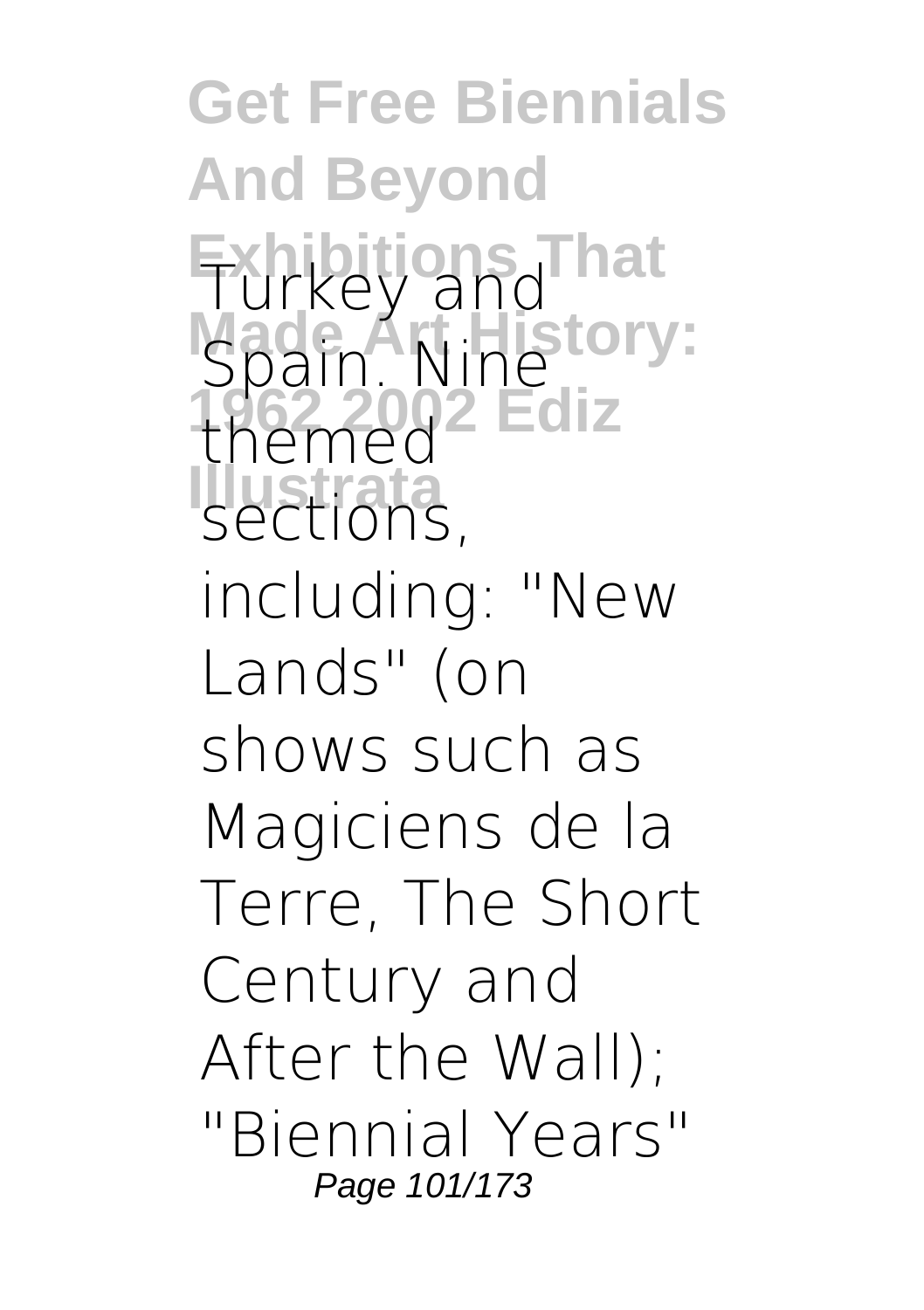Turkey and Spain. Nine themed sections, including: "New Lands" (on shows such as Magiciens de la Terre, The Short Century and After the Wall); "Biennial Years"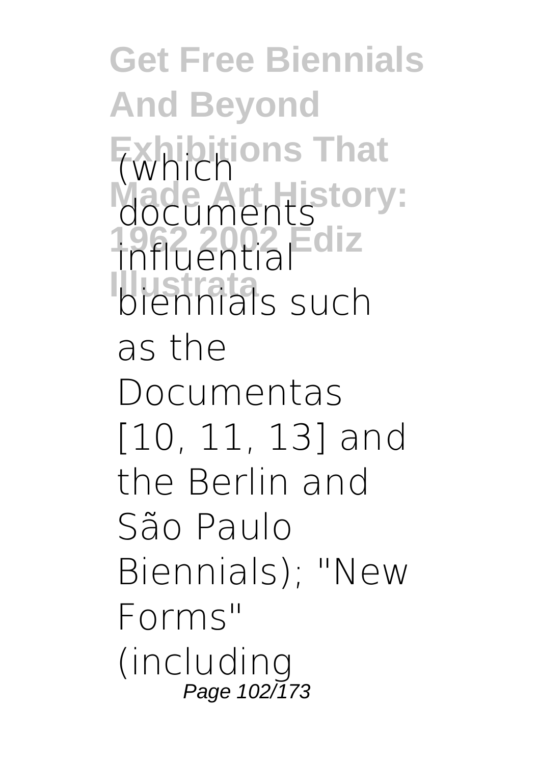(which documents influential biennials such as the Documentas [10, 11, 13] and the Berlin and São Paulo Biennials); "New Forms" (including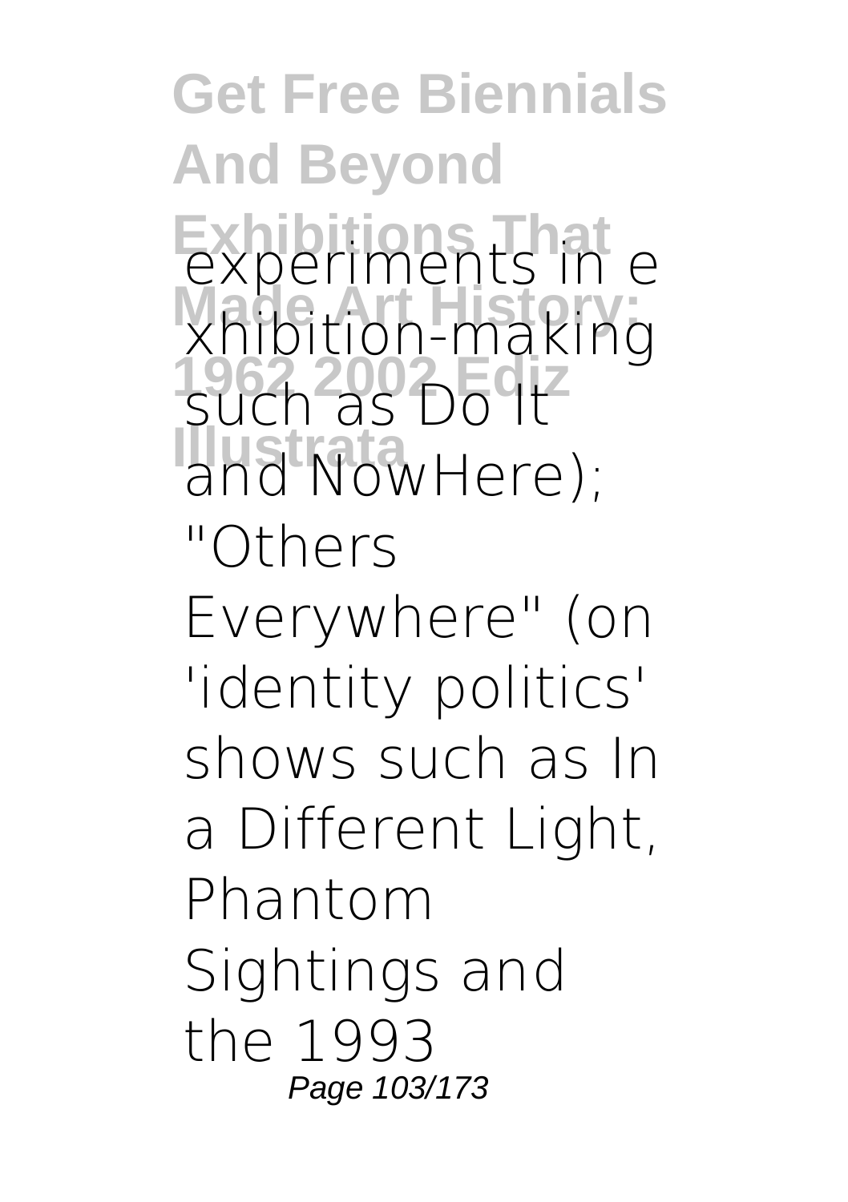experiments in exhibition-making such as Do It and NowHere); "Others Everywhere" (on 'identity politics' shows such as In a Different Light, Phantom Sightings and the 1993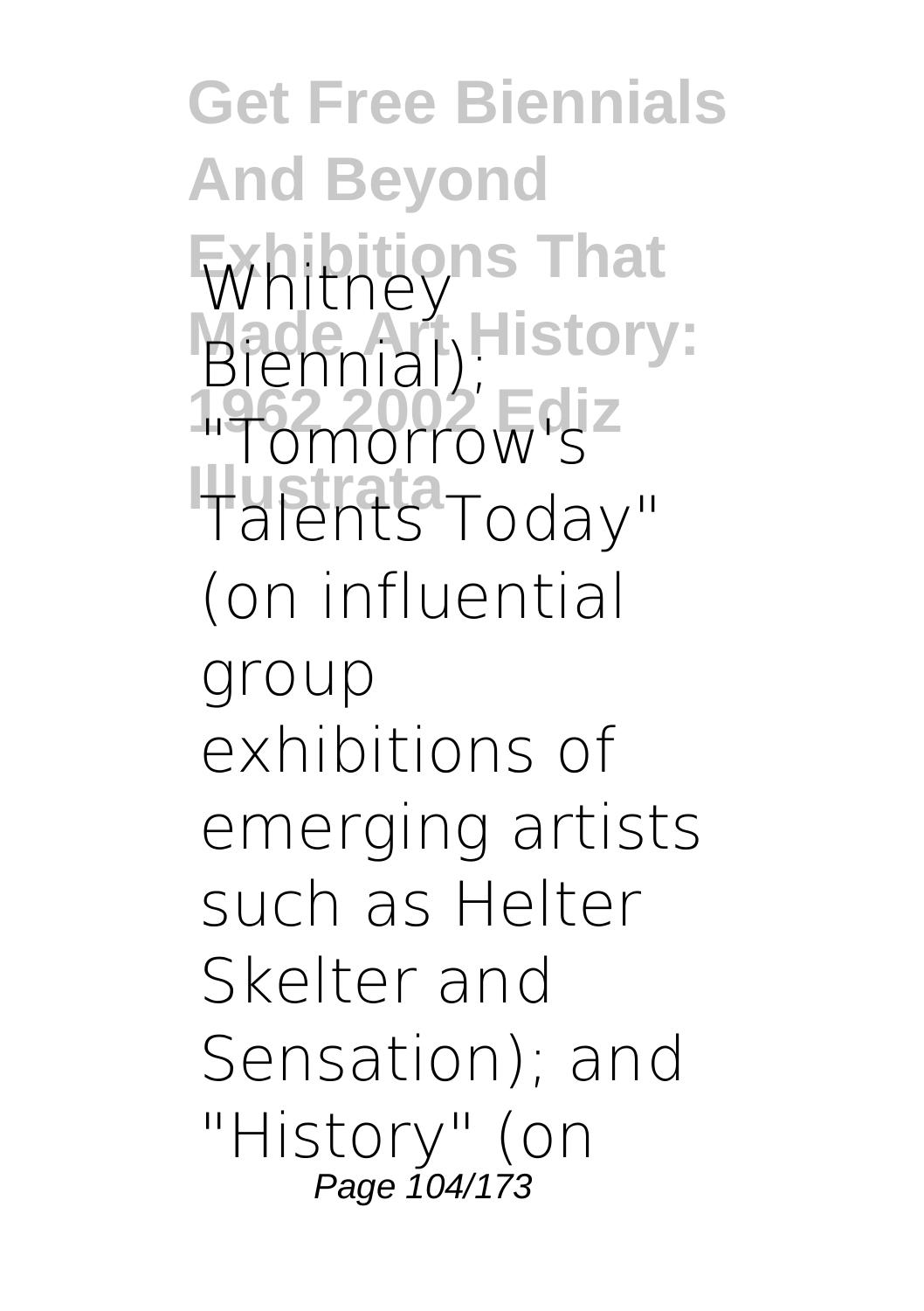Whitney Biennial); "Tomorrow's Talents Today" (on influential group exhibitions of emerging artists such as Helter Skelter and Sensation); and "History" (on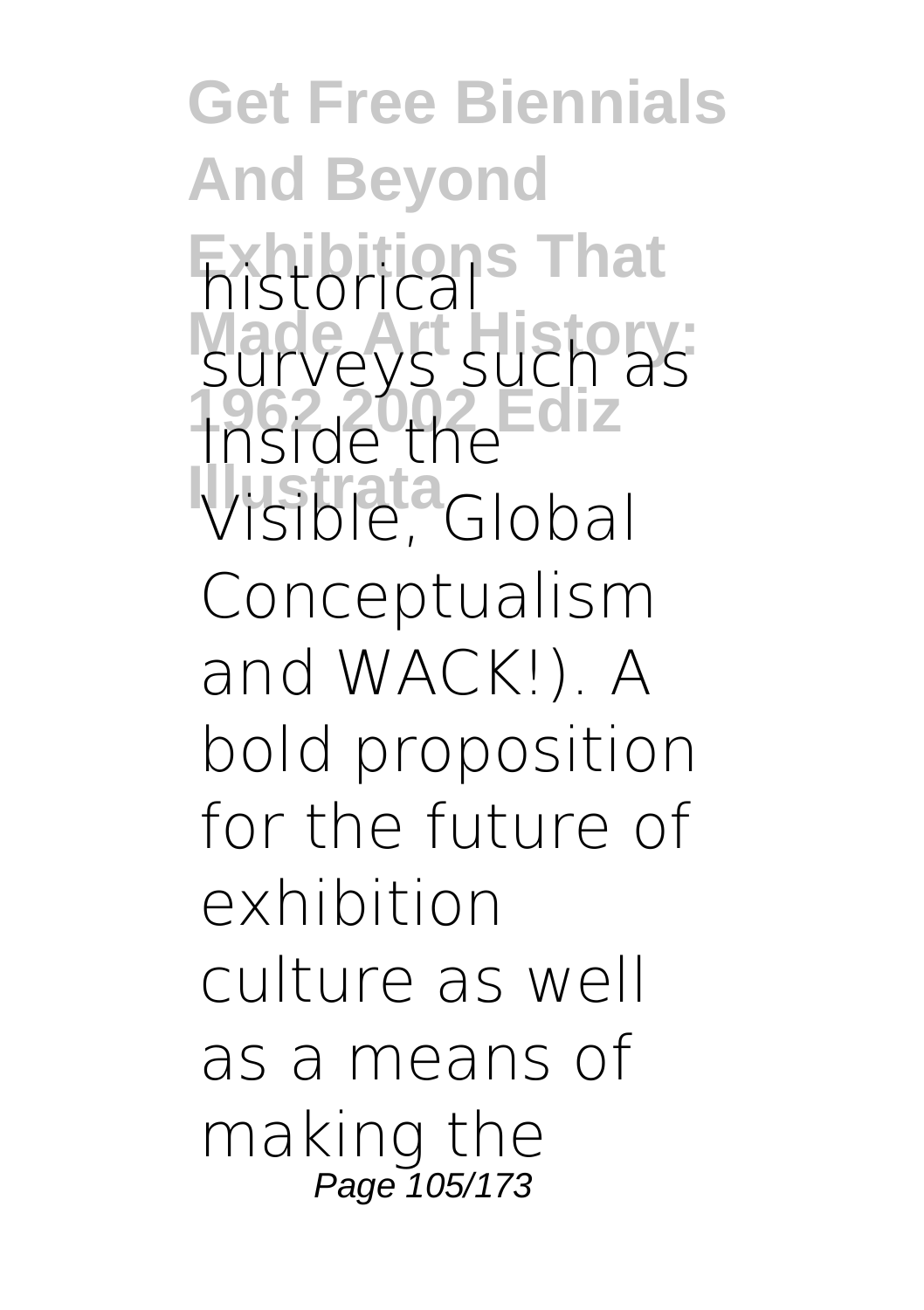historical surveys such as Inside the Visible, Global Conceptualism and WACK!). A bold proposition for the future of exhibition culture as well as a means of making the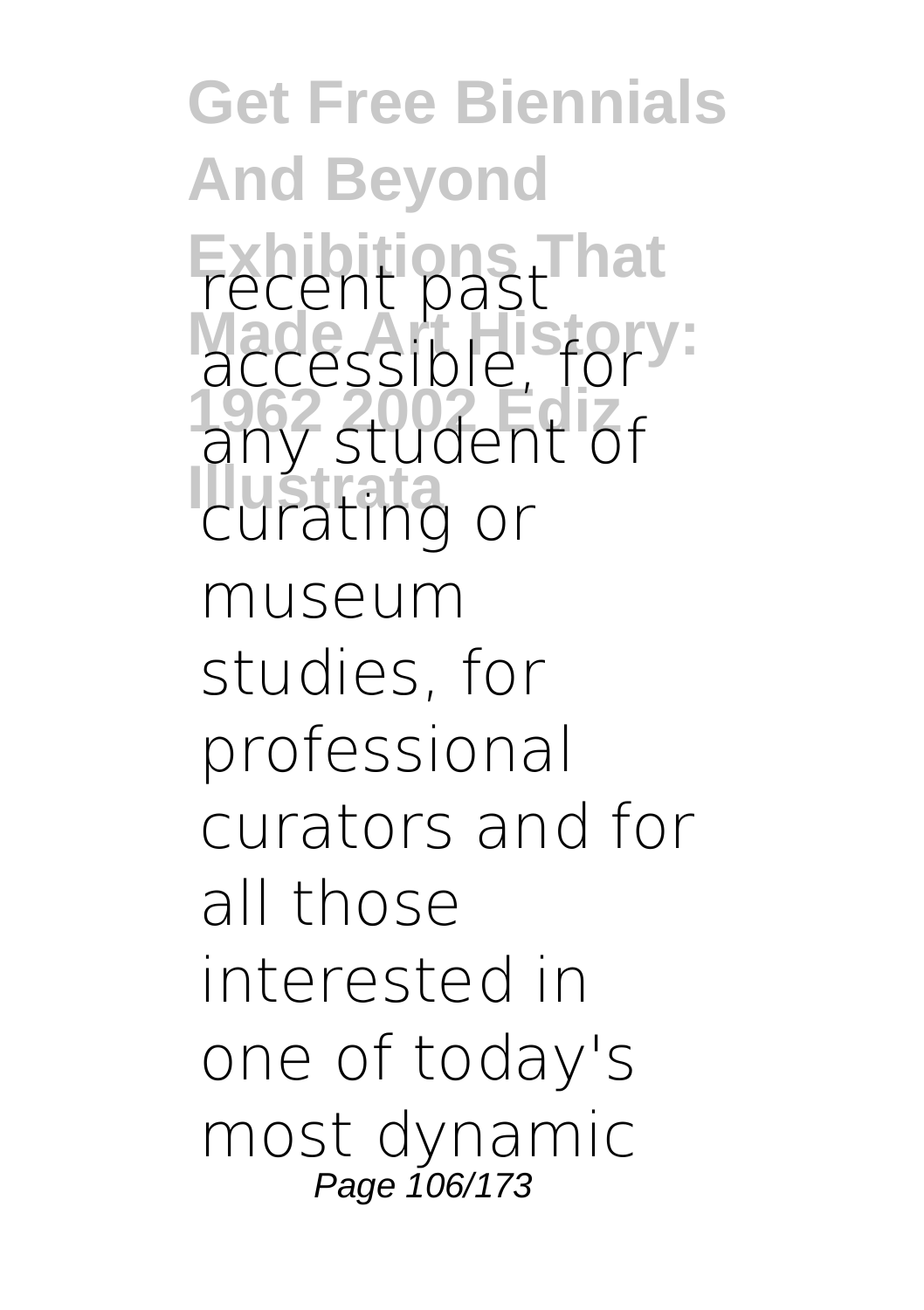recent past accessible, for any student of curating or museum studies, for professional curators and for all those interested in one of today's most dynamic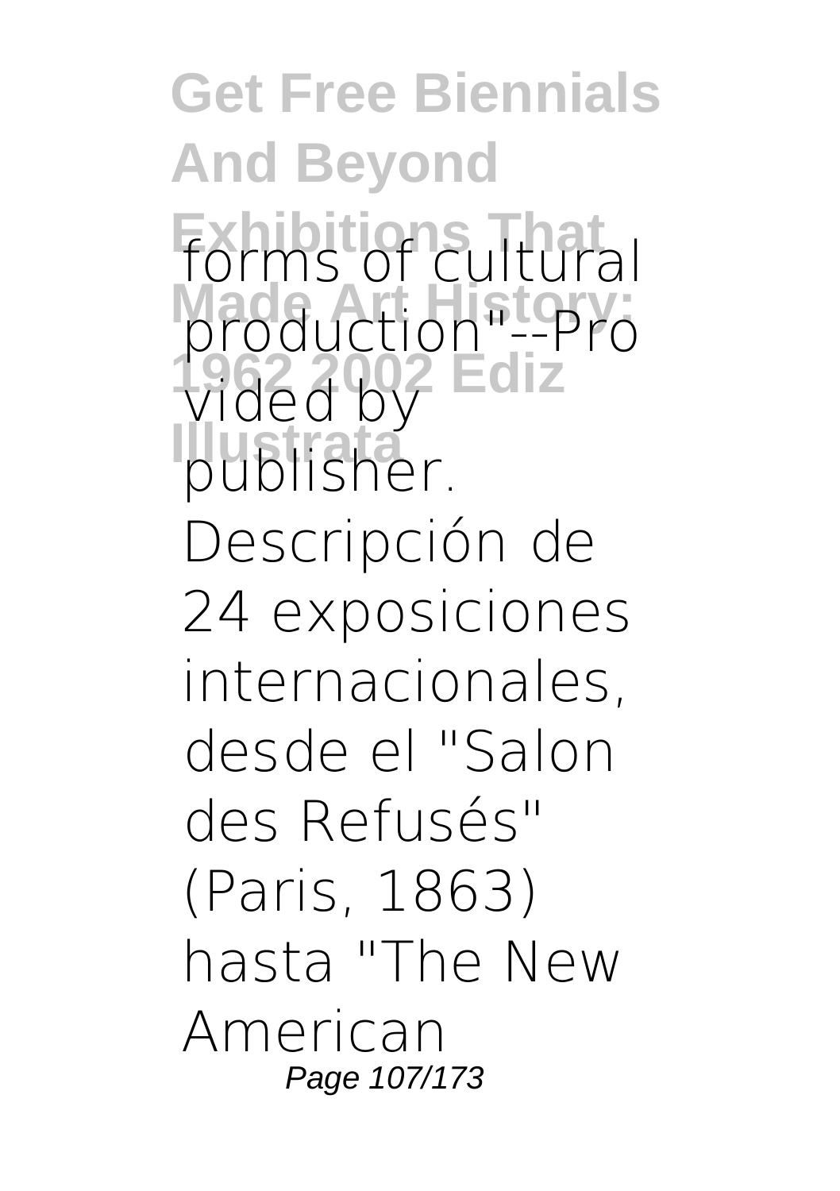forms of cultural production"--Provided by publisher.

Descripción de 24 exposiciones internacionales, desde el "Salon des Refusés" (Paris, 1863) hasta "The New American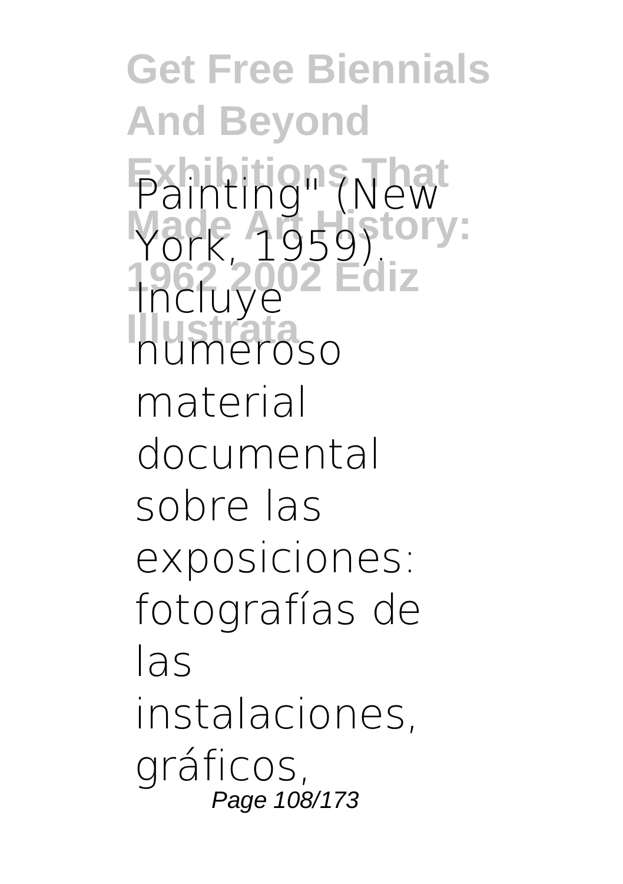Painting" (New York, 1959). Incluye numeroso material documental sobre las exposiciones: fotografías de las instalaciones, gráficos,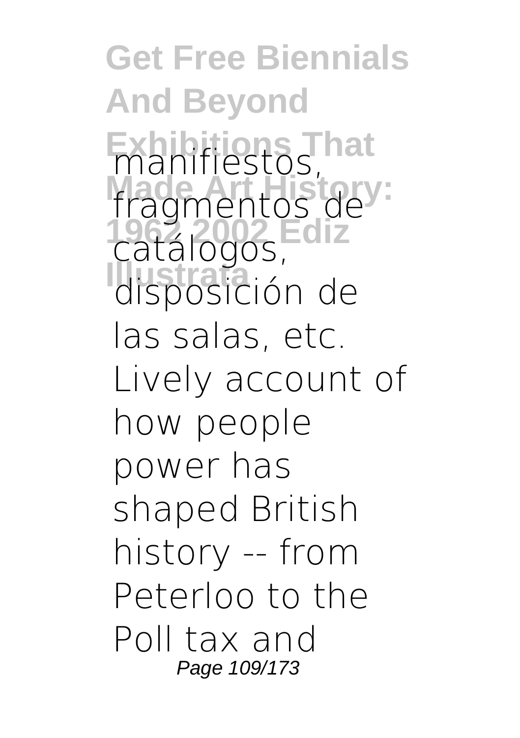manifiestos, fragmentos de catálogos, disposición de las salas, etc. Lively account of how people power has shaped British history -- from Peterloo to the Poll tax and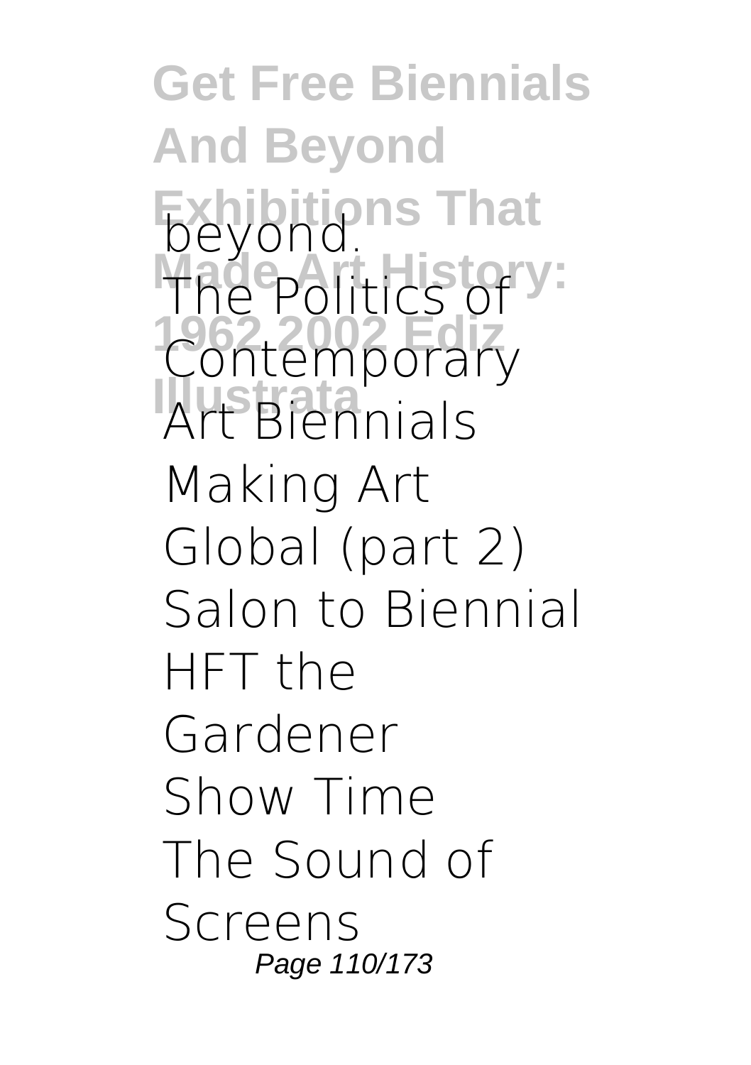beyond.
The Politics of Contemporary Art Biennials
Making Art Global (part 2)
Salon to Biennial
HFT the Gardener
Show Time
The Sound of Screens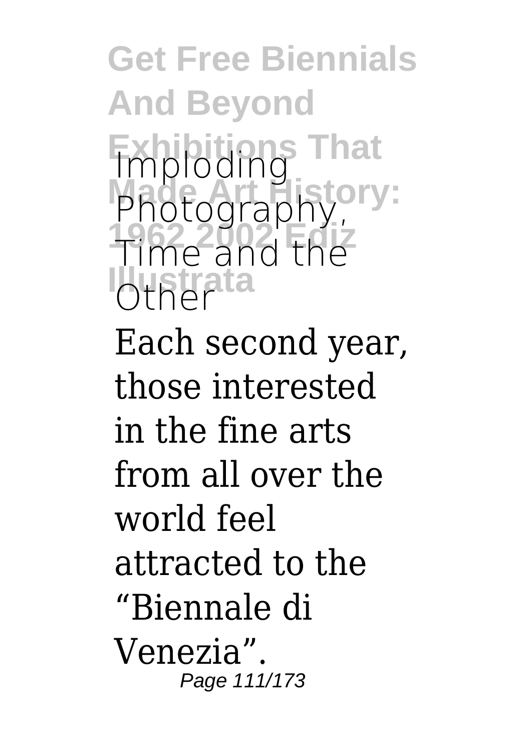Imploding Photography, Time and the Other

Each second year, those interested in the fine arts from all over the world feel attracted to the “Biennale di Venezia”.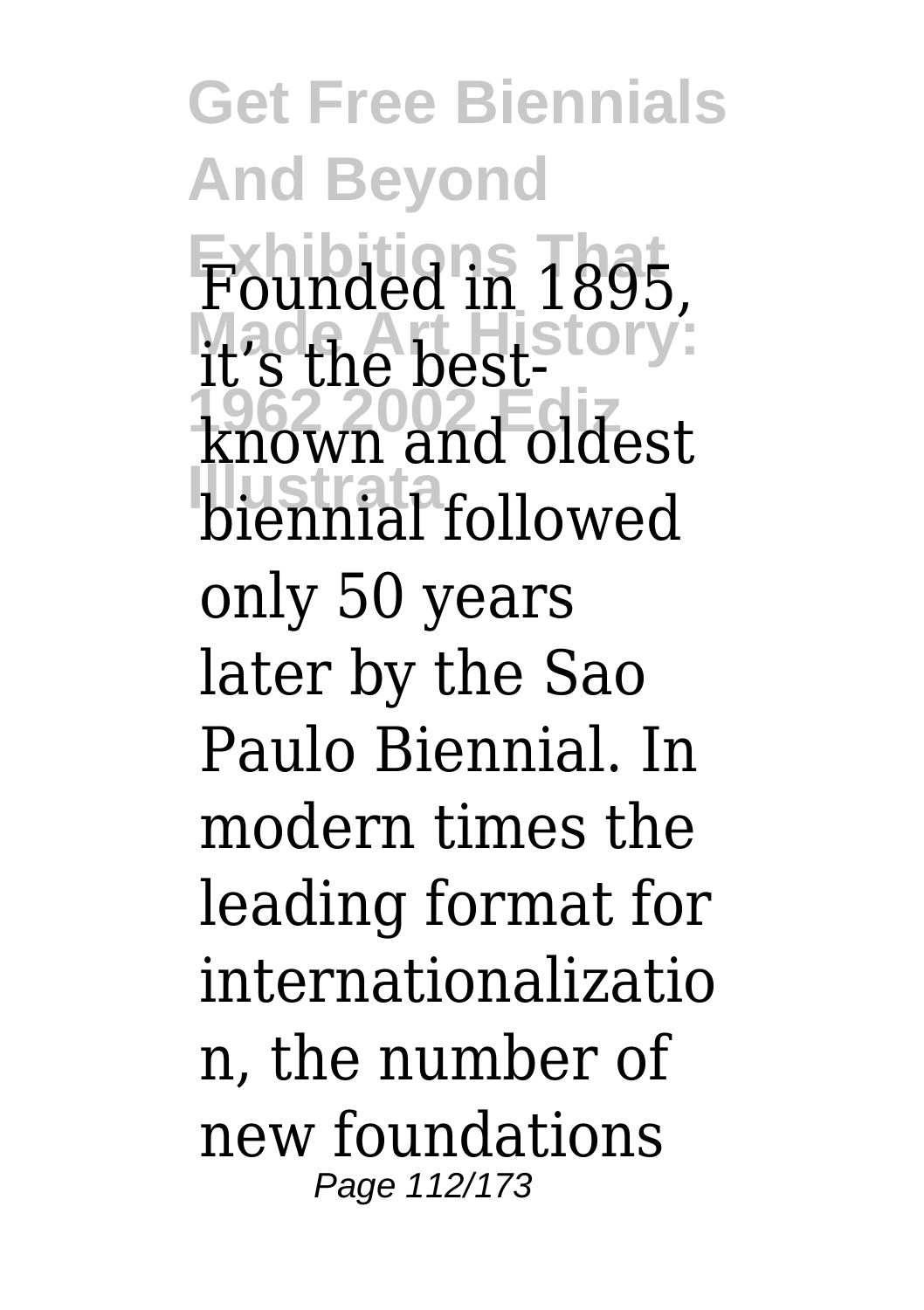Founded in 1895, it's the best-known and oldest biennial followed only 50 years later by the Sao Paulo Biennial. In modern times the leading format for internationalization, the number of new foundations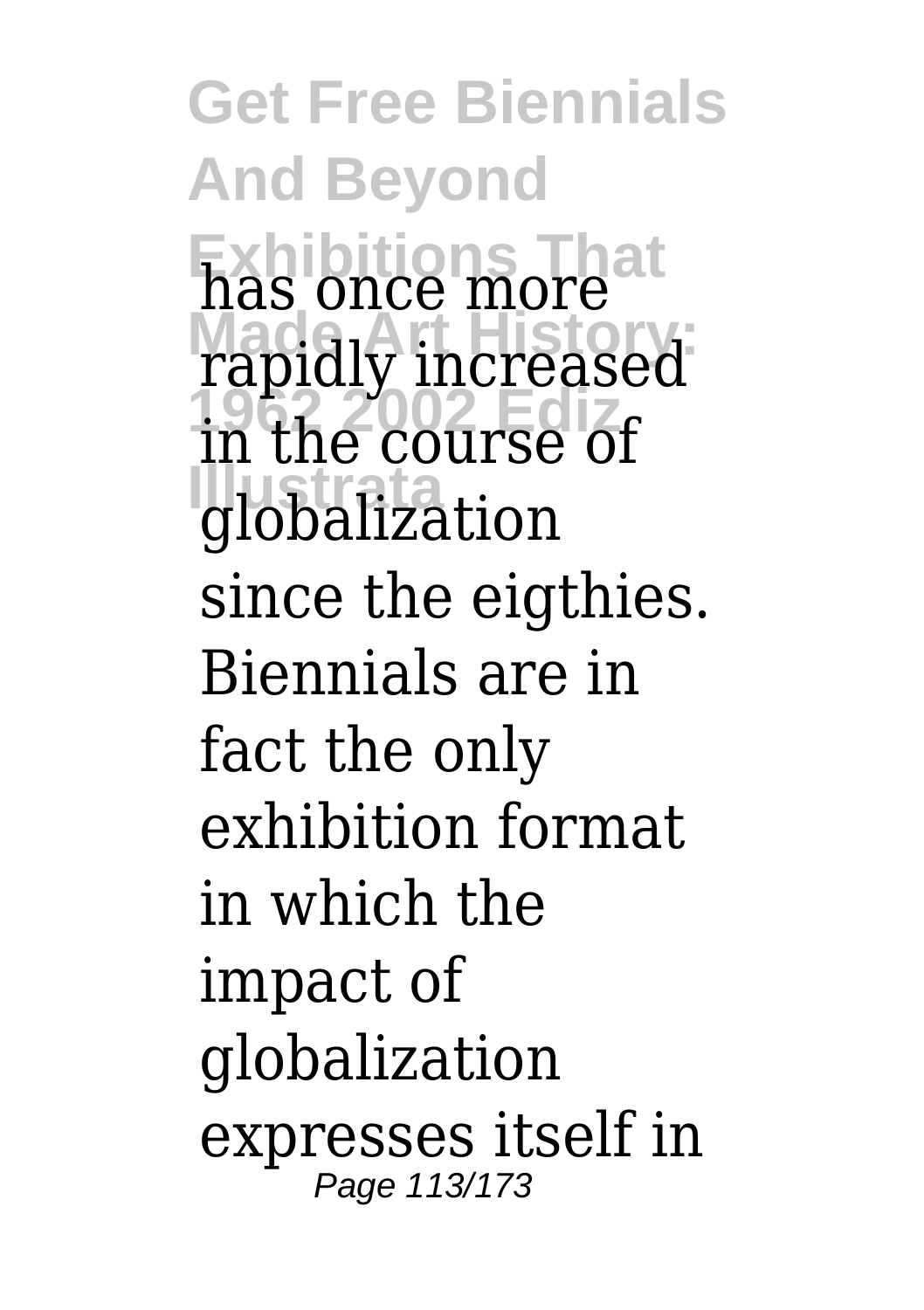has once more rapidly increased in the course of globalization since the eigthies. Biennials are in fact the only exhibition format in which the impact of globalization expresses itself in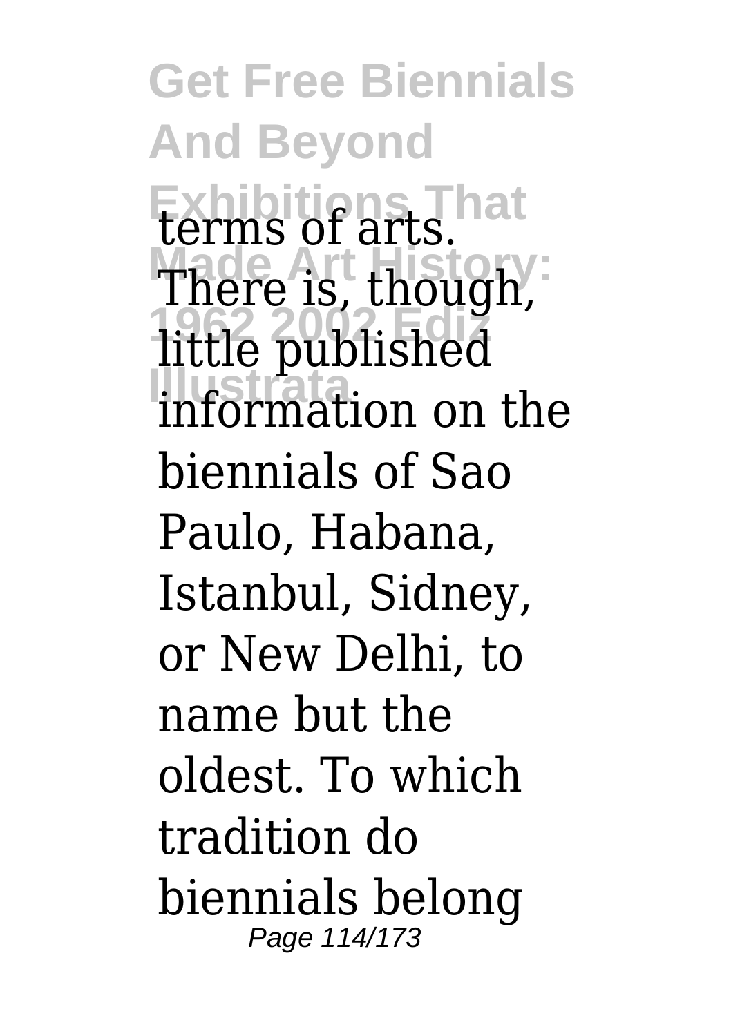terms of arts. There is, though, little published information on the biennials of Sao Paulo, Habana, Istanbul, Sidney, or New Delhi, to name but the oldest. To which tradition do biennials belong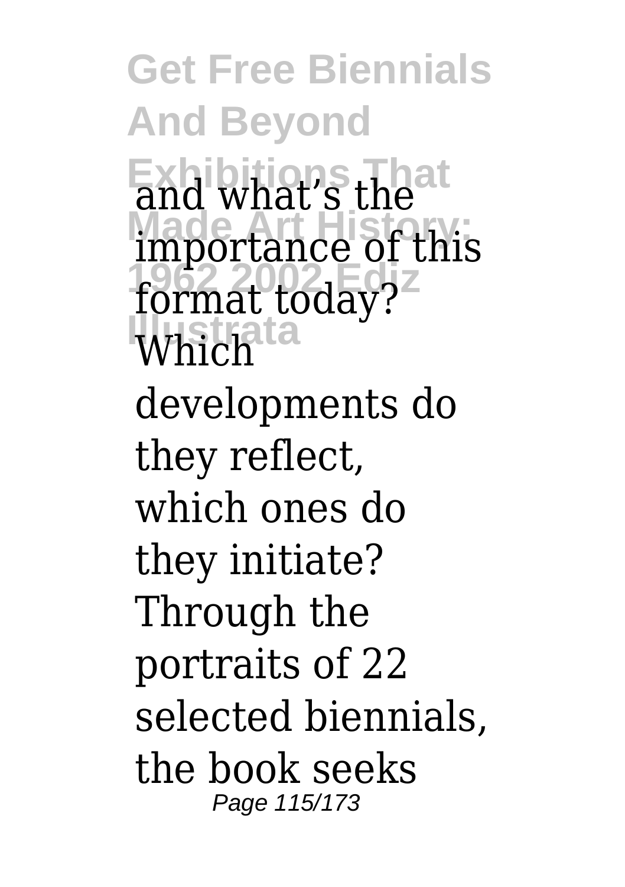and what's the importance of this format today? Which developments do they reflect, which ones do they initiate? Through the portraits of 22 selected biennials, the book seeks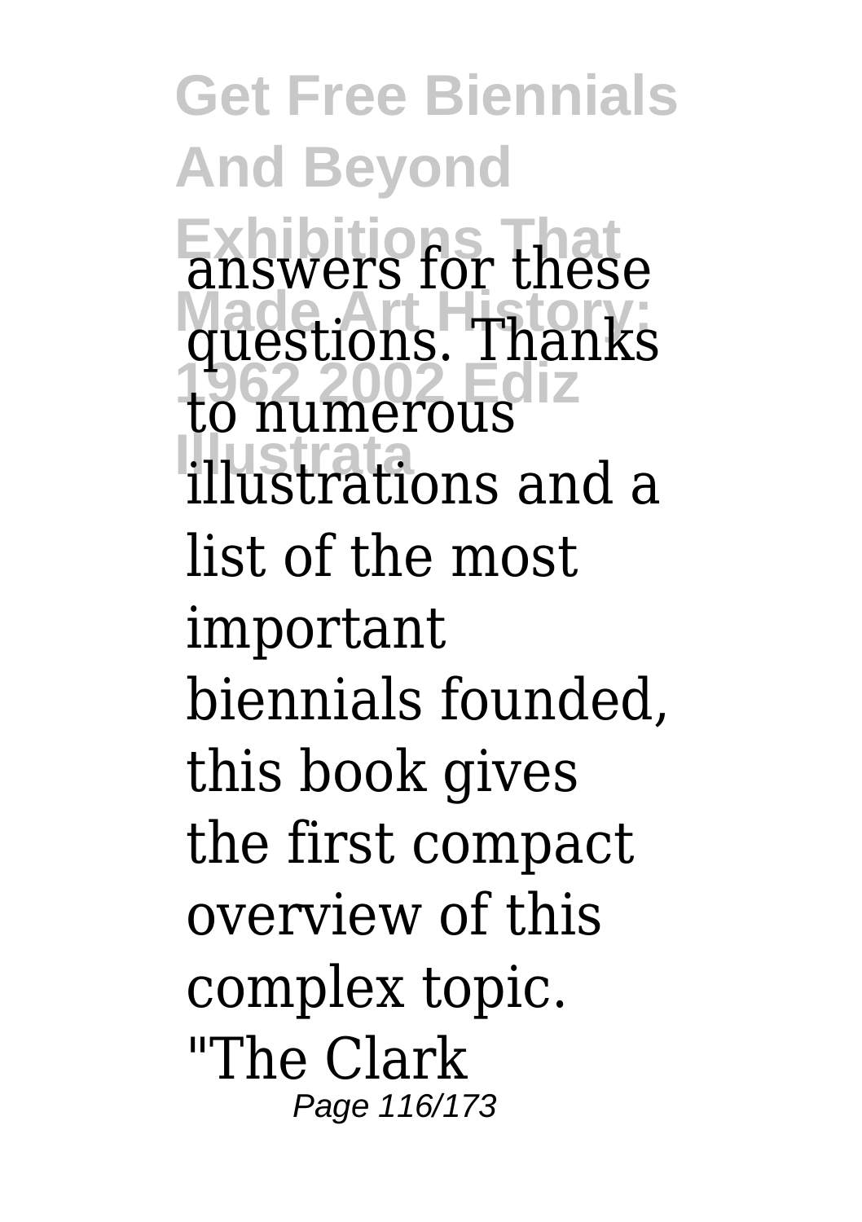answers for these questions. Thanks to numerous illustrations and a list of the most important biennials founded, this book gives the first compact overview of this complex topic. "The Clark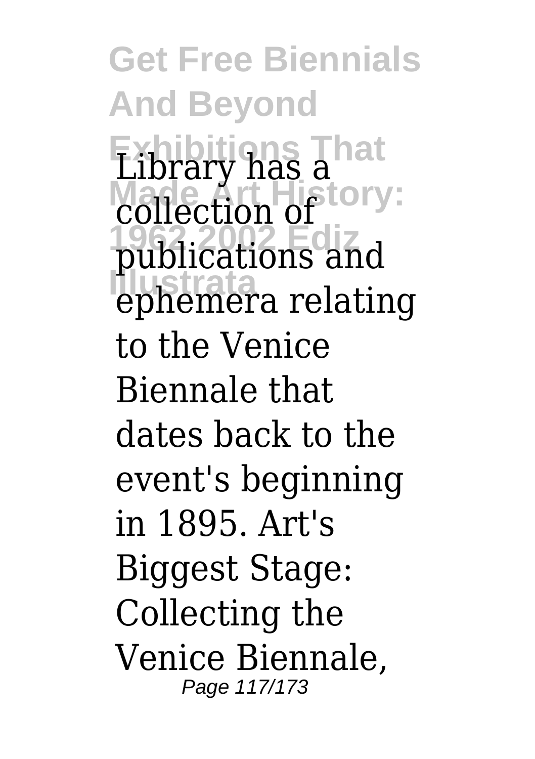Library has a collection of publications and ephemera relating to the Venice Biennale that dates back to the event's beginning in 1895. Art's Biggest Stage: Collecting the Venice Biennale,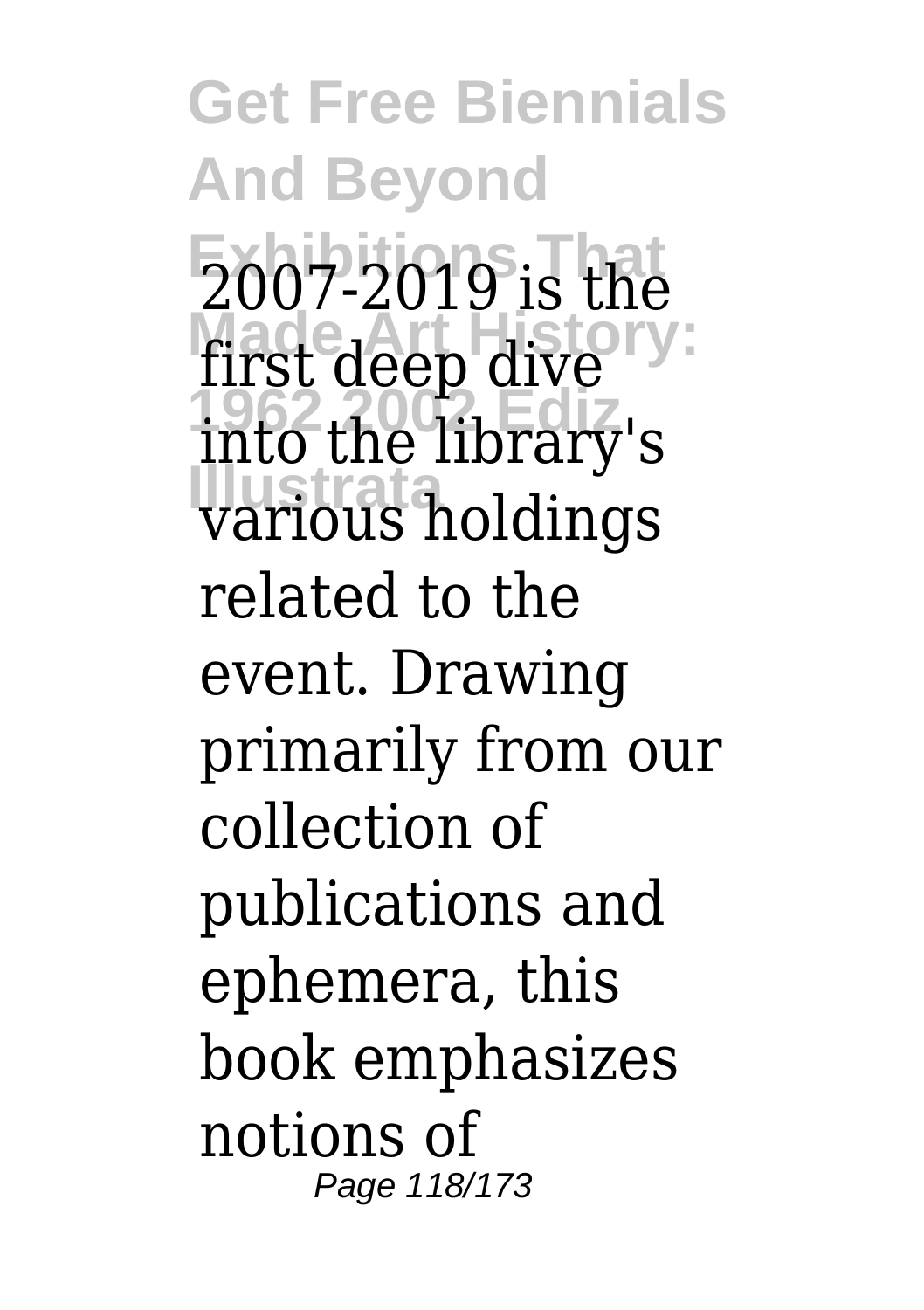2007-2019 is the first deep dive into the library's various holdings related to the event. Drawing primarily from our collection of publications and ephemera, this book emphasizes notions of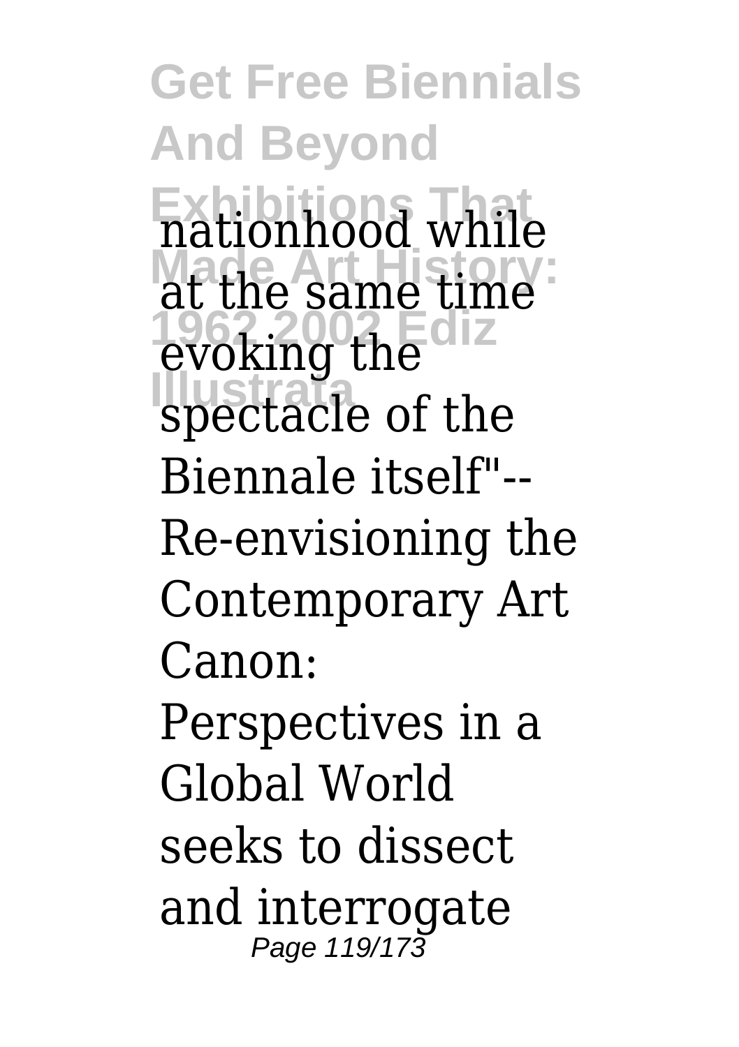nationhood while at the same time evoking the spectacle of the Biennale itself"-- Re-envisioning the Contemporary Art Canon: Perspectives in a Global World seeks to dissect and interrogate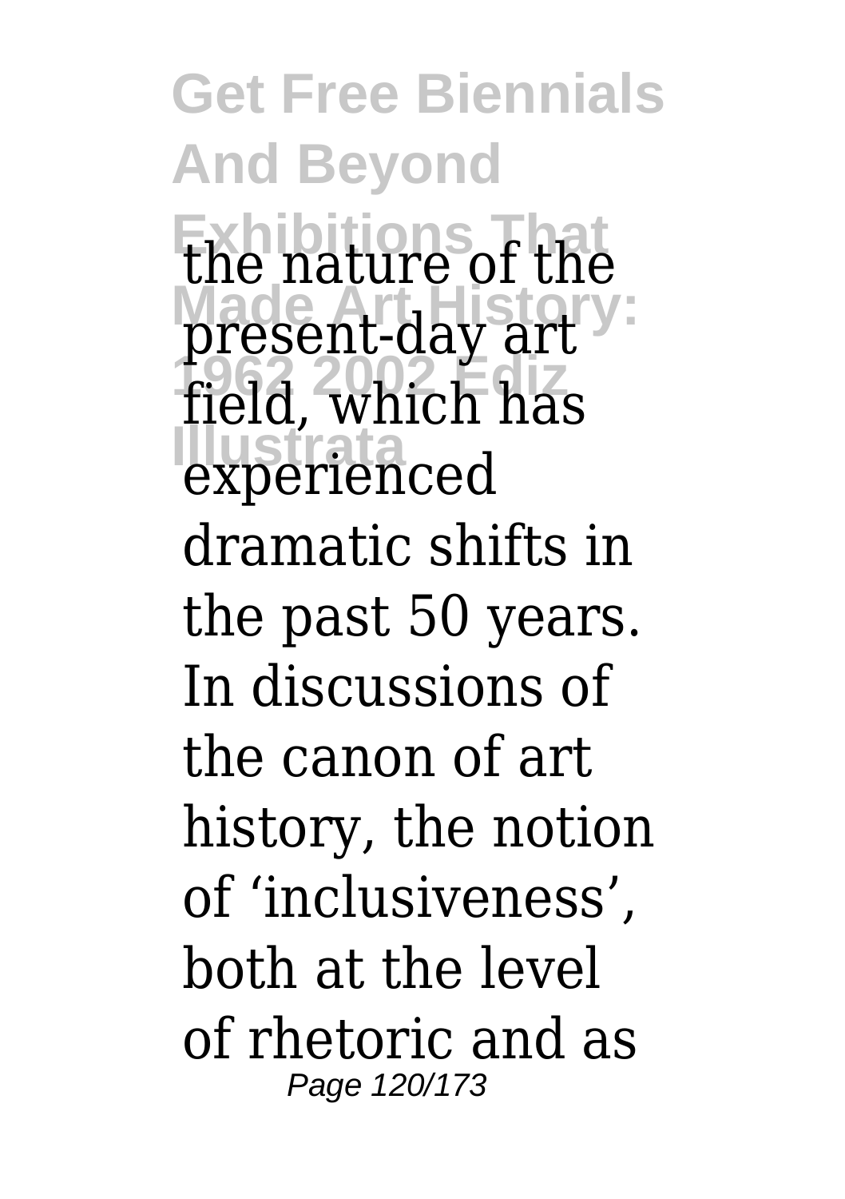the nature of the present-day art field, which has experienced dramatic shifts in the past 50 years. In discussions of the canon of art history, the notion of 'inclusiveness', both at the level of rhetoric and as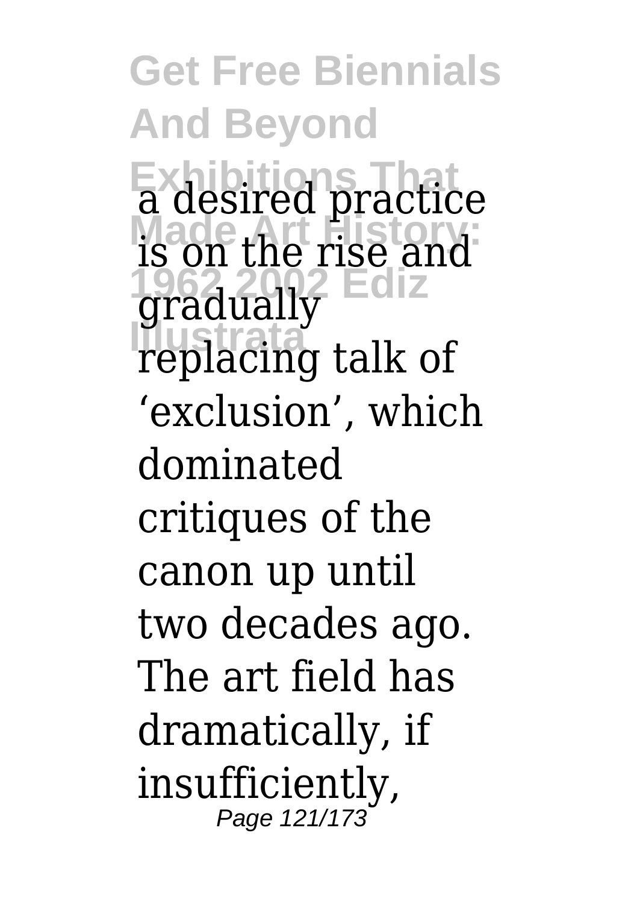a desired practice is on the rise and gradually replacing talk of 'exclusion', which dominated critiques of the canon up until two decades ago. The art field has dramatically, if insufficiently,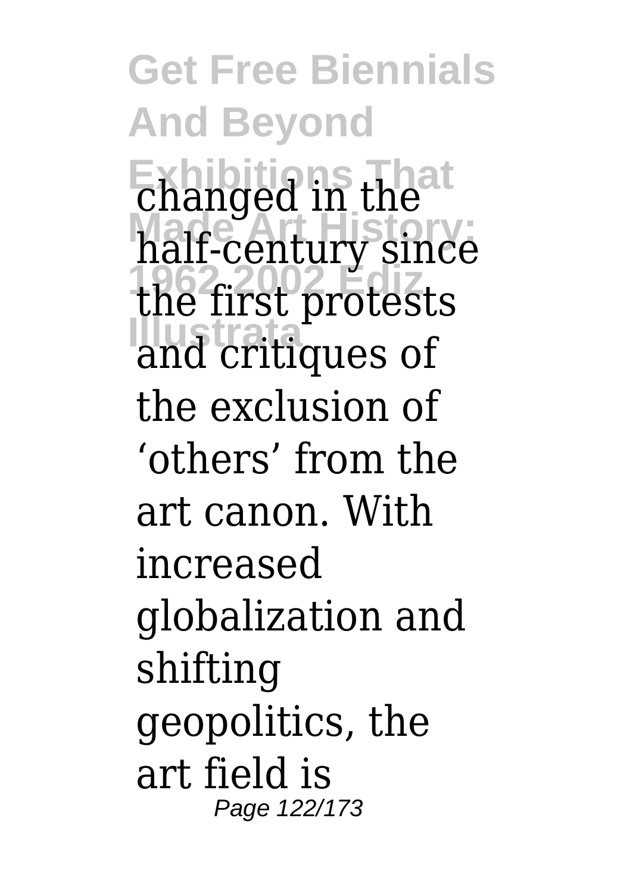changed in the half-century since the first protests and critiques of the exclusion of 'others' from the art canon. With increased globalization and shifting geopolitics, the art field is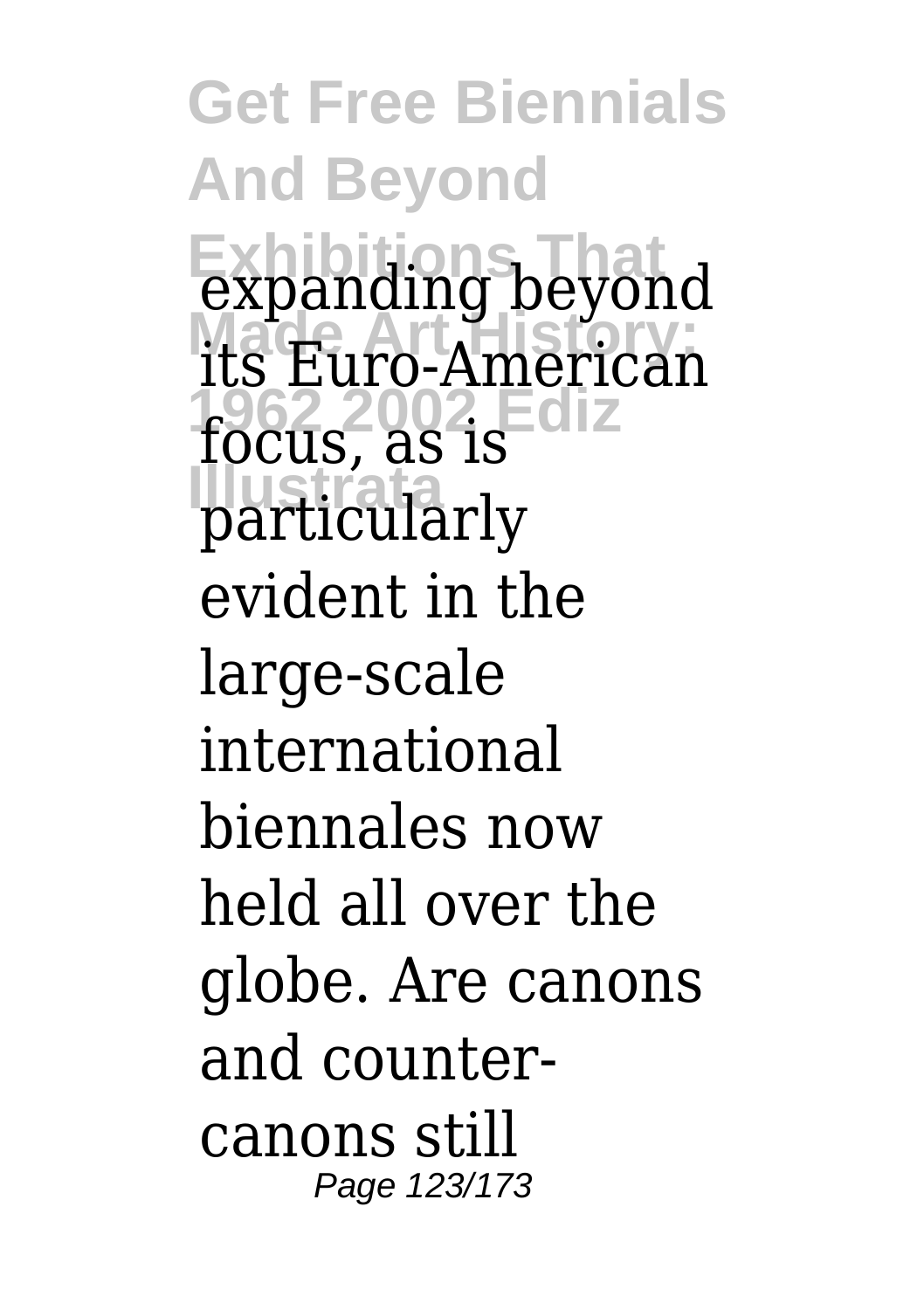expanding beyond its Euro-American focus, as is particularly evident in the large-scale international biennales now held all over the globe. Are canons and counter-canons still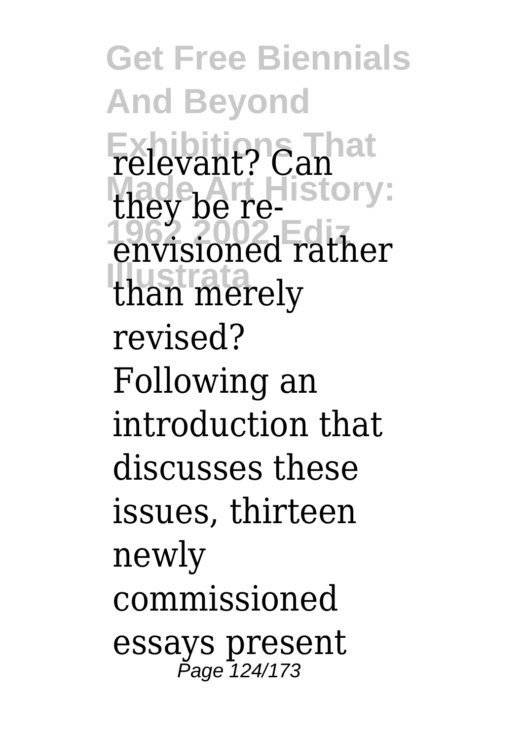relevant? Can they be re-envisioned rather than merely revised? Following an introduction that discusses these issues, thirteen newly commissioned essays present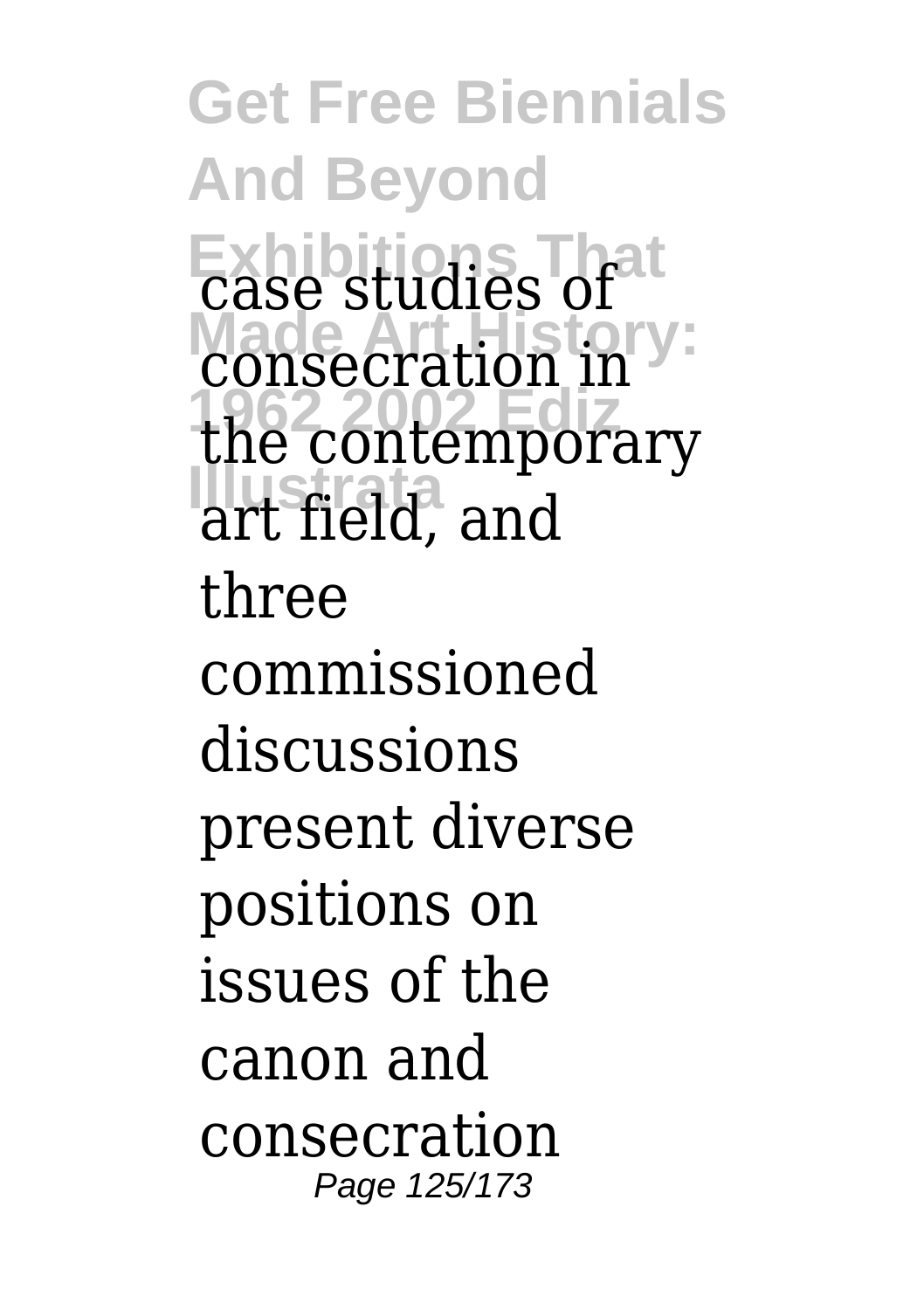case studies of consecration in the contemporary art field, and three commissioned discussions present diverse positions on issues of the canon and consecration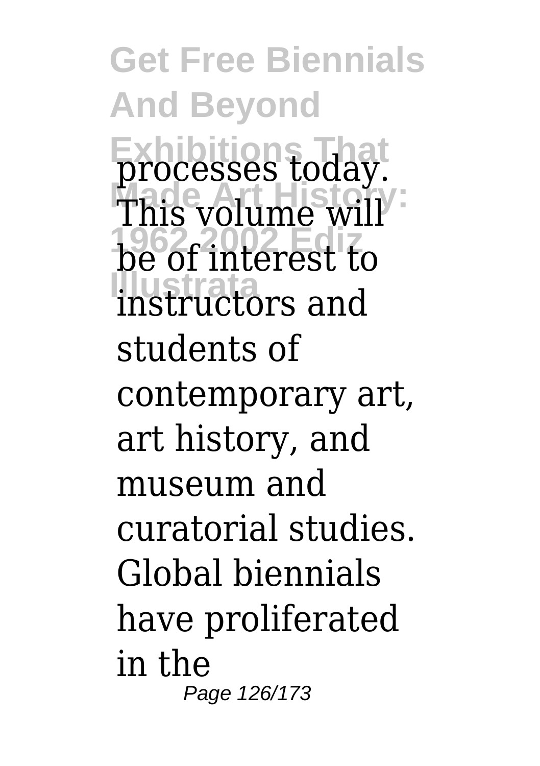processes today. This volume will be of interest to instructors and students of contemporary art, art history, and museum and curatorial studies. Global biennials have proliferated in the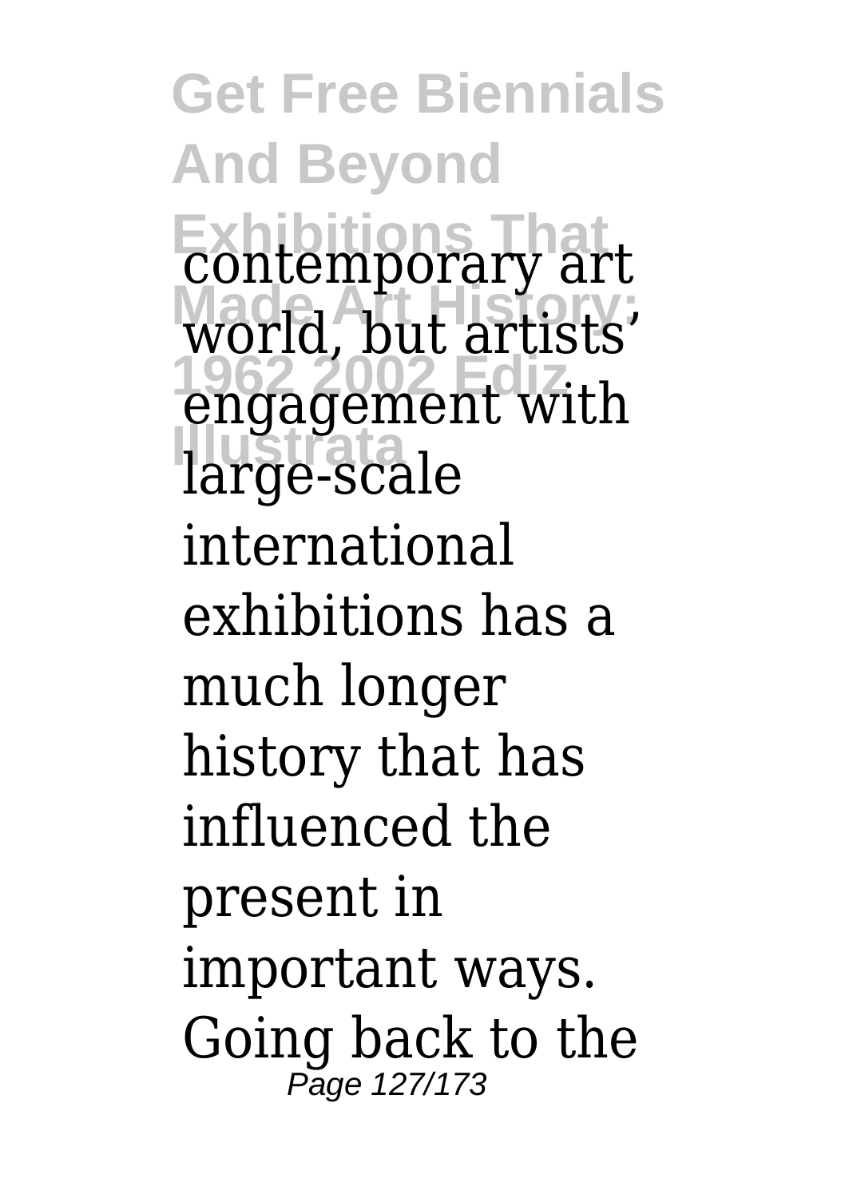contemporary art world, but artists' engagement with large-scale international exhibitions has a much longer history that has influenced the present in important ways. Going back to the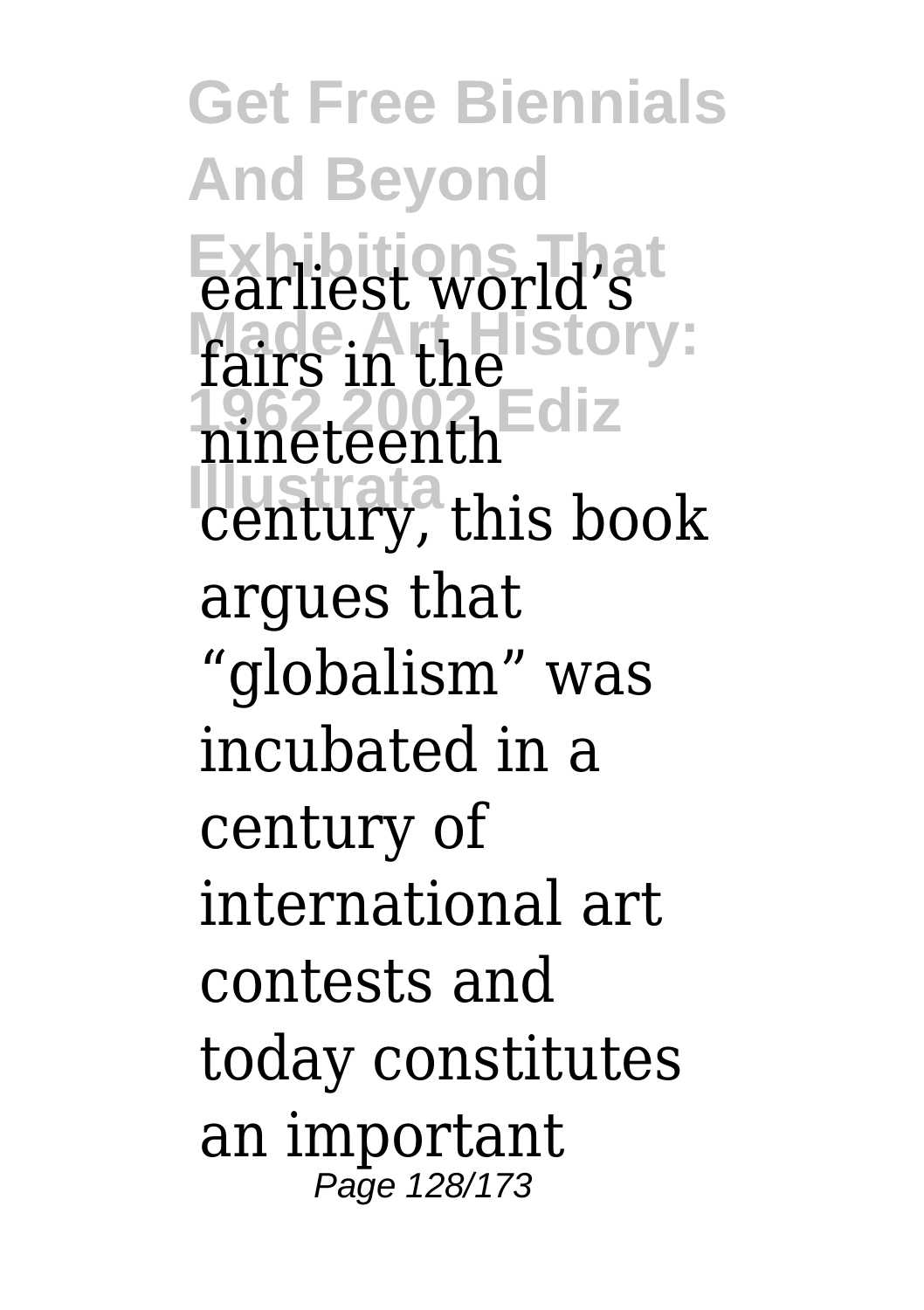earliest world's fairs in the nineteenth century, this book argues that "globalism" was incubated in a century of international art contests and today constitutes an important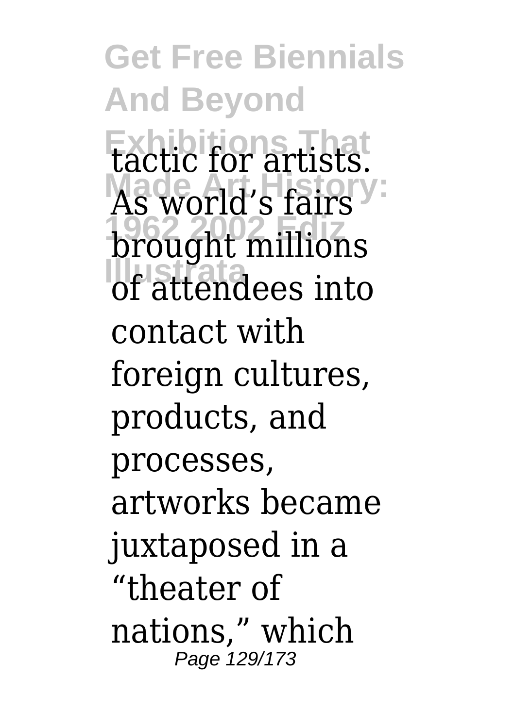tactic for artists. As world's fairs brought millions of attendees into contact with foreign cultures, products, and processes, artworks became juxtaposed in a "theater of nations," which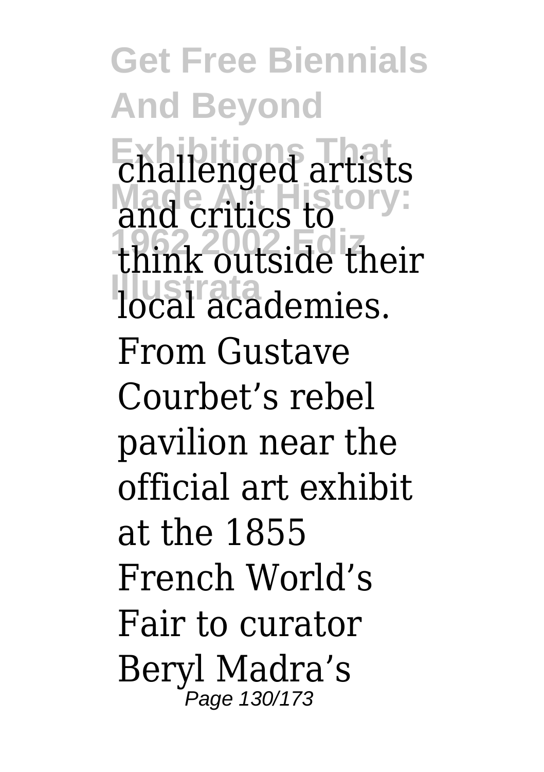challenged artists and critics to think outside their local academies. From Gustave Courbet's rebel pavilion near the official art exhibit at the 1855 French World's Fair to curator Beryl Madra's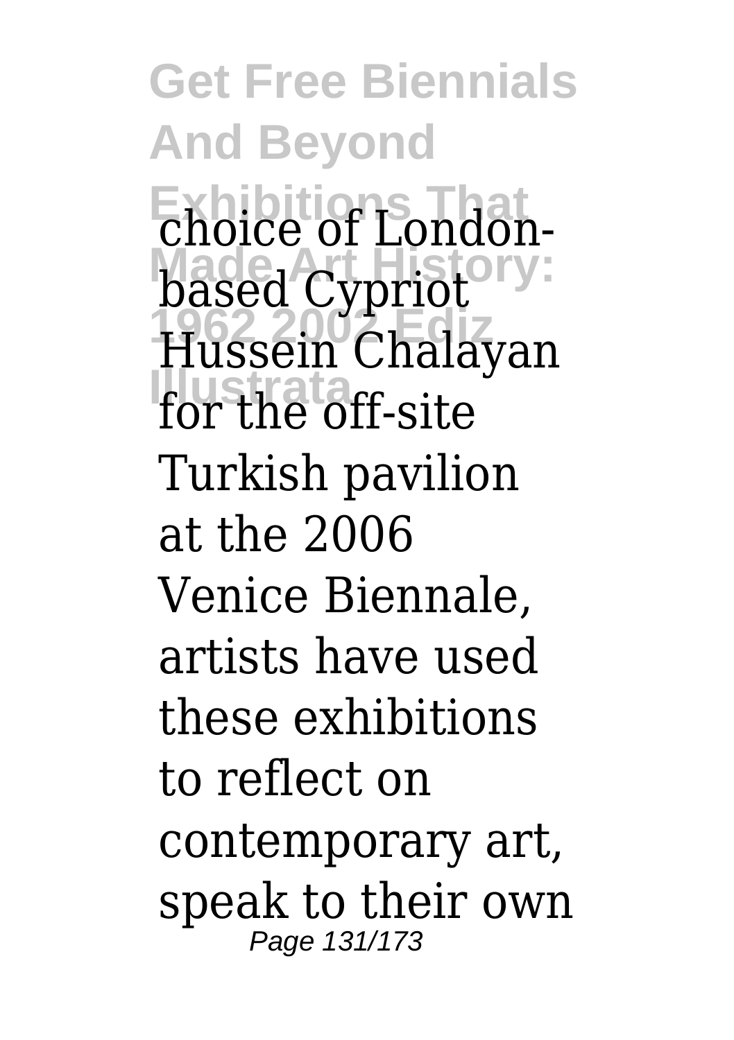choice of London-based Cypriot Hussein Chalayan for the off-site Turkish pavilion at the 2006 Venice Biennale, artists have used these exhibitions to reflect on contemporary art, speak to their own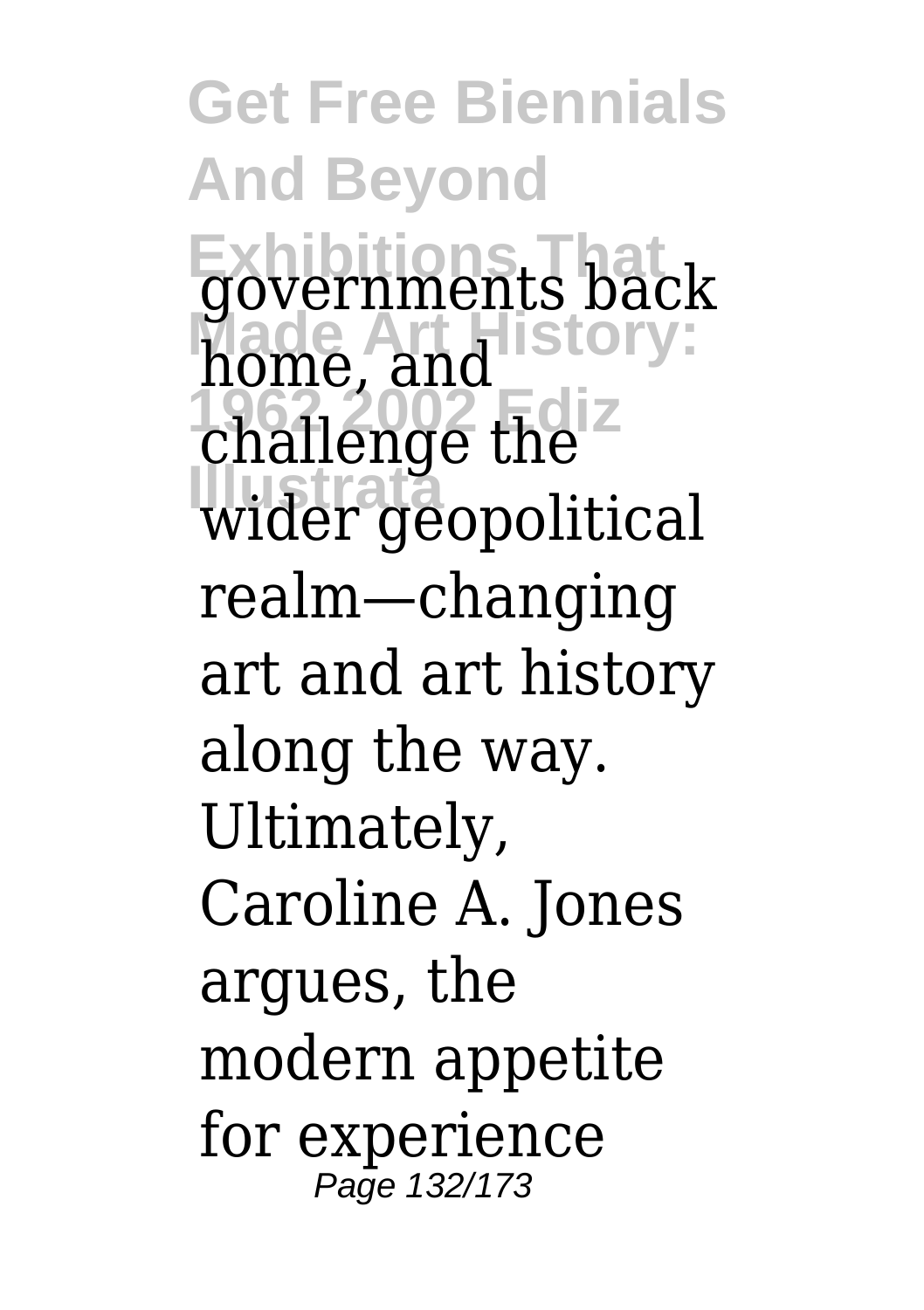governments back home, and challenge the wider geopolitical realm—changing art and art history along the way. Ultimately, Caroline A. Jones argues, the modern appetite for experience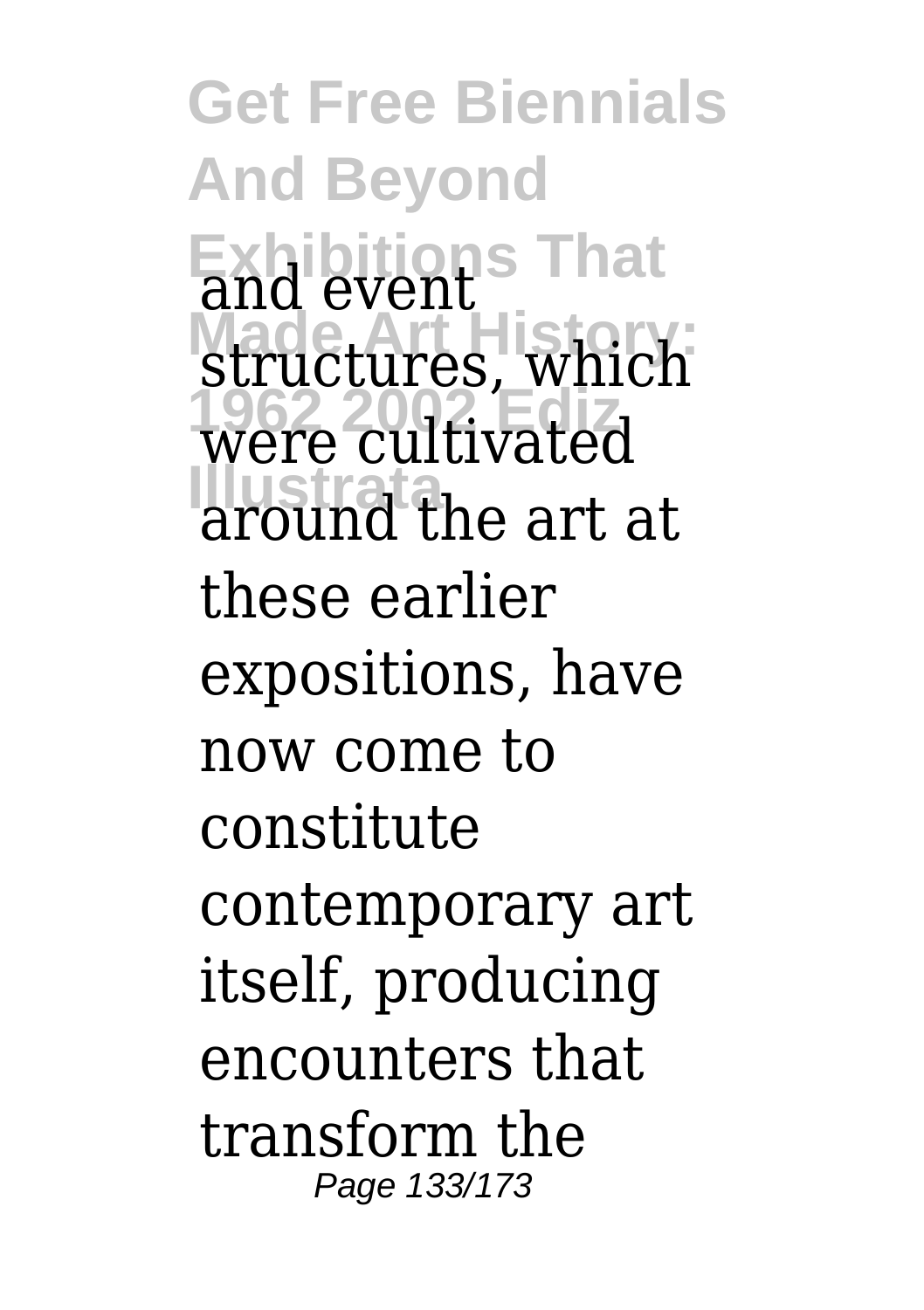and event structures, which were cultivated around the art at these earlier expositions, have now come to constitute contemporary art itself, producing encounters that transform the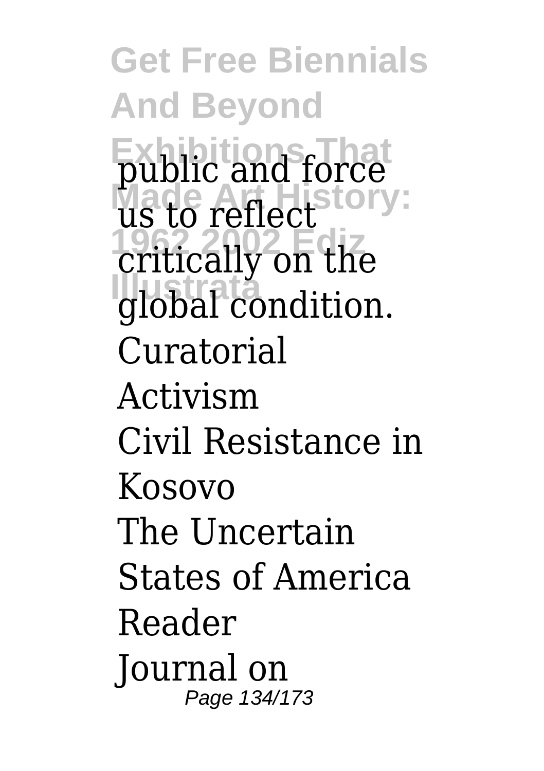public and force us to reflect critically on the global condition.

Curatorial Activism

Civil Resistance in Kosovo

The Uncertain States of America Reader

Journal on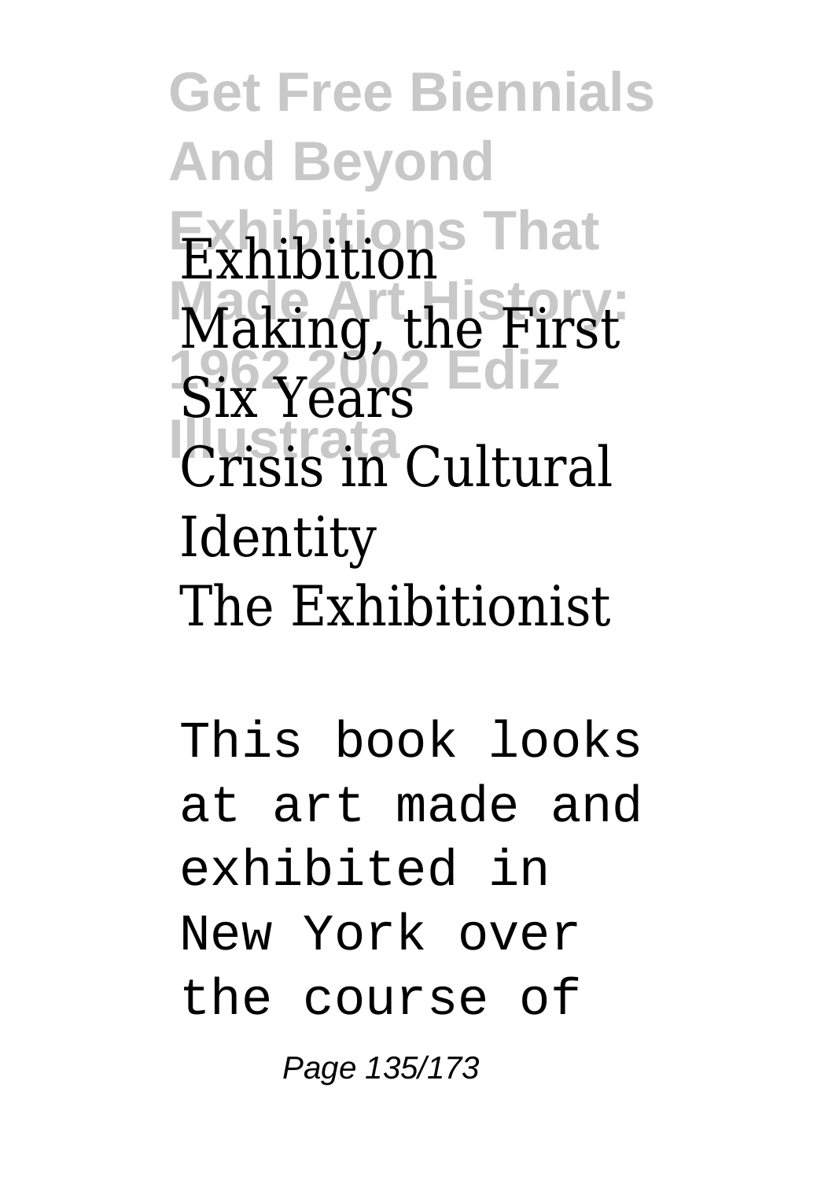Exhibition Making, the First Six Years
Crisis in Cultural Identity
The Exhibitionist

This book looks at art made and exhibited in New York over the course of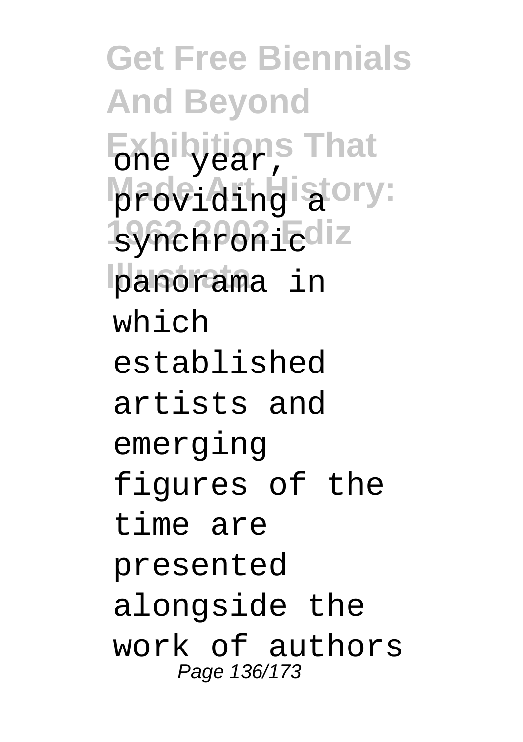one year, providing a synchronic panorama in which established artists and emerging figures of the time are presented alongside the work of authors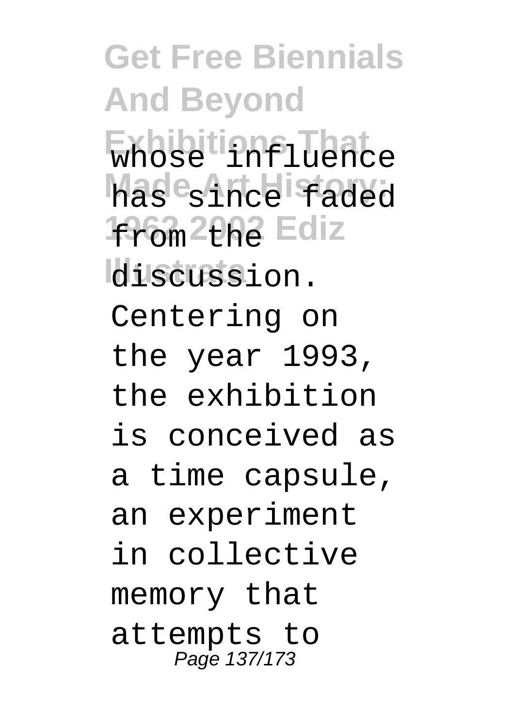whose influence has since faded from the discussion. Centering on the year 1993, the exhibition is conceived as a time capsule, an experiment in collective memory that attempts to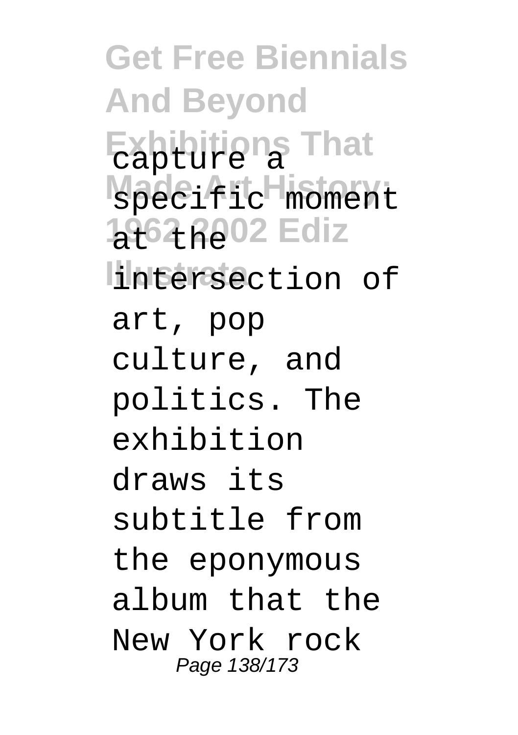capture a specific moment at the intersection of art, pop culture, and politics. The exhibition draws its subtitle from the eponymous album that the New York rock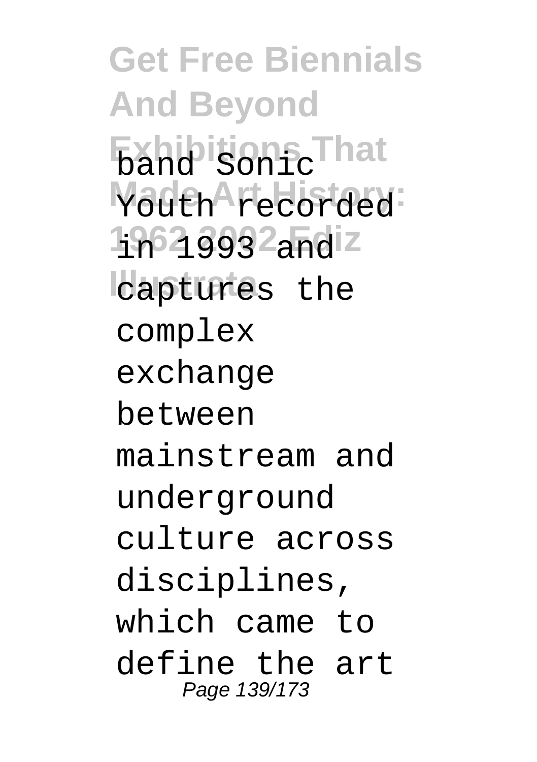band Sonic Youth recorded in 1993 and captures the complex exchange between mainstream and underground culture across disciplines, which came to define the art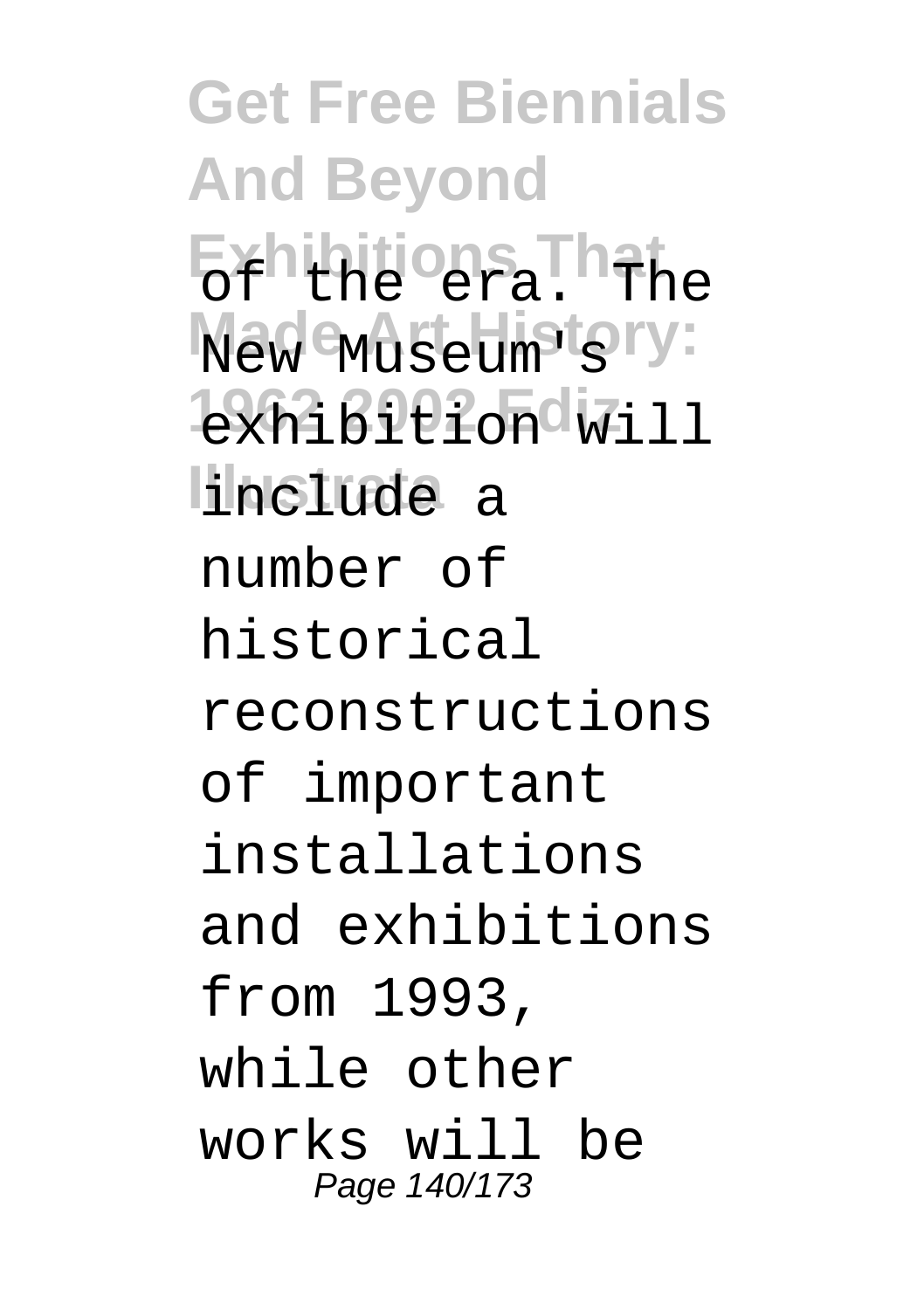of the era. The New Museum's exhibition will include a number of historical reconstructions of important installations and exhibitions from 1993, while other works will be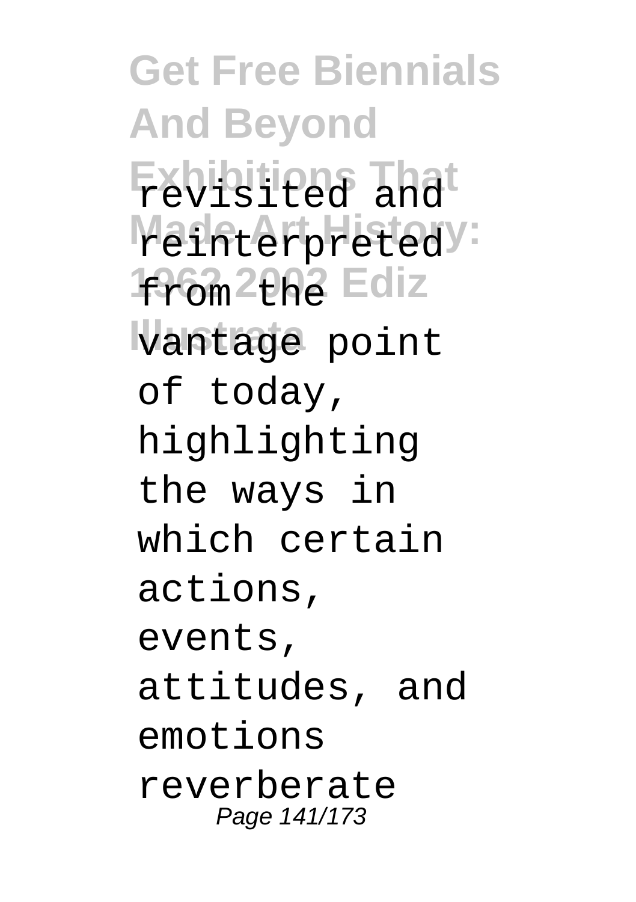revisited and reinterpreted from the vantage point of today, highlighting the ways in which certain actions, events, attitudes, and emotions reverberate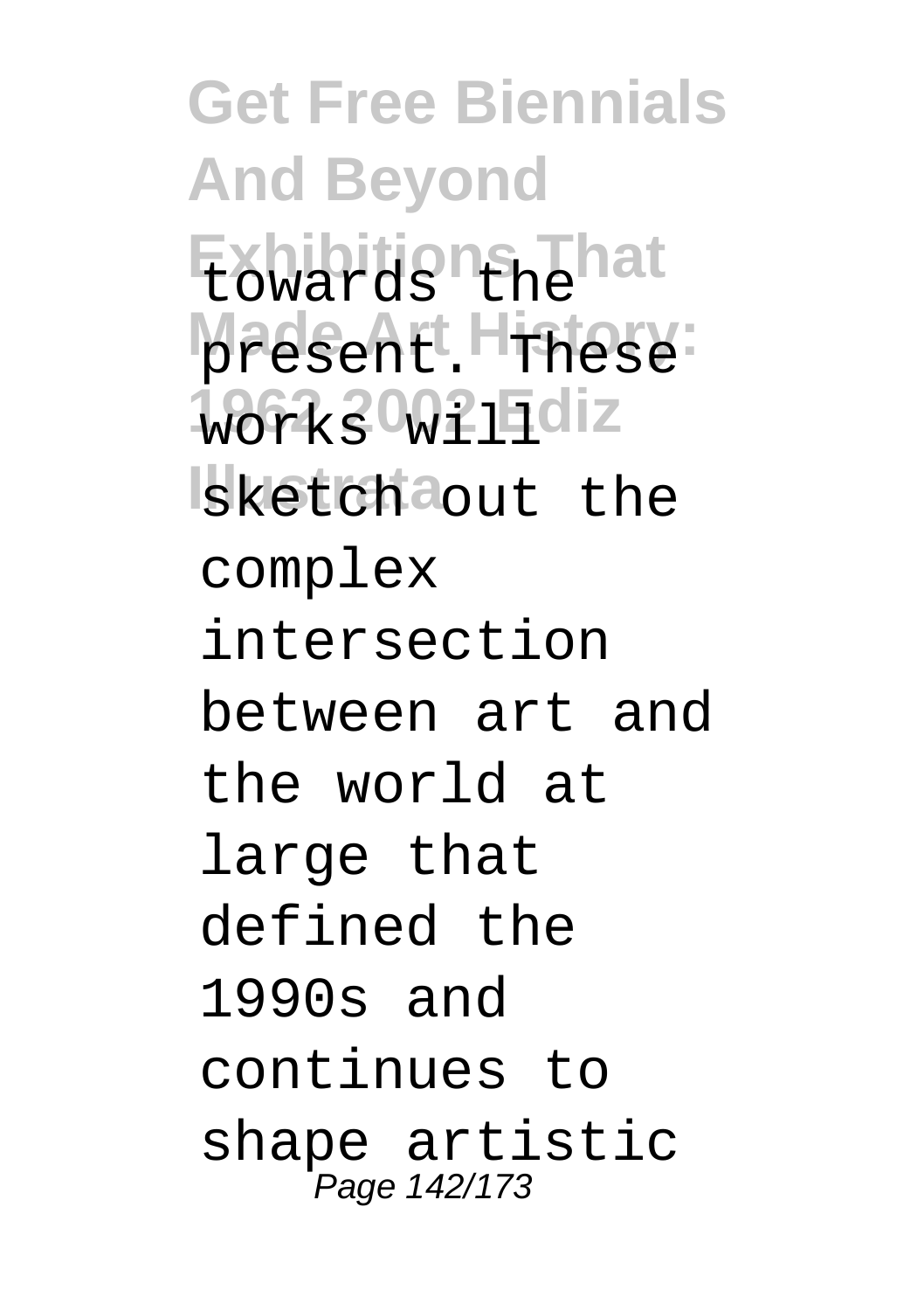towards the present. These works will sketch out the complex intersection between art and the world at large that defined the 1990s and continues to shape artistic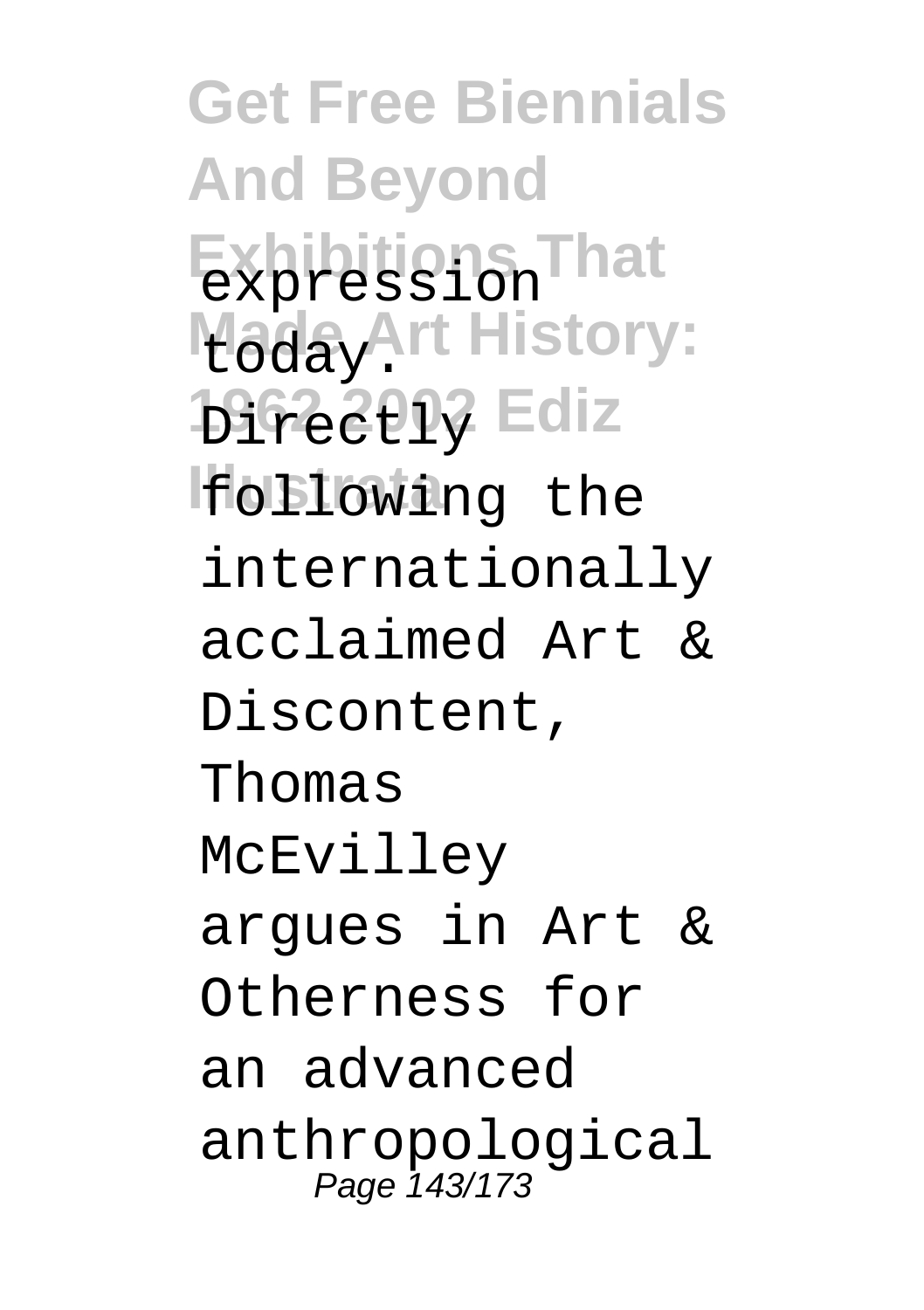expression today. Directly following the internationally acclaimed Art & Discontent, Thomas McEvilley argues in Art & Otherness for an advanced anthropological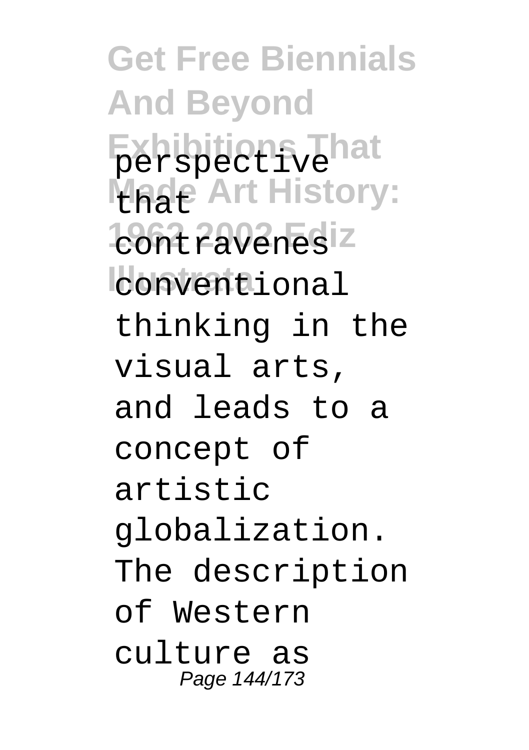perspective that contravenes conventional thinking in the visual arts, and leads to a concept of artistic globalization. The description of Western culture as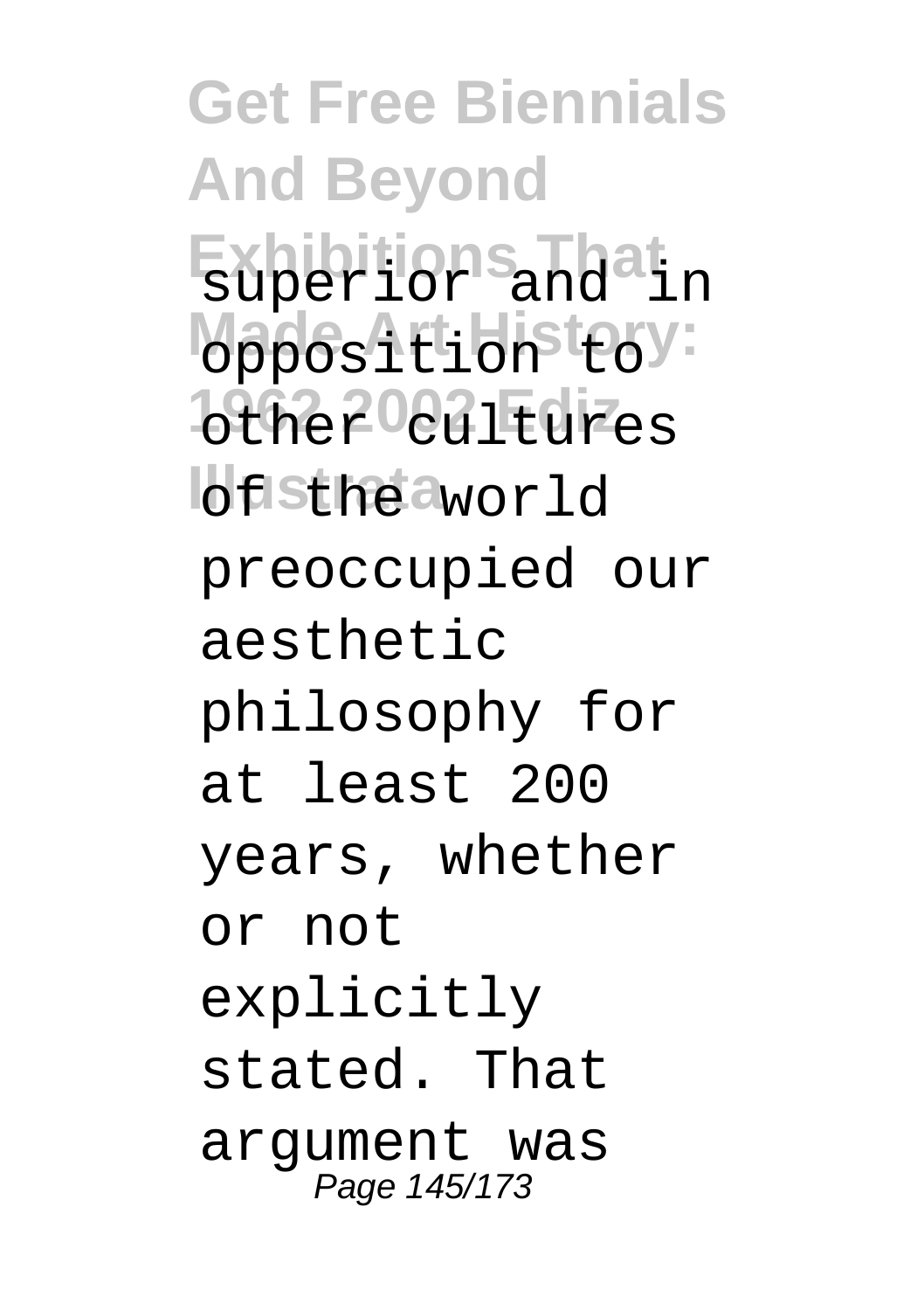superior and in opposition to other cultures of the world preoccupied our aesthetic philosophy for at least 200 years, whether or not explicitly stated. That argument was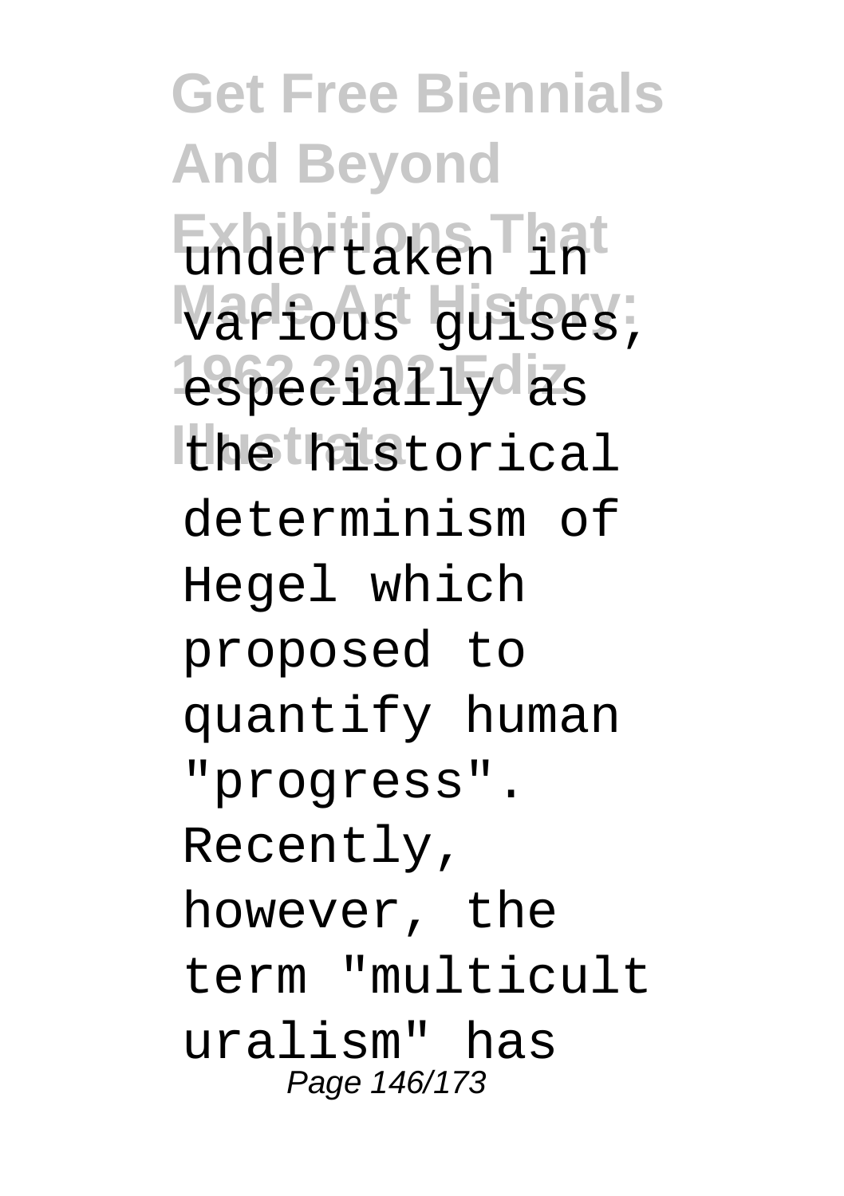undertaken in various guises, especially as the historical determinism of Hegel which proposed to quantify human "progress". Recently, however, the term "multiculturalism" has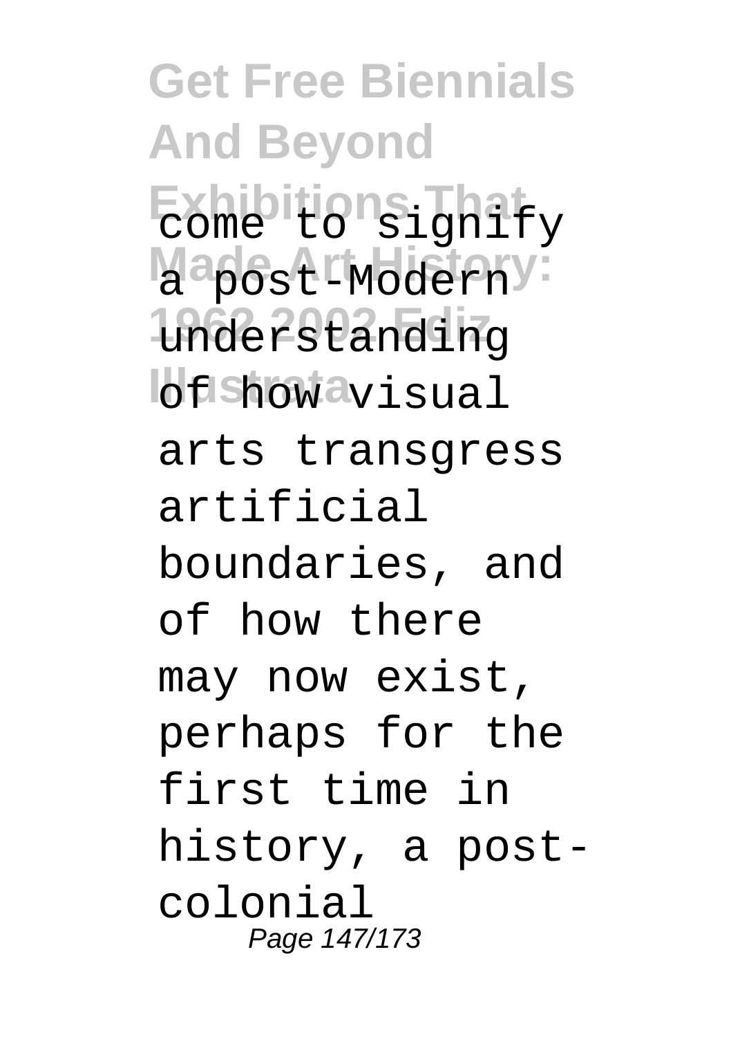come to signify a post-Modern understanding of how visual arts transgress artificial boundaries, and of how there may now exist, perhaps for the first time in history, a post-colonial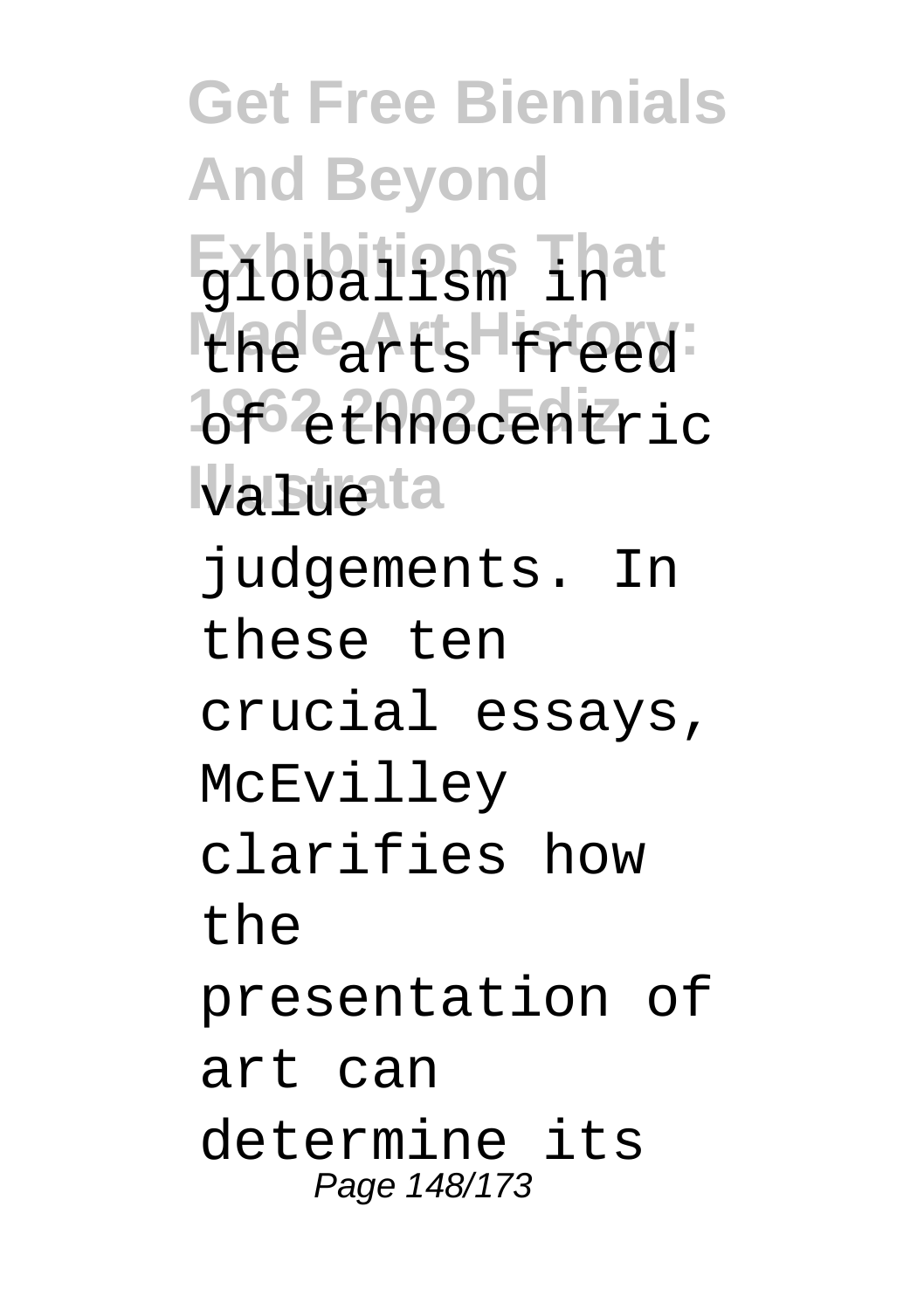globalism in the arts freed of ethnocentric value judgements. In these ten crucial essays, McEvilley clarifies how the presentation of art can determine its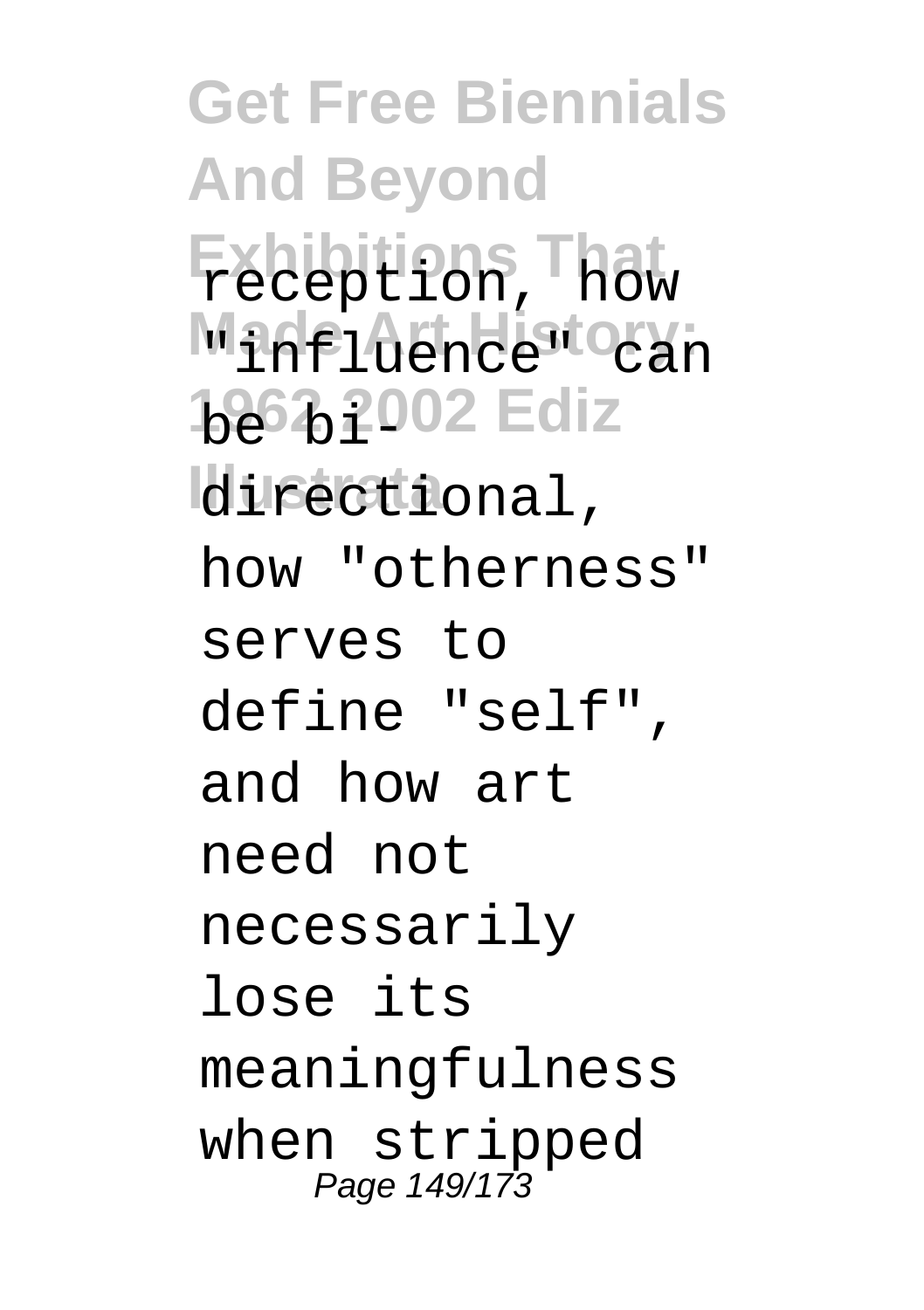reception, how "influence" can be bi-directional, how "otherness" serves to define "self", and how art need not necessarily lose its meaningfulness when stripped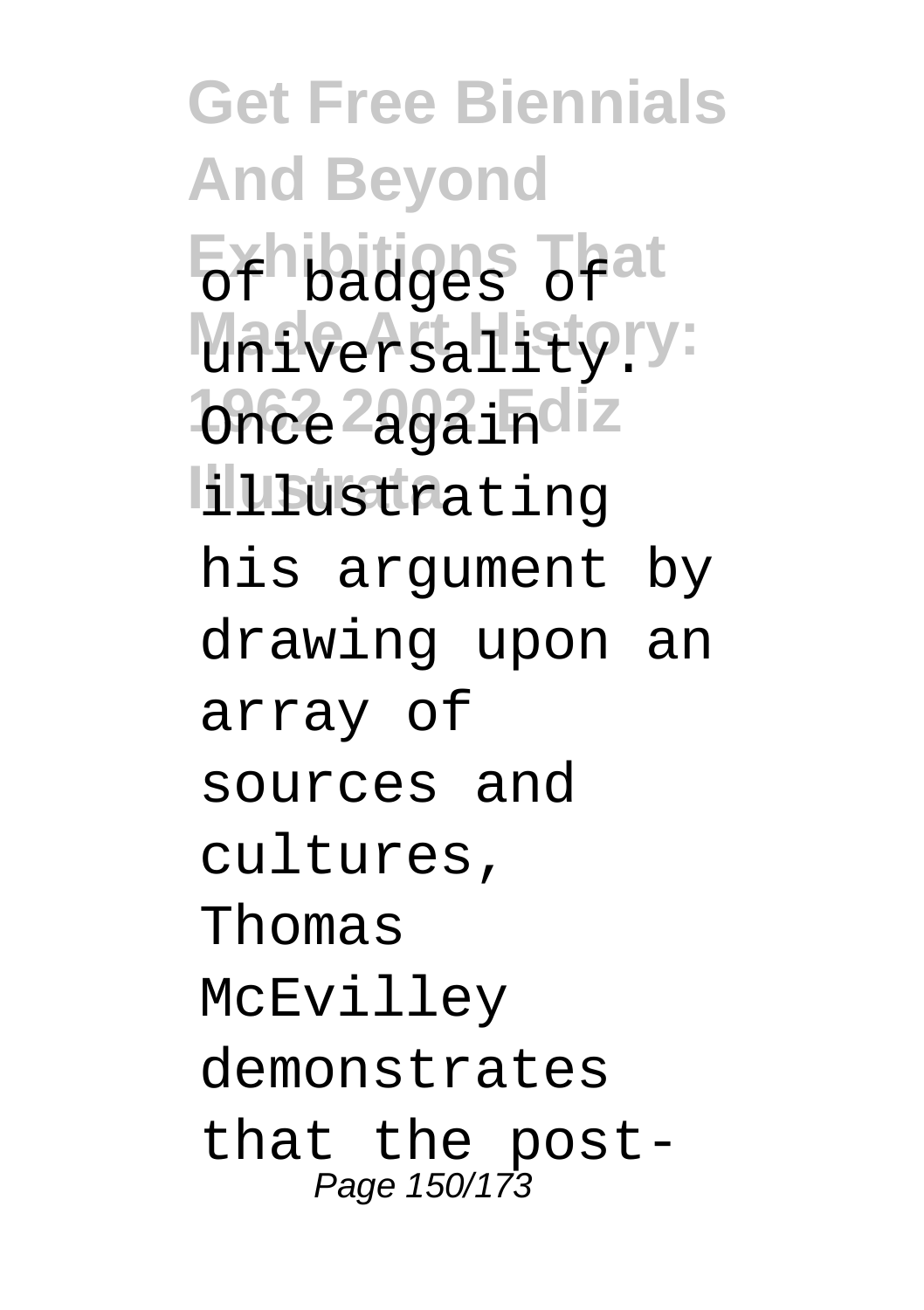of badges of universality. Once again illustrating his argument by drawing upon an array of sources and cultures, Thomas McEvilley demonstrates that the post-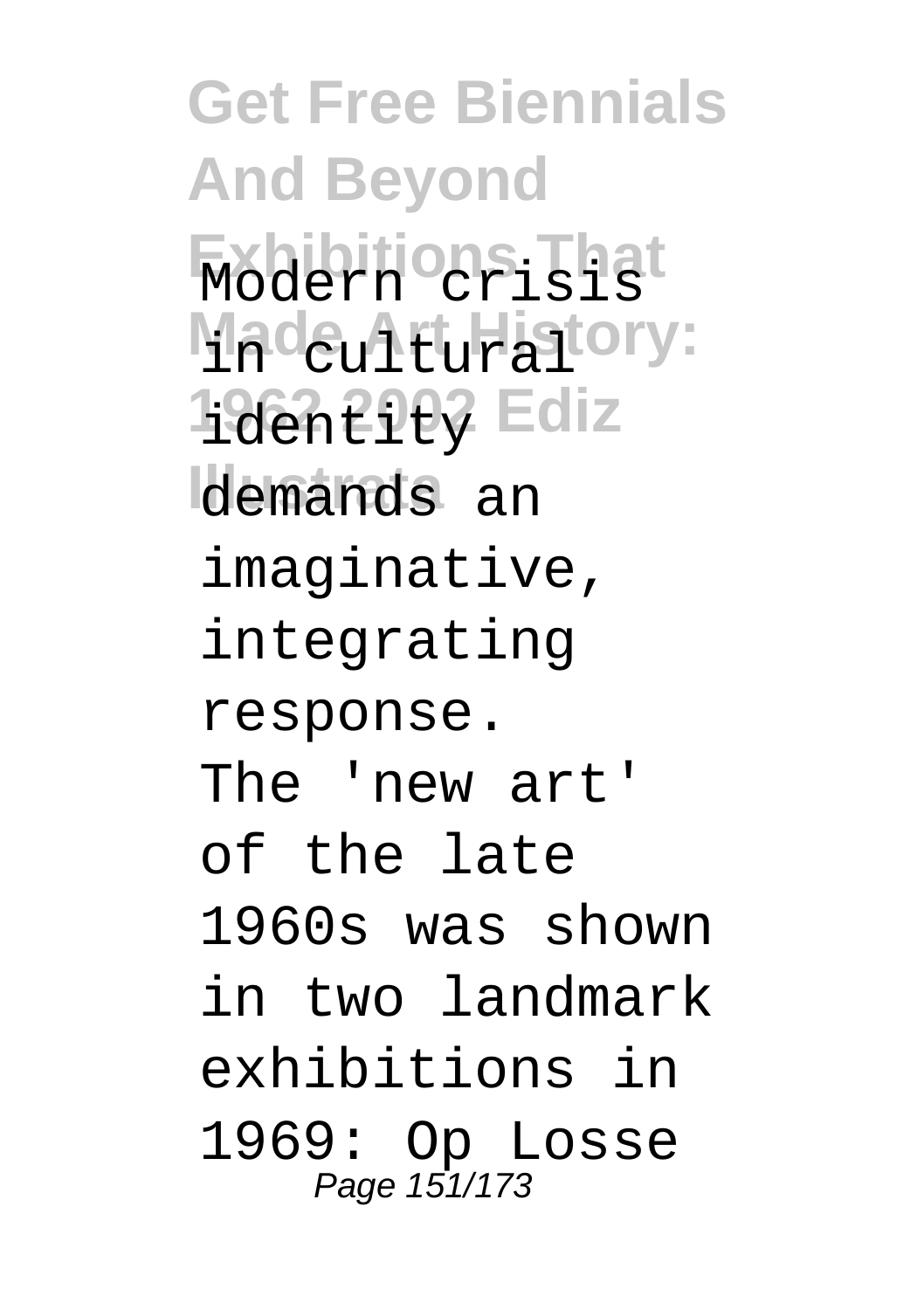Modern crisis in cultural identity demands an imaginative, integrating response.

The 'new art' of the late 1960s was shown in two landmark exhibitions in 1969: Op Losse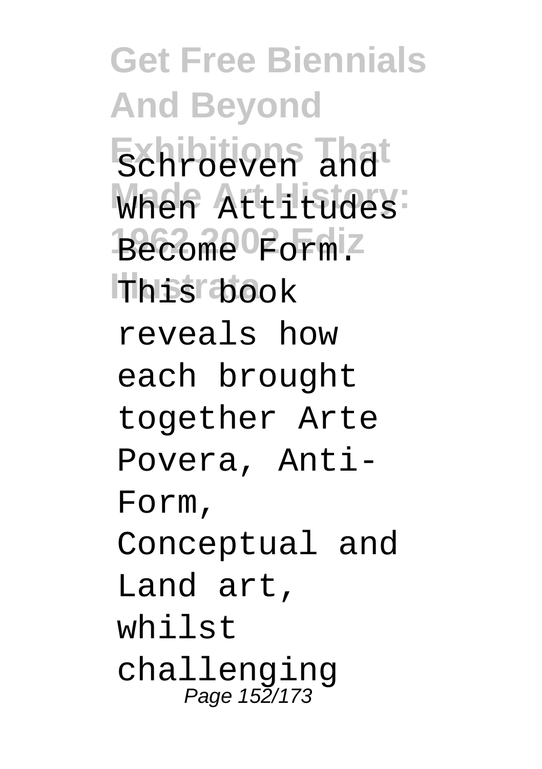Schroeven and When Attitudes Become Form. This book reveals how each brought together Arte Povera, Anti-Form, Conceptual and Land art, whilst challenging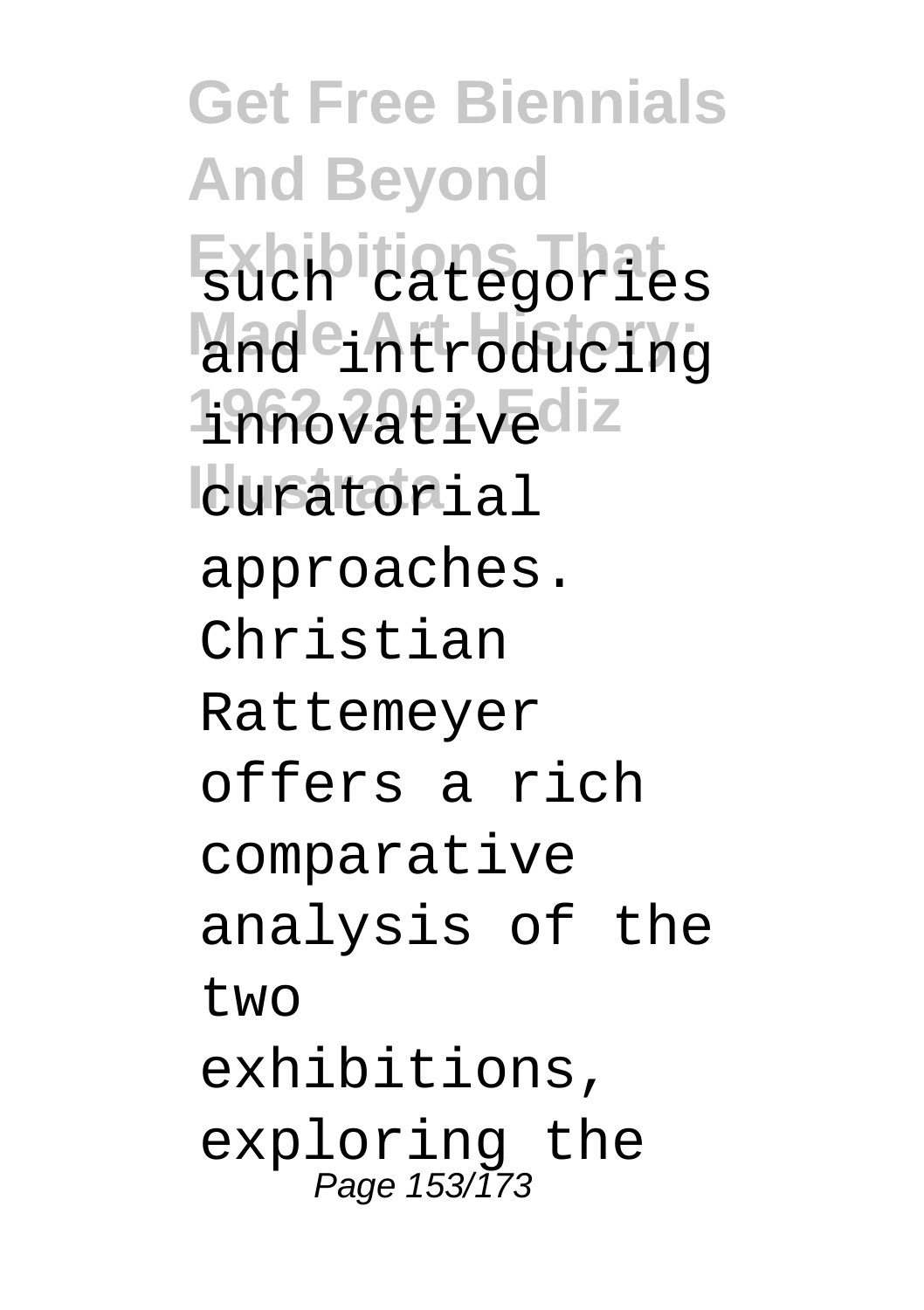such categories and introducing innovative curatorial approaches. Christian Rattemeyer offers a rich comparative analysis of the two exhibitions, exploring the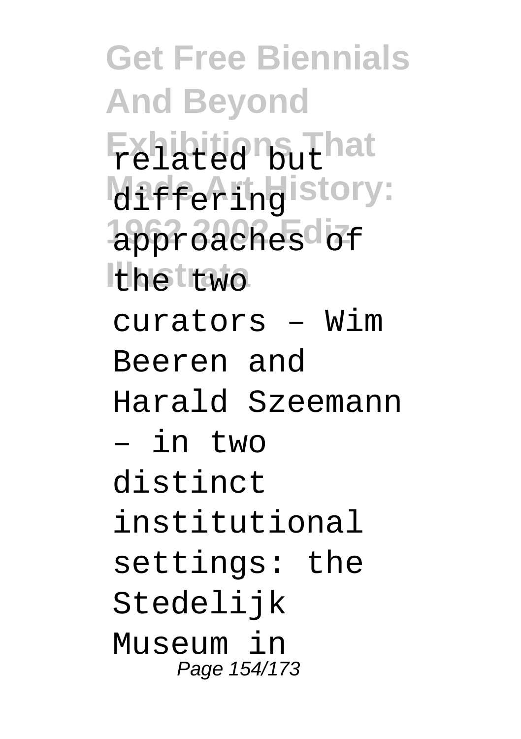related but differing approaches of the two curators – Wim Beeren and Harald Szeemann – in two distinct institutional settings: the Stedelijk Museum in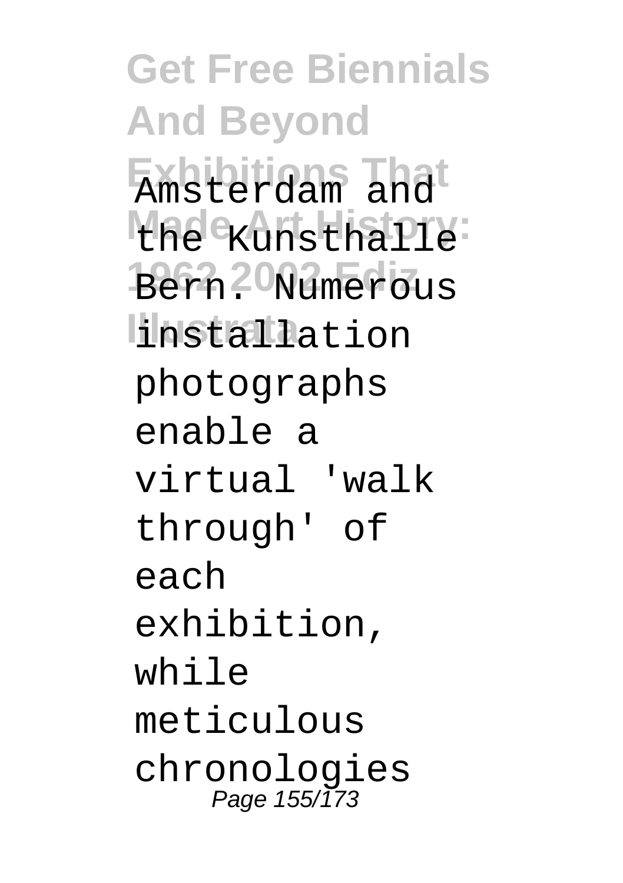Amsterdam and the Kunsthalle Bern. Numerous installation photographs enable a virtual 'walk through' of each exhibition, while meticulous chronologies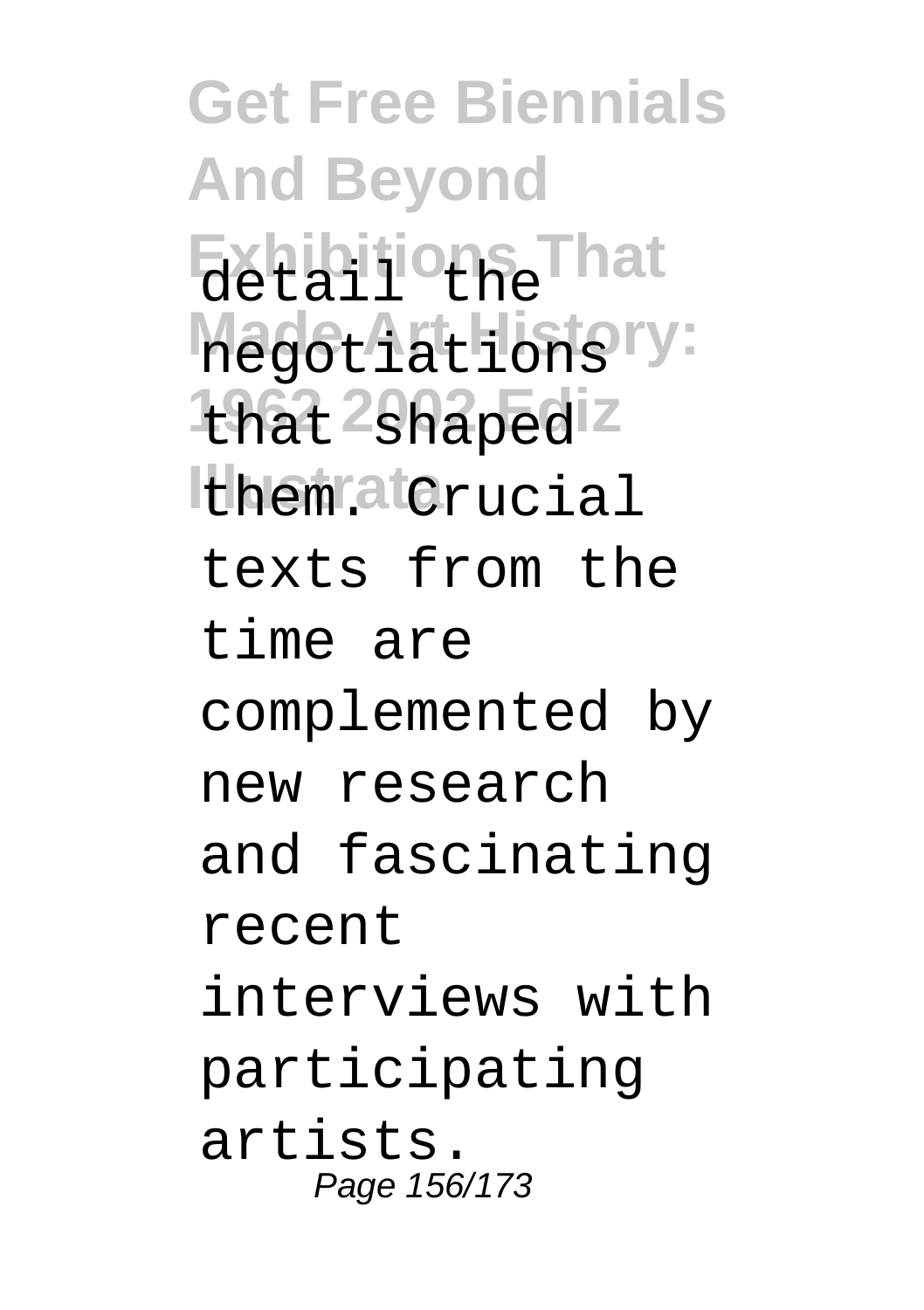detail the negotiations that shaped them. Crucial texts from the time are complemented by new research and fascinating recent interviews with participating artists.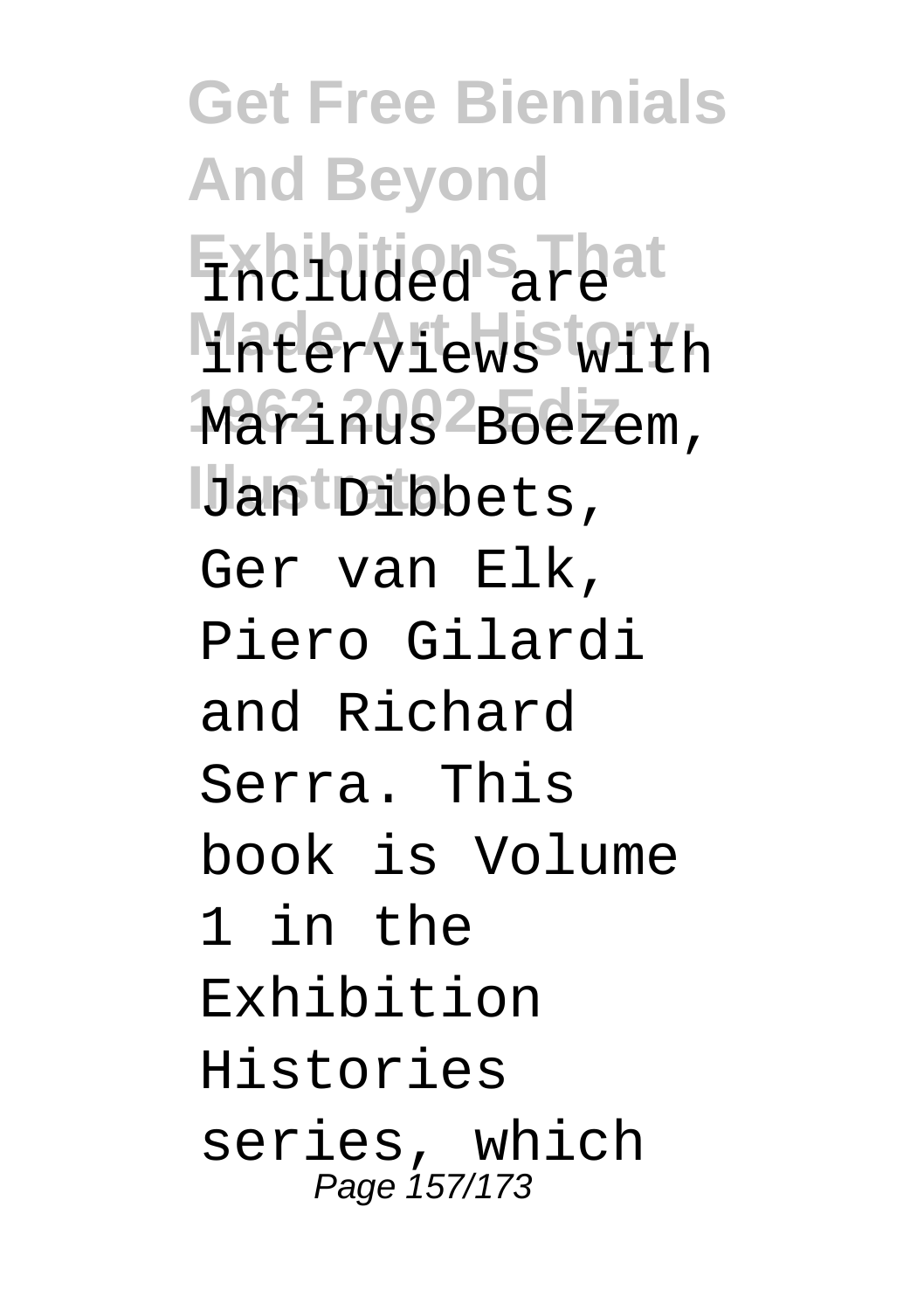Included are interviews with Marinus Boezem, Jan Dibbets, Ger van Elk, Piero Gilardi and Richard Serra. This book is Volume 1 in the Exhibition Histories series, which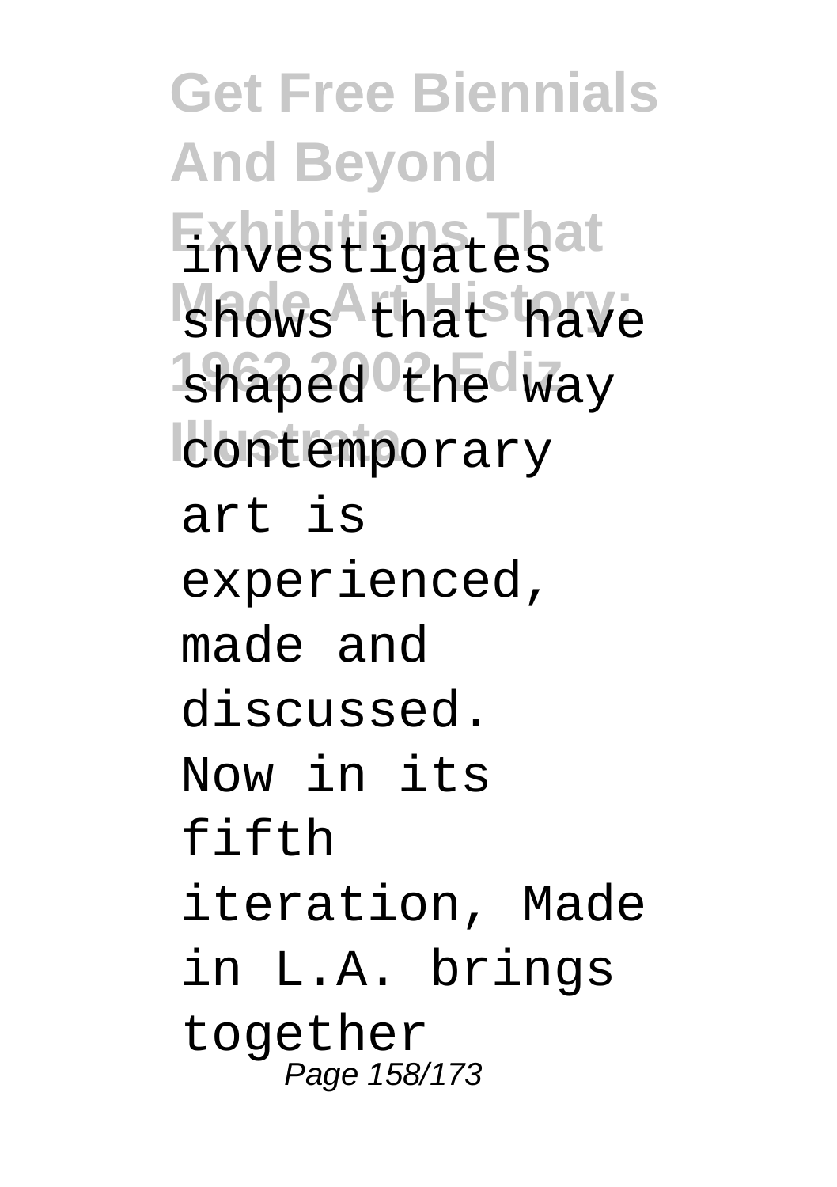investigates shows that have shaped the way contemporary art is experienced, made and discussed. Now in its fifth iteration, Made in L.A. brings together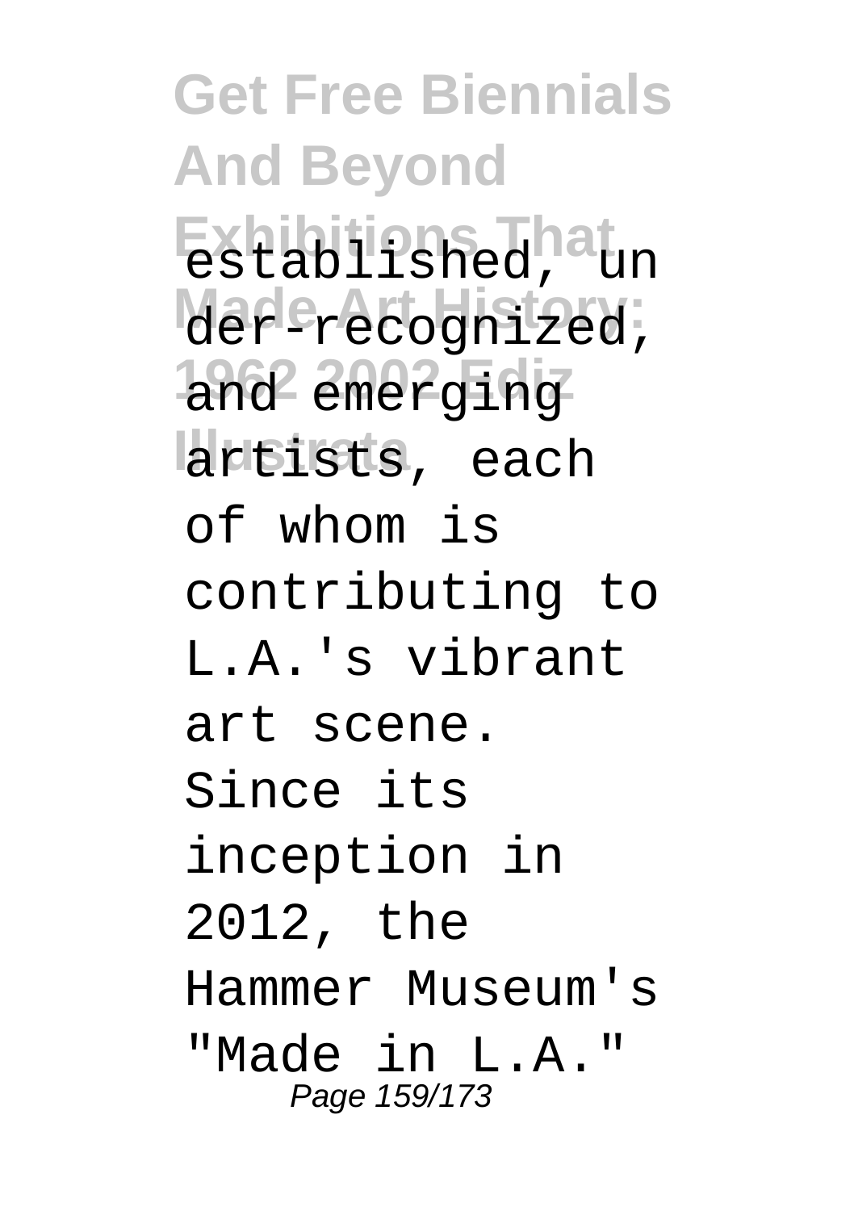established, under-recognized, and emerging artists, each of whom is contributing to L.A.'s vibrant art scene. Since its inception in 2012, the Hammer Museum's "Made in L.A."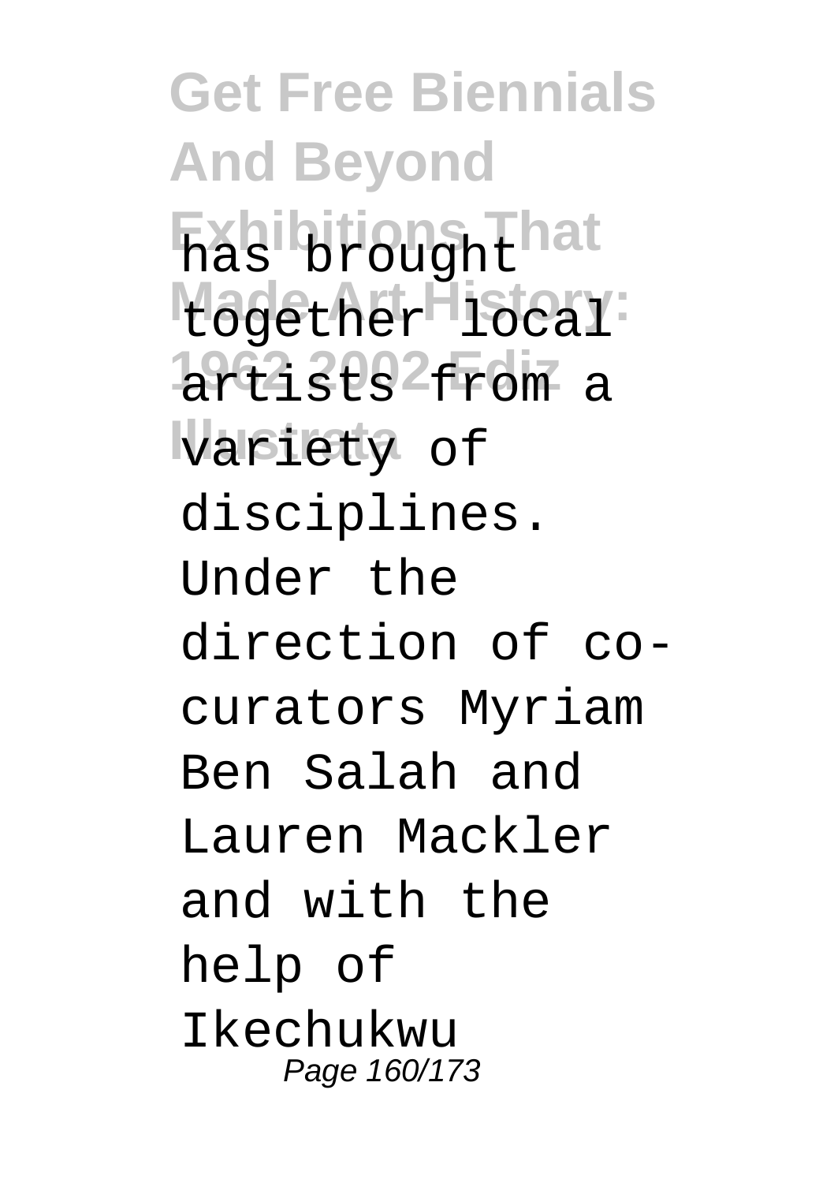has brought together local artists from a variety of disciplines. Under the direction of co-curators Myriam Ben Salah and Lauren Mackler and with the help of Ikechukwu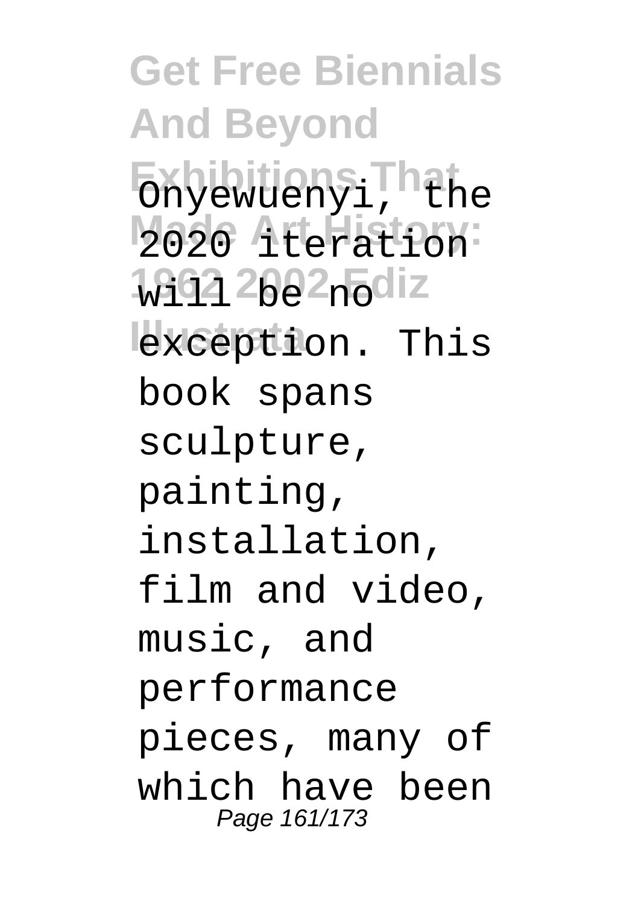Onyewuenyi, the 2020 iteration will be no exception. This book spans sculpture, painting, installation, film and video, music, and performance pieces, many of which have been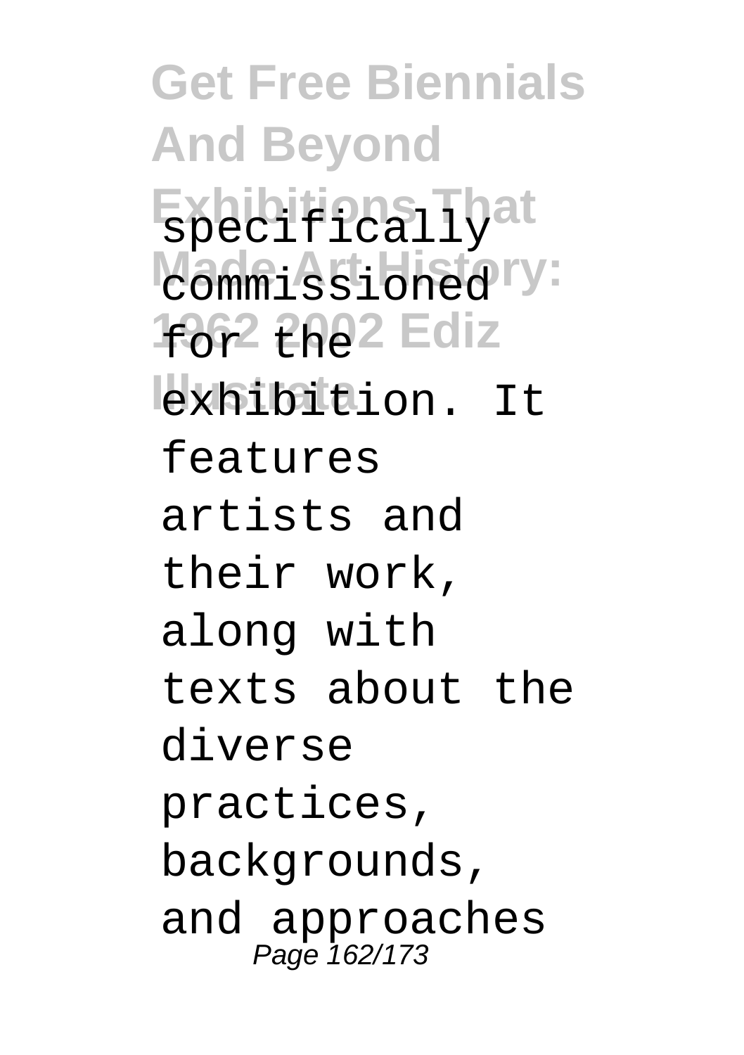specifically commissioned for the exhibition. It features artists and their work, along with texts about the diverse practices, backgrounds, and approaches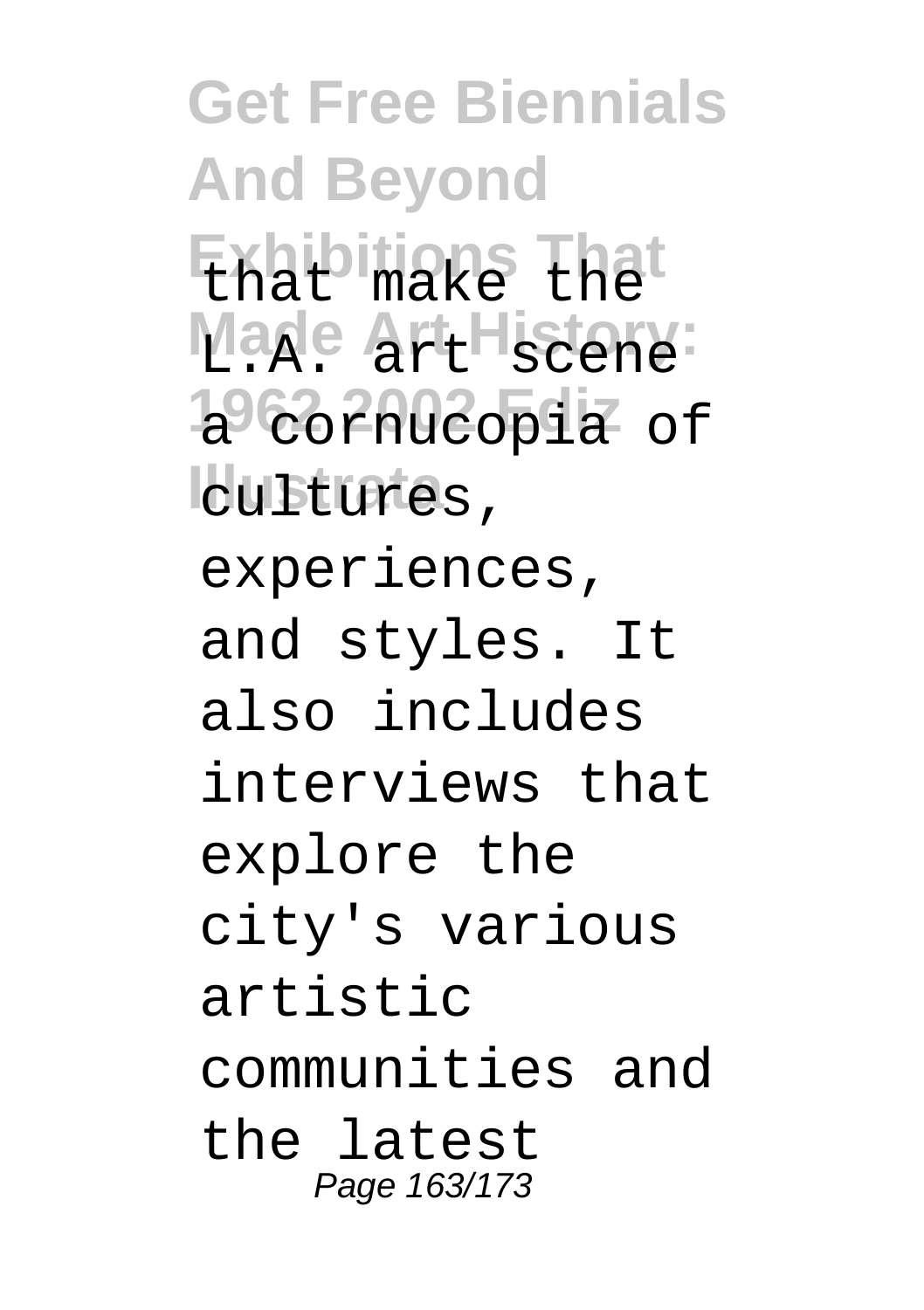that make the L.A. art scene a cornucopia of cultures, experiences, and styles. It also includes interviews that explore the city's various artistic communities and the latest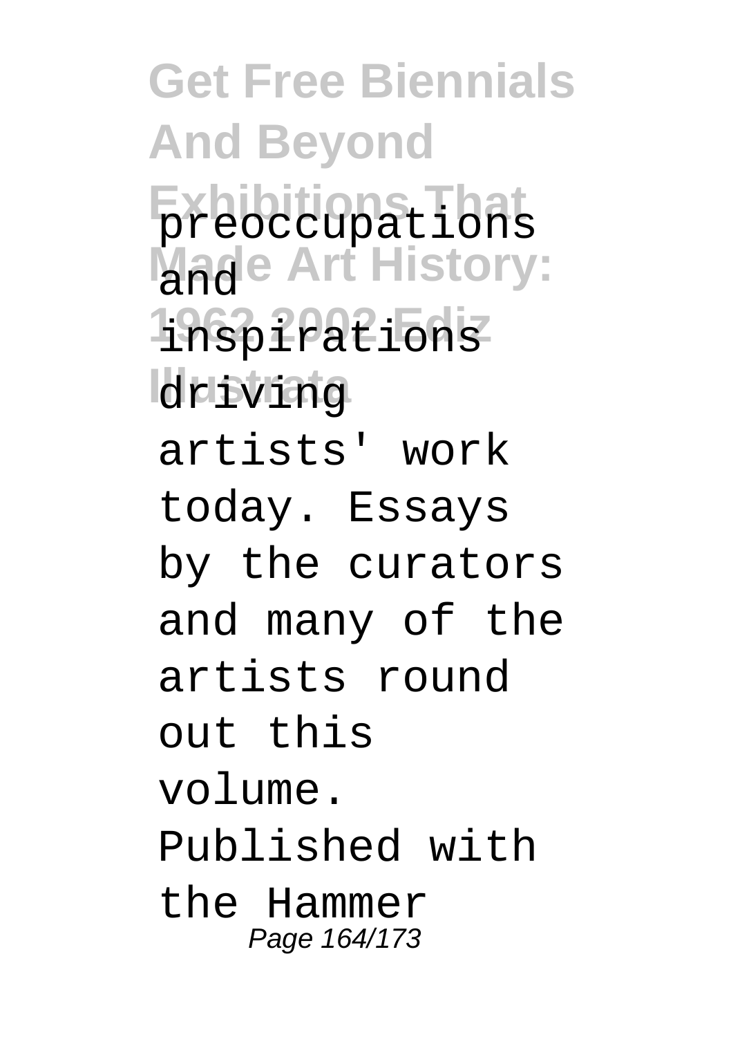preoccupations and inspirations driving artists' work today. Essays by the curators and many of the artists round out this volume. Published with the Hammer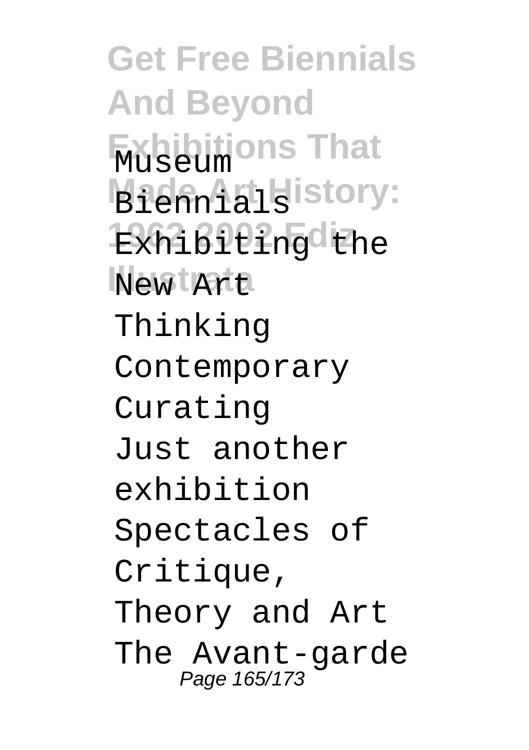Museum
Biennials
Exhibiting the
New Art
Thinking
Contemporary
Curating
Just another
exhibition
Spectacles of
Critique,
Theory and Art
The Avant-garde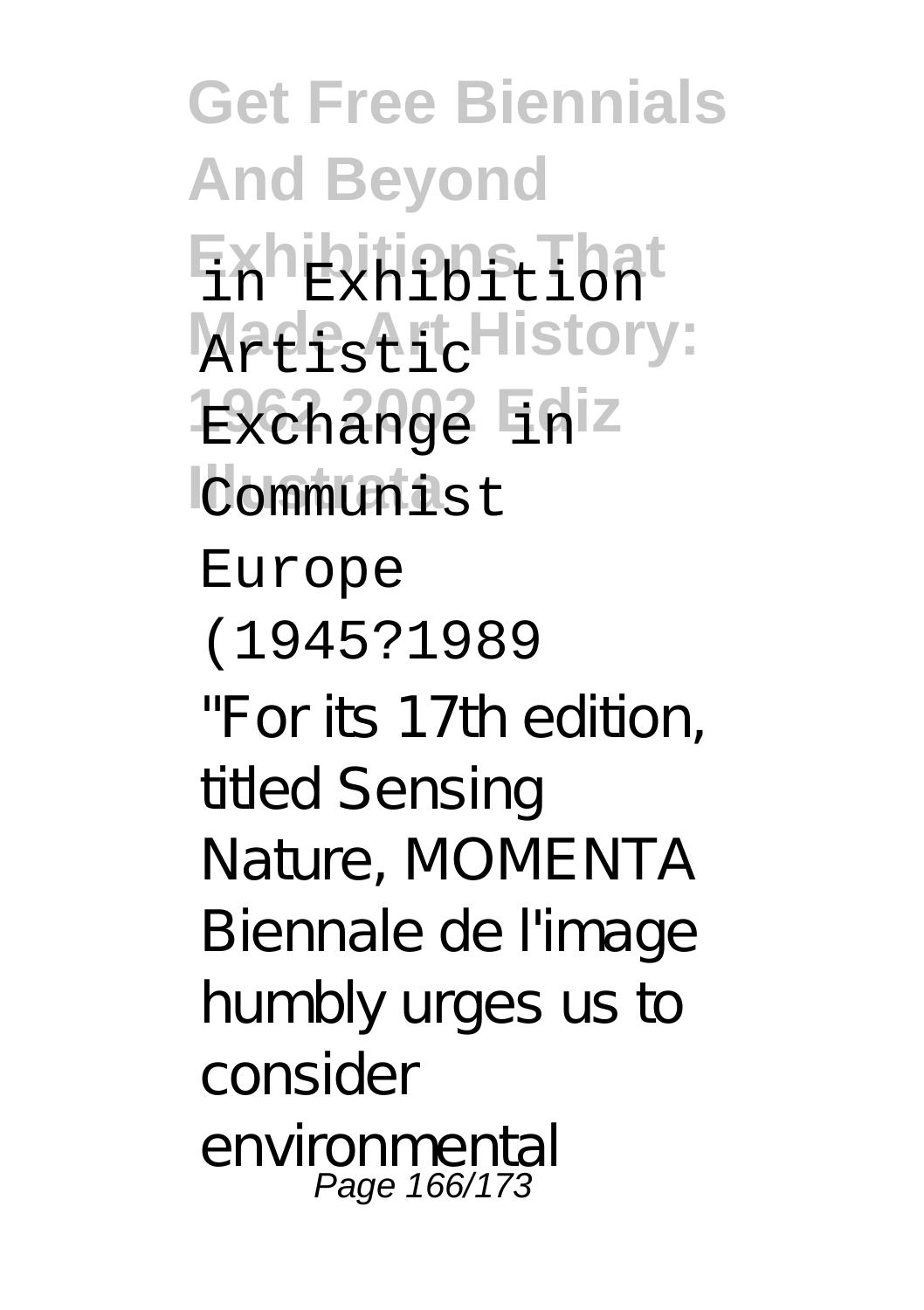in Exhibition Artistic Exchange in Communist Europe (1945?1989

"For its 17th edition, titled Sensing Nature, MOMENTA Biennale de l'image humbly urges us to consider environmental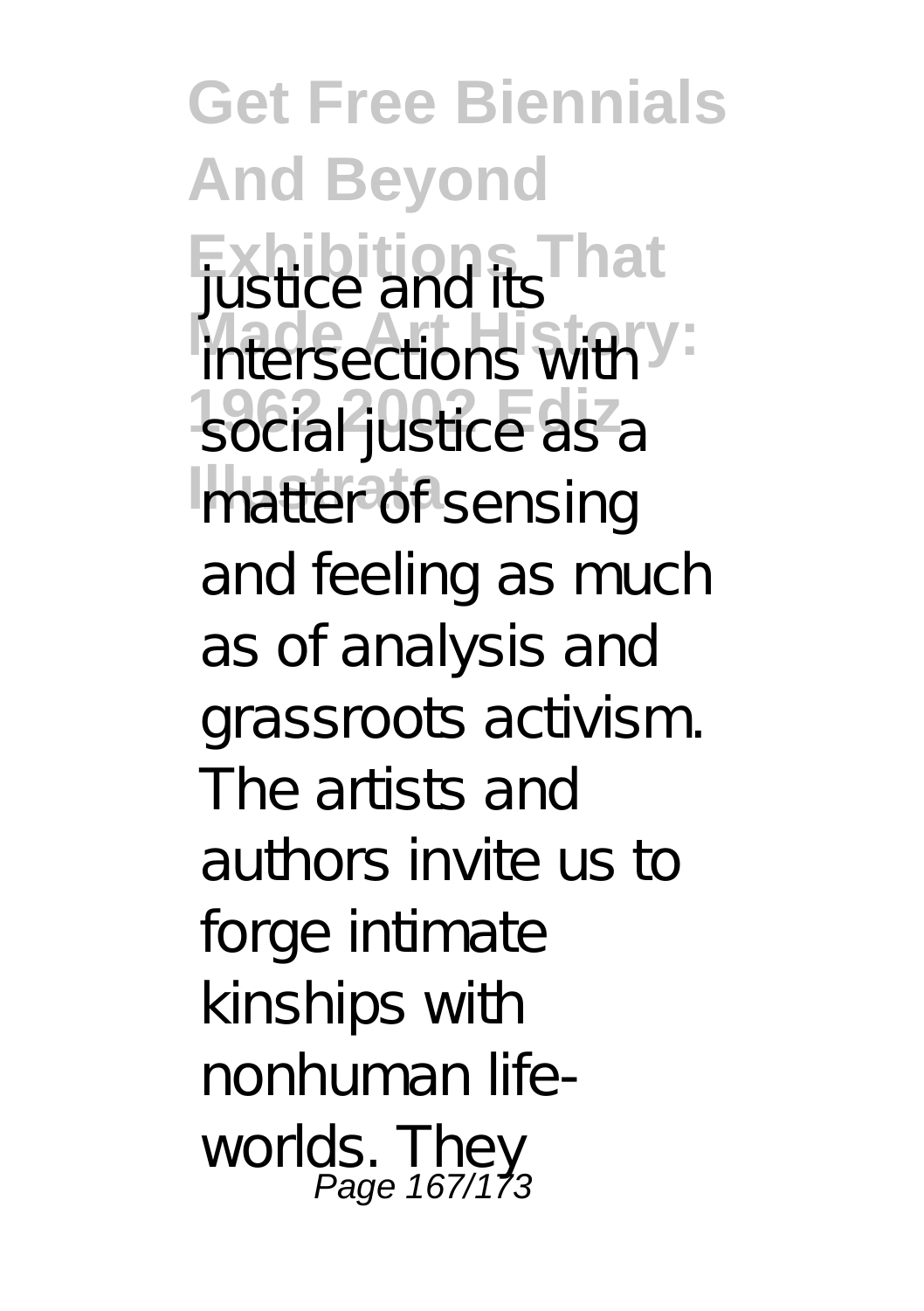justice and its intersections with social justice as a matter of sensing and feeling as much as of analysis and grassroots activism. The artists and authors invite us to forge intimate kinships with nonhuman life-worlds. They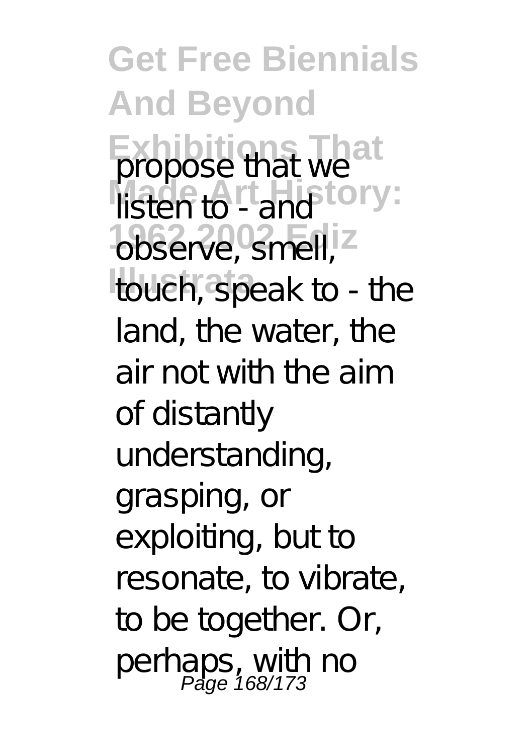propose that we listen to - and observe, smell, touch, speak to - the land, the water, the air not with the aim of distantly understanding, grasping, or exploiting, but to resonate, to vibrate, to be together. Or, perhaps, with no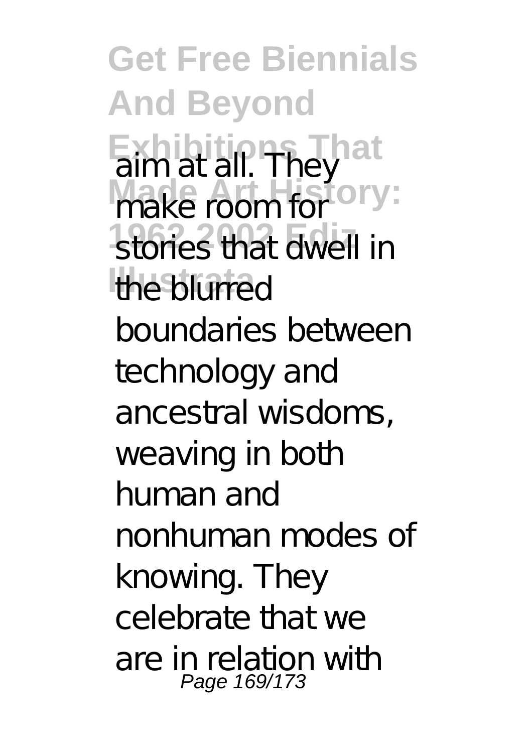aim at all. They make room for stories that dwell in the blurred boundaries between technology and ancestral wisdoms, weaving in both human and nonhuman modes of knowing. They celebrate that we are in relation with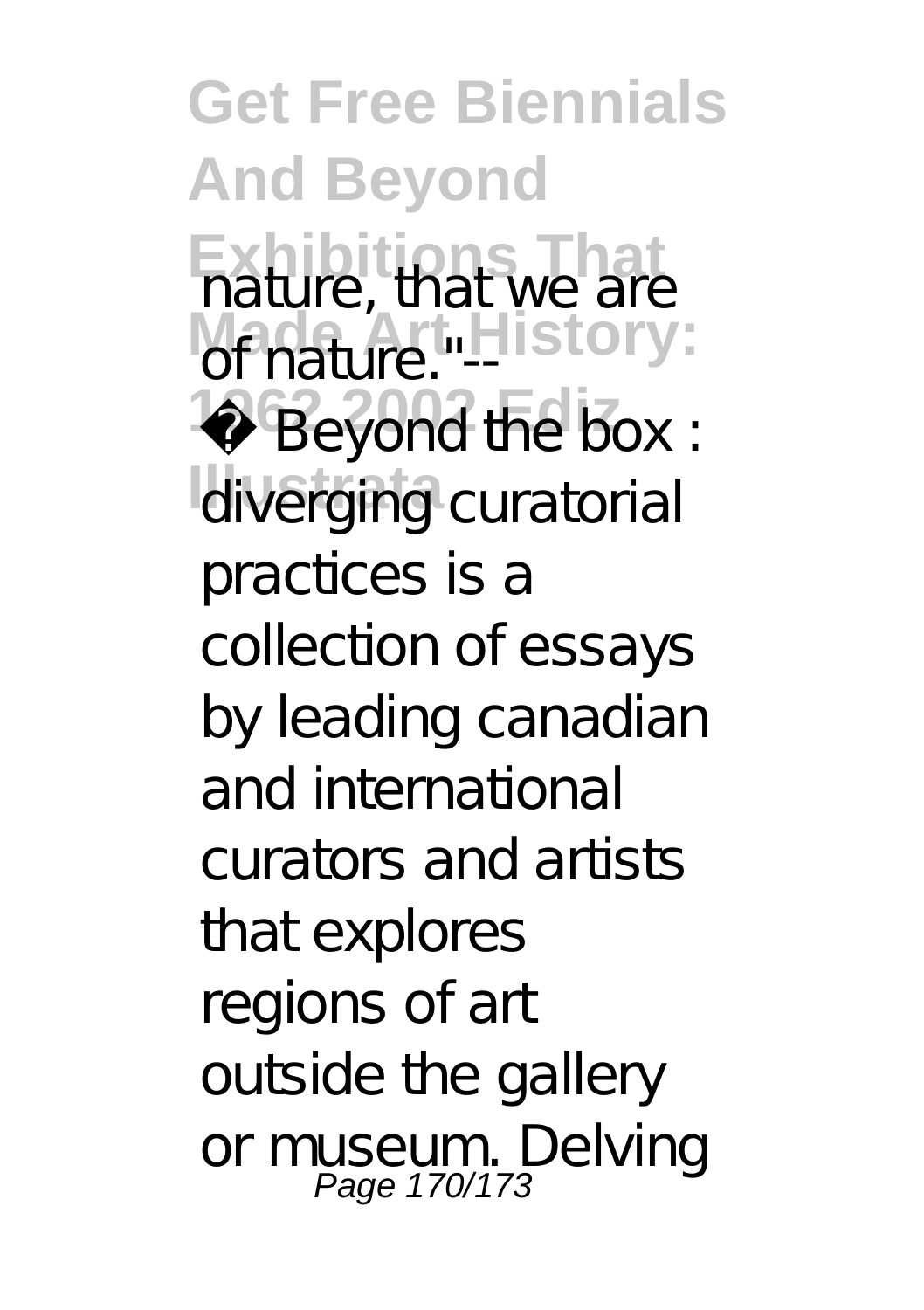nature, that we are of nature."--

� Beyond the box : diverging curatorial practices is a collection of essays by leading canadian and international curators and artists that explores regions of art outside the gallery or museum. Delving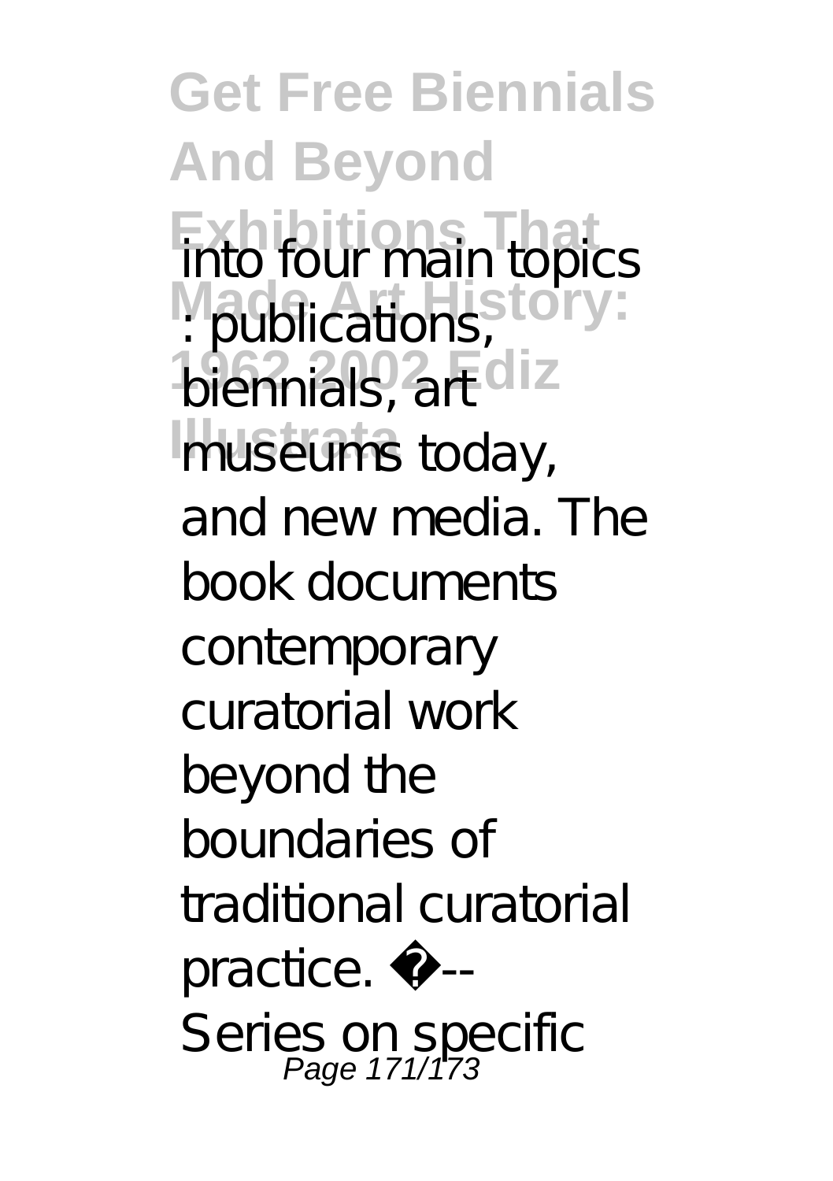into four main topics : publications, biennials, art museums today, and new media. The book documents contemporary curatorial work beyond the boundaries of traditional curatorial practice. �-- Series on specific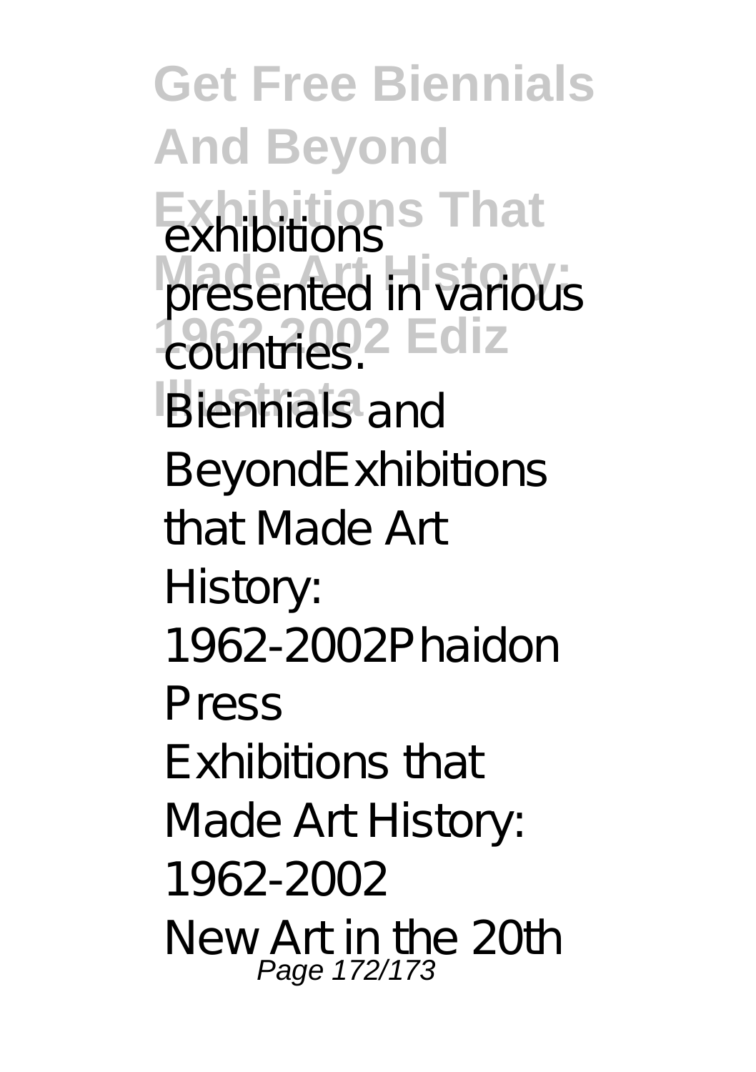exhibitions presented in various countries.

Biennials and BeyondExhibitions that Made Art History: 1962-2002Phaidon Press

Exhibitions that Made Art History: 1962-2002

New Art in the 20th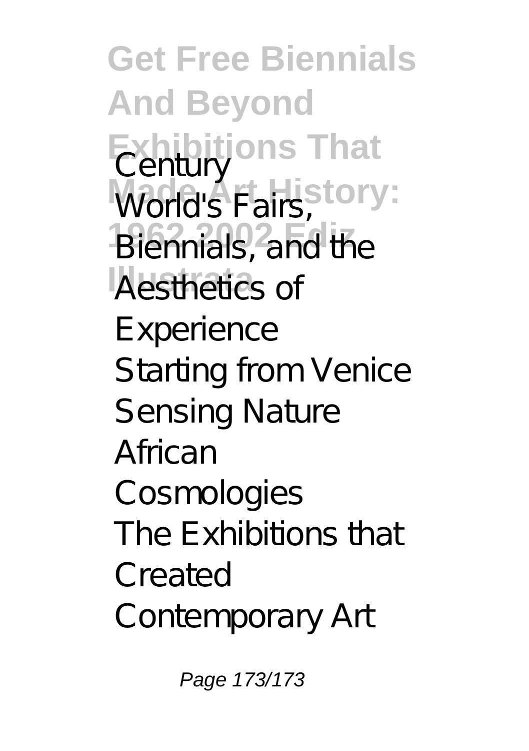Century
World's Fairs, Biennials, and the Aesthetics of Experience
Starting from Venice
Sensing Nature
African Cosmologies
The Exhibitions that Created Contemporary Art